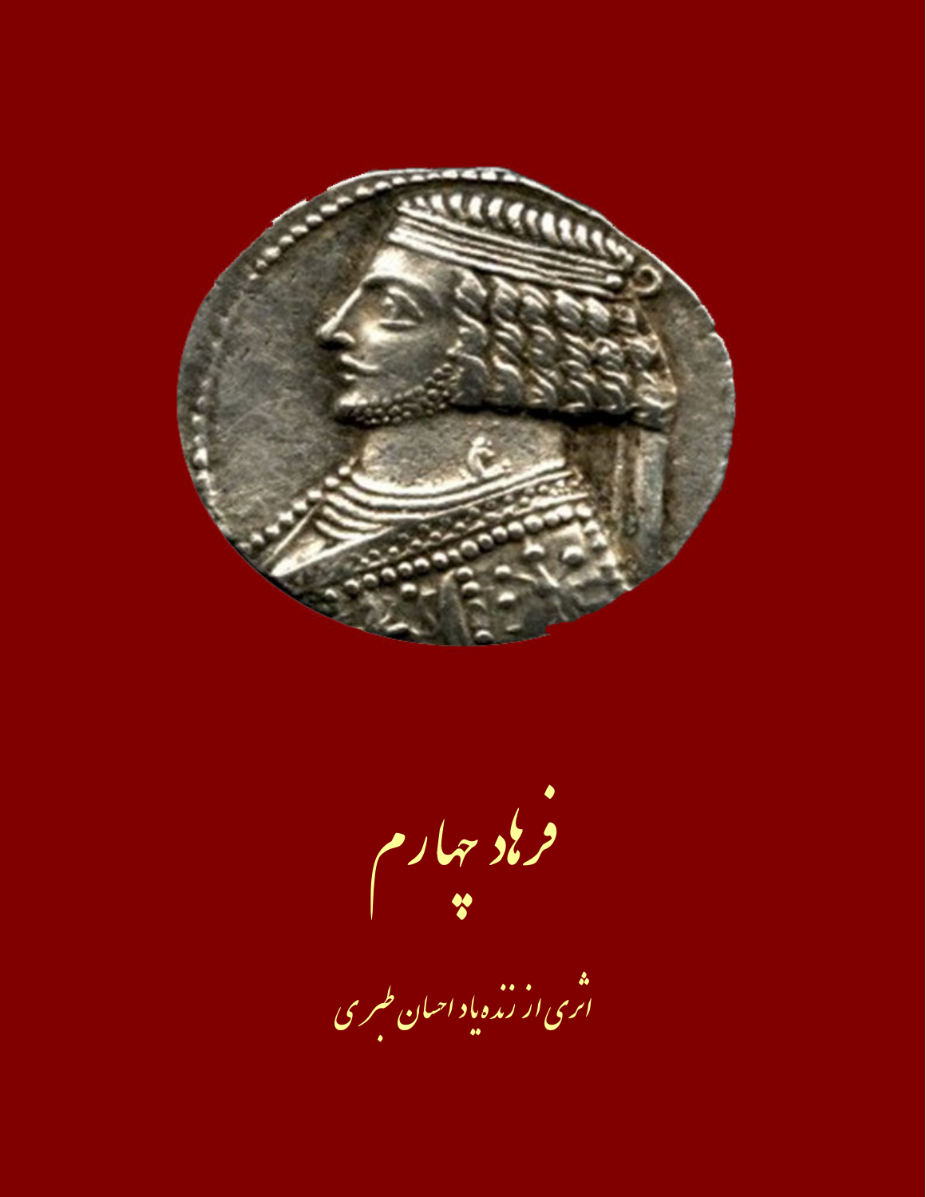# فرهاد چهارم

اثری از زنده‌یاد احسان طبری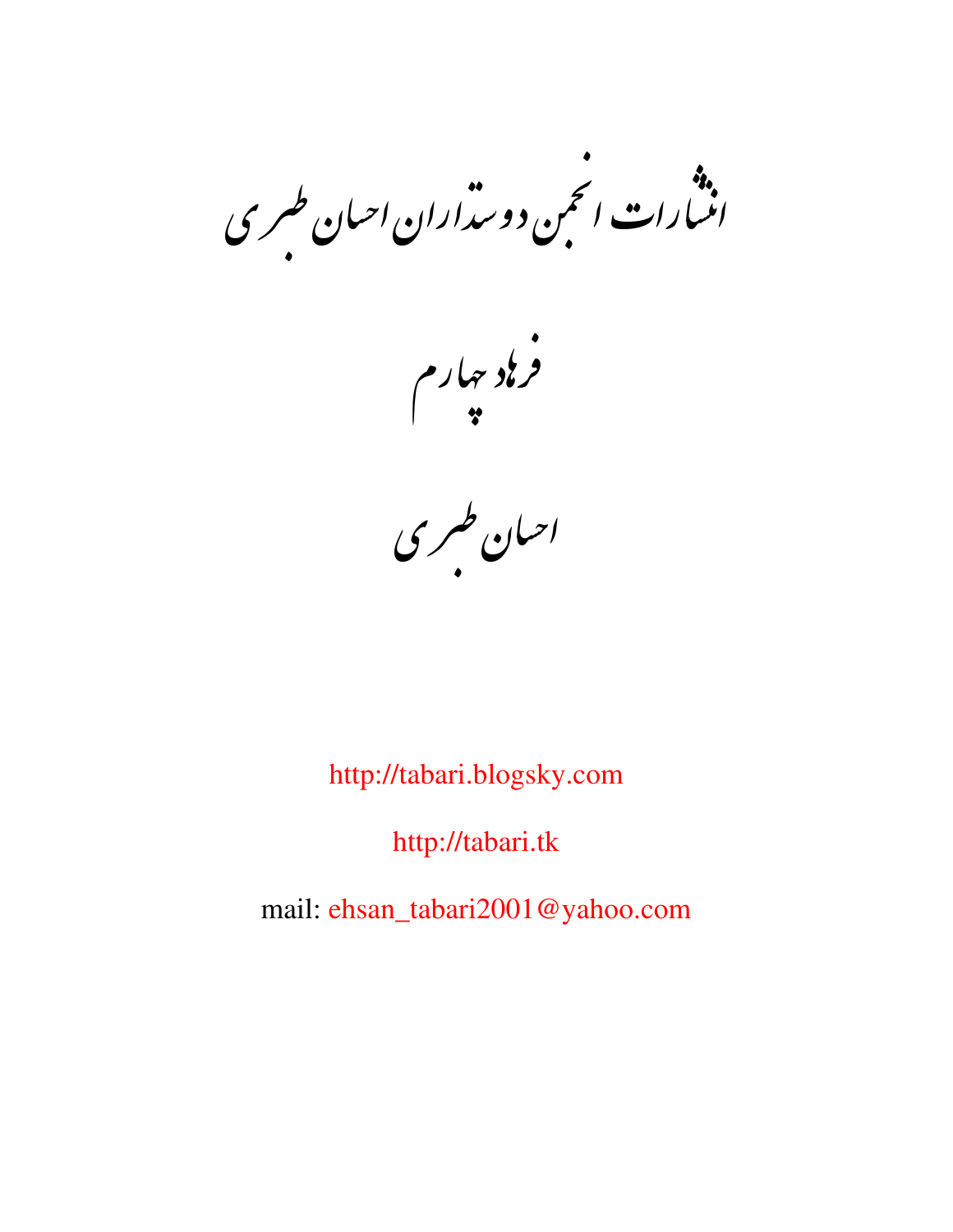انتشارات انجمن دوستداران احسان طبری

# فرهاد چهارم

احسان طبری

http://tabari.blogsky.com

http://tabari.tk

mail: ehsan_tabari2001@yahoo.com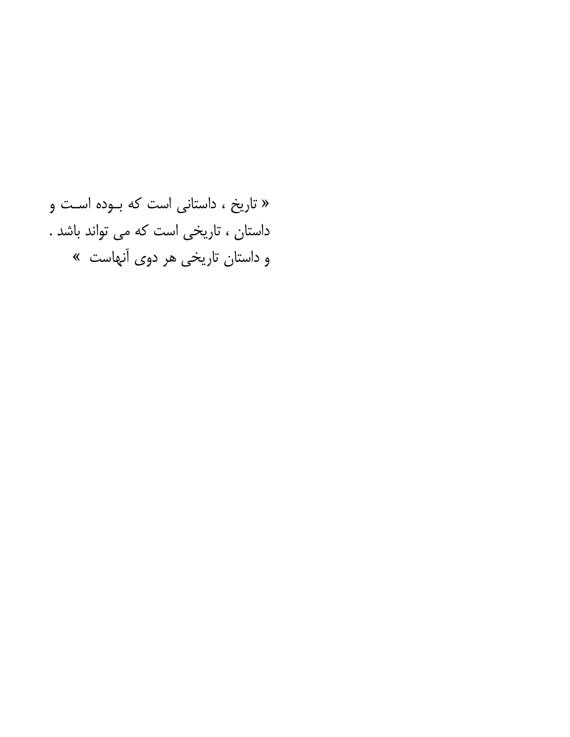« تاریخ ، داستانی است که بـوده اسـت و
داستان ، تاریخی است که می تواند باشد .
و داستان تاریخی هر دوی آنهاست »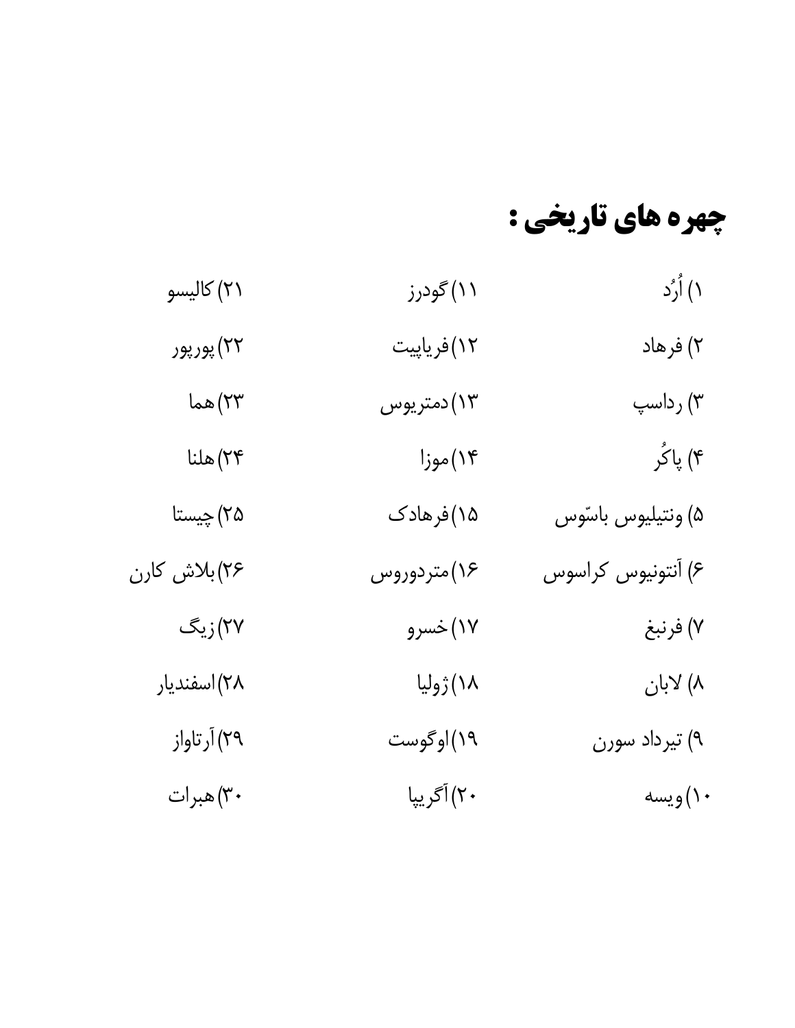## چهره های تاریخی :

۱) اُرُد

۲) فرهاد

۳) رداسپ

۴) پاکُر

۵) ونتیلیوس باسّوس

۶) آنتونیوس کراسوس

۷) فرنبغ

۸) لابان

۹) تیرداد سورن

۱۰) ویسه

۱۱) گودرز

۱۲) فریاپیت

۱۳) دمتریوس

۱۴) موزا

۱۵) فرهادک

۱۶) متردوروس

۱۷) خسرو

۱۸) ژولیا

۱۹) اوگوست

۲۰) آگریپا

۲۱) کالیسو

۲۲) پورپور

۲۳) هما

۲۴) هلنا

۲۵) چیستا

۲۶) بلاش کارن

۲۷) زیگ

۲۸) اسفندیار

۲۹) آرتاواز

۳۰) هبرات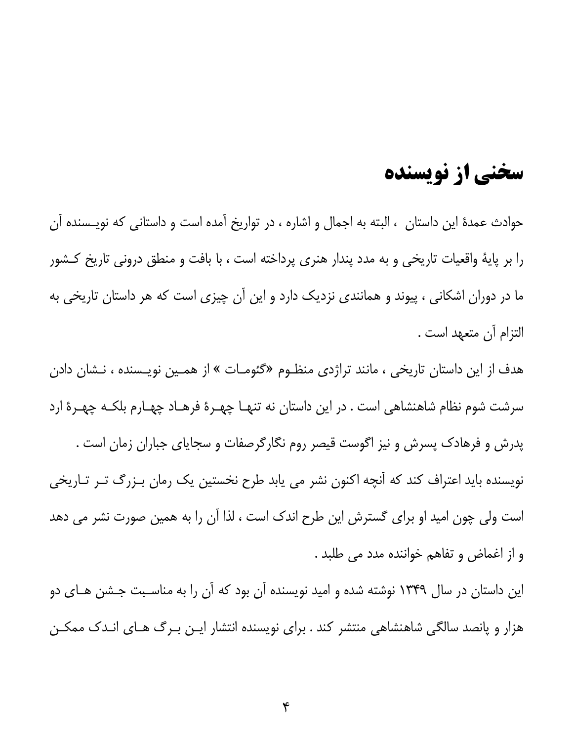# سخنی از نویسنده

حوادث عمدهٔ این داستان ، البته به اجمال و اشاره ، در تواریخ آمده است و داستانی که نویسنده آن را بر پایهٔ واقعیات تاریخی و به مدد پندار هنری پرداخته است ، با بافت و منطق درونی تاریخ کشور ما در دوران اشکانی ، پیوند و همانندی نزدیک دارد و این آن چیزی است که هر داستان تاریخی به التزام آن متعهد است .

هدف از این داستان تاریخی ، مانند تراژدی منظوم «گئومات » از همین نویسنده ، نشان دادن سرشت شوم نظام شاهنشاهی است . در این داستان نه تنها چهرهٔ فرهاد چهارم بلکه چهرهٔ ارد پدرش و فرهادک پسرش و نیز اگوست قیصر روم نگارگرصفات و سجایای جباران زمان است .

نویسنده باید اعتراف کند که آنچه اکنون نشر می یابد طرح نخستین یک رمان بزرگ تر تاریخی است ولی چون امید او برای گسترش این طرح اندک است ، لذا آن را به همین صورت نشر می دهد و از اغماض و تفاهم خواننده مدد می طلبد .

این داستان در سال ۱۳۴۹ نوشته شده و امید نویسنده آن بود که آن را به مناسبت جشن های دو هزار و پانصد سالگی شاهنشاهی منتشر کند . برای نویسنده انتشار این برگ های اندک ممکن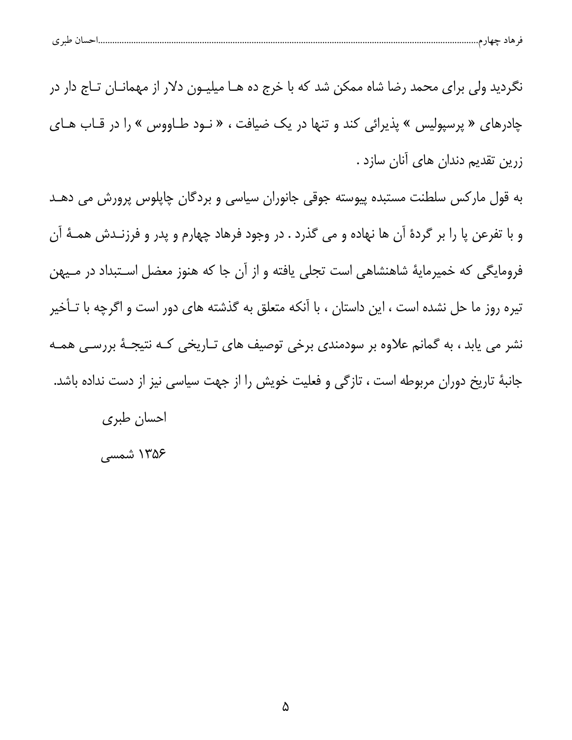نگردید ولی برای محمد رضا شاه ممکن شد که با خرج ده ها میلیون دلار از مهمانان تاج دار در چادرهای « پرسپولیس » پذیرائی کند و تنها در یک ضیافت ، « نود طاووس » را در قاب های زرین تقدیم دندان های آنان سازد .

به قول مارکس سلطنت مستبده پیوسته جوقی جانوران سیاسی و بردگان چاپلوس پرورش می دهد و با تفرعن پا را بر گردهٔ آن ها نهاده و می گذرد . در وجود فرهاد چهارم و پدر و فرزندش همهٔ آن فرومایگی که خمیرمایهٔ شاهنشاهی است تجلی یافته و از آن جا که هنوز معضل استبداد در میهن تیره روز ما حل نشده است ، این داستان ، با آنکه متعلق به گذشته های دور است و اگرچه با تأخیر نشر می یابد ، به گمانم علاوه بر سودمندی برخی توصیف های تاریخی که نتیجهٔ بررسی همه جانبهٔ تاریخ دوران مربوطه است ، تازگی و فعلیت خویش را از جهت سیاسی نیز از دست نداده باشد.

احسان طبری

۱۳۵۶ شمسی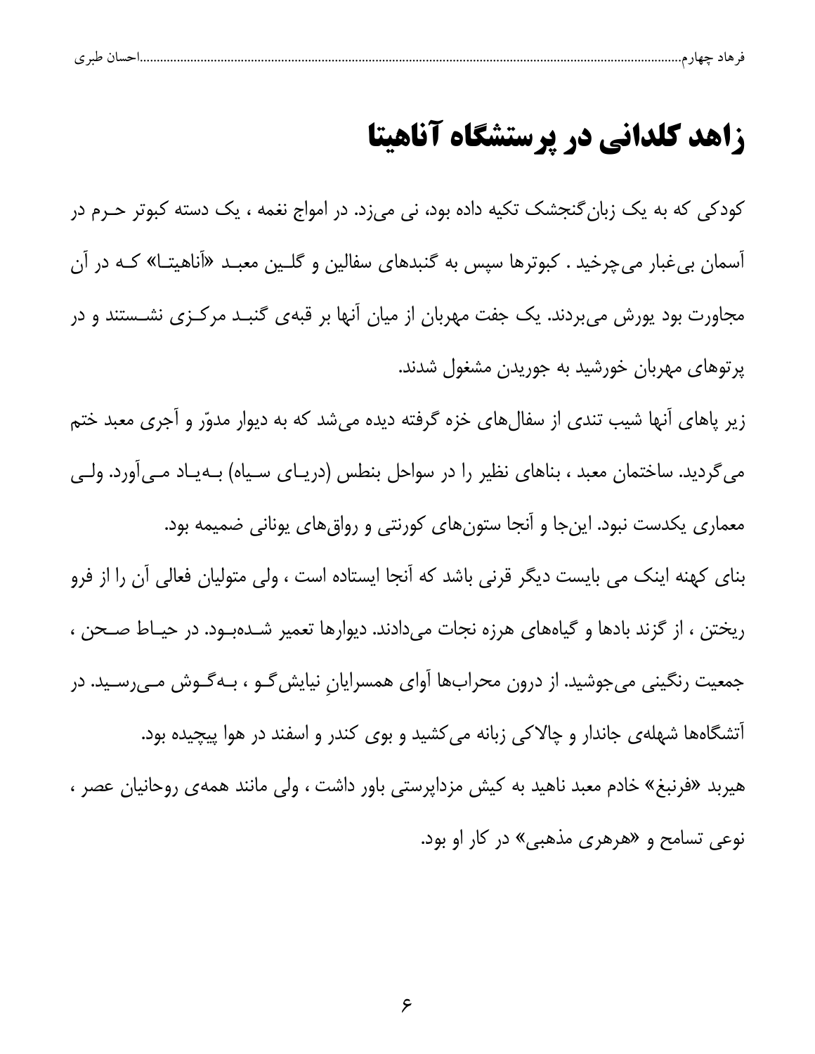# زاهد کلدانی در پرستشگاه آناهیتا

کودکی که به یک زبان‌گنجشک تکیه داده بود، نی می‌زد. در امواج نغمه ، یک دسته کبوتر حرم در آسمان بی‌غبار می‌چرخید . کبوترها سپس به گنبدهای سفالین و گلین معبد «آناهیتا» که در آن مجاورت بود یورش می‌بردند. یک جفت مهربان از میان آنها بر قبه‌ی گنبد مرکزی نشستند و در پرتوهای مهربان خورشید به جوریدن مشغول شدند.

زیر پاهای آنها شیب تندی از سفال‌های خزه گرفته دیده می‌شد که به دیوار مدوّر و آجری معبد ختم می‌گردید. ساختمان معبد ، بناهای نظیر را در سواحل بنطس (دریای سیاه) به‌یاد می‌آورد. ولی معماری یکدست نبود. این‌جا و آنجا ستون‌های کورنتی و رواق‌های یونانی ضمیمه بود.

بنای کهنه اینک می بایست دیگر قرنی باشد که آنجا ایستاده است ، ولی متولیان فعالی آن را از فرو ریختن ، از گزند بادها و گیاه‌های هرزه نجات می‌دادند. دیوارها تعمیر شده‌بود. در حیاط صحن ، جمعیت رنگینی می‌جوشید. از درون محراب‌ها آوای همسرایانِ نیایش‌گو ، به‌گوش می‌رسید. در آتشگاه‌ها شهله‌ی جاندار و چالاکی زبانه می‌کشید و بوی کندر و اسفند در هوا پیچیده بود.

هیربد «فرنبغ» خادم معبد ناهید به کیش مزداپرستی باور داشت ، ولی مانند همه‌ی روحانیان عصر ، نوعی تسامح و «هرهری مذهبی» در کار او بود.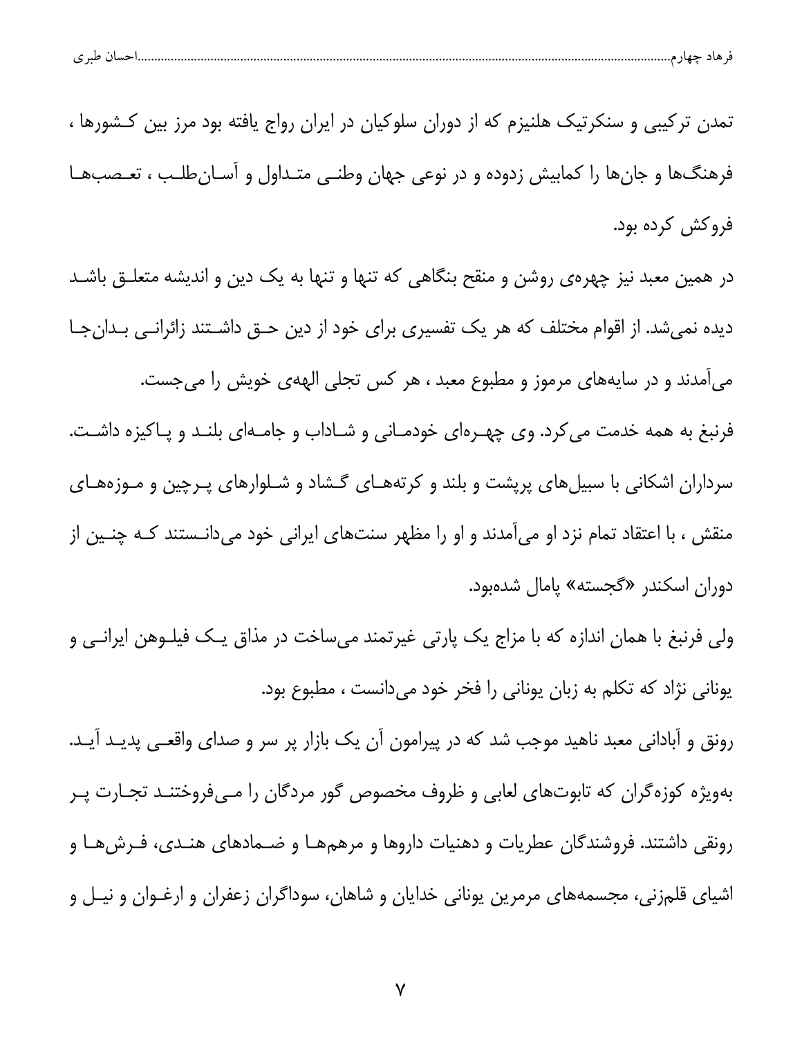تمدن ترکیبی و سنکرتیک هلنیزم که از دوران سلوکیان در ایران رواج یافته بود مرز بین کشورها ، فرهنگ‌ها و جان‌ها را کمابیش زدوده و در نوعی جهان وطنی متداول و آسان‌طلب ، تعصب‌ها فروکش کرده بود.

در همین معبد نیز چهره‌ی روشن و منقح بنگاهی که تنها و تنها به یک دین و اندیشه متعلق باشد دیده نمی‌شد. از اقوام مختلف که هر یک تفسیری برای خود از دین حق داشتند زائرانی بدان‌جا می‌آمدند و در سایه‌های مرموز و مطبوع معبد ، هر کس تجلی الهه‌ی خویش را می‌جست.

فرنبغ به همه خدمت می‌کرد. وی چهره‌ای خودمانی و شاداب و جامه‌ای بلند و پاکیزه داشت. سرداران اشکانی با سبیل‌های پرپشت و بلند و کرته‌های گشاد و شلوارهای پرچین و موزه‌های منقش ، با اعتقاد تمام نزد او می‌آمدند و او را مظهر سنت‌های ایرانی خود می‌دانستند که چنین از دوران اسکندر «گجسته» پامال شده‌بود.

ولی فرنبغ با همان اندازه که با مزاج یک پارتی غیرتمند می‌ساخت در مذاق یک فیلوهن ایرانی و یونانی نژاد که تکلم به زبان یونانی را فخر خود می‌دانست ، مطبوع بود.

رونق و آبادانی معبد ناهید موجب شد که در پیرامون آن یک بازار پر سر و صدای واقعی پدید آید. به‌ویژه کوزه‌گران که تابوت‌های لعابی و ظروف مخصوص گور مردگان را می‌فروختند تجارت پر رونقی داشتند. فروشندگان عطریات و دهنیات داروها و مرهم‌ها و ضمادهای هندی، فرش‌ها و اشیای قلم‌زنی، مجسمه‌های مرمرین یونانی خدایان و شاهان، سوداگران زعفران و ارغوان و نیل و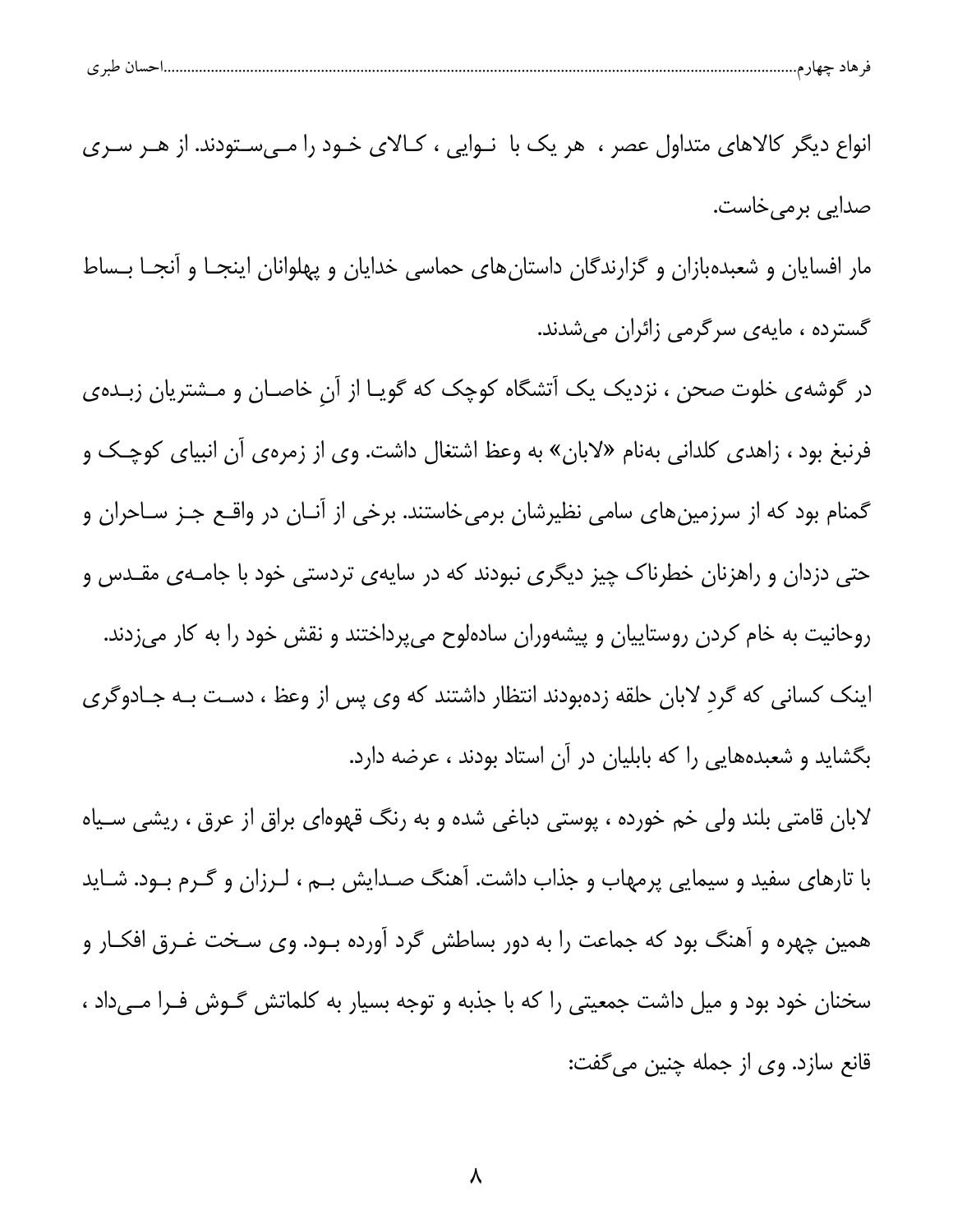انواع دیگر کالاهای متداول عصر ، هر یک با نوایی ، کالای خود را می‌ستودند. از هر سری صدایی برمی‌خاست.

مار افسایان و شعبده‌بازان و گزارندگان داستان‌های حماسی خدایان و پهلوانان اینجا و آنجا بساط گسترده ، مایه‌ی سرگرمی زائران می‌شدند.

در گوشه‌ی خلوت صحن ، نزدیک یک آتشگاه کوچک که گویا از آنِ خاصان و مشتریان زبده‌ی فرنبغ بود ، زاهدی کلدانی به‌نام «لابان» به وعظ اشتغال داشت. وی از زمره‌ی آن انبیای کوچک و گمنام بود که از سرزمین‌های سامی نظیرشان برمی‌خاستند. برخی از آنان در واقع جز ساحران و حتی دزدان و راهزنان خطرناک چیز دیگری نبودند که در سایه‌ی تردستی خود با جامه‌ی مقدس و روحانیت به خام کردن روستاییان و پیشه‌وران ساده‌لوح می‌پرداختند و نقش خود را به کار می‌زدند.

اینک کسانی که گردِ لابان حلقه زده‌بودند انتظار داشتند که وی پس از وعظ ، دست به جادوگری بگشاید و شعبده‌هایی را که بابلیان در آن استاد بودند ، عرضه دارد.

لابان قامتی بلند ولی خم خورده ، پوستی دباغی شده و به رنگ قهوه‌ای براق از عرق ، ریشی سیاه با تارهای سفید و سیمایی پرمهاب و جذاب داشت. آهنگ صدایش بم ، لرزان و گرم بود. شاید همین چهره و آهنگ بود که جماعت را به دور بساطش گرد آورده بود. وی سخت غرق افکار و سخنان خود بود و میل داشت جمعیتی را که با جذبه و توجه بسیار به کلماتش گوش فرا می‌داد ، قانع سازد. وی از جمله چنین می‌گفت: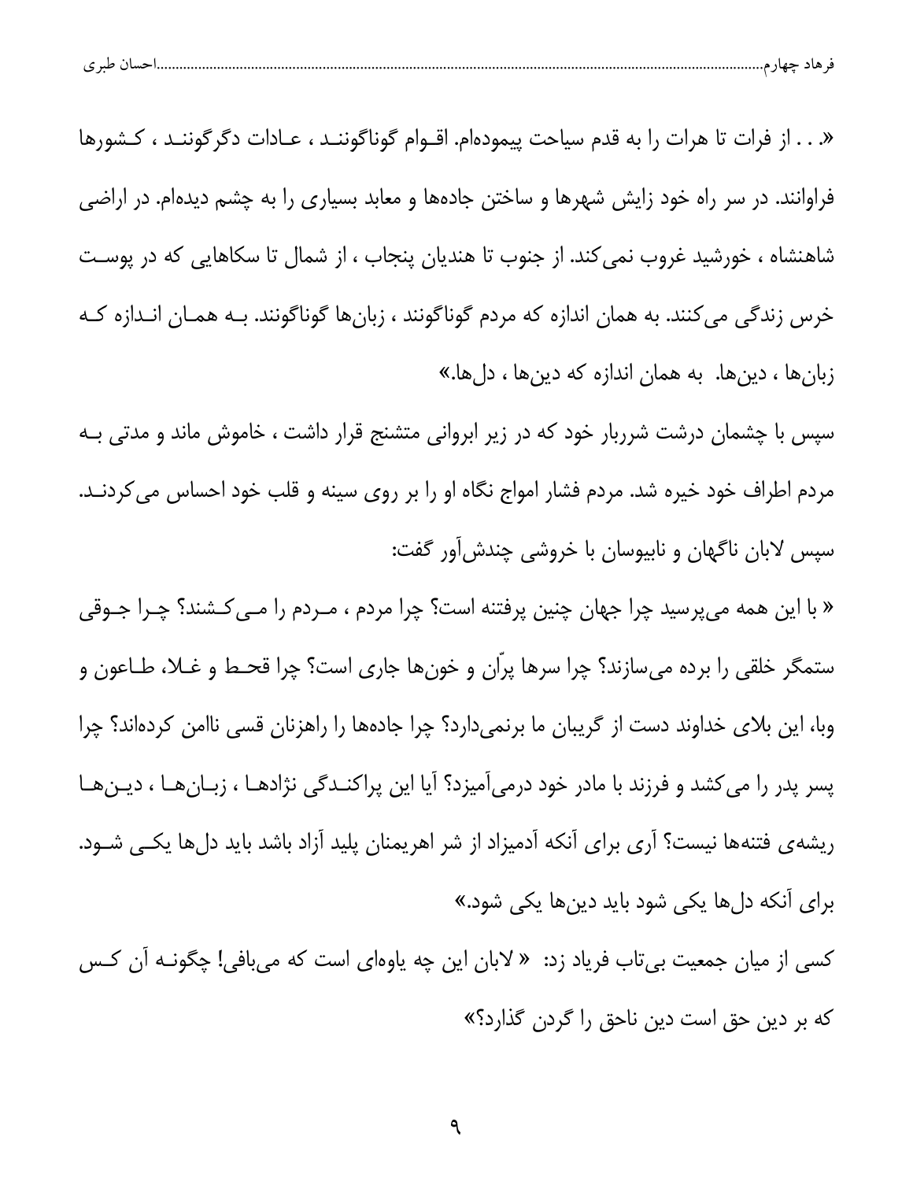«. . . از فرات تا هرات را به قدم سیاحت پیموده‌ام. اقـوام گوناگوننـد ، عـادات دگرگوننـد ، کـشورها فراوانند. در سر راه خود زایش شهرها و ساختن جاده‌ها و معابد بسیاری را به چشم دیده‌ام. در اراضی شاهنشاه ، خورشید غروب نمی‌کند. از جنوب تا هندیان پنجاب ، از شمال تا سکاهایی که در پوسـت خرس زندگی می‌کنند. به همان اندازه که مردم گوناگونند ، زبان‌ها گوناگونند. بـه همـان انـدازه کـه زبان‌ها ، دین‌ها. به همان اندازه که دین‌ها ، دل‌ها.»

سپس با چشمان درشت شرربار خود که در زیر ابروانی متشنج قرار داشت ، خاموش ماند و مدتی بـه مردم اطراف خود خیره شد. مردم فشار امواج نگاه او را بر روی سینه و قلب خود احساس می‌کردنـد. سپس لابان ناگهان و نابیوسان با خروشی چندش‌آور گفت:

« با این همه می‌پرسید چرا جهان چنین پرفتنه است؟ چرا مردم ، مـردم را مـی‌کـشند؟ چـرا جـوقی ستمگر خلقی را برده می‌سازند؟ چرا سرها پرّان و خون‌ها جاری است؟ چرا قحـط و غـلا، طـاعون و وبا، این بلای خداوند دست از گریبان ما برنمی‌دارد؟ چرا جاده‌ها را راهزنان قسی ناامن کرده‌اند؟ چرا پسر پدر را می‌کشد و فرزند با مادر خود درمی‌آمیزد؟ آیا این پراکنـدگی نژادهـا ، زبـان‌هـا ، دیـن‌هـا ریشه‌ی فتنه‌ها نیست؟ آری برای آنکه آدمیزاد از شر اهریمنان پلید آزاد باشد باید دل‌ها یکـی شـود. برای آنکه دل‌ها یکی شود باید دین‌ها یکی شود.»

کسی از میان جمعیت بی‌تاب فریاد زد: « لابان این چه یاوه‌ای است که می‌بافی! چگونـه آن کـس که بر دین حق است دین ناحق را گردن گذارد؟»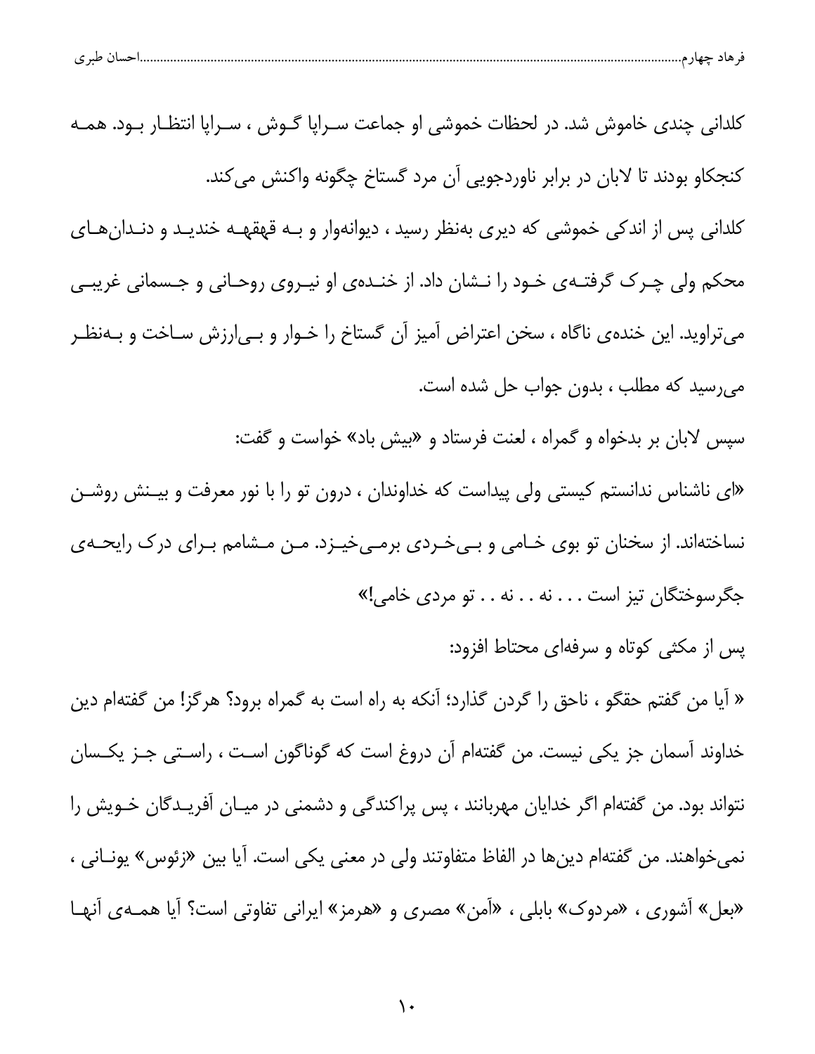کلدانی چندی خاموش شد. در لحظات خموشی او جماعت سراپا گوش ، سراپا انتظار بود. همه کنجکاو بودند تا لابان در برابر ناوردجویی آن مرد گستاخ چگونه واکنش می‌کند.

کلدانی پس از اندکی خموشی که دیری به‌نظر رسید ، دیوانه‌وار و به قهقهه خندید و دندان‌های محکم ولی چرک گرفته‌ی خود را نشان داد. از خنده‌ی او نیروی روحانی و جسمانی غریبی می‌تراوید. این خنده‌ی ناگاه ، سخن اعتراض آمیز آن گستاخ را خوار و بی‌ارزش ساخت و به‌نظر می‌رسید که مطلب ، بدون جواب حل شده است.

سپس لابان بر بدخواه و گمراه ، لعنت فرستاد و «بیش باد» خواست و گفت:

«ای ناشناس ندانستم کیستی ولی پیداست که خداوندان ، درون تو را با نور معرفت و بینش روشن نساخته‌اند. از سخنان تو بوی خامی و بی‌خردی برمی‌خیزد. من مشامم برای درک رایحه‌ی جگرسوختگان تیز است . . . نه . . نه . . تو مردی خامی!»

پس از مکثی کوتاه و سرفه‌ای محتاط افزود:

« آیا من گفتم حقگو ، ناحق را گردن گذارد؛ آنکه به راه است به گمراه برود؟ هرگز! من گفته‌ام دین خداوند آسمان جز یکی نیست. من گفته‌ام آن دروغ است که گوناگون است ، راستی جز یکسان نتواند بود. من گفته‌ام اگر خدایان مهربانند ، پس پراکندگی و دشمنی در میان آفریدگان خویش را نمی‌خواهند. من گفته‌ام دین‌ها در الفاظ متفاوتند ولی در معنی یکی است. آیا بین «زئوس» یونانی ، «بعل» آشوری ، «مردوک» بابلی ، «آمن» مصری و «هرمز» ایرانی تفاوتی است؟ آیا همه‌ی آنها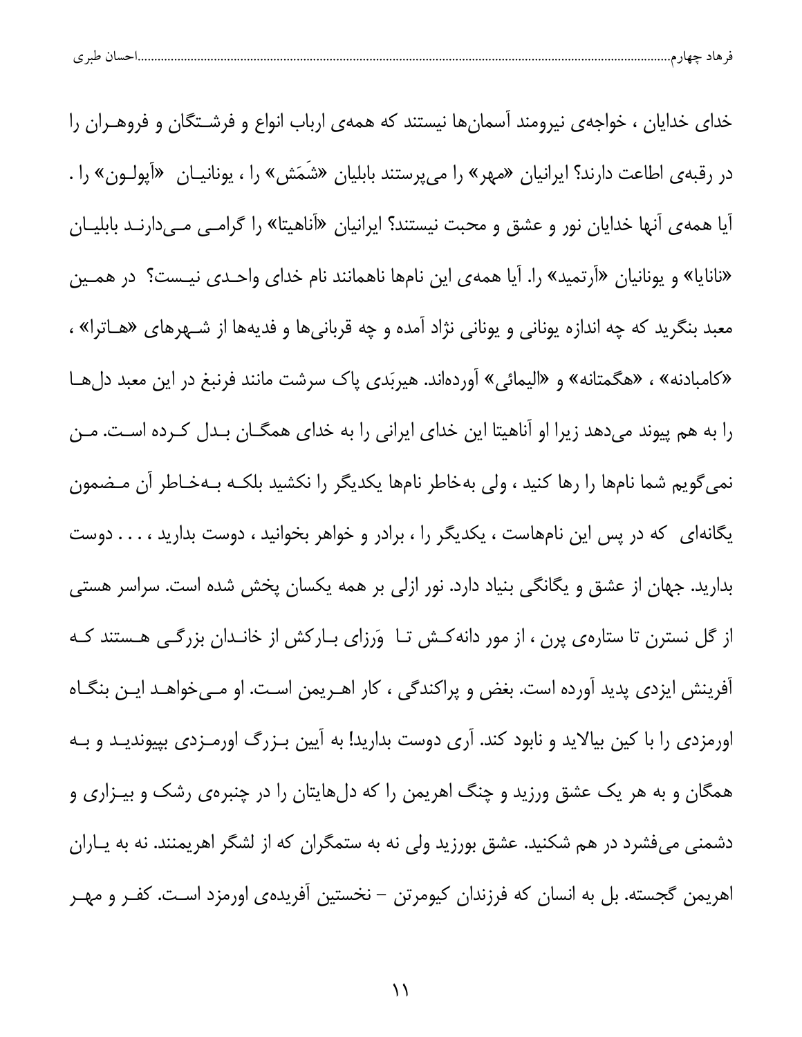خدای خدایان ، خواجه‌ی نیرومند آسمان‌ها نیستند که همه‌ی ارباب انواع و فرشتگان و فروهران را در رقبه‌ی اطاعت دارند؟ ایرانیان «مهر» را می‌پرستند بابلیان «شَمَش» را ، یونانیان «آپولون» را . آیا همه‌ی آنها خدایان نور و عشق و محبت نیستند؟ ایرانیان «آناهیتا» را گرامی می‌دارند بابلیان «نانایا» و یونانیان «آرتمید» را. آیا همه‌ی این نامها ناهمانند نام خدای واحدی نیست؟ در همین معبد بنگرید که چه اندازه یونانی و یونانی نژاد آمده و چه قربانی‌ها و فدیه‌ها از شهرهای «هاترا» ، «کامبادنه» ، «هگمتانه» و «الیمائی» آورده‌اند. هیربَدی پاک سرشت مانند فرنبغ در این معبد دل‌ها را به هم پیوند می‌دهد زیرا او آناهیتا این خدای ایرانی را به خدای همگان بدل کرده است. من نمی‌گویم شما نام‌ها را رها کنید ، ولی به‌خاطر نامها یکدیگر را نکشید بلکه به‌خاطر آن مضمون یگانه‌ای که در پس این نام‌هاست ، یکدیگر را ، برادر و خواهر بخوانید ، دوست بدارید ، . . . دوست بدارید. جهان از عشق و یگانگی بنیاد دارد. نور ازلی بر همه یکسان پخش شده است. سراسر هستی از گل نسترن تا ستاره‌ی پرن ، از مور دانه‌کش تا وَرزای بارکش از خاندان بزرگی هستند که آفرینش ایزدی پدید آورده است. بغض و پراکندگی ، کار اهریمن است. او می‌خواهد این بنگاه اورمزدی را با کین بیالاید و نابود کند. آری دوست بدارید! به آیین بزرگ اورمزدی بپیوندید و به همگان و به هر یک عشق ورزید و چنگ اهریمن را که دل‌هایتان را در چنبره‌ی رشک و بیزاری و دشمنی می‌فشرد در هم شکنید. عشق بورزید ولی نه به ستمگران که از لشگر اهریمنند. نه به یاران اهریمن گجسته. بل به انسان که فرزندان کیومرتن – نخستین آفریده‌ی اورمزد است. کفر و مهر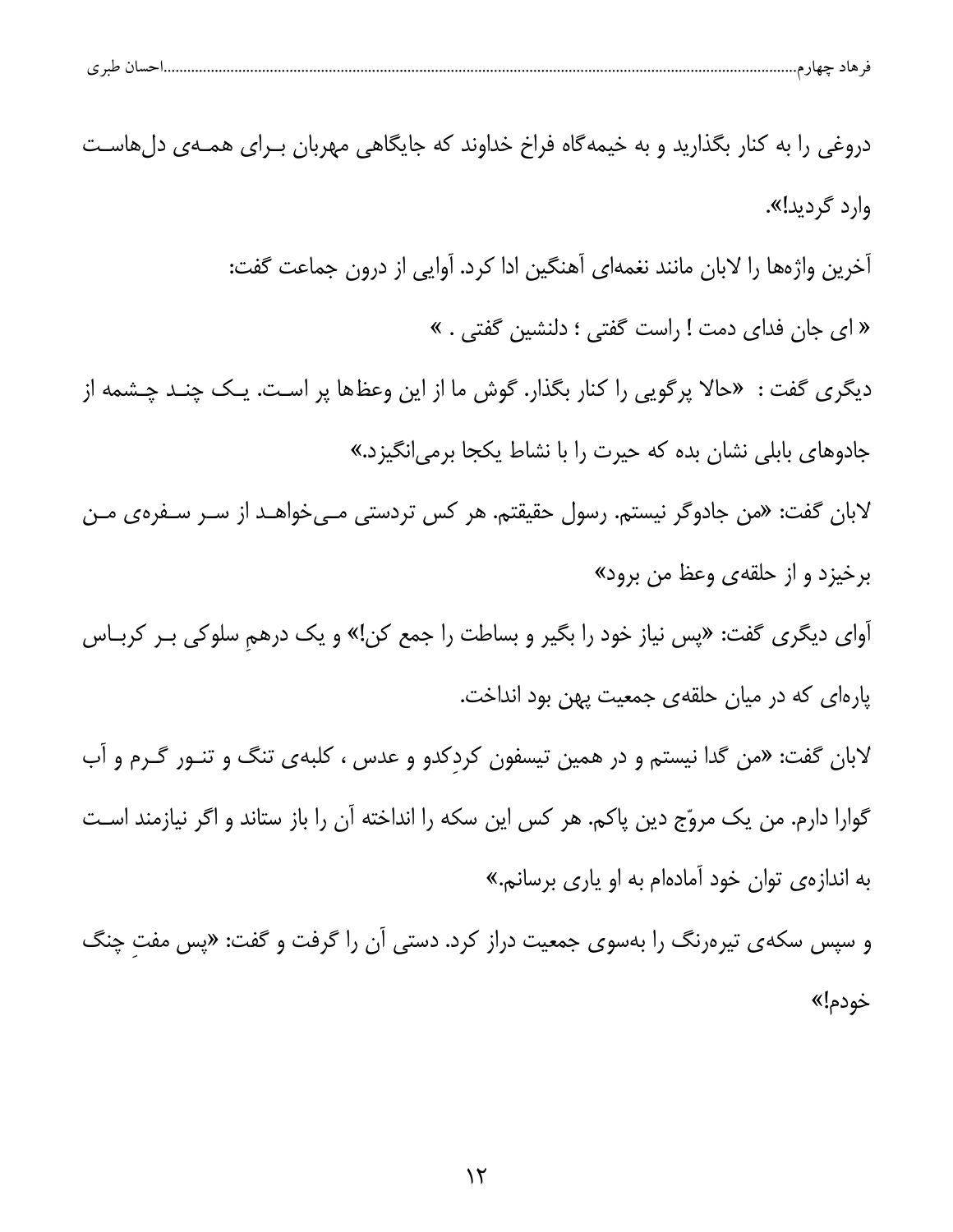دروغی را به کنار بگذارید و به خیمه‌گاه فراخ خداوند که جایگاهی مهربان بـرای همـه‌ی دل‌هاسـت وارد گردید!».

آخرین واژه‌ها را لابان مانند نغمه‌ای آهنگین ادا کرد. آوایی از درون جماعت گفت:

« ای جان فدای دمت ! راست گفتی ؛ دلنشین گفتی . »

دیگری گفت : «حالا پرگویی را کنار بگذار. گوش ما از این وعظها پر اسـت. یـک چنـد چـشمه از جادوهای بابلی نشان بده که حیرت را با نشاط یکجا برمی‌انگیزد.»

لابان گفت: «من جادوگر نیستم. رسول حقیقتم. هر کس تردستی مـی‌خواهـد از سـر سـفره‌ی مـن برخیزد و از حلقه‌ی وعظ من برود»

آوای دیگری گفت: «پس نیاز خود را بگیر و بساطت را جمع کن!» و یک درهمِ سلوکی بـر کربـاس پاره‌ای که در میان حلقه‌ی جمعیت پهن بود انداخت.

لابان گفت: «من گدا نیستم و در همین تیسفون کردِکدو و عدس ، کلبه‌ی تنگ و تنـور گـرم و آب گوارا دارم. من یک مروّج دین پاکم. هر کس این سکه را انداخته آن را باز ستاند و اگر نیازمند اسـت به اندازه‌ی توان خود آماده‌ام به او یاری برسانم.»

و سپس سکه‌ی تیره‌رنگ را به‌سوی جمعیت دراز کرد. دستی آن را گرفت و گفت: «پس مفتِ چنگ خودم!»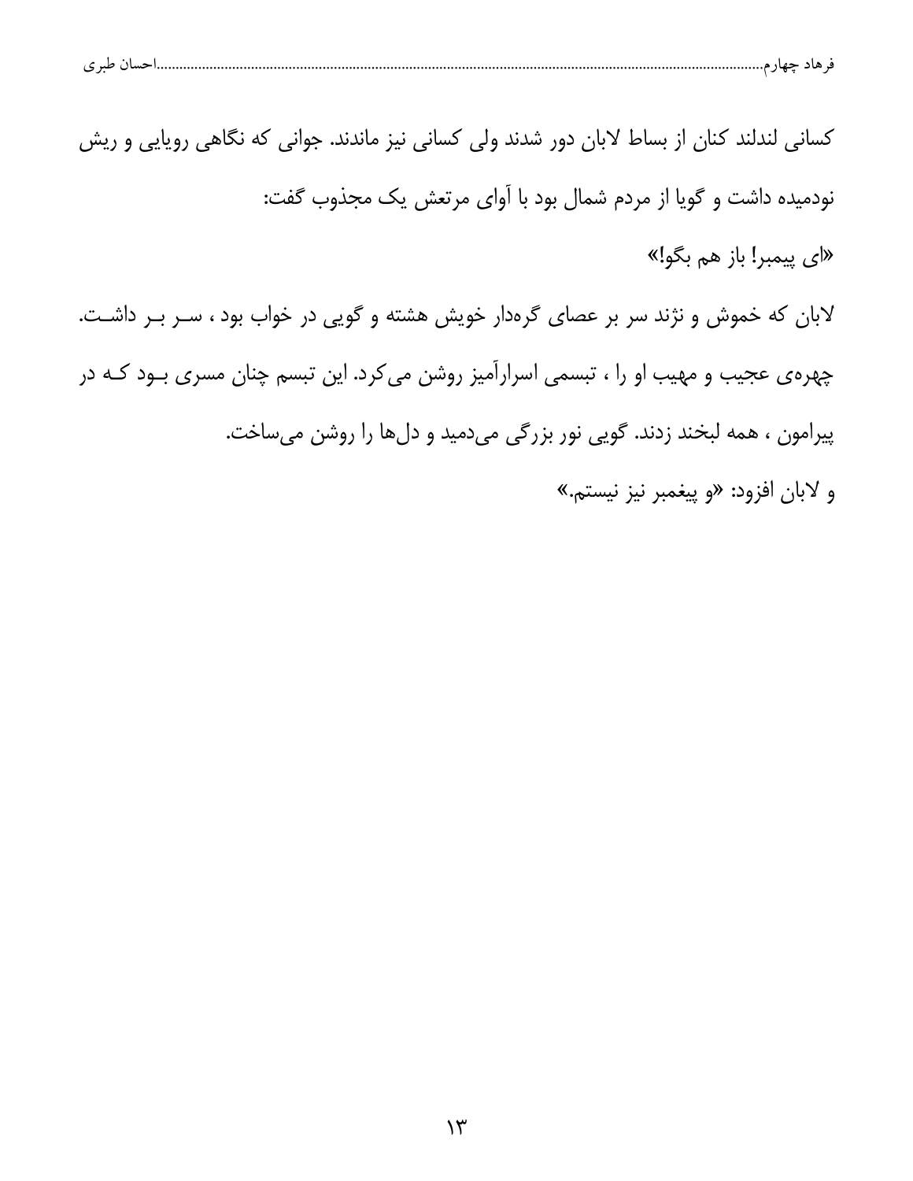کسانی لندلند کنان از بساط لابان دور شدند ولی کسانی نیز ماندند. جوانی که نگاهی رویایی و ریش نودمیده داشت و گویا از مردم شمال بود با آوای مرتعش یک مجذوب گفت:

«ای پیمبر! باز هم بگو!»

لابان که خموش و نژند سر بر عصای گره‌دار خویش هشته و گویی در خواب بود ، سر بر داشت. چهره‌ی عجیب و مهیب او را ، تبسمی اسرارآمیز روشن می‌کرد. این تبسم چنان مسری بود که در پیرامون ، همه لبخند زدند. گویی نور بزرگی می‌دمید و دل‌ها را روشن می‌ساخت.

و لابان افزود: «و پیغمبر نیز نیستم.»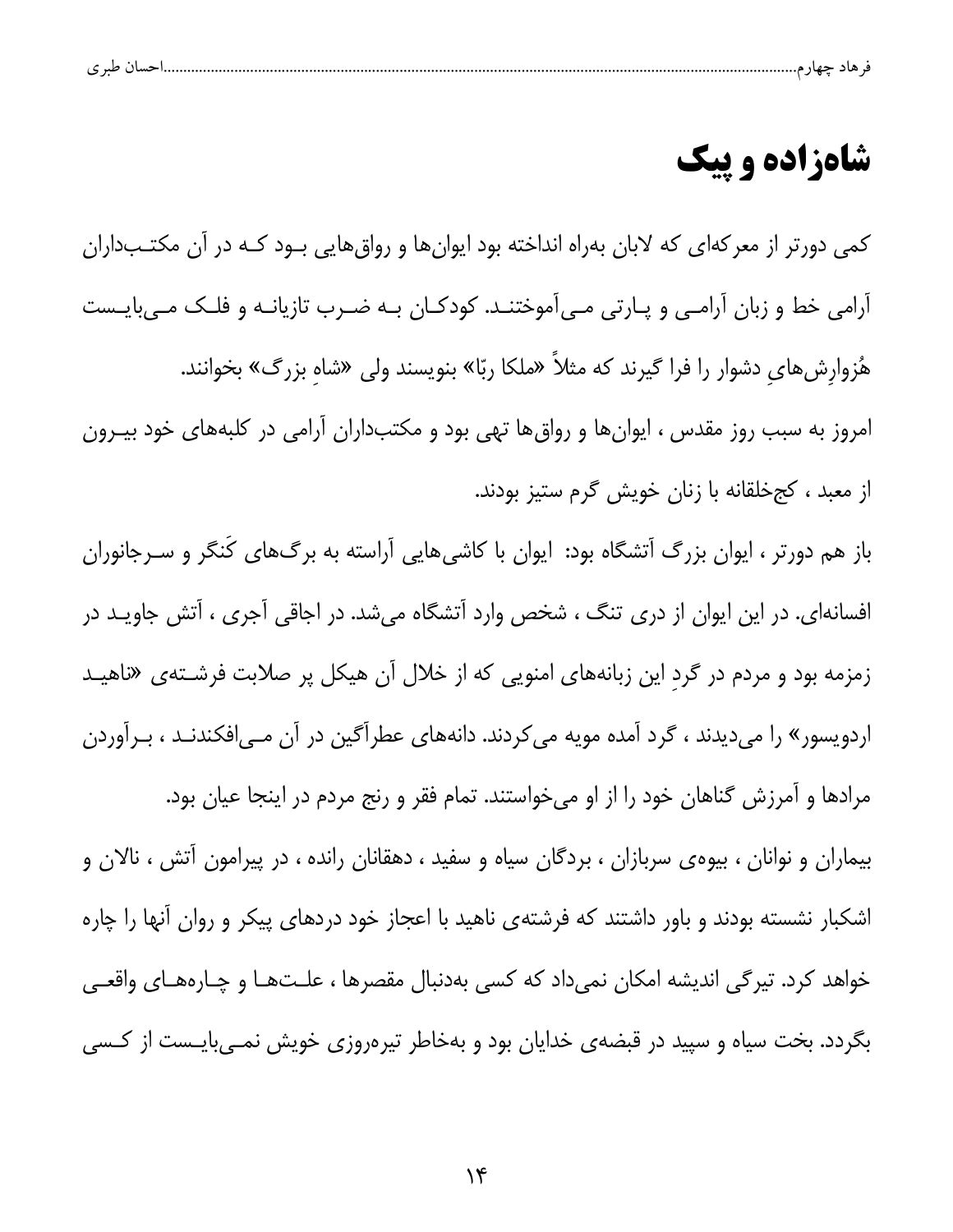# شاه‌زاده و پیک

کمی دورتر از معرکه‌ای که لابان به‌راه انداخته بود ایوان‌ها و رواق‌هایی بود که در آن مکتب‌داران آرامی خط و زبان آرامی و پارتی می‌آموختند. کودکان به ضرب تازیانه و فلک می‌بایست هُزوارِش‌هایِ دشوار را فرا گیرند که مثلاً «ملکا ربّا» بنویسند ولی «شاهِ بزرگ» بخوانند.

امروز به سبب روز مقدس ، ایوان‌ها و رواق‌ها تهی بود و مکتب‌داران آرامی در کلبه‌های خود بیرون از معبد ، کج‌خلقانه با زنان خویش گرم ستیز بودند.

باز هم دورتر ، ایوان بزرگ آتشگاه بود: ایوان با کاشی‌هایی آراسته به برگ‌های کَنگر و سرجانوران افسانه‌ای. در این ایوان از دری تنگ ، شخص وارد آتشگاه می‌شد. در اجاقی آجری ، آتش جاوید در زمزمه بود و مردم در گردِ این زبانه‌های امنویی که از خلال آن هیکل پر صلابت فرشته‌ی «ناهید اردویسور» را می‌دیدند ، گرد آمده مویه می‌کردند. دانه‌های عطرآگین در آن می‌افکندند ، برآوردن مرادها و آمرزش گناهان خود را از او می‌خواستند. تمام فقر و رنج مردم در اینجا عیان بود.

بیماران و نوانان ، بیوه‌ی سربازان ، بردگان سیاه و سفید ، دهقانان رانده ، در پیرامون آتش ، نالان و اشکبار نشسته بودند و باور داشتند که فرشته‌ی ناهید با اعجاز خود دردهای پیکر و روان آنها را چاره خواهد کرد. تیرگی اندیشه امکان نمی‌داد که کسی به‌دنبال مقصرها ، علت‌ها و چاره‌های واقعی بگردد. بخت سیاه و سپید در قبضه‌ی خدایان بود و به‌خاطر تیره‌روزی خویش نمی‌بایست از کسی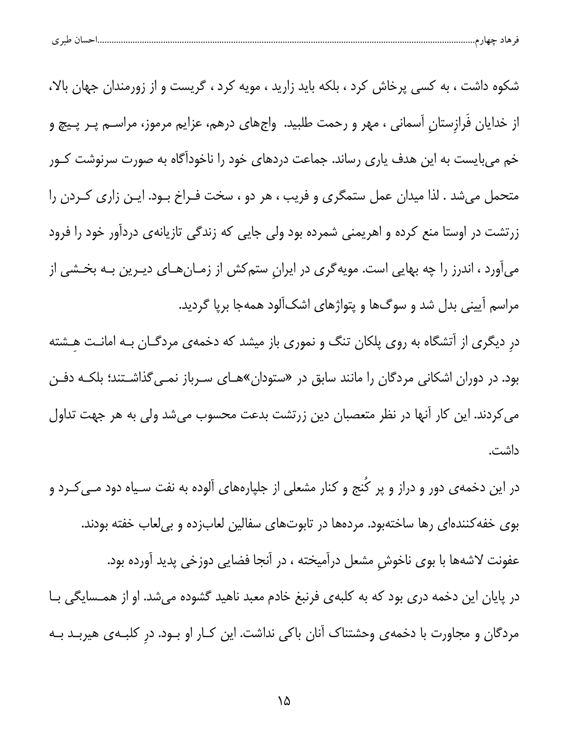شکوه داشت ، به کسی پرخاش کرد ، بلکه باید زارید ، مویه کرد ، گریست و از زورمندان جهان بالا، از خدایان فَرازِستانِ آسمانی ، مهر و رحمت طلبید.  واج‌های درهم، عزایم مرموز، مراسم پر پیچ و خم می‌بایست به این هدف یاری رساند. جماعت دردهای خود را ناخودآگاه به صورت سرنوشت کور متحمل می‌شد . لذا میدان عمل ستمگری و فریب ، هر دو ، سخت فراخ بود. این زاری کردن را زرتشت در اوستا منع کرده و اهریمنی شمرده بود ولی جایی که زندگی تازیانه‌ی دردآور خود را فرود می‌آورد ، اندرز را چه بهایی است. مویه‌گری در ایرانِ ستم‌کش از زمان‌های دیرین به بخشی از مراسم آیینی بدل شد و سوگ‌ها و پتواژهای اشک‌آلود همه‌جا برپا گردید.

درِ دیگری از آتشگاه به روی پلکان تنگ و نموری باز میشد که دخمه‌ی مردگان به امانت هِشته بود. در دوران اشکانی مردگان را مانند سابق در «ستودان»های سرباز نمی‌گذاشتند؛ بلکه دفن می‌کردند. این کار آنها در نظر متعصبان دین زرتشت بدعت محسوب می‌شد ولی به هر جهت تداول داشت.

در این دخمه‌ی دور و دراز و پر کُنج و کنار مشعلی از جلپاره‌های آلوده به نفت سیاه دود می‌کرد و بوی خفه‌کننده‌ای رها ساخته‌بود. مرده‌ها در تابوت‌های سفالین لعاب‌زده و بی‌لعاب خفته بودند.

عفونت لاشه‌ها با بوی ناخوشِ مشعل درآمیخته ، در آنجا فضایی دوزخی پدید آورده بود.

در پایان این دخمه دری بود که به کلبه‌ی فرنبغ خادم معبد ناهید گشوده می‌شد. او از همسایگی با مردگان و مجاورت با دخمه‌ی وحشتناک آنان باکی نداشت. این کار او بود. درِ کلبه‌ی هیربد به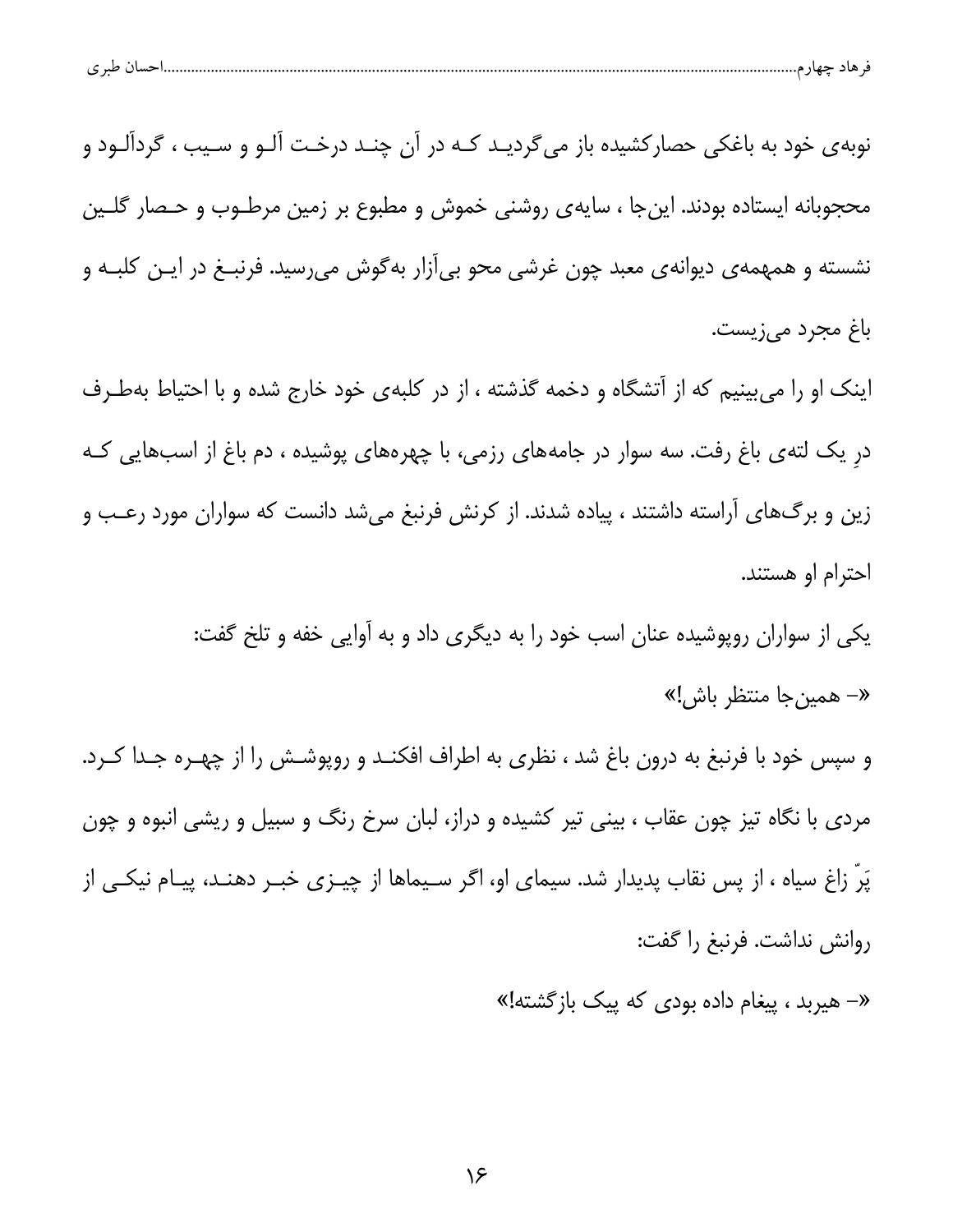نوبه‌ی خود به باغکی حصارکشیده باز می‌گردید که در آن چند درخت آلو و سیب ، گردآلود و محجوبانه ایستاده بودند. این‌جا ، سایه‌ی روشنی خموش و مطبوع بر زمین مرطوب و حصار گلین نشسته و همهمه‌ی دیوانه‌ی معبد چون غرشی محو بی‌آزار به‌گوش می‌رسید. فرنبغ در این کلبه و باغ مجرد می‌زیست.

اینک او را می‌بینیم که از آتشگاه و دخمه گذشته ، از در کلبه‌ی خود خارج شده و با احتیاط به‌طرف درِ یک لته‌ی باغ رفت. سه سوار در جامه‌های رزمی، با چهره‌های پوشیده ، دم باغ از اسب‌هایی که زین و برگ‌های آراسته داشتند ، پیاده شدند. از کرنش فرنبغ می‌شد دانست که سواران مورد رعب و احترام او هستند.

یکی از سواران روپوشیده عنان اسب خود را به دیگری داد و به آوایی خفه و تلخ گفت:

«– همین‌جا منتظر باش!»

و سپس خود با فرنبغ به درون باغ شد ، نظری به اطراف افکند و روپوشش را از چهره جدا کرد. مردی با نگاه تیز چون عقاب ، بینی تیر کشیده و دراز، لبان سرخ رنگ و سبیل و ریشی انبوه و چون پَرّ زاغ سیاه ، از پس نقاب پدیدار شد. سیمای او، اگر سیماها از چیزی خبر دهند، پیام نیکی از روانش نداشت. فرنبغ را گفت:

«– هیربد ، پیغام داده بودی که پیک بازگشته!»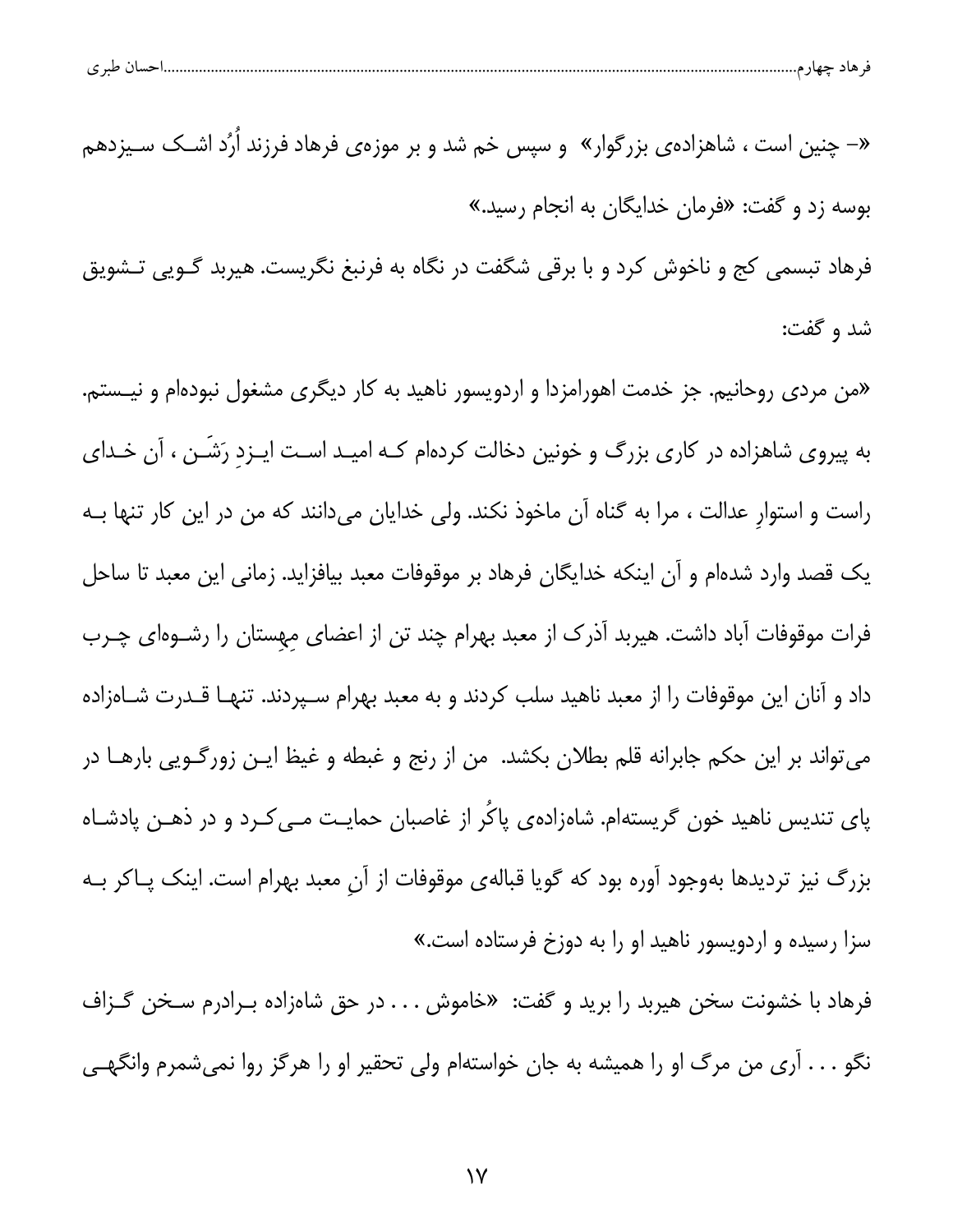«– چنین است ، شاهزاده‌ی بزرگوار» و سپس خم شد و بر موزه‌ی فرهاد فرزند اُرُد اشک سیزدهم بوسه زد و گفت: «فرمان خدایگان به انجام رسید.»

فرهاد تبسمی کج و ناخوش کرد و با برقی شگفت در نگاه به فرنبغ نگریست. هیربد گویی تشویق شد و گفت:

«من مردی روحانیم. جز خدمت اهورامزدا و اردویسور ناهید به کار دیگری مشغول نبوده‌ام و نیستم. به پیروی شاهزاده در کاری بزرگ و خونین دخالت کرده‌ام که امید است ایزدِ رَشَن ، آن خدای راست و استوارِ عدالت ، مرا به گناه آن ماخوذ نکند. ولی خدایان می‌دانند که من در این کار تنها به یک قصد وارد شده‌ام و آن اینکه خدایگان فرهاد بر موقوفات معبد بیافزاید. زمانی این معبد تا ساحل فرات موقوفات آباد داشت. هیربد آذرک از معبد بهرام چند تن از اعضای مِهستان را رشوه‌ای چرب داد و آنان این موقوفات را از معبد ناهید سلب کردند و به معبد بهرام سپردند. تنها قدرت شاهزاده می‌تواند بر این حکم جابرانه قلم بطلان بکشد. من از رنج و غبطه و غیظ این زورگویی بارها در پای تندیس ناهید خون گریسته‌ام. شاهزاده‌ی پاکُر از غاصبان حمایت می‌کرد و در ذهن پادشاه بزرگ نیز تردیدها به‌وجود آوره بود که گویا قباله‌ی موقوفات از آنِ معبد بهرام است. اینک پاکر به سزا رسیده و اردویسور ناهید او را به دوزخ فرستاده است.»

فرهاد با خشونت سخن هیربد را برید و گفت: «خاموش . . . در حق شاهزاده برادرم سخن گزاف نگو . . . آری من مرگ او را همیشه به جان خواسته‌ام ولی تحقیر او را هرگز روا نمی‌شمرم وانگهی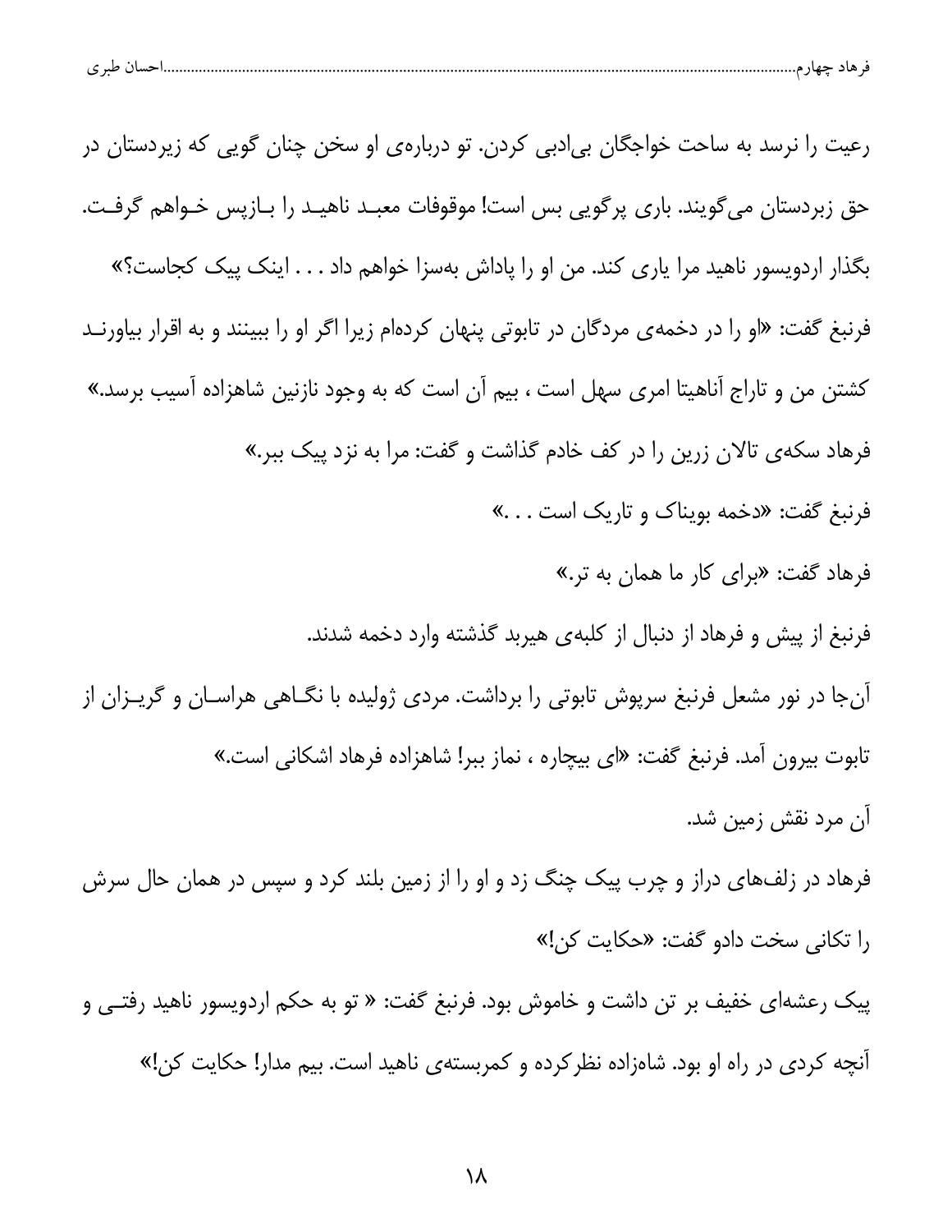رعیت را نرسد به ساحت خواجگان بی‌ادبی کردن. تو درباره‌ی او سخن چنان گویی که زیردستان در حق زبردستان می‌گویند. باری پرگویی بس است! موقوفات معبد ناهید را بازپس خواهم گرفت. بگذار اردویسور ناهید مرا یاری کند. من او را پاداش به‌سزا خواهم داد . . . اینک پیک کجاست؟»

فرنبغ گفت: «او را در دخمه‌ی مردگان در تابوتی پنهان کرده‌ام زیرا اگر او را ببینند و به اقرار بیاورند کشتن من و تاراج آناهیتا امری سهل است ، بیم آن است که به وجود نازنین شاهزاده آسیب برسد.»

فرهاد سکه‌ی تالان زرین را در کف خادم گذاشت و گفت: مرا به نزد پیک ببر.»

فرنبغ گفت: «دخمه بویناک و تاریک است . . .»

فرهاد گفت: «برای کار ما همان به تر.»

فرنبغ از پیش و فرهاد از دنبال از کلبه‌ی هیربد گذشته وارد دخمه شدند.

آن‌جا در نور مشعل فرنبغ سرپوش تابوتی را برداشت. مردی ژولیده با نگاهی هراسان و گریزان از تابوت بیرون آمد. فرنبغ گفت: «ای بیچاره ، نماز ببر! شاهزاده فرهاد اشکانی است.»

آن مرد نقش زمین شد.

فرهاد در زلف‌های دراز و چرب پیک چنگ زد و او را از زمین بلند کرد و سپس در همان حال سرش را تکانی سخت دادو گفت: «حکایت کن!»

پیک رعشه‌ای خفیف بر تن داشت و خاموش بود. فرنبغ گفت: « تو به حکم اردویسور ناهید رفتی و آنچه کردی در راه او بود. شاهزاده نظرکرده و کمربسته‌ی ناهید است. بیم مدار! حکایت کن!»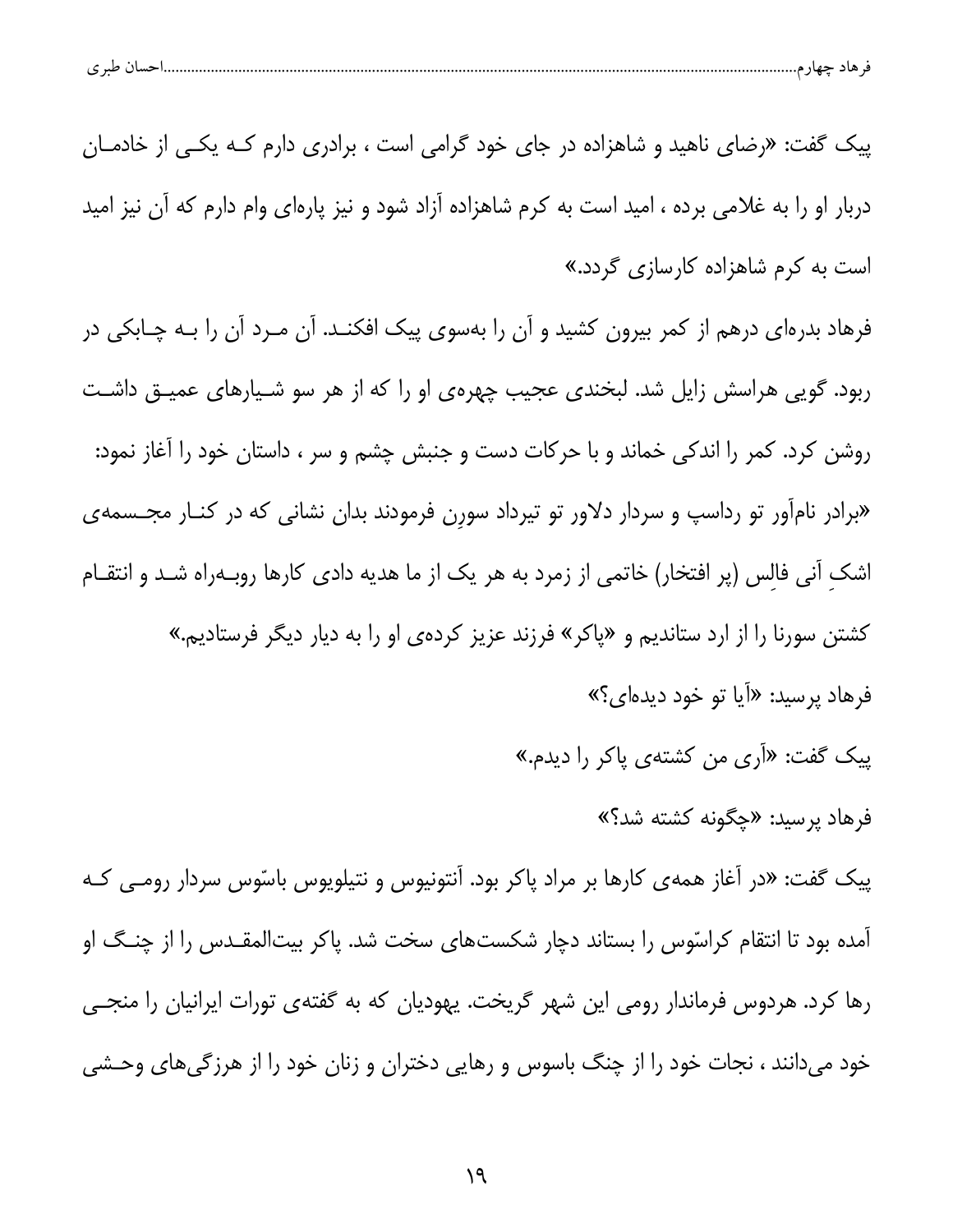پیک گفت: «رضای ناهید و شاهزاده در جای خود گرامی است ، برادری دارم کـه یکـی از خادمـان دربار او را به غلامی برده ، امید است به کرم شاهزاده آزاد شود و نیز پاره‌ای وام دارم که آن نیز امید است به کرم شاهزاده کارسازی گردد.»

فرهاد بدره‌ای درهم از کمر بیرون کشید و آن را به‌سوی پیک افکنـد. آن مـرد آن را بـه چـابکی در ربود. گویی هراسش زایل شد. لبخندی عجیب چهره‌ی او را که از هر سو شـیارهای عمیـق داشـت روشن کرد. کمر را اندکی خماند و با حرکات دست و جنبش چشم و سر ، داستان خود را آغاز نمود: «برادر نام‌آور تو رداسپ و سردار دلاور تو تیرداد سورِن فرمودند بدان نشانی که در کنـار مجـسمه‌ی اشکِ آنی فالِس (پر افتخار) خاتمی از زمرد به هر یک از ما هدیه دادی کارها روبـه‌راه شـد و انتقـام کشتن سورنا را از ارد ستاندیم و «پاکر» فرزند عزیز کرده‌ی او را به دیار دیگر فرستادیم.»

فرهاد پرسید: «آیا تو خود دیده‌ای؟»

پیک گفت: «آری من کشته‌ی پاکر را دیدم.»

فرهاد پرسید: «چگونه کشته شد؟»

پیک گفت: «در آغاز همه‌ی کارها بر مراد پاکر بود. آنتونیوس و نتیلویوس باسّوس سردار رومـی کـه آمده بود تا انتقام کراسّوس را بستاند دچار شکست‌های سخت شد. پاکر بیت‌المقـدس را از چنـگ او رها کرد. هردوس فرماندار رومی این شهر گریخت. یهودیان که به گفته‌ی تورات ایرانیان را منجـی خود می‌دانند ، نجات خود را از چنگ باسوس و رهایی دختران و زنان خود را از هرزگی‌های وحـشی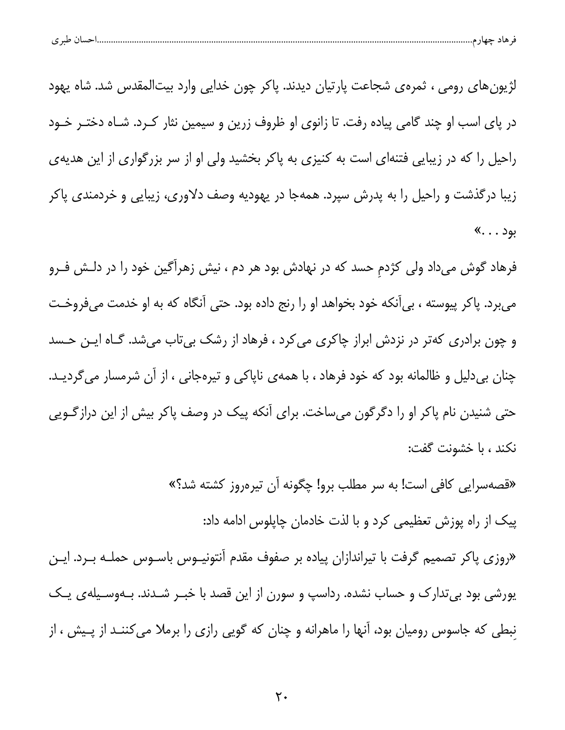لژیون‌های رومی ، ثمره‌ی شجاعت پارتیان دیدند. پاکر چون خدایی وارد بیت‌المقدس شد. شاه یهود در پای اسب او چند گامی پیاده رفت. تا زانوی او ظروف زرین و سیمین نثار کرد. شاه دختر خود راحیل را که در زیبایی فتنه‌ای است به کنیزی به پاکر بخشید ولی او از سر بزرگواری از این هدیه‌ی زیبا درگذشت و راحیل را به پدرش سپرد. همه‌جا در یهودیه وصف دلاوری، زیبایی و خردمندی پاکر بود . . .»

فرهاد گوش می‌داد ولی کژدمِ حسد که در نهادش بود هر دم ، نیش زهرآگین خود را در دلش فرو می‌برد. پاکر پیوسته ، بی‌آنکه خود بخواهد او را رنج داده بود. حتی آنگاه که به او خدمت می‌فروخت و چون برادری که‌تر در نزدش ابراز چاکری می‌کرد ، فرهاد از رشک بی‌تاب می‌شد. گاه این حسد چنان بی‌دلیل و ظالمانه بود که خود فرهاد ، با همه‌ی ناپاکی و تیره‌جانی ، از آن شرمسار می‌گردید. حتی شنیدن نام پاکر او را دگرگون می‌ساخت. برای آنکه پیک در وصف پاکر بیش از این درازگویی نکند ، با خشونت گفت:

«قصه‌سرایی کافی است! به سر مطلب برو! چگونه آن تیره‌روز کشته شد؟»

پیک از راه پوزش تعظیمی کرد و با لذت خادمان چاپلوس ادامه داد:

«روزی پاکر تصمیم گرفت با تیراندازان پیاده بر صفوف مقدم آنتونیوس باسوس حمله برد. این یورشی بود بی‌تدارک و حساب نشده. رداسپ و سورن از این قصد با خبر شدند. به‌وسیله‌ی یک نِبطی که جاسوس رومیان بود، آنها را ماهرانه و چنان که گویی رازی را برملا می‌کنند از پیش ، از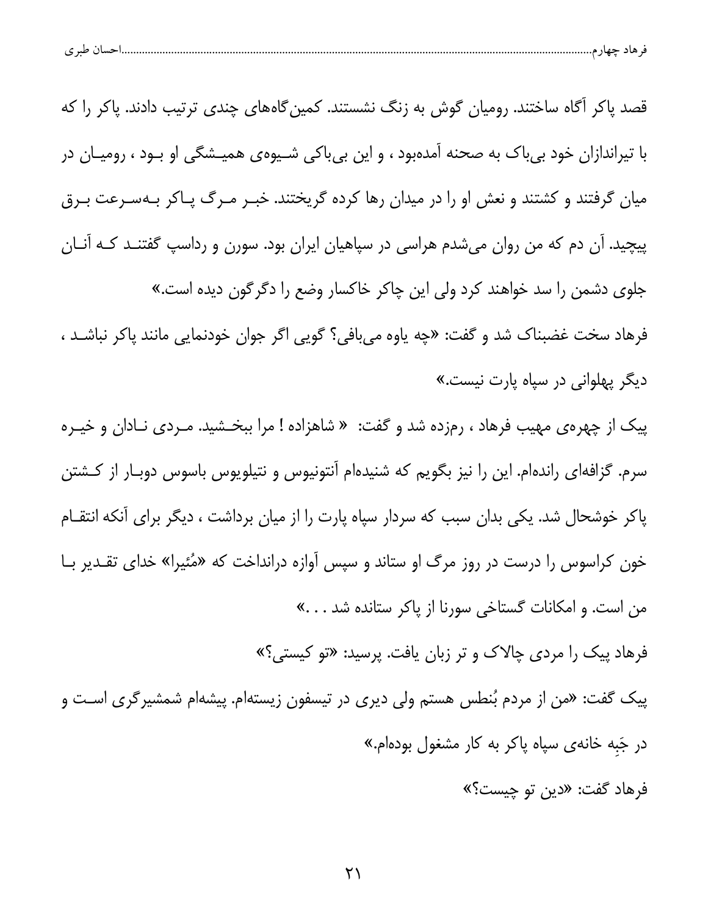قصد پاکر آگاه ساختند. رومیان گوش به زنگ نشستند. کمین‌گاه‌های چندی ترتیب دادند. پاکر را که با تیراندازان خود بی‌باک به صحنه آمده‌بود ، و این بی‌باکی شیوه‌ی همیشگی او بود ، رومیان در میان گرفتند و کشتند و نعش او را در میدان رها کرده گریختند. خبر مرگ پاکر به‌سرعت برق پیچید. آن دم که من روان می‌شدم هراسی در سپاهیان ایران بود. سورن و رداسپ گفتند که آنان جلوی دشمن را سد خواهند کرد ولی این چاکر خاکسار وضع را دگرگون دیده است.»

فرهاد سخت غضبناک شد و گفت: «چه یاوه می‌بافی؟ گویی اگر جوان خودنمایی مانند پاکر نباشد ، دیگر پهلوانی در سپاه پارت نیست.»

پیک از چهره‌ی مهیب فرهاد ، رم‌زده شد و گفت: « شاهزاده ! مرا ببخشید. مردی نادان و خیره سرم. گزافه‌ای رانده‌ام. این را نیز بگویم که شنیده‌ام آنتونیوس و نتیلویوس باسوس دوبار از کشتن پاکر خوشحال شد. یکی بدان سبب که سردار سپاه پارت را از میان برداشت ، دیگر برای آنکه انتقام خون کراسوس را درست در روز مرگ او ستاند و سپس آوازه درانداخت که «مُئیرا» خدای تقدیر با من است. و امکانات گستاخی سورنا از پاکر ستانده شد . . .»

فرهاد پیک را مردی چالاک و تر زبان یافت. پرسید: «تو کیستی؟»

پیک گفت: «من از مردم بُنطس هستم ولی دیری در تیسفون زیسته‌ام. پیشه‌ام شمشیرگری است و در جَبِه خانه‌ی سپاه پاکر به کار مشغول بوده‌ام.»

فرهاد گفت: «دین تو چیست؟»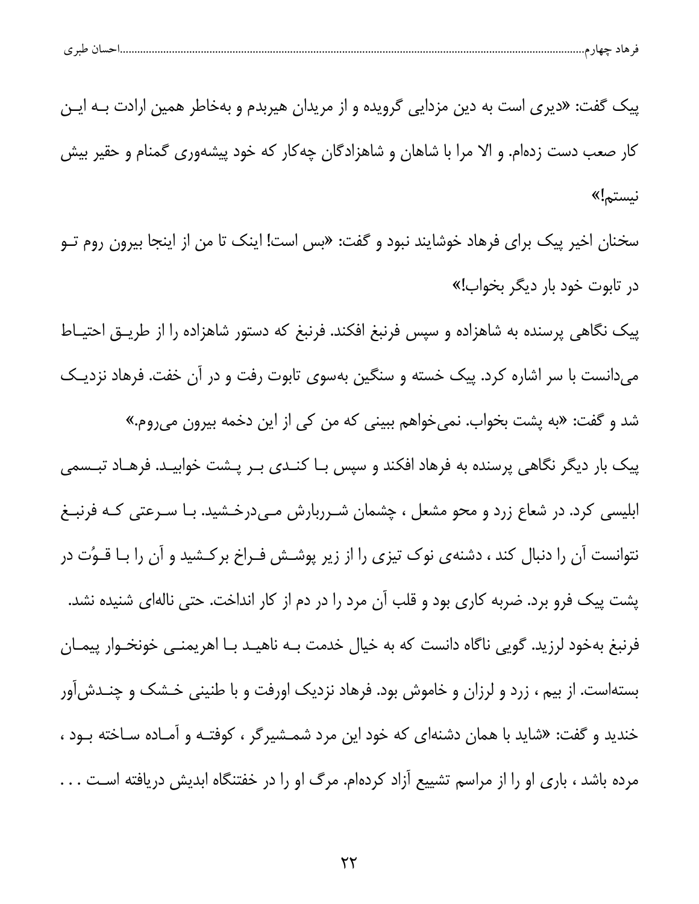پیک گفت: «دیری است به دین مزدایی گرویده و از مریدان هیربدم و به‌خاطر همین ارادت بـه ایـن کار صعب دست زده‌ام. و الا مرا با شاهان و شاهزادگان چه‌کار که خود پیشه‌وری گمنام و حقیر بیش نیستم!»

سخنان اخیر پیک برای فرهاد خوشایند نبود و گفت: «بس است! اینک تا من از اینجا بیرون روم تـو در تابوت خود بار دیگر بخواب!»

پیک نگاهی پرسنده به شاهزاده و سپس فرنبغ افکند. فرنبغ که دستور شاهزاده را از طریـق احتیـاط می‌دانست با سر اشاره کرد. پیک خسته و سنگین به‌سوی تابوت رفت و در آن خفت. فرهاد نزدیـک شد و گفت: «به پشت بخواب. نمی‌خواهم ببینی که من کی از این دخمه بیرون می‌روم.»

پیک بار دیگر نگاهی پرسنده به فرهاد افکند و سپس بـا کنـدی بـر پـشت خوابیـد. فرهـاد تبـسمی ابلیسی کرد. در شعاع زرد و محو مشعل ، چشمان شـرربارش مـی‌درخـشید. بـا سـرعتی کـه فرنبـغ نتوانست آن را دنبال کند ، دشنه‌ی نوک تیزی را از زیر پوشـش فـراخ برکـشید و آن را بـا قـوُت در پشت پیک فرو برد. ضربه کاری بود و قلب آن مرد را در دم از کار انداخت. حتی ناله‌ای شنیده نشد.

فرنبغ به‌خود لرزید. گویی ناگاه دانست که به خیال خدمت بـه ناهیـد بـا اهریمنـی خونخـوار پیمـان بسته‌است. از بیم ، زرد و لرزان و خاموش بود. فرهاد نزدیک اورفت و با طنینی خـشک و چنـدش‌آور خندید و گفت: «شاید با همان دشنه‌ای که خود این مرد شمـشیرگر ، کوفتـه و آمـاده سـاخته بـود ، مرده باشد ، باری او را از مراسم تشییع آزاد کرده‌ام. مرگ او را در خفتنگاه ابدیش دریافته اسـت . . .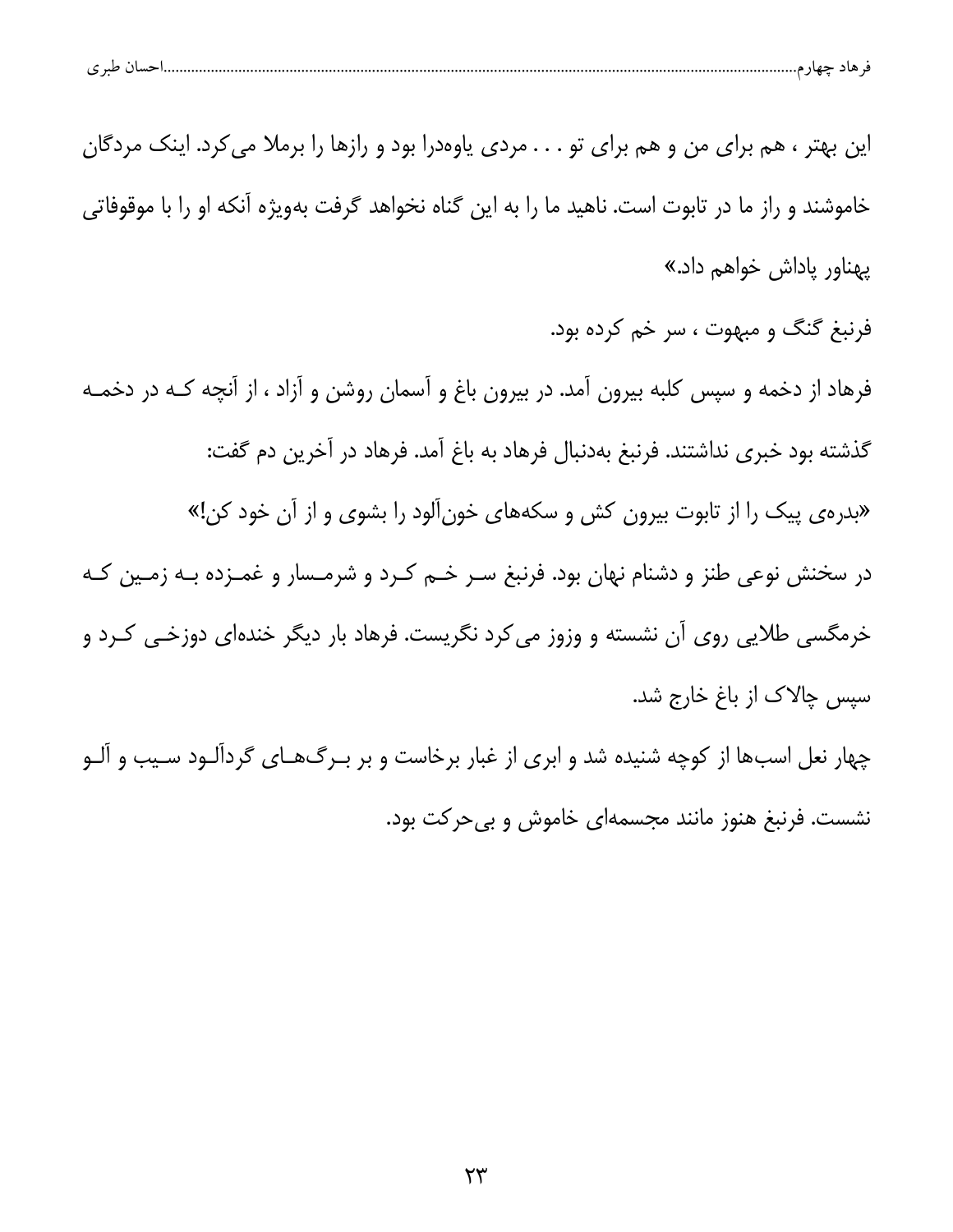این بهتر ، هم برای من و هم برای تو . . . مردی یاوه‌درا بود و رازها را برملا می‌کرد. اینک مردگان خاموشند و راز ما در تابوت است. ناهید ما را به این گناه نخواهد گرفت به‌ویژه آنکه او را با موقوفاتی پهناور پاداش خواهم داد.»

فرنبغ گنگ و مبهوت ، سر خم کرده بود.

فرهاد از دخمه و سپس کلبه بیرون آمد. در بیرون باغ و آسمان روشن و آزاد ، از آنچه که در دخمه گذشته بود خبری نداشتند. فرنبغ به‌دنبال فرهاد به باغ آمد. فرهاد در آخرین دم گفت:

«بدره‌ی پیک را از تابوت بیرون کش و سکه‌های خون‌آلود را بشوی و از آن خود کن!»

در سخنش نوعی طنز و دشنام نهان بود. فرنبغ سر خم کرد و شرمسار و غمزده به زمین که خرمگسی طلایی روی آن نشسته و وزوز می‌کرد نگریست. فرهاد بار دیگر خنده‌ای دوزخی کرد و سپس چالاک از باغ خارج شد.

چهار نعل اسب‌ها از کوچه شنیده شد و ابری از غبار برخاست و بر برگ‌های گردآلود سیب و آلو نشست. فرنبغ هنوز مانند مجسمه‌ای خاموش و بی‌حرکت بود.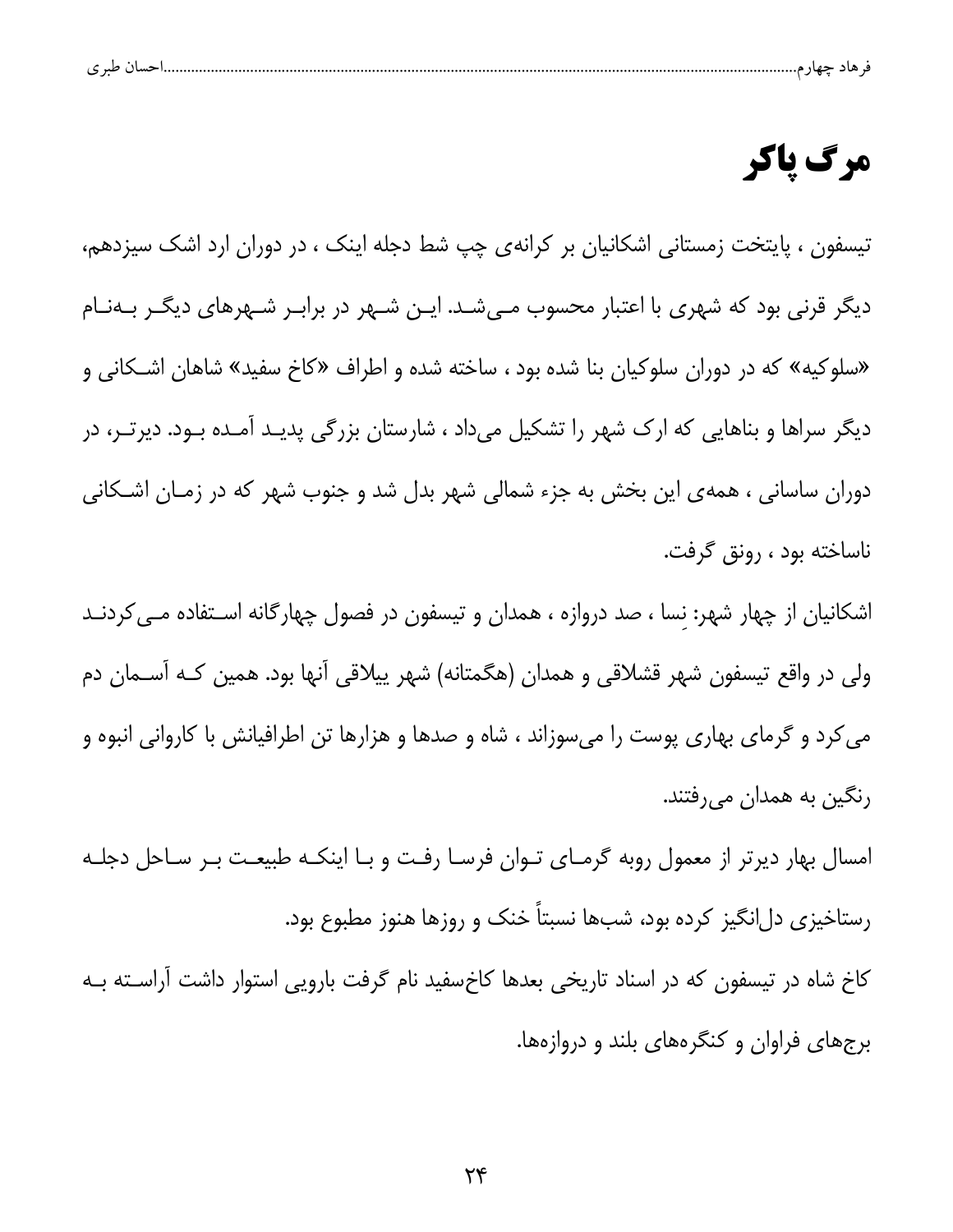# مرگ پاکر

تیسفون ، پایتخت زمستانی اشکانیان بر کرانه‌ی چپ شط دجله اینک ، در دوران ارد اشک سیزدهم، دیگر قرنی بود که شهری با اعتبار محسوب می‌شد. این شهر در برابر شهرهای دیگر به‌نام «سلوکیه» که در دوران سلوکیان بنا شده بود ، ساخته شده و اطراف «کاخ سفید» شاهان اشکانی و دیگر سراها و بناهایی که ارک شهر را تشکیل می‌داد ، شارستان بزرگی پدید آمده بود. دیرتر، در دوران ساسانی ، همه‌ی این بخش به جزء شمالی شهر بدل شد و جنوب شهر که در زمان اشکانی ناساخته بود ، رونق گرفت.

اشکانیان از چهار شهر: نِسا ، صد دروازه ، همدان و تیسفون در فصول چهارگانه استفاده می‌کردند ولی در واقع تیسفون شهر قشلاقی و همدان (هگمتانه) شهر ییلاقی آنها بود. همین که آسمان دم می‌کرد و گرمای بهاری پوست را می‌سوزاند ، شاه و صدها و هزارها تن اطرافیانش با کاروانی انبوه و رنگین به همدان می‌رفتند.

امسال بهار دیرتر از معمول روبه گرمای توان فرسا رفت و با اینکه طبیعت بر ساحل دجله رستاخیزی دل‌انگیز کرده بود، شب‌ها نسبتاً خنک و روزها هنوز مطبوع بود.

کاخ شاه در تیسفون که در اسناد تاریخی بعدها کاخ‌سفید نام گرفت بارویی استوار داشت آراسته به برج‌های فراوان و کنگره‌های بلند و دروازه‌ها.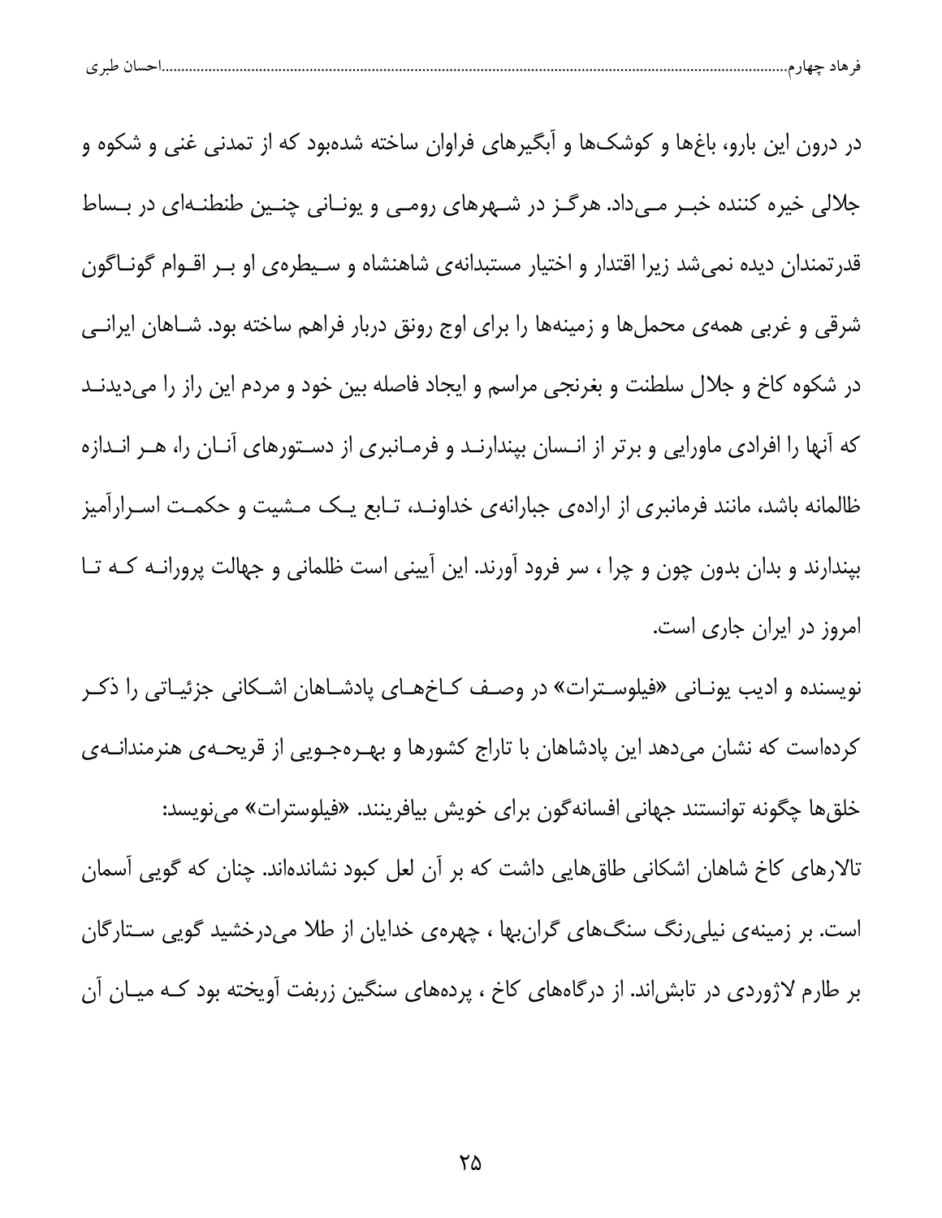در درون این بارو، باغ‌ها و کوشک‌ها و آبگیرهای فراوان ساخته شده‌بود که از تمدنی غنی و شکوه و جلالی خیره کننده خبر می‌داد. هرگز در شهرهای رومی و یونانی چنین طنطنه‌ای در بساط قدرتمندان دیده نمی‌شد زیرا اقتدار و اختیار مستبدانه‌ی شاهنشاه و سیطره‌ی او بر اقوام گوناگون شرقی و غربی همه‌ی محمل‌ها و زمینه‌ها را برای اوج رونق دربار فراهم ساخته بود. شاهان ایرانی در شکوه کاخ و جلال سلطنت و بغرنجی مراسم و ایجاد فاصله بین خود و مردم این راز را می‌دیدند که آنها را افرادی ماورایی و برتر از انسان بپندارند و فرمانبری از دستورهای آنان را، هر اندازه ظالمانه باشد، مانند فرمانبری از اراده‌ی جبارانه‌ی خداوند، تابع یک مشیت و حکمت اسرارآمیز بپندارند و بدان بدون چون و چرا ، سر فرود آورند. این آیینی است ظلمانی و جهالت پرورانه که تا امروز در ایران جاری است.

نویسنده و ادیب یونانی «فیلوسترات» در وصف کاخ‌های پادشاهان اشکانی جزئیاتی را ذکر کرده‌است که نشان می‌دهد این پادشاهان با تاراج کشورها و بهره‌جویی از قریحه‌ی هنرمندانه‌ی خلق‌ها چگونه توانستند جهانی افسانه‌گون برای خویش بیافرینند. «فیلوسترات» می‌نویسد:

تالارهای کاخ شاهان اشکانی طاق‌هایی داشت که بر آن لعل کبود نشانده‌اند. چنان که گویی آسمان است. بر زمینه‌ی نیلی‌رنگ سنگ‌های گران‌بها ، چهره‌ی خدایان از طلا می‌درخشید گویی ستارگان بر طارم لاژوردی در تابش‌اند. از درگاه‌های کاخ ، پرده‌های سنگین زربفت آویخته بود که میان آن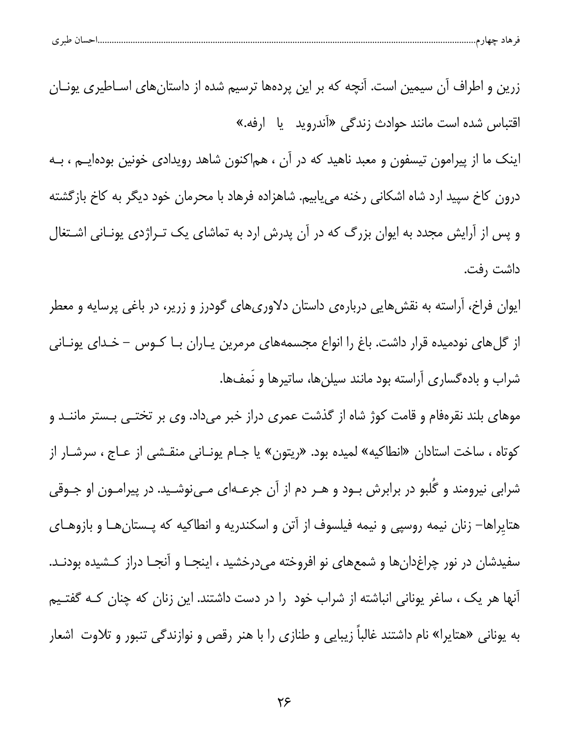زرین و اطراف آن سیمین است. آنچه که بر این پرده‌ها ترسیم شده از داستان‌های اساطیری یونان اقتباس شده است مانند حوادث زندگی «آندروید یا ارفه.»

اینک ما از پیرامون تیسفون و معبد ناهید که در آن ، هم‌اکنون شاهد رویدادی خونین بوده‌ایم ، به درون کاخ سپید ارد شاه اشکانی رخنه می‌یابیم. شاهزاده فرهاد با محرمان خود دیگر به کاخ بازگشته و پس از آرایش مجدد به ایوان بزرگ که در آن پدرش ارد به تماشای یک تراژدی یونانی اشتغال داشت رفت.

ایوان فراخ، آراسته به نقش‌هایی درباره‌ی داستان دلاوری‌های گودرز و زریر، در باغی پرسایه و معطر از گل‌های نودمیده قرار داشت. باغ را انواع مجسمه‌های مرمرین یاران با کوس – خدای یونانی شراب و باده‌گساری آراسته بود مانند سیلن‌ها، ساتیرها و نَمف‌ها.

موهای بلند نقره‌فام و قامت کوژ شاه از گذشت عمری دراز خبر می‌داد. وی بر تختی بستر مانند و کوتاه ، ساخت استادان «انطاکیه» لمیده بود. «ریتون» یا جام یونانی منقشی از عاج ، سرشار از شرابی نیرومند و گُلبو در برابرش بود و هر دم از آن جرعه‌ای می‌نوشید. در پیرامون او جوقی هتایِراها– زنان نیمه روسپی و نیمه فیلسوف از آتن و اسکندریه و انطاکیه که پستان‌ها و بازوهای سفیدشان در نور چراغدان‌ها و شمع‌های نو افروخته می‌درخشید ، اینجا و آنجا دراز کشیده بودند. آنها هر یک ، ساغر یونانی انباشته از شراب خود را در دست داشتند. این زنان که چنان که گفتیم به یونانی «هتایرا» نام داشتند غالباً زیبایی و طنازی را با هنر رقص و نوازندگی تنبور و تلاوت اشعار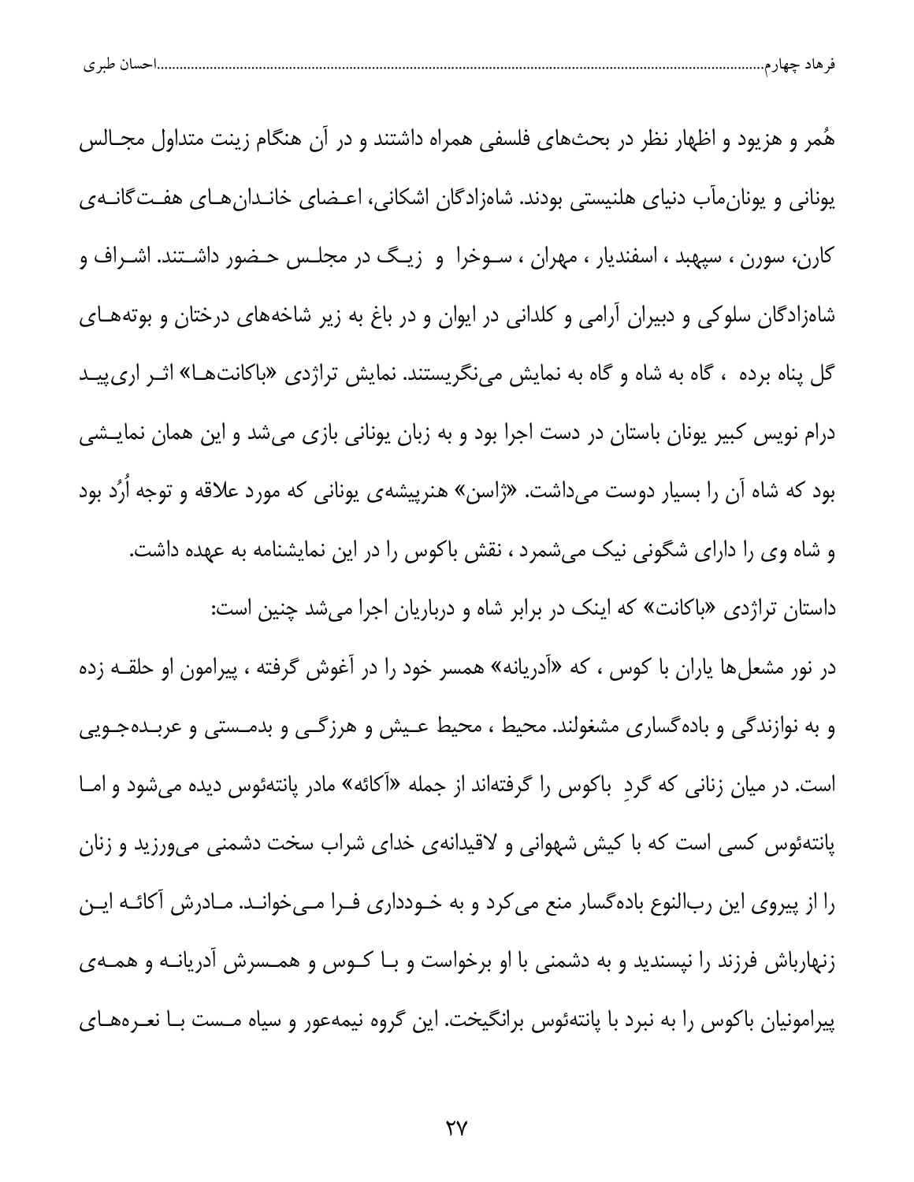هُمر و هزیود و اظهار نظر در بحث‌های فلسفی همراه داشتند و در آن هنگام زینت متداول مجالس یونانی و یونان‌مآب دنیای هلنیستی بودند. شاه‌زادگان اشکانی، اعضای خاندان‌های هفت‌گانه‌ی کارن، سورن ، سپهبد ، اسفندیار ، مهران ، سوخرا و زیگ در مجلس حضور داشتند. اشراف و شاه‌زادگان سلوکی و دبیران آرامی و کلدانی در ایوان و در باغ به زیر شاخه‌های درختان و بوته‌های گل پناه برده ، گاه به شاه و گاه به نمایش می‌نگریستند. نمایش تراژدی «باکانت‌ها» اثر اری‌پید درام نویس کبیر یونان باستان در دست اجرا بود و به زبان یونانی بازی می‌شد و این همان نمایشی بود که شاه آن را بسیار دوست می‌داشت. «ژاسن» هنرپیشه‌ی یونانی که مورد علاقه و توجه اُرُد بود و شاه وی را دارای شگونی نیک می‌شمرد ، نقش باکوس را در این نمایشنامه به عهده داشت.

داستان تراژدی «باکانت» که اینک در برابر شاه و درباریان اجرا می‌شد چنین است:

در نور مشعل‌ها یاران با کوس ، که «آدریانه» همسر خود را در آغوش گرفته ، پیرامون او حلقه زده و به نوازندگی و باده‌گساری مشغولند. محیط ، محیط عیش و هرزگی و بدمستی و عربده‌جویی است. در میان زنانی که گردِ باکوس را گرفته‌اند از جمله «آکائه» مادر پانته‌ئوس دیده می‌شود و اما پانته‌ئوس کسی است که با کیش شهوانی و لاقیدانه‌ی خدای شراب سخت دشمنی می‌ورزید و زنان را از پیروی این رب‌النوع باده‌گسار منع می‌کرد و به خودداری فرا می‌خواند. مادرش آکائه این زنهارباش فرزند را نپسندید و به دشمنی با او برخواست و با کوس و همسرش آدریانه و همه‌ی پیرامونیان باکوس را به نبرد با پانته‌ئوس برانگیخت. این گروه نیمه‌عور و سیاه مست با نعره‌های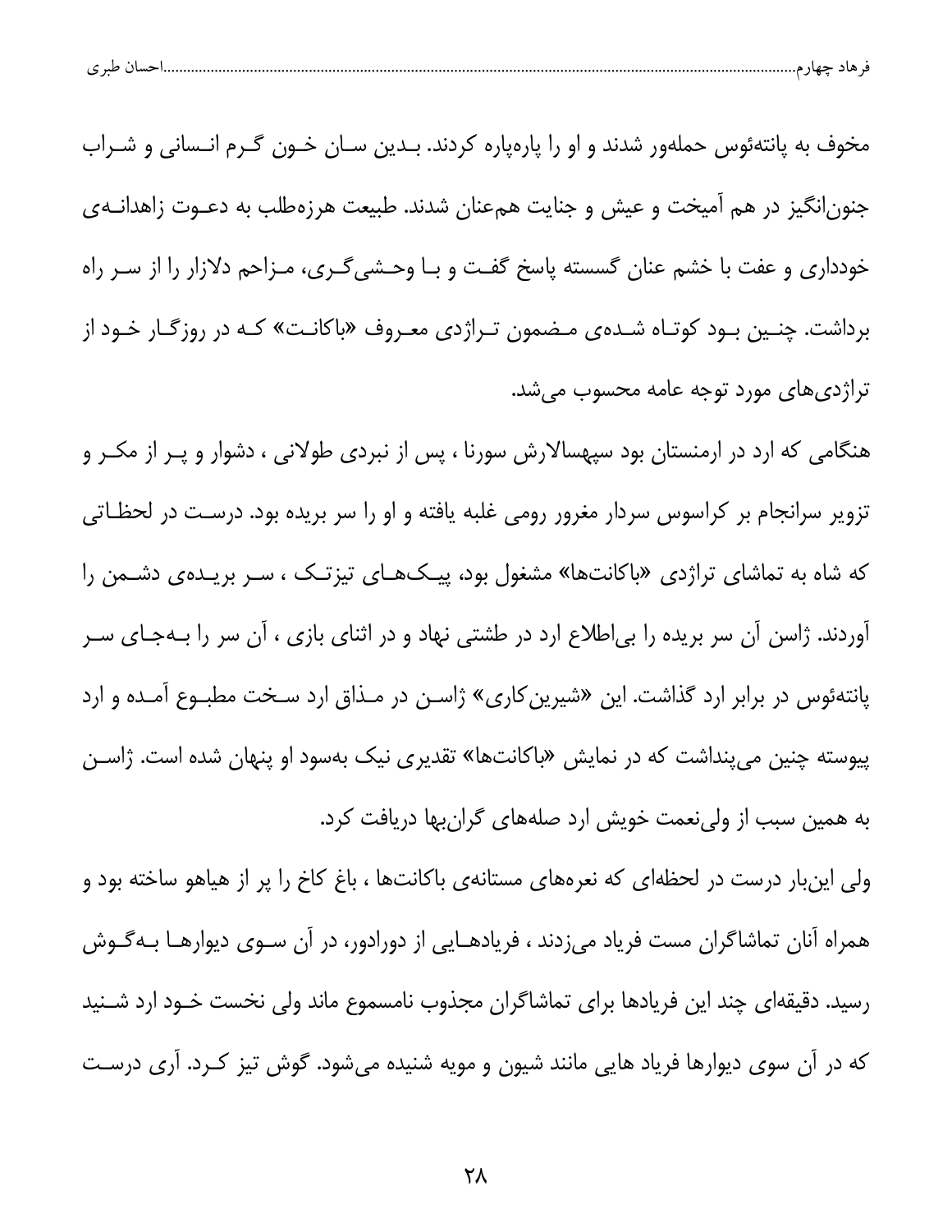مخوف به پانته‌ئوس حمله‌ور شدند و او را پاره‌پاره کردند. بدین سان خون گرم انسانی و شراب جنون‌انگیز در هم آمیخت و عیش و جنایت هم‌عنان شدند. طبیعت هرزه‌طلب به دعوت زاهدانه‌ی خودداری و عفت با خشم عنان گسسته پاسخ گفت و با وحشی‌گری، مزاحم دلازار را از سر راه برداشت. چنین بود کوتاه شده‌ی مضمون تراژدی معروف «باکانت» که در روزگار خود از تراژدی‌های مورد توجه عامه محسوب می‌شد.

هنگامی که ارد در ارمنستان بود سپهسالارش سورنا ، پس از نبردی طولانی ، دشوار و پر از مکر و تزویر سرانجام بر کراسوس سردار مغرور رومی غلبه یافته و او را سر بریده بود. درست در لحظاتی که شاه به تماشای تراژدی «باکانت‌ها» مشغول بود، پیک‌های تیزتک ، سر بریده‌ی دشمن را آوردند. ژاسن آن سر بریده را بی‌اطلاع ارد در طشتی نهاد و در اثنای بازی ، آن سر را به‌جای سر پانته‌ئوس در برابر ارد گذاشت. این «شیرین‌کاری» ژاسن در مذاق ارد سخت مطبوع آمده و ارد پیوسته چنین می‌پنداشت که در نمایش «باکانت‌ها» تقدیری نیک به‌سود او پنهان شده است. ژاسن به همین سبب از ولی‌نعمت خویش ارد صله‌های گران‌بها دریافت کرد.

ولی این‌بار درست در لحظه‌ای که نعره‌های مستانه‌ی باکانت‌ها ، باغ کاخ را پر از هیاهو ساخته بود و همراه آنان تماشاگران مست فریاد می‌زدند ، فریادهایی از دورادور، در آن سوی دیوارها به‌گوش رسید. دقیقه‌ای چند این فریادها برای تماشاگران مجذوب نامسموع ماند ولی نخست خود ارد شنید که در آن سوی دیوارها فریاد هایی مانند شیون و مویه شنیده می‌شود. گوش تیز کرد. آری درست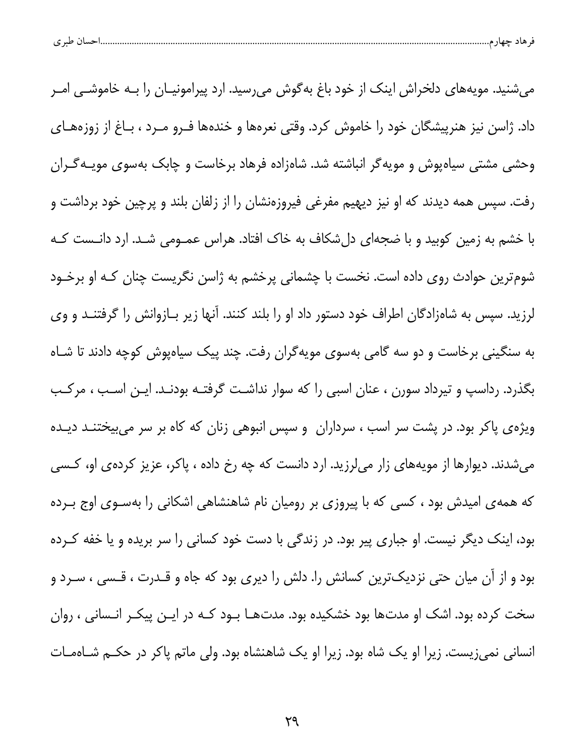می‌شنید. مویه‌های دلخراش اینک از خود باغ به‌گوش می‌رسید. ارد پیرامونیـان را بـه خاموشـی امـر داد. ژاسن نیز هنرپیشگان خود را خاموش کرد. وقتی نعره‌ها و خنده‌ها فـرو مـرد ، بـاغ از زوزه‌هـای وحشی مشتی سیاه‌پوش و مویه‌گر انباشته شد. شاه‌زاده فرهاد برخاست و چابک به‌سوی مویـه‌گـران رفت. سپس همه دیدند که او نیز دیهیم مفرغی فیروزه‌نشان را از زلفان بلند و پرچین خود برداشت و با خشم به زمین کوبید و با ضجه‌ای دل‌شکاف به خاک افتاد. هراس عمـومی شـد. ارد دانـست کـه شوم‌ترین حوادث روی داده است. نخست با چشمانی پرخشم به ژاسن نگریست چنان کـه او برخـود لرزید. سپس به شاه‌زادگان اطراف خود دستور داد او را بلند کنند. آنها زیر بـازوانش را گرفتنـد و وی به سنگینی برخاست و دو سه گامی به‌سوی مویه‌گران رفت. چند پیک سیاه‌پوش کوچه دادند تا شـاه بگذرد. رداسپ و تیرداد سورن ، عنان اسبی را که سوار نداشـت گرفتـه بودنـد. ایـن اسـب ، مرکـب ویژه‌ی پاکر بود. در پشت سر اسب ، سرداران و سپس انبوهی زنان که کاه بر سر می‌بیختنـد دیـده می‌شدند. دیوارها از مویه‌های زار می‌لرزید. ارد دانست که چه رخ داده ، پاکر، عزیز کرده‌ی او، کـسی که همه‌ی امیدش بود ، کسی که با پیروزی بر رومیان نام شاهنشاهی اشکانی را به‌سـوی اوج بـرده بود، اینک دیگر نیست. او جباری پیر بود. در زندگی با دست خود کسانی را سر بریده و یا خفه کـرده بود و از آن میان حتی نزدیک‌ترین کسانش را. دلش را دیری بود که جاه و قـدرت ، قـسی ، سـرد و سخت کرده بود. اشک او مدت‌ها بود خشکیده بود. مدت‌هـا بـود کـه در ایـن پیکـر انـسانی ، روان انسانی نمی‌زیست. زیرا او یک شاه بود. زیرا او یک شاهنشاه بود. ولی ماتم پاکر در حکـم شـاه‌مـات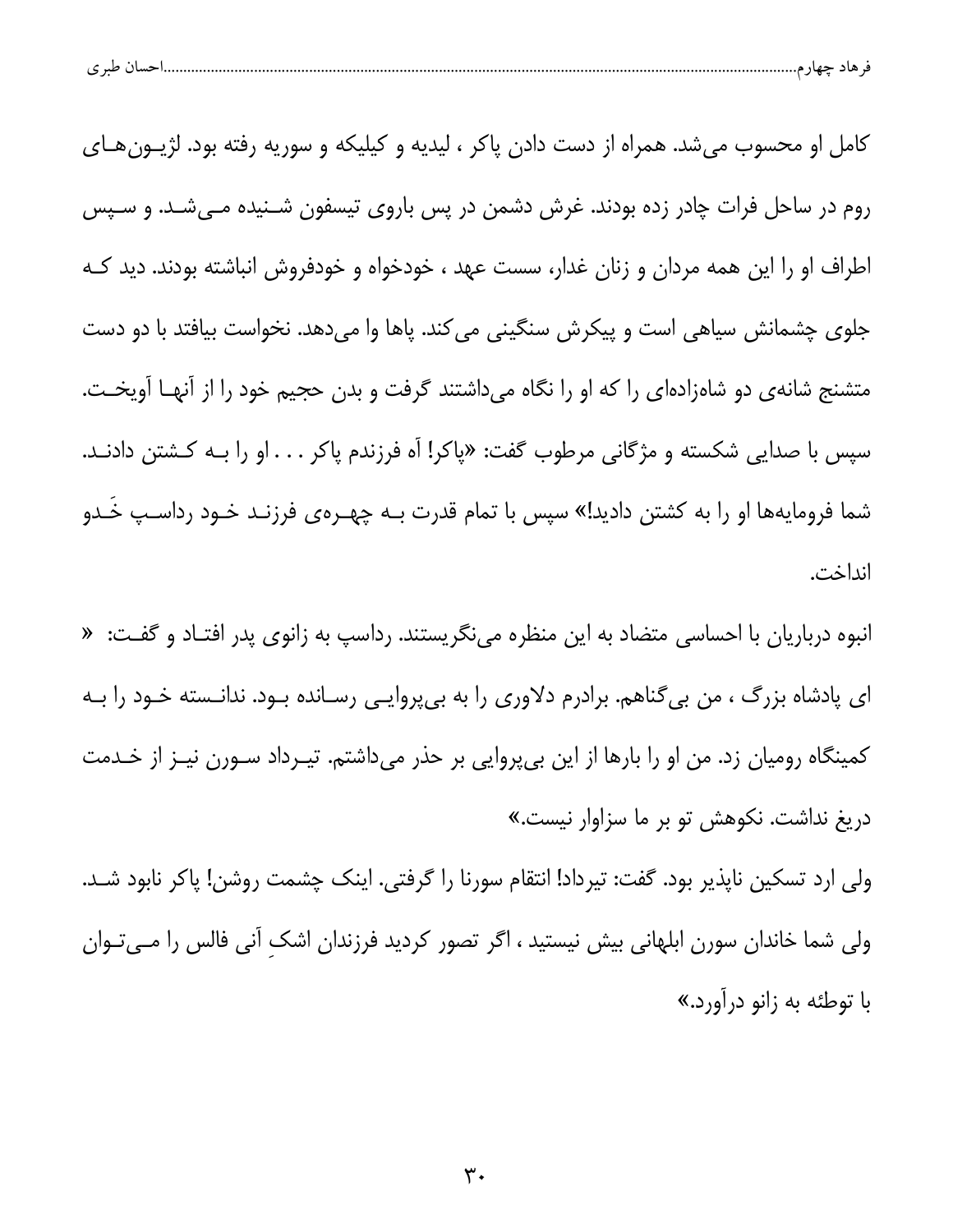کامل او محسوب می‌شد. همراه از دست دادن پاکر ، لیدیه و کیلیکه و سوریه رفته بود. لژیون‌های روم در ساحل فرات چادر زده بودند. غرش دشمن در پس باروی تیسفون شنیده می‌شد. و سپس اطراف او را این همه مردان و زنان غدار، سست عهد ، خودخواه و خودفروش انباشته بودند. دید که جلوی چشمانش سیاهی است و پیکرش سنگینی می‌کند. پاها وا می‌دهد. نخواست بیافتد با دو دست متشنج شانه‌ی دو شاهزاده‌ای را که او را نگاه می‌داشتند گرفت و بدن حجیم خود را از آنها آویخت. سپس با صدایی شکسته و مژگانی مرطوب گفت: «پاکر! آه فرزندم پاکر . . . او را به کشتن دادند. شما فرومایه‌ها او را به کشتن دادید!» سپس با تمام قدرت به چهره‌ی فرزند خود رداسپ خَدو انداخت.

انبوه درباریان با احساسی متضاد به این منظره می‌نگریستند. رداسپ به زانوی پدر افتاد و گفت: « ای پادشاه بزرگ ، من بی‌گناهم. برادرم دلاوری را به بی‌پروایی رسانده بود. ندانسته خود را به کمینگاه رومیان زد. من او را بارها از این بی‌پروایی بر حذر می‌داشتم. تیرداد سورن نیز از خدمت دریغ نداشت. نکوهش تو بر ما سزاوار نیست.»

ولی ارد تسکین ناپذیر بود. گفت: تیرداد! انتقام سورنا را گرفتی. اینک چشمت روشن! پاکر نابود شد. ولی شما خاندان سورن ابلهانی بیش نیستید ، اگر تصور کردید فرزندان اشکِ آنی فالس را می‌توان با توطئه به زانو درآورد.»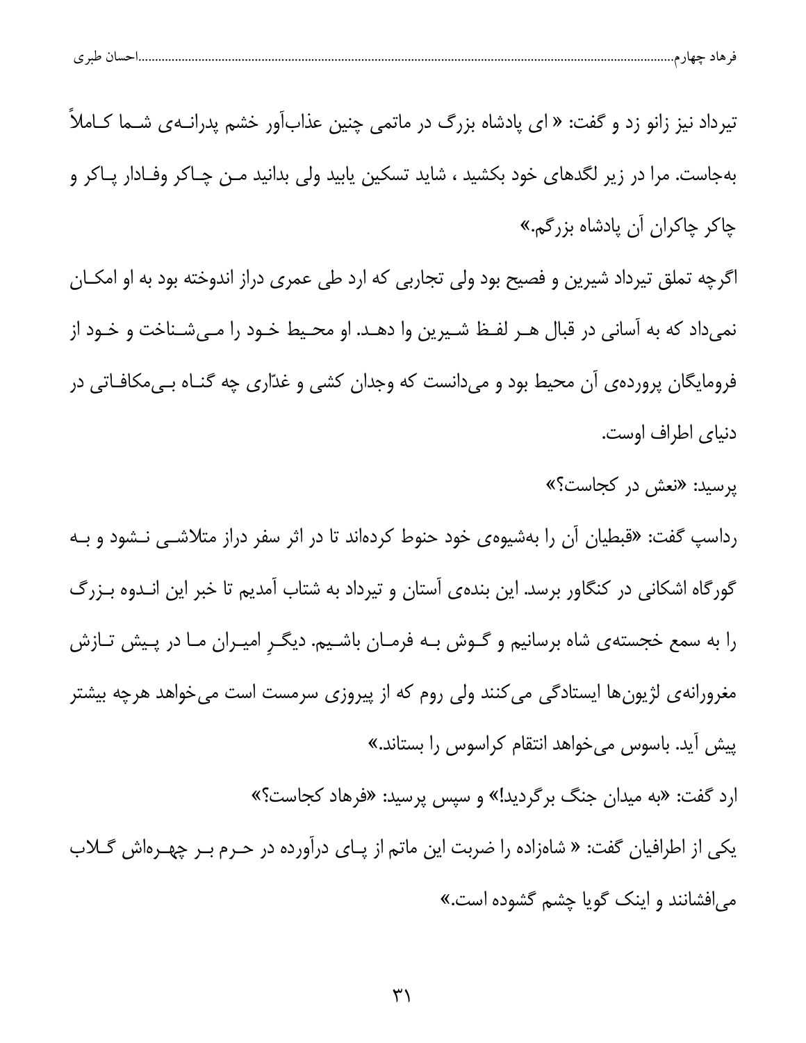تیرداد نیز زانو زد و گفت: « ای پادشاه بزرگ در ماتمی چنین عذاب‌آور خشم پدرانه‌ی شما کاملاً به‌جاست. مرا در زیر لگدهای خود بکشید ، شاید تسکین یابید ولی بدانید من چاکر وفادار پاکر و چاکر چاکران آن پادشاه بزرگم.»

اگرچه تملق تیرداد شیرین و فصیح بود ولی تجاربی که ارد طی عمری دراز اندوخته بود به او امکان نمی‌داد که به آسانی در قبال هر لفظ شیرین وا دهد. او محیط خود را می‌شناخت و خود از فرومایگان پرورده‌ی آن محیط بود و می‌دانست که وجدان کشی و غدّاری چه گناه بی‌مکافاتی در دنیای اطراف اوست.

پرسید: «نعش در کجاست؟»

رداسپ گفت: «قبطیان آن را به‌شیوه‌ی خود حنوط کرده‌اند تا در اثر سفر دراز متلاشی نشود و به گورگاه اشکانی در کنگاور برسد. این بنده‌ی آستان و تیرداد به شتاب آمدیم تا خبر این اندوه بزرگ را به سمع خجسته‌ی شاه برسانیم و گوش به فرمان باشیم. دیگرِ امیران ما در پیش تازش مغرورانه‌ی لژیون‌ها ایستادگی می‌کنند ولی روم که از پیروزی سرمست است می‌خواهد هرچه بیشتر پیش آید. باسوس می‌خواهد انتقام کراسوس را بستاند.»

ارد گفت: «به میدان جنگ برگردید!» و سپس پرسید: «فرهاد کجاست؟»

یکی از اطرافیان گفت: « شاهزاده را ضربت این ماتم از پای درآورده در حرم بر چهره‌اش گلاب می‌افشانند و اینک گویا چشم گشوده است.»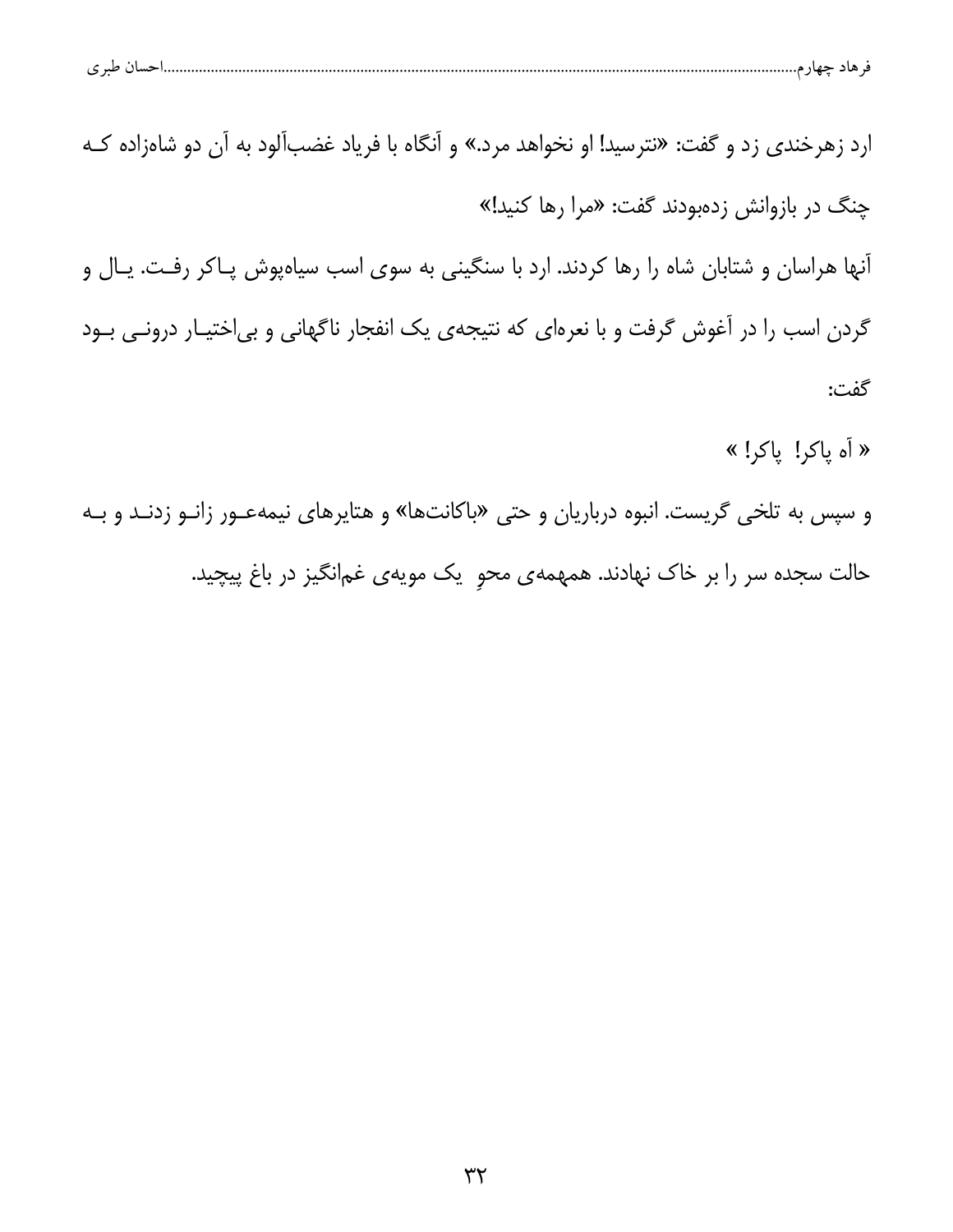ارد زهرخندی زد و گفت: «نترسید! او نخواهد مرد.» و آنگاه با فریاد غضب‌آلود به آن دو شاهزاده که چنگ در بازوانش زده‌بودند گفت: «مرا رها کنید!»

آنها هراسان و شتابان شاه را رها کردند. ارد با سنگینی به سوی اسب سیاه‌پوش پاکر رفت. یال و گردن اسب را در آغوش گرفت و با نعره‌ای که نتیجه‌ی یک انفجار ناگهانی و بی‌اختیار درونی بود گفت:

« آه پاکر! پاکر! »

و سپس به تلخی گریست. انبوه درباریان و حتی «باکانت‌ها» و هتایرهای نیمه‌عور زانو زدند و به حالت سجده سر را بر خاک نهادند. همهمه‌ی محوِ یک مویه‌ی غم‌انگیز در باغ پیچید.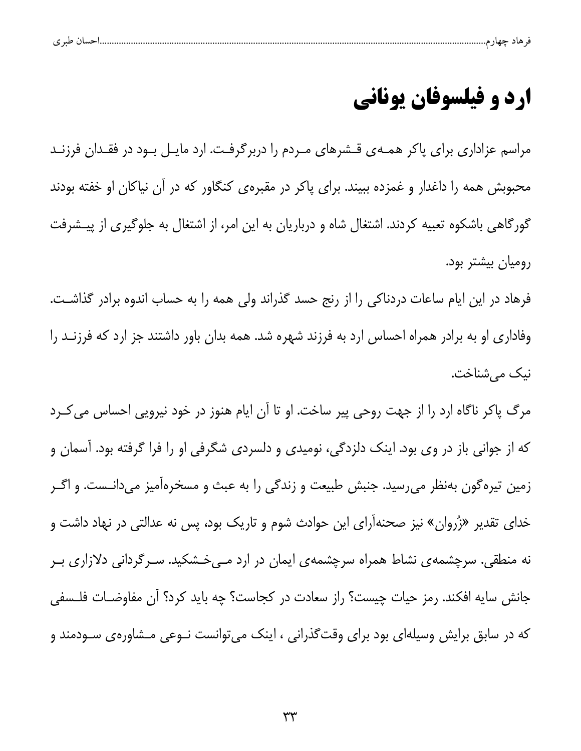# ارد و فیلسوفان یونانی

مراسم عزاداری برای پاکر همه‌ی قشرهای مردم را دربرگرفت. ارد مایل بود در فقدان فرزند محبوبش همه را داغدار و غمزده ببیند. برای پاکر در مقبره‌ی کنگاور که در آن نیاکان او خفته بودند گورگاهی باشکوه تعبیه کردند. اشتغال شاه و درباریان به این امر، از اشتغال به جلوگیری از پیشرفت رومیان بیشتر بود.

فرهاد در این ایام ساعات دردناکی را از رنج حسد گذراند ولی همه را به حساب اندوه برادر گذاشت. وفاداری او به برادر همراه احساس ارد به فرزند شهره شد. همه بدان باور داشتند جز ارد که فرزند را نیک می‌شناخت.

مرگ پاکر ناگاه ارد را از جهت روحی پیر ساخت. او تا آن ایام هنوز در خود نیرویی احساس می‌کرد که از جوانی باز در وی بود. اینک دلزدگی، نومیدی و دلسردی شگرفی او را فرا گرفته بود. آسمان و زمین تیره‌گون به‌نظر می‌رسید. جنبش طبیعت و زندگی را به عبث و مسخره‌آمیز می‌دانست. و اگر خدای تقدیر «زُروان» نیز صحنه‌آرای این حوادث شوم و تاریک بود، پس نه عدالتی در نهاد داشت و نه منطقی. سرچشمه‌ی نشاط همراه سرچشمه‌ی ایمان در ارد می‌خشکید. سرگردانی دلازاری بر جانش سایه افکند. رمز حیات چیست؟ راز سعادت در کجاست؟ چه باید کرد؟ آن مفاوضات فلسفی که در سابق برایش وسیله‌ای بود برای وقت‌گذرانی ، اینک می‌توانست نوعی مشاوره‌ی سودمند و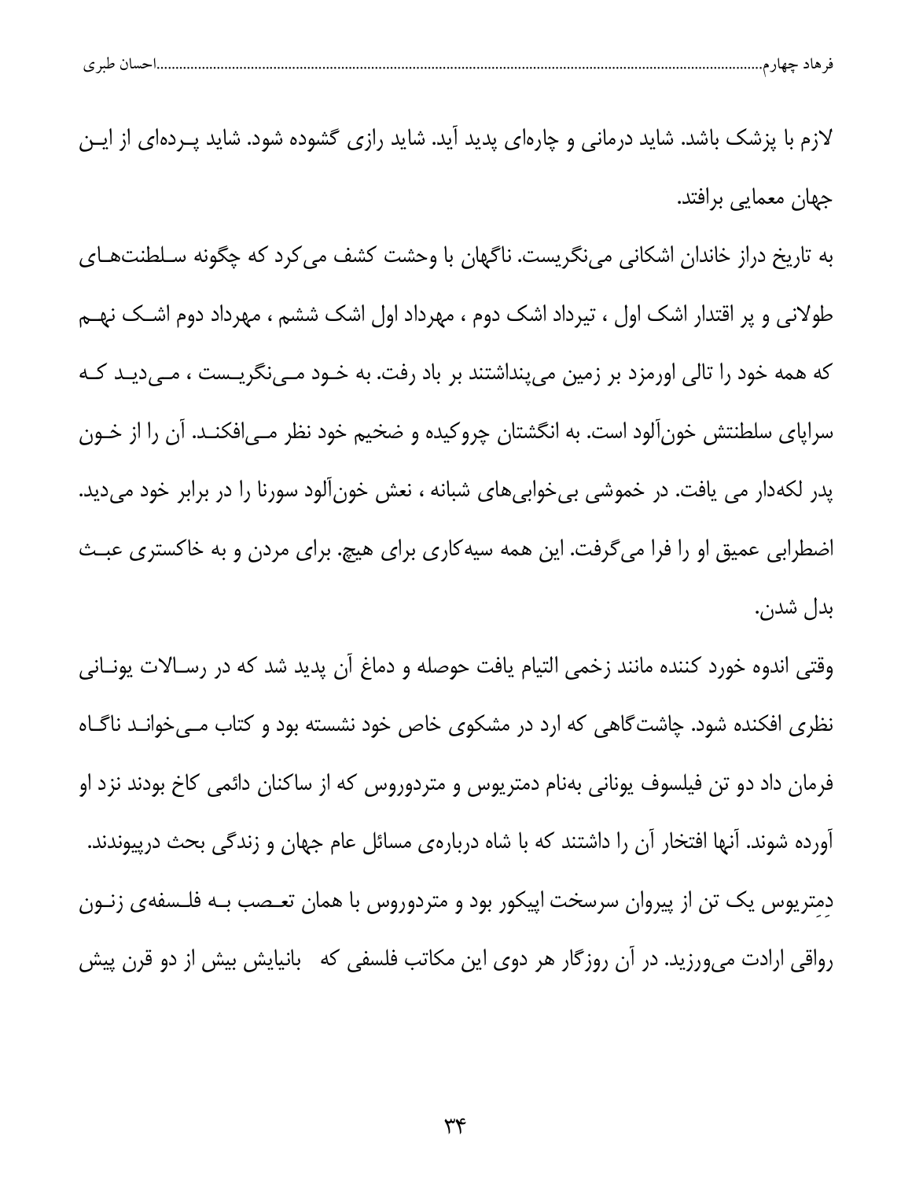لازم با پزشک باشد. شاید درمانی و چاره‌ای پدید آید. شاید رازی گشوده شود. شاید پرده‌ای از این جهان معمایی برافتد.

به تاریخ دراز خاندان اشکانی می‌نگریست. ناگهان با وحشت کشف می‌کرد که چگونه سلطنت‌های طولانی و پر اقتدار اشک اول ، تیرداد اشک دوم ، مهرداد اول اشک ششم ، مهرداد دوم اشک نهم که همه خود را تالی اورمزد بر زمین می‌پنداشتند بر باد رفت. به خود می‌نگریست ، می‌دید که سراپای سلطنتش خون‌آلود است. به انگشتان چروکیده و ضخیم خود نظر می‌افکند. آن را از خون پدر لکه‌دار می یافت. در خموشی بی‌خوابی‌های شبانه ، نعش خون‌آلود سورنا را در برابر خود می‌دید. اضطرابی عمیق او را فرا می‌گرفت. این همه سیه‌کاری برای هیچ. برای مردن و به خاکستری عبث بدل شدن.

وقتی اندوه خورد کننده مانند زخمی التیام یافت حوصله و دماغ آن پدید شد که در رسالات یونانی نظری افکنده شود. چاشت‌گاهی که ارد در مشکوی خاص خود نشسته بود و کتاب می‌خواند ناگاه فرمان داد دو تن فیلسوف یونانی به‌نام دمتریوس و متردوروس که از ساکنان دائمی کاخ بودند نزد او آورده شوند. آنها افتخار آن را داشتند که با شاه درباره‌ی مسائل عام جهان و زندگی بحث درپیوندند. دِمتریوس یک تن از پیروان سرسخت اپیکور بود و متردوروس با همان تعصب به فلسفه‌ی زنون رواقی ارادت می‌ورزید. در آن روزگار هر دوی این مکاتب فلسفی که بانیایش بیش از دو قرن پیش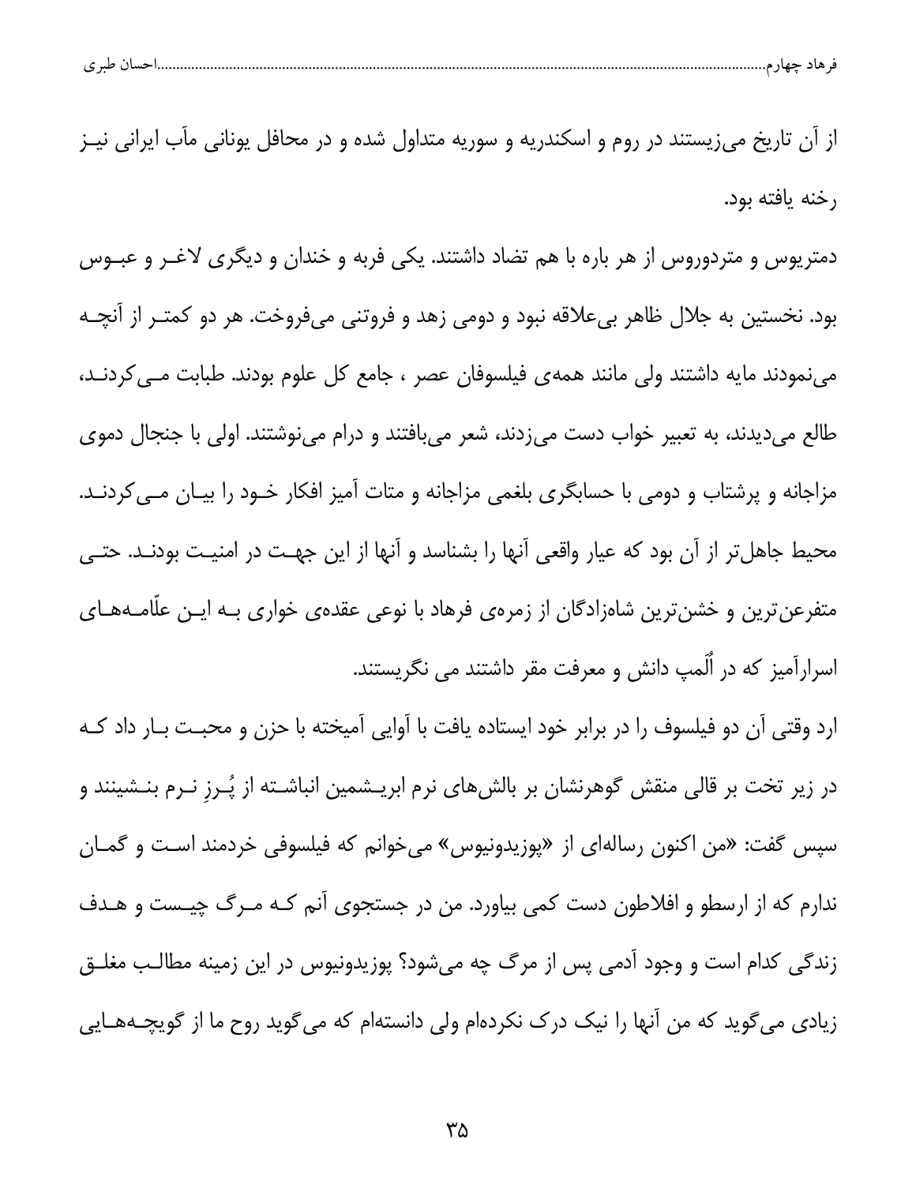از آن تاریخ می‌زیستند در روم و اسکندریه و سوریه متداول شده و در محافل یونانی مآب ایرانی نیز رخنه یافته بود.

دمتریوس و متردوروس از هر باره با هم تضاد داشتند. یکی فربه و خندان و دیگری لاغر و عبوس بود. نخستین به جلال ظاهر بی‌علاقه نبود و دومی زهد و فروتنی می‌فروخت. هر دو کمتر از آنچه می‌نمودند مایه داشتند ولی مانند همه‌ی فیلسوفان عصر ، جامع کل علوم بودند. طبابت می‌کردند، طالع می‌دیدند، به تعبیر خواب دست می‌زدند، شعر می‌بافتند و درام می‌نوشتند. اولی با جنجال دموی مزاجانه و پرشتاب و دومی با حسابگری بلغمی مزاجانه و متات آمیز افکار خود را بیان می‌کردند. محیط جاهل‌تر از آن بود که عیار واقعی آنها را بشناسد و آنها از این جهت در امنیت بودند. حتی متفرعن‌ترین و خشن‌ترین شاهزادگان از زمره‌ی فرهاد با نوعی عقده‌ی خواری به این علّامه‌های اسرارآمیز که در اُلمپ دانش و معرفت مقر داشتند می نگریستند.

ارد وقتی آن دو فیلسوف را در برابر خود ایستاده یافت با آوایی آمیخته با حزن و محبت بار داد که در زیر تخت بر قالی منقش گوهرنشان بر بالش‌های نرم ابریشمین انباشته از پُرزِ نرم بنشینند و سپس گفت: «من اکنون رساله‌ای از «پوزیدونیوس» می‌خوانم که فیلسوفی خردمند است و گمان ندارم که از ارسطو و افلاطون دست کمی بیاورد. من در جستجوی آنم که مرگ چیست و هدف زندگی کدام است و وجود آدمی پس از مرگ چه می‌شود؟ پوزیدونیوس در این زمینه مطالب مغلق زیادی می‌گوید که من آنها را نیک درک نکرده‌ام ولی دانسته‌ام که می‌گوید روح ما از گویچه‌هایی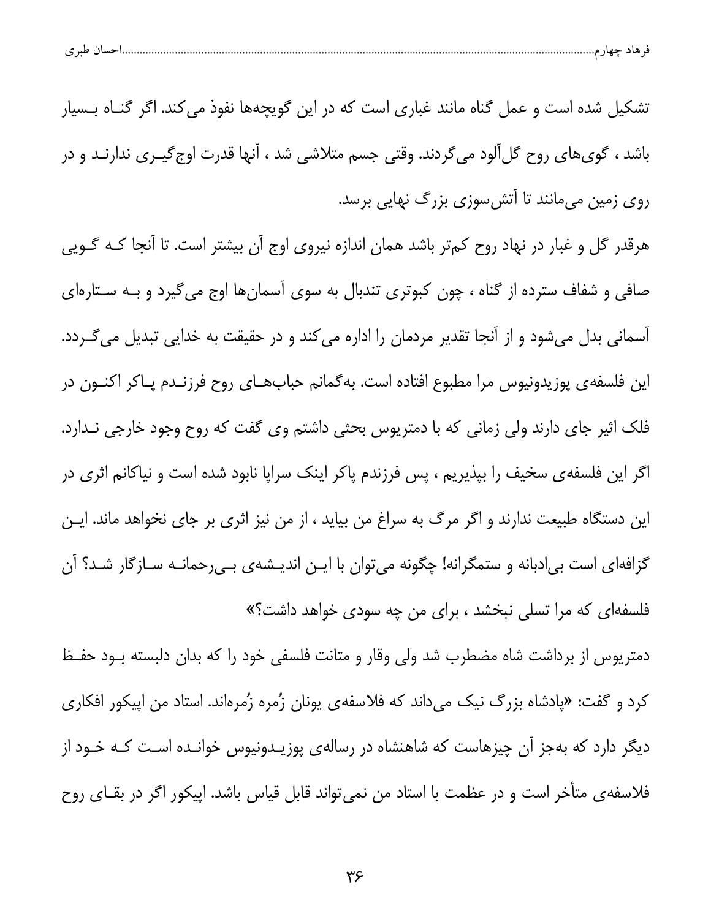تشکیل شده است و عمل گناه مانند غباری است که در این گویچه‌ها نفوذ می‌کند. اگر گناه بسیار باشد ، گوی‌های روح گل‌آلود می‌گردند. وقتی جسم متلاشی شد ، آنها قدرت اوج‌گیری ندارند و در روی زمین می‌مانند تا آتش‌سوزی بزرگ نهایی برسد.

هرقدر گل و غبار در نهاد روح کم‌تر باشد همان اندازه نیروی اوج آن بیشتر است. تا آنجا که گویی صافی و شفاف سترده از گناه ، چون کبوتری تندبال به سوی آسمان‌ها اوج می‌گیرد و به ستاره‌ای آسمانی بدل می‌شود و از آنجا تقدیر مردمان را اداره می‌کند و در حقیقت به خدایی تبدیل می‌گردد. این فلسفه‌ی پوزیدونیوس مرا مطبوع افتاده است. به‌گمانم حباب‌های روح فرزندم پاکر اکنون در فلک اثیر جای دارند ولی زمانی که با دمتریوس بحثی داشتم وی گفت که روح وجود خارجی ندارد. اگر این فلسفه‌ی سخیف را بپذیریم ، پس فرزندم پاکر اینک سراپا نابود شده است و نیاکانم اثری در این دستگاه طبیعت ندارند و اگر مرگ به سراغ من بیاید ، از من نیز اثری بر جای نخواهد ماند. این گزافه‌ای است بی‌ادبانه و ستمگرانه! چگونه می‌توان با این اندیشه‌ی بی‌رحمانه سازگار شد؟ آن فلسفه‌ای که مرا تسلی نبخشد ، برای من چه سودی خواهد داشت؟»

دمتریوس از برداشت شاه مضطرب شد ولی وقار و متانت فلسفی خود را که بدان دلبسته بود حفظ کرد و گفت: «پادشاه بزرگ نیک می‌داند که فلاسفه‌ی یونان زُمره زُمره‌اند. استاد من اپیکور افکاری دیگر دارد که به‌جز آن چیزهاست که شاهنشاه در رساله‌ی پوزیدونیوس خوانده است که خود از فلاسفه‌ی متأخر است و در عظمت با استاد من نمی‌تواند قابل قیاس باشد. اپیکور اگر در بقای روح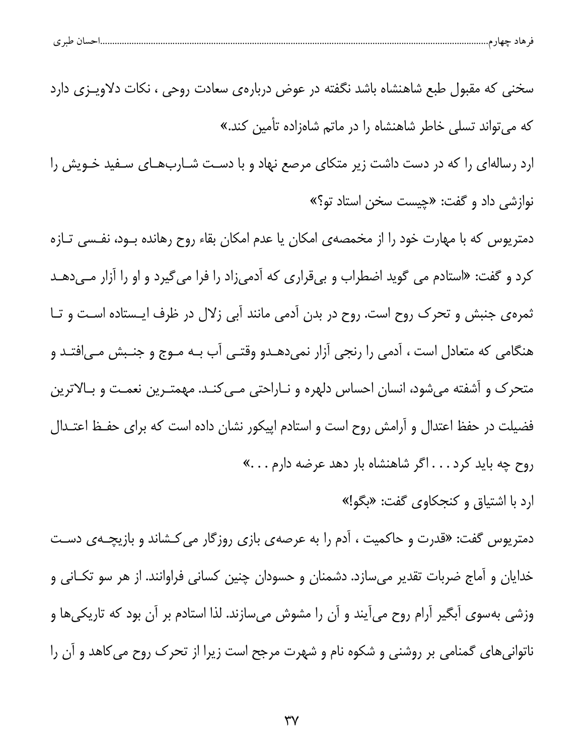سخنی که مقبول طبع شاهنشاه باشد نگفته در عوض درباره‌ی سعادت روحی ، نکات دلاویزی دارد که می‌تواند تسلی خاطر شاهنشاه را در ماتم شاه‌زاده تأمین کند.»

ارد رساله‌ای را که در دست داشت زیر متکای مرصع نهاد و با دست شارب‌های سفید خویش را نوازشی داد و گفت: «چیست سخن استاد تو؟»

دمتریوس که با مهارت خود را از مخمصه‌ی امکان یا عدم امکان بقاء روح رهانده بود، نفسی تازه کرد و گفت: «استادم می گوید اضطراب و بی‌قراری که آدمی‌زاد را فرا می‌گیرد و او را آزار می‌دهد ثمره‌ی جنبش و تحرک روح است. روح در بدن آدمی مانند آبی زلال در ظرف ایستاده است و تا هنگامی که متعادل است ، آدمی را رنجی آزار نمی‌دهدو وقتی آب به موج و جنبش می‌افتد و متحرک و آشفته می‌شود، انسان احساس دلهره و ناراحتی می‌کند. مهمترین نعمت و بالاترین فضیلت در حفظ اعتدال و آرامش روح است و استادم اپیکور نشان داده است که برای حفظ اعتدال روح چه باید کرد . . . اگر شاهنشاه بار دهد عرضه دارم . . .»

ارد با اشتیاق و کنجکاوی گفت: «بگو!»

دمتریوس گفت: «قدرت و حاکمیت ، آدم را به عرصه‌ی بازی روزگار می‌کشاند و بازیچه‌ی دست خدایان و آماج ضربات تقدیر می‌سازد. دشمنان و حسودان چنین کسانی فراوانند. از هر سو تکانی و وزشی به‌سوی آبگیر آرام روح می‌آیند و آن را مشوش می‌سازند. لذا استادم بر آن بود که تاریکی‌ها و ناتوانی‌های گمنامی بر روشنی و شکوه نام و شهرت مرجح است زیرا از تحرک روح می‌کاهد و آن را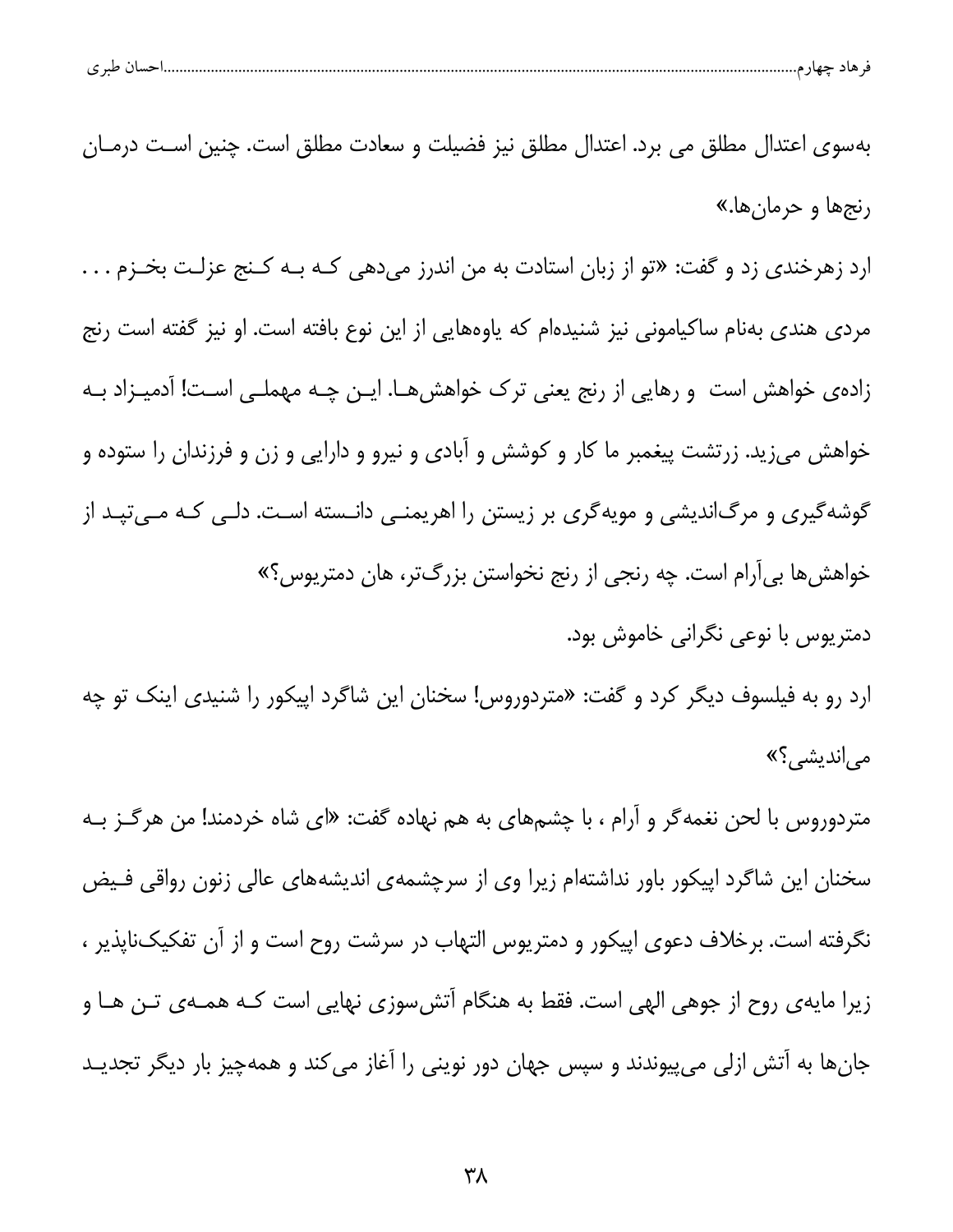به‌سوی اعتدال مطلق می برد. اعتدال مطلق نیز فضیلت و سعادت مطلق است. چنین است درمان رنج‌ها و حرمان‌ها.»

ارد زهرخندی زد و گفت: «تو از زبان استادت به من اندرز می‌دهی که به کنج عزلت بخزم . . . مردی هندی به‌نام ساکیامونی نیز شنیده‌ام که یاوه‌هایی از این نوع بافته است. او نیز گفته است رنج زاده‌ی خواهش است  و رهایی از رنج یعنی ترک خواهش‌ها. این چه مهملی است! آدمیزاد به خواهش می‌زید. زرتشت پیغمبر ما کار و کوشش و آبادی و نیرو و دارایی و زن و فرزندان را ستوده و گوشه‌گیری و مرگ‌اندیشی و مویه‌گری بر زیستن را اهریمنی دانسته است. دلی که می‌تپد از خواهش‌ها بی‌آرام است. چه رنجی از رنج نخواستن بزرگ‌تر، هان دمتریوس؟»

دمتریوس با نوعی نگرانی خاموش بود.

ارد رو به فیلسوف دیگر کرد و گفت: «متردوروس! سخنان این شاگرد اپیکور را شنیدی اینک تو چه می‌اندیشی؟»

متردوروس با لحن نغمه‌گر و آرام ، با چشم‌های به هم نهاده گفت: «ای شاه خردمند! من هرگز به سخنان این شاگرد اپیکور باور نداشته‌ام زیرا وی از سرچشمه‌ی اندیشه‌های عالی زنون رواقی فیض نگرفته است. برخلاف دعوی اپیکور و دمتریوس التهاب در سرشت روح است و از آن تفکیک‌ناپذیر ، زیرا مایه‌ی روح از جوهی الهی است. فقط به هنگام آتش‌سوزی نهایی است که همه‌ی تن ها و جان‌ها به آتش ازلی می‌پیوندند و سپس جهان دور نوینی را آغاز می‌کند و همه‌چیز بار دیگر تجدید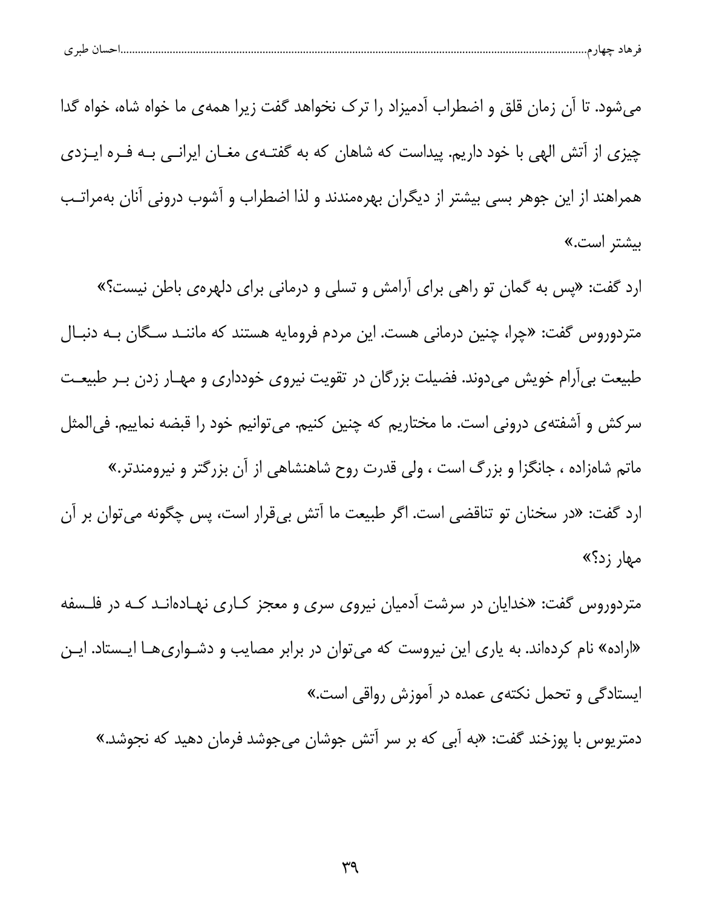می‌شود. تا آن زمان قلق و اضطراب آدمیزاد را ترک نخواهد گفت زیرا همه‌ی ما خواه شاه، خواه گدا چیزی از آتش الهی با خود داریم. پیداست که شاهان که به گفته‌ی مغان ایرانی به فره ایزدی همراهند از این جوهر بسی بیشتر از دیگران بهره‌مندند و لذا اضطراب و آشوب درونی آنان به‌مراتب بیشتر است.»

ارد گفت: «پس به گمان تو راهی برای آرامش و تسلی و درمانی برای دلهره‌ی باطن نیست؟»

متردوروس گفت: «چرا، چنین درمانی هست. این مردم فرومایه هستند که مانند سگان به دنبال طبیعت بی‌آرام خویش می‌دوند. فضیلت بزرگان در تقویت نیروی خودداری و مهار زدن بر طبیعت سرکش و آشفته‌ی درونی است. ما مختاریم که چنین کنیم. می‌توانیم خود را قبضه نماییم. فی‌المثل ماتم شاهزاده ، جانگزا و بزرگ است ، ولی قدرت روح شاهنشاهی از آن بزرگتر و نیرومندتر.»

ارد گفت: «در سخنان تو تناقضی است. اگر طبیعت ما آتش بی‌قرار است، پس چگونه می‌توان بر آن مهار زد؟»

متردوروس گفت: «خدایان در سرشت آدمیان نیروی سری و معجز کاری نهاده‌اند که در فلسفه «اراده» نام کرده‌اند. به یاری این نیروست که می‌توان در برابر مصایب و دشواری‌ها ایستاد. این ایستادگی و تحمل نکته‌ی عمده در آموزش رواقی است.»

دمتریوس با پوزخند گفت: «به آبی که بر سر آتش جوشان می‌جوشد فرمان دهید که نجوشد.»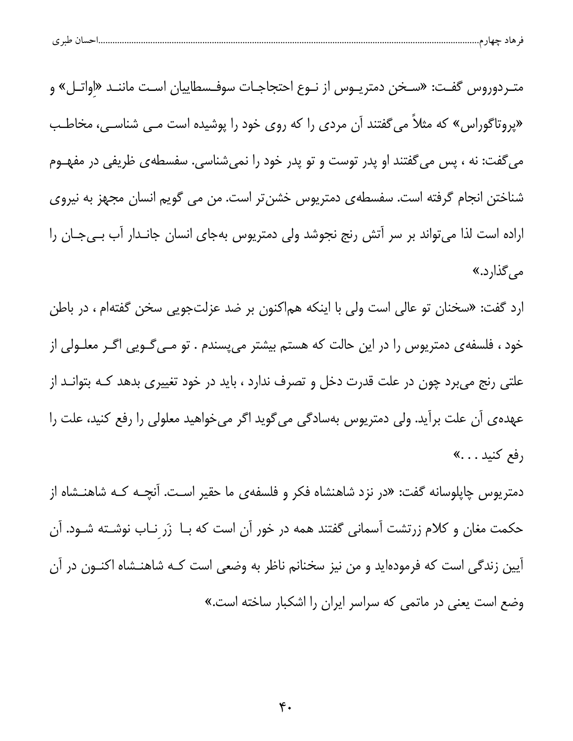متـردوروس گفـت: «سـخن دمتریـوس از نـوع احتجاجـات سوفـسطاییان اسـت ماننـد «اِواتـل» و «پروتاگوراس» که مثلاً می‌گفتند آن مردی را که روی خود را پوشیده است مـی شناسـی، مخاطـب می‌گفت: نه ، پس می‌گفتند او پدر توست و تو پدر خود را نمی‌شناسی. سفسطه‌ی ظریفی در مفهـوم شناختن انجام گرفته است. سفسطه‌ی دمتریوس خشن‌تر است. من می گویم انسان مجهز به نیروی اراده است لذا می‌تواند بر سر آتش رنج نجوشد ولی دمتریوس به‌جای انسان جانـدار آب بـی‌جـان را می‌گذارد.»

ارد گفت: «سخنان تو عالی است ولی با اینکه هم‌اکنون بر ضد عزلت‌جویی سخن گفته‌ام ، در باطن خود ، فلسفه‌ی دمتریوس را در این حالت که هستم بیشتر می‌پسندم . تو مـی‌گـویی اگـر معلـولی از علتی رنج می‌برد چون در علت قدرت دخل و تصرف ندارد ، باید در خود تغییری بدهد کـه بتوانـد از عهده‌ی آن علت برآید. ولی دمتریوس به‌سادگی می‌گوید اگر می‌خواهید معلولی را رفع کنید، علت را رفع کنید . . .»

دمتریوس چاپلوسانه گفت: «در نزد شاهنشاه فکر و فلسفه‌ی ما حقیر اسـت. آنچـه کـه شاهنـشاه از حکمت مغان و کلام زرتشت آسمانی گفتند همه در خور آن است که بـا زَرِ نـاب نوشـته شـود. آن آیین زندگی است که فرموده‌اید و من نیز سخنانم ناظر به وضعی است کـه شاهنـشاه اکنـون در آن وضع است یعنی در ماتمی که سراسر ایران را اشکبار ساخته است.»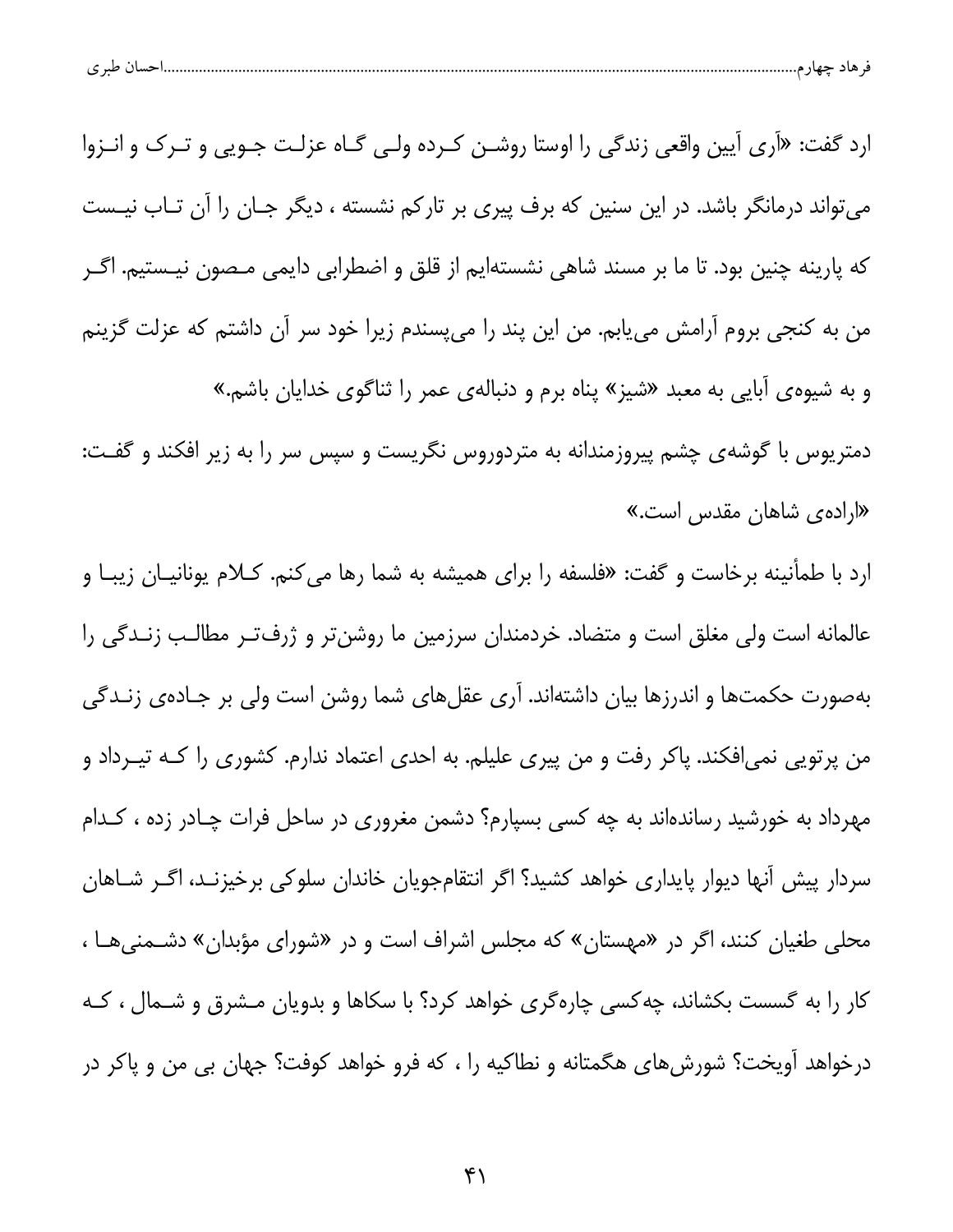ارد گفت: «آری آیین واقعی زندگی را اوستا روشـن کـرده ولـی گـاه عزلـت جـویی و تـرک و انـزوا می‌تواند درمانگر باشد. در این سنین که برف پیری بر تارکم نشسته ، دیگر جـان را آن تـاب نیـست که پارینه چنین بود. تا ما بر مسند شاهی نشسته‌ایم از قلق و اضطرابی دایمی مـصون نیـستیم. اگـر من به کنجی بروم آرامش می‌یابم. من این پند را می‌پسندم زیرا خود سر آن داشتم که عزلت گزینم و به شیوه‌ی آبایی به معبد «شیز» پناه برم و دنباله‌ی عمر را ثناگوی خدایان باشم.»

دمتریوس با گوشه‌ی چشم پیروزمندانه به متردوروس نگریست و سپس سر را به زیر افکند و گفـت: «اراده‌ی شاهان مقدس است.»

ارد با طمأنینه برخاست و گفت: «فلسفه را برای همیشه به شما رها می‌کنم. کـلام یونانیـان زیبـا و عالمانه است ولی مغلق است و متضاد. خردمندان سرزمین ما روشن‌تر و ژرف‌تـر مطالـب زنـدگی را به‌صورت حکمت‌ها و اندرزها بیان داشته‌اند. آری عقل‌های شما روشن است ولی بر جـاده‌ی زنـدگی من پرتویی نمی‌افکند. پاکر رفت و من پیری علیلم. به احدی اعتماد ندارم. کشوری را کـه تیـرداد و مهرداد به خورشید رسانده‌اند به چه کسی بسپارم؟ دشمن مغروری در ساحل فرات چـادر زده ، کـدام سردار پیش آنها دیوار پایداری خواهد کشید؟ اگر انتقام‌جویان خاندان سلوکی برخیزنـد، اگـر شـاهان محلی طغیان کنند، اگر در «مهستان» که مجلس اشراف است و در «شورای مؤبدان» دشـمنی‌هـا ، کار را به گسست بکشاند، چه‌کسی چاره‌گری خواهد کرد؟ با سکاها و بدویان مـشرق و شـمال ، کـه درخواهد آویخت؟ شورش‌های هگمتانه و نطاکیه را ، که فرو خواهد کوفت؟ جهان بی من و پاکر در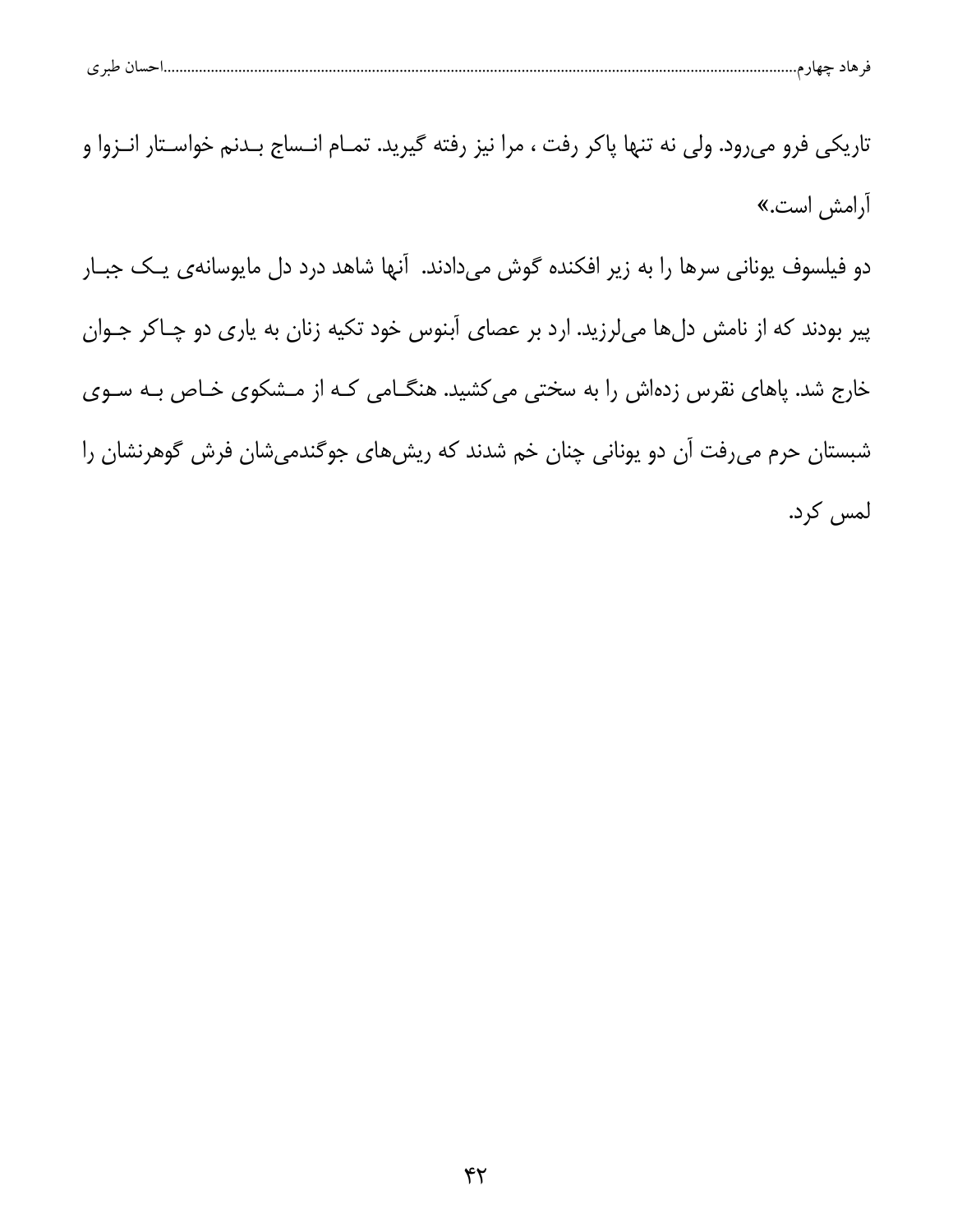تاریکی فرو می‌رود. ولی نه تنها پاکر رفت ، مرا نیز رفته گیرید. تمام انساج بدنم خواستار انزوا و آرامش است.»

دو فیلسوف یونانی سرها را به زیر افکنده گوش می‌دادند. آنها شاهد درد دل مایوسانه‌ی یک جبار پیر بودند که از نامش دل‌ها می‌لرزید. ارد بر عصای آبنوس خود تکیه زنان به یاری دو چاکر جوان خارج شد. پاهای نقرس زده‌اش را به سختی می‌کشید. هنگامی که از مشکوی خاص به سوی شبستان حرم می‌رفت آن دو یونانی چنان خم شدند که ریش‌های جوگندمی‌شان فرش گوهرنشان را لمس کرد.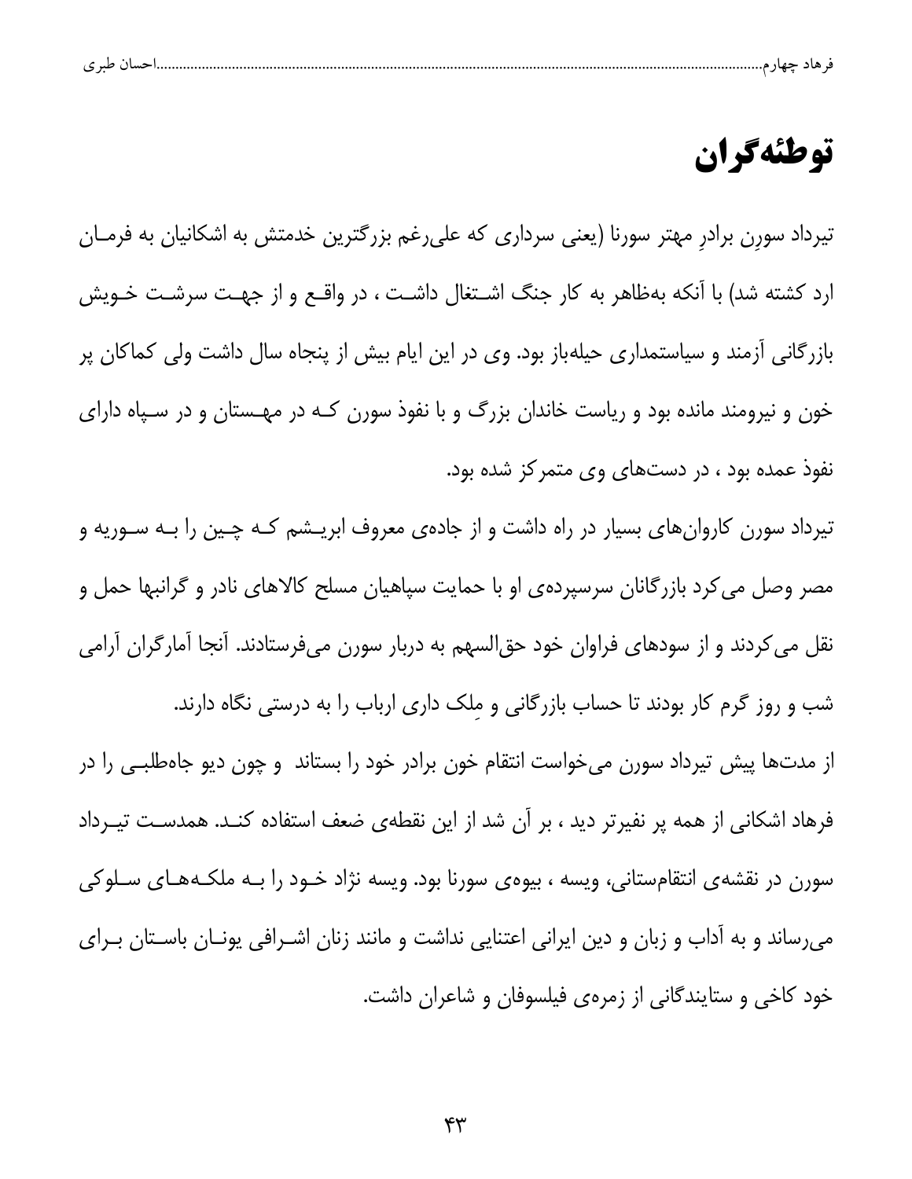# توطئه‌گران

تیرداد سورِن برادرِ مهتر سورنا (یعنی سرداری که علی‌رغم بزرگترین خدمتش به اشکانیان به فرمان ارد کشته شد) با آنکه به‌ظاهر به کار جنگ اشتغال داشت ، در واقع و از جهت سرشت خویش بازرگانی آزمند و سیاستمداری حیله‌باز بود. وی در این ایام بیش از پنجاه سال داشت ولی کماکان پر خون و نیرومند مانده بود و ریاست خاندان بزرگ و با نفوذ سورن که در مهستان و در سپاه دارای نفوذ عمده بود ، در دست‌های وی متمرکز شده بود.

تیرداد سورن کاروان‌های بسیار در راه داشت و از جاده‌ی معروف ابریشم که چین را به سوریه و مصر وصل می‌کرد بازرگانان سرسپرده‌ی او با حمایت سپاهیان مسلح کالاهای نادر و گرانبها حمل و نقل می‌کردند و از سودهای فراوان خود حق‌السهم به دربار سورن می‌فرستادند. آنجا آمارگران آرامی شب و روز گرم کار بودند تا حساب بازرگانی و مِلک داری ارباب را به درستی نگاه دارند.

از مدت‌ها پیش تیرداد سورن می‌خواست انتقام خون برادر خود را بستاند و چون دیو جاه‌طلبی را در فرهاد اشکانی از همه پر نفیرتر دید ، بر آن شد از این نقطه‌ی ضعف استفاده کند. همدست تیرداد سورن در نقشه‌ی انتقام‌ستانی، ویسه ، بیوه‌ی سورنا بود. ویسه نژاد خود را به ملکه‌های سلوکی می‌رساند و به آداب و زبان و دین ایرانی اعتنایی نداشت و مانند زنان اشرافی یونان باستان برای خود کاخی و ستایندگانی از زمره‌ی فیلسوفان و شاعران داشت.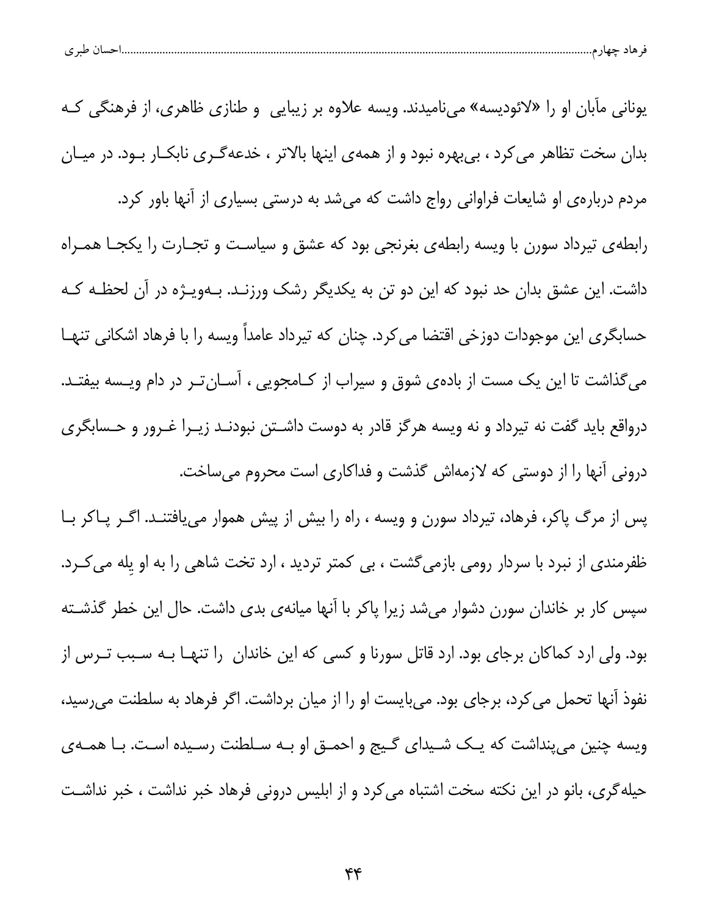یونانی مآبان او را «لائودیسه» می‌نامیدند. ویسه علاوه بر زیبایی و طنازی ظاهری، از فرهنگی که بدان سخت تظاهر می‌کرد ، بی‌بهره نبود و از همه‌ی اینها بالاتر ، خدعه‌گری نابکار بود. در میان مردم درباره‌ی او شایعات فراوانی رواج داشت که می‌شد به درستی بسیاری از آنها باور کرد.

رابطه‌ی تیرداد سورن با ویسه رابطه‌ی بغرنجی بود که عشق و سیاست و تجارت را یکجا همراه داشت. این عشق بدان حد نبود که این دو تن به یکدیگر رشک ورزند. به‌ویژه در آن لحظه که حسابگری این موجودات دوزخی اقتضا می‌کرد. چنان که تیرداد عامداً ویسه را با فرهاد اشکانی تنها می‌گذاشت تا این یک مست از باده‌ی شوق و سیراب از کامجویی ، آسان‌تر در دام ویسه بیفتد. درواقع باید گفت نه تیرداد و نه ویسه هرگز قادر به دوست داشتن نبودند زیرا غرور و حسابگری درونی آنها را از دوستی که لازمه‌اش گذشت و فداکاری است محروم می‌ساخت.

پس از مرگ پاکر، فرهاد، تیرداد سورن و ویسه ، راه را بیش از پیش هموار می‌یافتند. اگر پاکر با ظفرمندی از نبرد با سردار رومی بازمی‌گشت ، بی کمتر تردید ، ارد تخت شاهی را به او یِله می‌کرد. سپس کار بر خاندان سورن دشوار می‌شد زیرا پاکر با آنها میانه‌ی بدی داشت. حال این خطر گذشته بود. ولی ارد کماکان برجای بود. ارد قاتل سورنا و کسی که این خاندان را تنها به سبب ترس از نفوذ آنها تحمل می‌کرد، برجای بود. می‌بایست او را از میان برداشت. اگر فرهاد به سلطنت می‌رسید، ویسه چنین می‌پنداشت که یک شیدای گیج و احمق او به سلطنت رسیده است. با همه‌ی حیله‌گری، بانو در این نکته سخت اشتباه می‌کرد و از ابلیس درونی فرهاد خبر نداشت ، خبر نداشت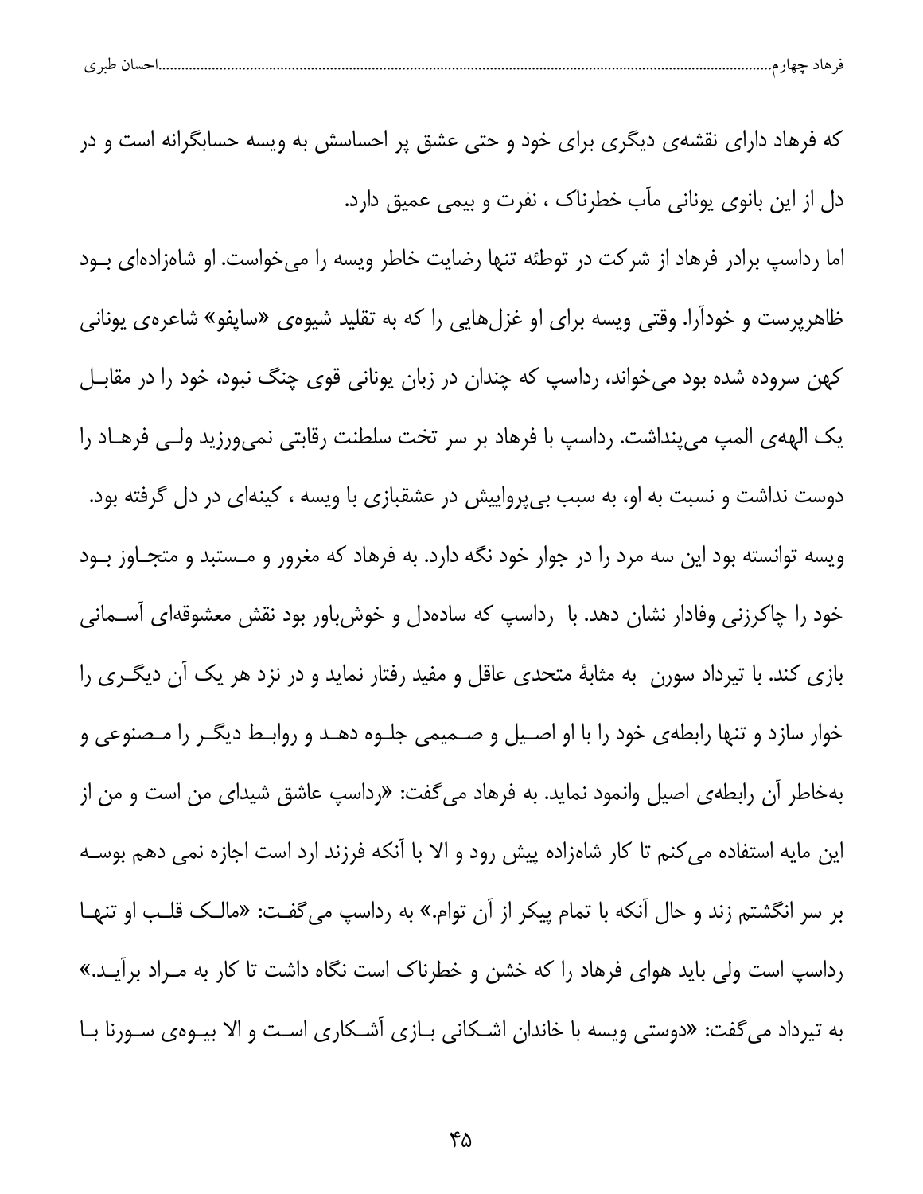که فرهاد دارای نقشه‌ی دیگری برای خود و حتی عشق پر احساسش به ویسه حسابگرانه است و در دل از این بانوی یونانی مآب خطرناک ، نفرت و بیمی عمیق دارد.

اما رداسپ برادر فرهاد از شرکت در توطئه تنها رضایت خاطر ویسه را می‌خواست. او شاهزاده‌ای بود ظاهرپرست و خودآرا. وقتی ویسه برای او غزل‌هایی را که به تقلید شیوه‌ی «ساپفو» شاعره‌ی یونانی کهن سروده شده بود می‌خواند، رداسپ که چندان در زبان یونانی قوی چنگ نبود، خود را در مقابل یک الهه‌ی المپ می‌پنداشت. رداسپ با فرهاد بر سر تخت سلطنت رقابتی نمی‌ورزید ولی فرهاد را دوست نداشت و نسبت به او، به سبب بی‌پرواییش در عشقبازی با ویسه ، کینه‌ای در دل گرفته بود. ویسه توانسته بود این سه مرد را در جوار خود نگه دارد. به فرهاد که مغرور و مستبد و متجاوز بود خود را چاکرزنی وفادار نشان دهد. با رداسپ که ساده‌دل و خوش‌باور بود نقش معشوقه‌ای آسمانی بازی کند. با تیرداد سورن به مثابهٔ متحدی عاقل و مفید رفتار نماید و در نزد هر یک آن دیگری را خوار سازد و تنها رابطه‌ی خود را با او اصیل و صمیمی جلوه دهد و روابط دیگر را مصنوعی و به‌خاطر آن رابطه‌ی اصیل وانمود نماید. به فرهاد می‌گفت: «رداسپ عاشق شیدای من است و من از این مایه استفاده می‌کنم تا کار شاهزاده پیش رود و الا با آنکه فرزند ارد است اجازه نمی دهم بوسه بر سر انگشتم زند و حال آنکه با تمام پیکر از آن توام.» به رداسپ می‌گفت: «مالک قلب او تنها رداسپ است ولی باید هوای فرهاد را که خشن و خطرناک است نگاه داشت تا کار به مراد برآید.» به تیرداد می‌گفت: «دوستی ویسه با خاندان اشکانی بازی آشکاری است و الا بیوه‌ی سورنا با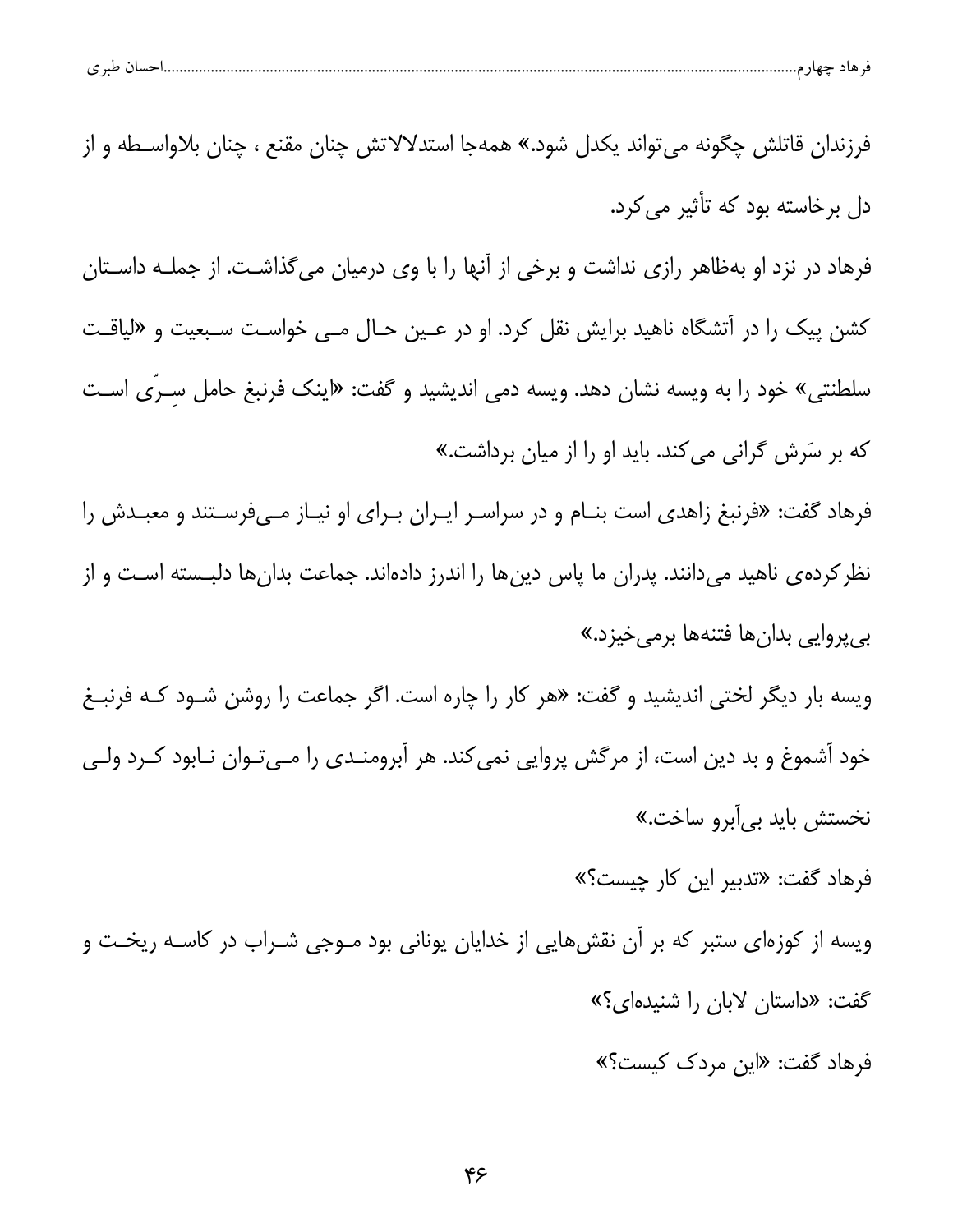فرزندان قاتلش چگونه می‌تواند یکدل شود.» همه‌جا استدلالاتش چنان مقنع ، چنان بلاواسطه و از دل برخاسته بود که تأثیر می‌کرد.

فرهاد در نزد او به‌ظاهر رازی نداشت و برخی از آنها را با وی درمیان می‌گذاشت. از جمله داستان کشن پیک را در آتشگاه ناهید برایش نقل کرد. او در عین حال می خواست سبعیت و «لیاقت سلطنتی» خود را به ویسه نشان دهد. ویسه دمی اندیشید و گفت: «اینک فرنبغ حامل سِرّی است که بر سَرش گرانی می‌کند. باید او را از میان برداشت.»

فرهاد گفت: «فرنبغ زاهدی است بنام و در سراسر ایران برای او نیاز می‌فرستند و معبدش را نظرکرده‌ی ناهید می‌دانند. پدران ما پاس دین‌ها را اندرز داده‌اند. جماعت بدان‌ها دلبسته است و از بی‌پروایی بدان‌ها فتنه‌ها برمی‌خیزد.»

ویسه بار دیگر لختی اندیشید و گفت: «هر کار را چاره است. اگر جماعت را روشن شود که فرنبغ خود آشموغ و بد دین است، از مرگش پروایی نمی‌کند. هر آبرومندی را می‌توان نابود کرد ولی نخستش باید بی‌آبرو ساخت.»

فرهاد گفت: «تدبیر این کار چیست؟»

ویسه از کوزه‌ای ستبر که بر آن نقش‌هایی از خدایان یونانی بود موجی شراب در کاسه ریخت و گفت: «داستان لابان را شنیده‌ای؟»

فرهاد گفت: «این مردک کیست؟»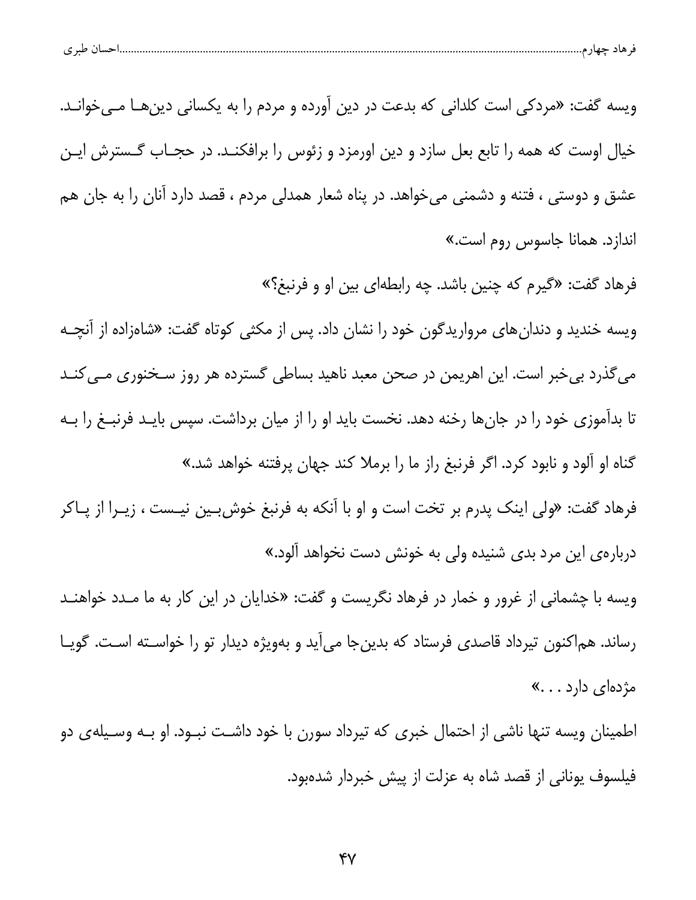ویسه گفت: «مردکی است کلدانی که بدعت در دین آورده و مردم را به یکسانی دین‌ها می‌خواند. خیال اوست که همه را تابع بعل سازد و دین اورمزد و زئوس را برافکند. در حجاب گسترش این عشق و دوستی ، فتنه و دشمنی می‌خواهد. در پناه شعار همدلی مردم ، قصد دارد آنان را به جان هم اندازد. همانا جاسوس روم است.»

فرهاد گفت: «گیرم که چنین باشد. چه رابطه‌ای بین او و فرنبغ؟»

ویسه خندید و دندان‌های مرواریدگون خود را نشان داد. پس از مکثی کوتاه گفت: «شاه‌زاده از آنچه می‌گذرد بی‌خبر است. این اهریمن در صحن معبد ناهید بساطی گسترده هر روز سخنوری می‌کند تا بدآموزی خود را در جان‌ها رخنه دهد. نخست باید او را از میان برداشت. سپس باید فرنبغ را به گناه او آلود و نابود کرد. اگر فرنبغ راز ما را برملا کند جهان پرفتنه خواهد شد.»

فرهاد گفت: «ولی اینک پدرم بر تخت است و او با آنکه به فرنبغ خوش‌بین نیست ، زیرا از پاکر درباره‌ی این مرد بدی شنیده ولی به خونش دست نخواهد آلود.»

ویسه با چشمانی از غرور و خمار در فرهاد نگریست و گفت: «خدایان در این کار به ما مدد خواهند رساند. هم‌اکنون تیرداد قاصدی فرستاد که بدین‌جا می‌آید و به‌ویژه دیدار تو را خواسته است. گویا مژده‌ای دارد . . .»

اطمینان ویسه تنها ناشی از احتمال خبری که تیرداد سورن با خود داشت نبود. او به وسیله‌ی دو فیلسوف یونانی از قصد شاه به عزلت از پیش خبردار شده‌بود.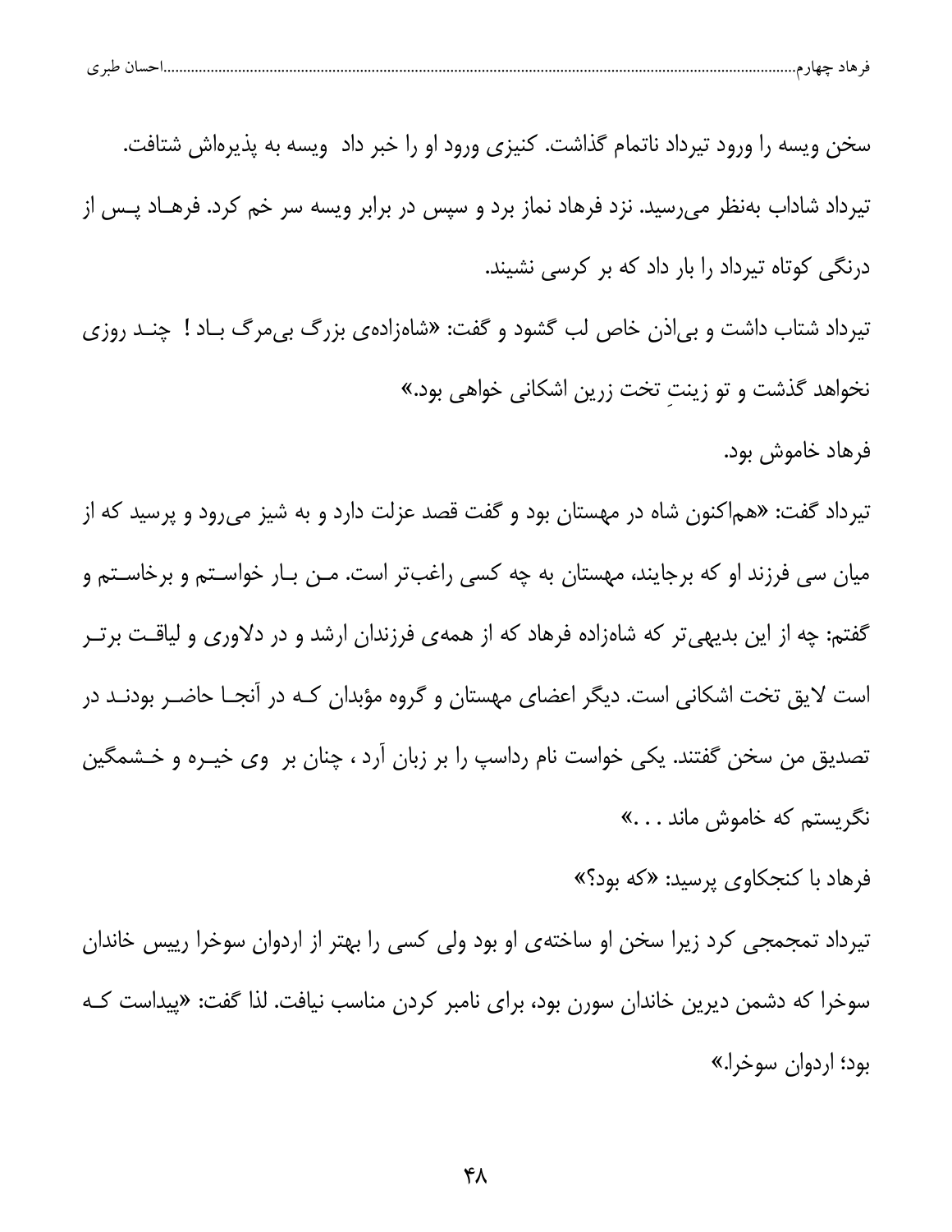سخن ویسه را ورود تیرداد ناتمام گذاشت. کنیزی ورود او را خبر داد ویسه به پذیره‌اش شتافت.

تیرداد شاداب به‌نظر می‌رسید. نزد فرهاد نماز برد و سپس در برابر ویسه سر خم کرد. فرهاد پس از درنگی کوتاه تیرداد را بار داد که بر کرسی نشیند.

تیرداد شتاب داشت و بی‌اذن خاص لب گشود و گفت: «شاهزاده‌ی بزرگ بی‌مرگ باد ! چند روزی نخواهد گذشت و تو زینتِ تخت زرین اشکانی خواهی بود.»

فرهاد خاموش بود.

تیرداد گفت: «هم‌اکنون شاه در مهستان بود و گفت قصد عزلت دارد و به شیز می‌رود و پرسید که از میان سی فرزند او که برجایند، مهستان به چه کسی راغب‌تر است. من بار خواستم و برخاستم و گفتم: چه از این بدیهی‌تر که شاهزاده فرهاد که از همه‌ی فرزندان ارشد و در دلاوری و لیاقت برتر است لایق تخت اشکانی است. دیگر اعضای مهستان و گروه مؤبدان که در آنجا حاضر بودند در تصدیق من سخن گفتند. یکی خواست نام رداسپ را بر زبان آرد ، چنان بر وی خیره و خشمگین نگریستم که خاموش ماند . . .»

فرهاد با کنجکاوی پرسید: «که بود؟»

تیرداد تمجمجی کرد زیرا سخن او ساخته‌ی او بود ولی کسی را بهتر از اردوان سوخرا رییس خاندان سوخرا که دشمن دیرین خاندان سورن بود، برای نامبر کردن مناسب نیافت. لذا گفت: «پیداست که بود؛ اردوان سوخرا.»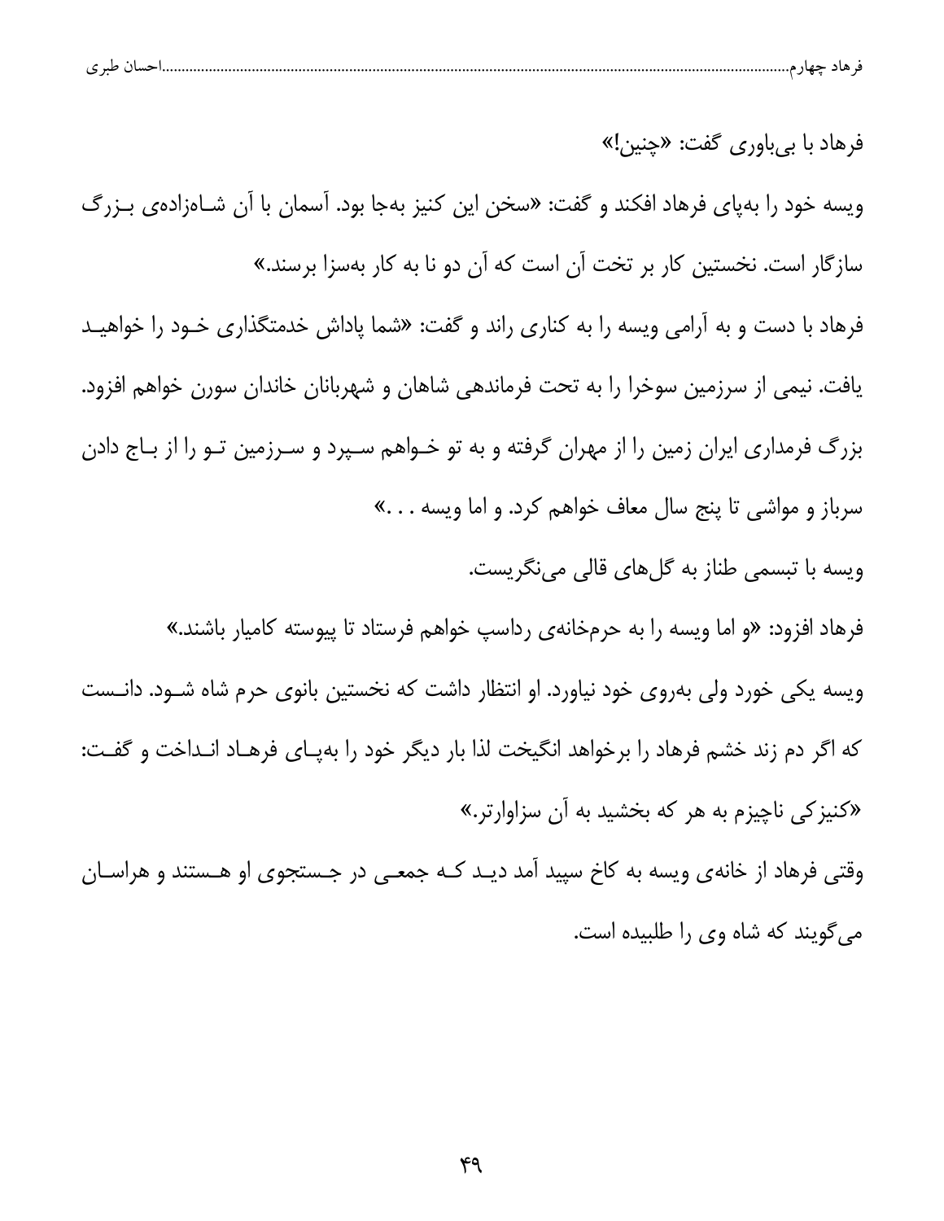فرهاد با بی‌باوری گفت: «چنین!»

ویسه خود را به‌پای فرهاد افکند و گفت: «سخن این کنیز به‌جا بود. آسمان با آن شاه‌زاده‌ی بزرگ سازگار است. نخستین کار بر تخت آن است که آن دو نا به کار به‌سزا برسند.»

فرهاد با دست و به آرامی ویسه را به کناری راند و گفت: «شما پاداش خدمتگذاری خود را خواهید یافت. نیمی از سرزمین سوخرا را به تحت فرماندهی شاهان و شهربانان خاندان سورن خواهم افزود. بزرگ فرمداری ایران زمین را از مهران گرفته و به تو خواهم سپرد و سرزمین تو را از باج دادن سرباز و مواشی تا پنج سال معاف خواهم کرد. و اما ویسه . . .»

ویسه با تبسمی طناز به گل‌های قالی می‌نگریست.

فرهاد افزود: «و اما ویسه را به حرم‌خانه‌ی رداسپ خواهم فرستاد تا پیوسته کامیار باشند.»

ویسه یکی خورد ولی به‌روی خود نیاورد. او انتظار داشت که نخستین بانوی حرم شاه شود. دانست که اگر دم زند خشم فرهاد را برخواهد انگیخت لذا بار دیگر خود را به‌پای فرهاد انداخت و گفت: «کنیزکی ناچیزم به هر که بخشید به آن سزاوارتر.»

وقتی فرهاد از خانه‌ی ویسه به کاخ سپید آمد دید که جمعی در جستجوی او هستند و هراسان می‌گویند که شاه وی را طلبیده است.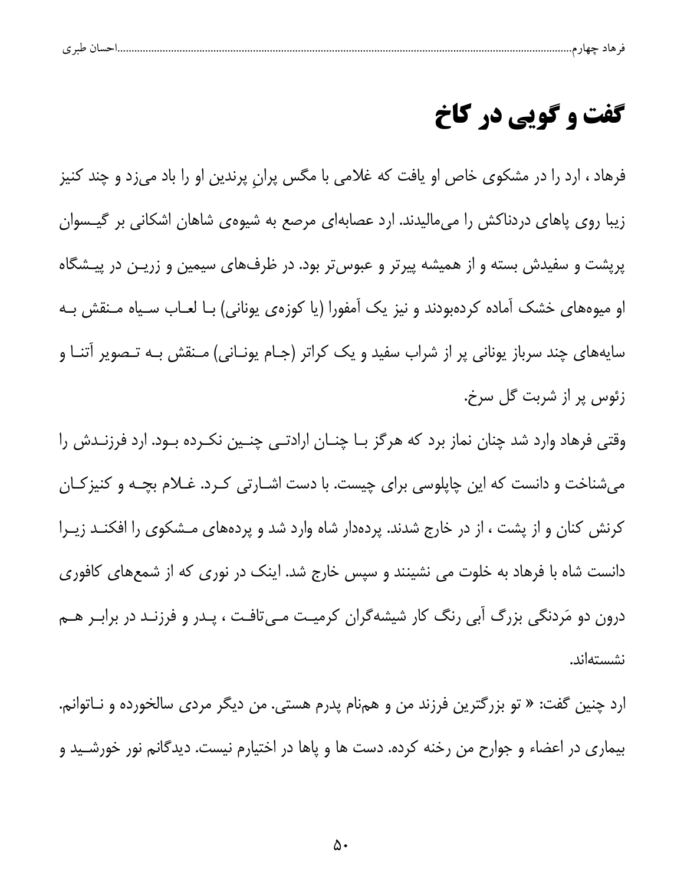# گفت و گویی در کاخ

فرهاد ، ارد را در مشکوی خاص او یافت که غلامی با مگس پرانِ پرندین او را باد می‌زد و چند کنیز زیبا روی پاهای دردناکش را می‌مالیدند. ارد عصابه‌ای مرصع به شیوه‌ی شاهان اشکانی بر گیسوان پرپشت و سفیدش بسته و از همیشه پیرتر و عبوس‌تر بود. در ظرف‌های سیمین و زرین در پیشگاه او میوه‌های خشک آماده کرده‌بودند و نیز یک آمفورا (یا کوزه‌ی یونانی) با لعاب سیاه منقش به سایه‌های چند سرباز یونانی پر از شراب سفید و یک کراتر (جام یونانی) منقش به تصویر آتنا و زئوس پر از شربت گل سرخ.

وقتی فرهاد وارد شد چنان نماز برد که هرگز با چنان ارادتی چنین نکرده بود. ارد فرزندش را می‌شناخت و دانست که این چاپلوسی برای چیست. با دست اشارتی کرد. غلام بچه و کنیزکان کرنش کنان و از پشت ، از در خارج شدند. پرده‌دار شاه وارد شد و پرده‌های مشکوی را افکند زیرا دانست شاه با فرهاد به خلوت می نشینند و سپس خارج شد. اینک در نوری که از شمع‌های کافوری درون دو مَردنگی بزرگ آبی رنگ کار شیشه‌گران کرمیت می‌تافت ، پدر و فرزند در برابر هم نشسته‌اند.

ارد چنین گفت: « تو بزرگترین فرزند من و هم‌نام پدرم هستی. من دیگر مردی سالخورده و ناتوانم. بیماری در اعضاء و جوارح من رخنه کرده. دست ها و پاها در اختیارم نیست. دیدگانم نور خورشید و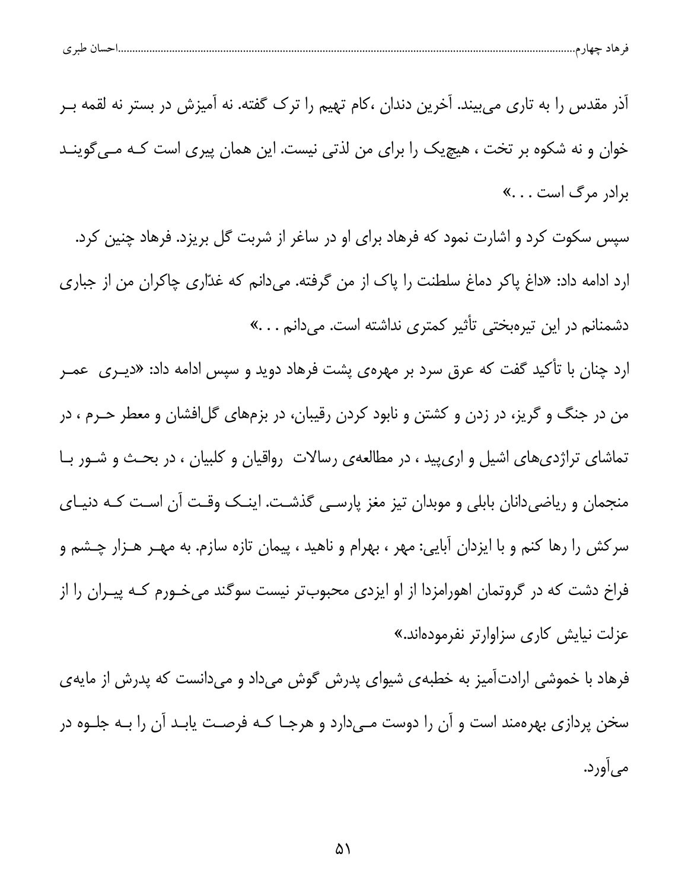آذر مقدس را به تاری می‌بیند. آخرین دندان ،کام تهیم را ترک گفته. نه آمیزش در بستر نه لقمه بر خوان و نه شکوه بر تخت ، هیچ‌یک را برای من لذتی نیست. این همان پیری است که می‌گویند برادر مرگ است . . .»

سپس سکوت کرد و اشارت نمود که فرهاد برای او در ساغر از شربت گل بریزد. فرهاد چنین کرد. ارد ادامه داد: «داغ پاکر دماغ سلطنت را پاک از من گرفته. می‌دانم که غدّاری چاکران من از جباری دشمنانم در این تیره‌بختی تأثیر کمتری نداشته است. می‌دانم . . .»

ارد چنان با تأکید گفت که عرق سرد بر مهره‌ی پشت فرهاد دوید و سپس ادامه داد: «دیری عمر من در جنگ و گریز، در زدن و کشتن و نابود کردن رقیبان، در بزم‌های گل‌افشان و معطر حرم ، در تماشای تراژدی‌های اشیل و اری‌پید ، در مطالعه‌ی رسالات رواقیان و کلبیان ، در بحث و شور با منجمان و ریاضی‌دانان بابلی و موبدان تیز مغز پارسی گذشت. اینک وقت آن است که دنیای سرکش را رها کنم و با ایزدان آبایی: مهر ، بهرام و ناهید ، پیمان تازه سازم. به مهر هزار چشم و فراخ دشت که در گروتمان اهورامزدا از او ایزدی محبوب‌تر نیست سوگند می‌خورم که پیران را از عزلت نیایش کاری سزاوارتر نفرموده‌اند.»

فرهاد با خموشی ارادت‌آمیز به خطبه‌ی شیوای پدرش گوش می‌داد و می‌دانست که پدرش از مایه‌ی سخن پردازی بهره‌مند است و آن را دوست می‌دارد و هرجا که فرصت یابد آن را به جلوه در می‌آورد.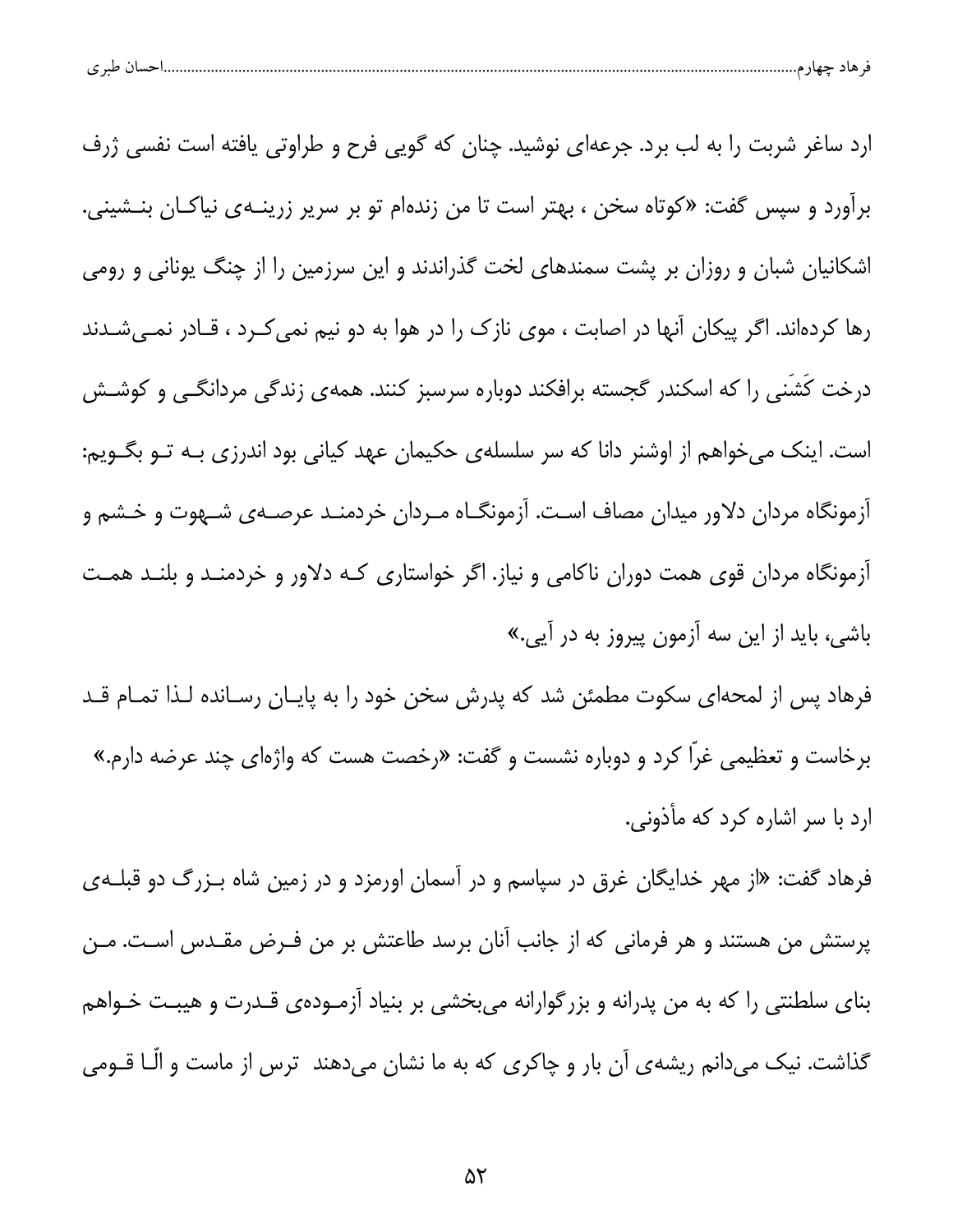ارد ساغر شربت را به لب برد. جرعه‌ای نوشید. چنان که گویی فرح و طراوتی یافته است نفسی ژرف برآورد و سپس گفت: «کوتاه سخن ، بهتر است تا من زنده‌ام تو بر سریر زرینه‌ی نیاکان بنشینی. اشکانیان شبان و روزان بر پشت سمندهای لخت گذراندند و این سرزمین را از چنگ یونانی و رومی رها کرده‌اند. اگر پیکان آنها در اصابت ، موی نازک را در هوا به دو نیم نمی‌کرد ، قادر نمی‌شدند درخت کَشَنی را که اسکندر گجسته برافکند دوباره سرسبز کنند. همه‌ی زندگی مردانگی و کوشش است. اینک می‌خواهم از اوشنر دانا که سر سلسله‌ی حکیمان عهد کیانی بود اندرزی به تو بگویم: آزمونگاه مردان دلاور میدان مصاف است. آزمونگاه مردان خردمند عرصه‌ی شهوت و خشم و آزمونگاه مردان قوی همت دوران ناکامی و نیاز. اگر خواستاری که دلاور و خردمند و بلند همت باشی، باید از این سه آزمون پیروز به در آیی.»

فرهاد پس از لحه‌ای سکوت مطمئن شد که پدرش سخن خود را به پایان رسانده لذا تمام قد برخاست و تعظیمی غرّا کرد و دوباره نشست و گفت: «رخصت هست که واژه‌ای چند عرضه دارم.»

ارد با سر اشاره کرد که مأذونی.

فرهاد گفت: «از مهر خدایگان غرق در سپاسم و در آسمان اورمزد و در زمین شاه بزرگ دو قبله‌ی پرستش من هستند و هر فرمانی که از جانب آنان برسد طاعتش بر من فرض مقدس است. من بنای سلطنتی را که به من پدرانه و بزرگوارانه می‌بخشی بر بنیاد آزموده‌ی قدرت و هیبت خواهم گذاشت. نیک می‌دانم ریشه‌ی آن بار و چاکری که به ما نشان می‌دهند ترس از ماست و الّا قومی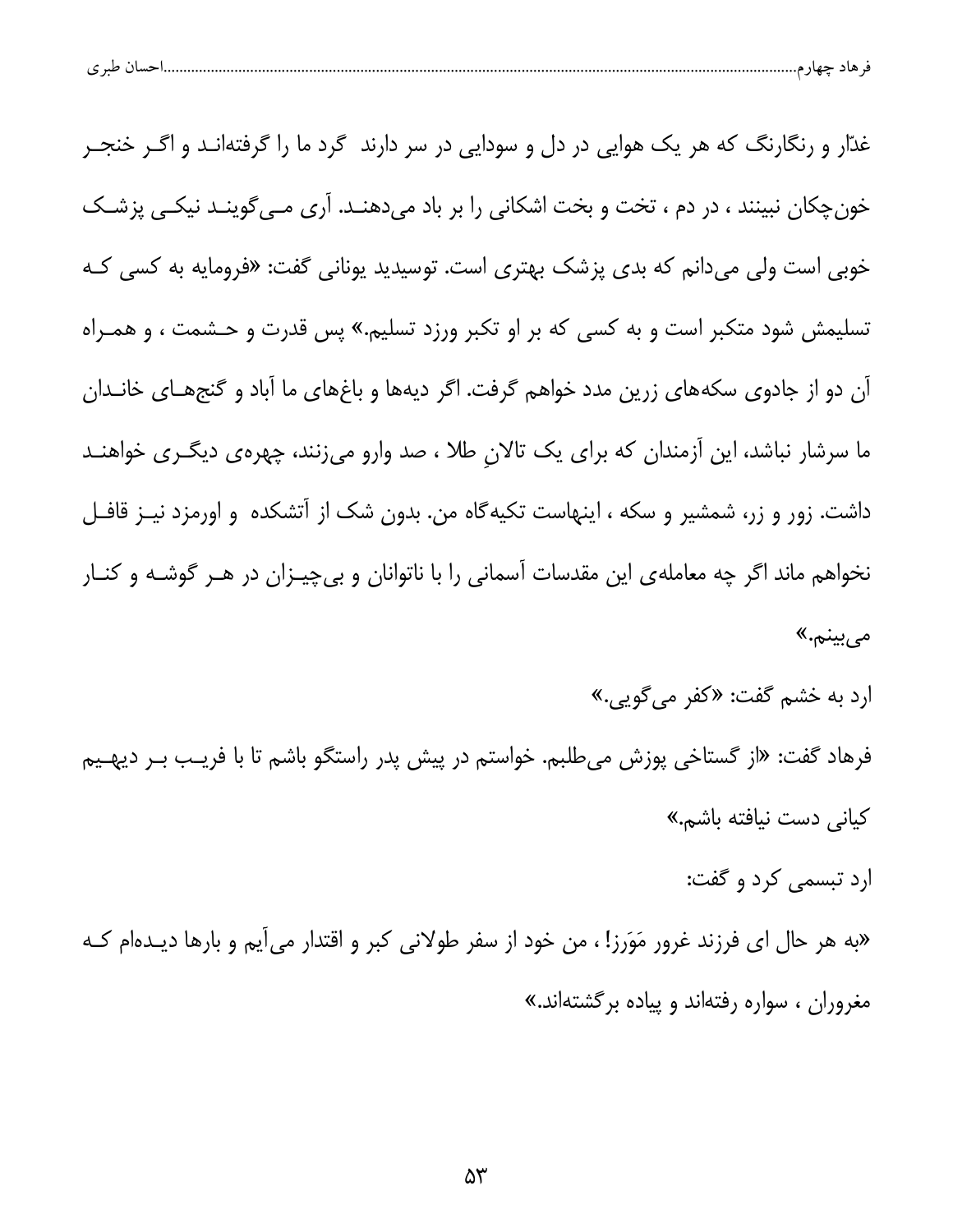غدّار و رنگارنگ که هر یک هوایی در دل و سودایی در سر دارند  گرد ما را گرفته‌اند و اگر خنجر خون‌چکان نبینند ، در دم ، تخت و بخت اشکانی را بر باد می‌دهند. آری می‌گویند نیکی پزشک خوبی است ولی می‌دانم که بدی پزشک بهتری است. توسیدید یونانی گفت: «فرومایه به کسی که تسلیمش شود متکبر است و به کسی که بر او تکبر ورزد تسلیم.» پس قدرت و حشمت ، و همراه آن دو از جادوی سکه‌های زرین مدد خواهم گرفت. اگر دیه‌ها و باغ‌های ما آباد و گنج‌های خاندان ما سرشار نباشد، این آزمندان که برای یک تالانِ طلا ، صد وارو می‌زنند، چهره‌ی دیگری خواهند داشت. زور و زر، شمشیر و سکه ، اینهاست تکیه‌گاه من. بدون شک از آتشکده  و اورمزد نیز قافل نخواهم ماند اگر چه معامله‌ی این مقدسات آسمانی را با ناتوانان و بی‌چیزان در هر گوشه و کنار می‌بینم.»

ارد به خشم گفت: «کفر می‌گویی.»

فرهاد گفت: «از گستاخی پوزش می‌طلبم. خواستم در پیش پدر راستگو باشم تا با فریب بر دیهیم کیانی دست نیافته باشم.»

ارد تبسمی کرد و گفت:

«به هر حال ای فرزند غرور مَوَرز! ، من خود از سفر طولانی کبر و اقتدار می‌آیم و بارها دیده‌ام که مغروران ، سواره رفته‌اند و پیاده برگشته‌اند.»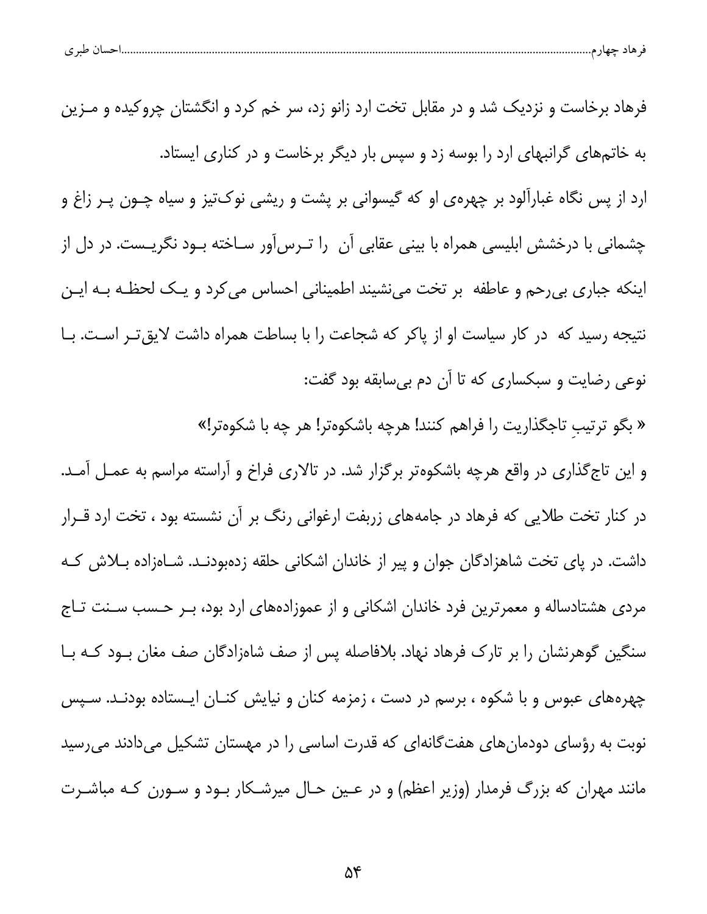فرهاد برخاست و نزدیک شد و در مقابل تخت ارد زانو زد، سر خم کرد و انگشتان چروکیده و مزین به خاتم‌های گرانبهای ارد را بوسه زد و سپس بار دیگر برخاست و در کناری ایستاد.

ارد از پس نگاه غبارآلود بر چهره‌ی او که گیسوانی بر پشت و ریشی نوک‌تیز و سیاه چون پر زاغ و چشمانی با درخشش ابلیسی همراه با بینی عقابی آن را ترس‌آور ساخته بود نگریست. در دل از اینکه جباری بی‌رحم و عاطفه بر تخت می‌نشیند اطمینانی احساس می‌کرد و یک لحظه به این نتیجه رسید که در کار سیاست او از پاکر که شجاعت را با بساطت همراه داشت لایق‌تر است. با نوعی رضایت و سبکساری که تا آن دم بی‌سابقه بود گفت:

« بگو ترتیبِ تاجگذاریت را فراهم کنند! هرچه باشکوه‌تر! هر چه با شکوه‌تر!»

و این تاج‌گذاری در واقع هرچه باشکوه‌تر برگزار شد. در تالاری فراخ و آراسته مراسم به عمل آمد. در کنار تخت طلایی که فرهاد در جامه‌های زربفت ارغوانی رنگ بر آن نشسته بود ، تخت ارد قرار داشت. در پای تخت شاهزادگان جوان و پیر از خاندان اشکانی حلقه زده‌بودند. شاه‌زاده بلاش که مردی هشتادساله و معمرترین فرد خاندان اشکانی و از عموزاده‌های ارد بود، بر حسب سنت تاج سنگین گوهرنشان را بر تارک فرهاد نهاد. بلافاصله پس از صف شاه‌زادگان صف مغان بود که با چهره‌های عبوس و با شکوه ، برسم در دست ، زمزمه کنان و نیایش کنان ایستاده بودند. سپس نوبت به رؤسای دودمان‌های هفت‌گانه‌ای که قدرت اساسی را در مهستان تشکیل می‌دادند می‌رسید مانند مهران که بزرگ فرمدار (وزیر اعظم) و در عین حال میرشکار بود و سورن که مباشرت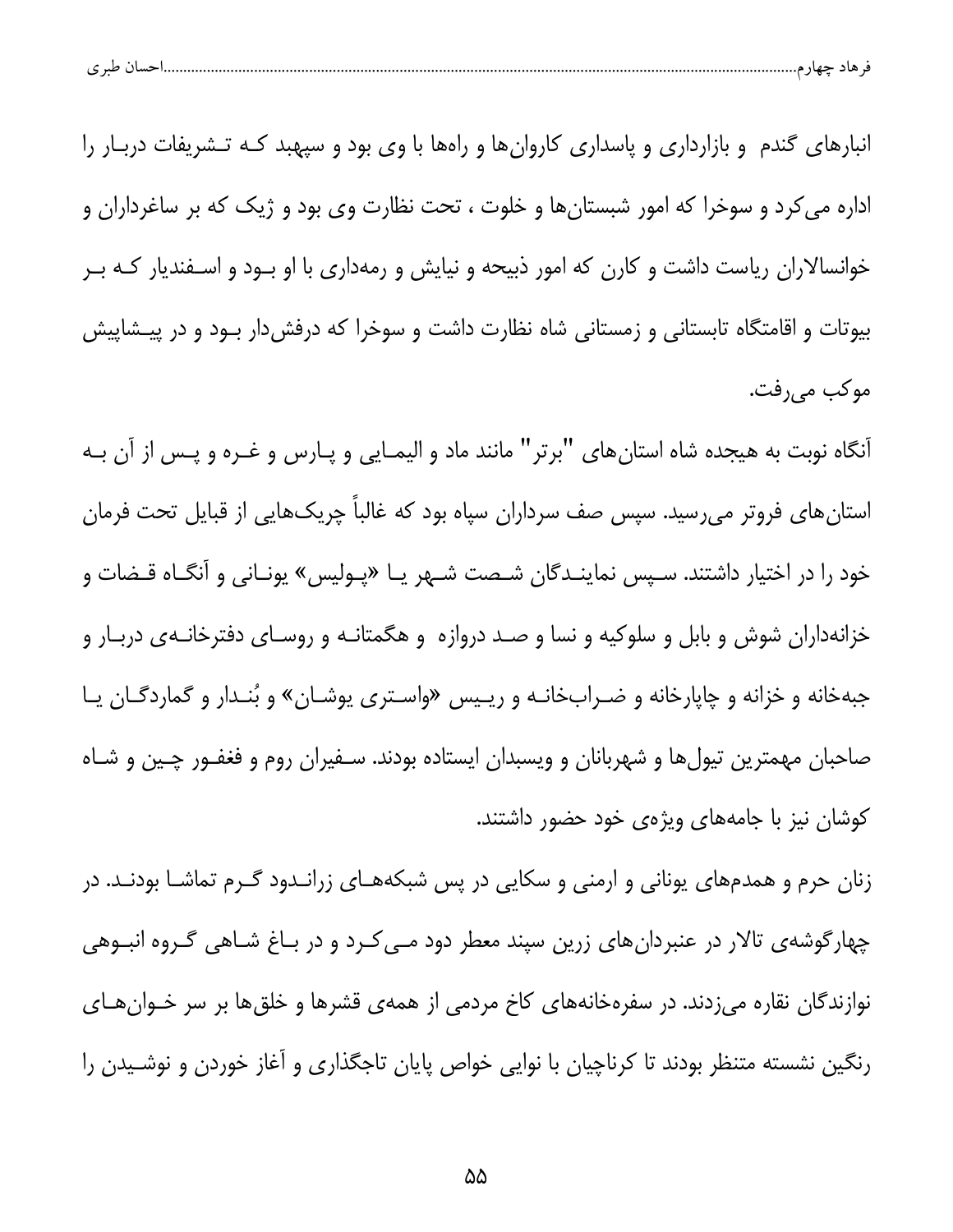انبارهای گندم  و بازارداری و پاسداری کاروان‌ها و راه‌ها با وی بود و سپهبد کـه تـشریفات دربـار را اداره می‌کرد و سوخرا که امور شبستان‌ها و خلوت ، تحت نظارت وی بود و ژیک که بر ساغرداران و خوانسالاران ریاست داشت و کارن که امور ذبیحه و نیایش و رمه‌داری با او بـود و اسـفندیار کـه بـر بیوتات و اقامتگاه تابستانی و زمستانی شاه نظارت داشت و سوخرا که درفش‌دار بـود و در پیـشاپیش موکب می‌رفت.

آنگاه نوبت به هیجده شاه استان‌های "برتر" مانند ماد و الیمـایی و پـارس و غـره و پـس از آن بـه استان‌های فروتر می‌رسید. سپس صف سرداران سپاه بود که غالباً چریک‌هایی از قبایل تحت فرمان خود را در اختیار داشتند. سـپس نماینـدگان شـصت شـهر یـا «پـولیس» یونـانی و آنگـاه قـضات و خزانه‌داران شوش و بابل و سلوکیه و نسا و صـد دروازه  و هگمتانـه و روسـای دفترخانـه‌ی دربـار و جبه‌خانه و خزانه و چاپارخانه و ضـراب‌خانـه و ریـیس «واسـتری یوشـان» و بُنـدار و گماردگـان یـا صاحبان مهمترین تیول‌ها و شهربانان و ویسبدان ایستاده بودند. سـفیران روم و فغفـور چـین و شـاه کوشان نیز با جامه‌های ویژه‌ی خود حضور داشتند.

زنان حرم و همدم‌های یونانی و ارمنی و سکایی در پس شبکه‌هـای زرانـدود گـرم تماشـا بودنـد. در چهارگوشه‌ی تالار در عنبردان‌های زرین سپند معطر دود مـی‌کـرد و در بـاغ شـاهی گـروه انبـوهی نوازندگان نقاره می‌زدند. در سفره‌خانه‌های کاخ مردمی از همه‌ی قشرها و خلق‌ها بر سر خـوان‌هـای رنگین نشسته متنظر بودند تا کرناچیان با نوایی خواص پایان تاجگذاری و آغاز خوردن و نوشـیدن را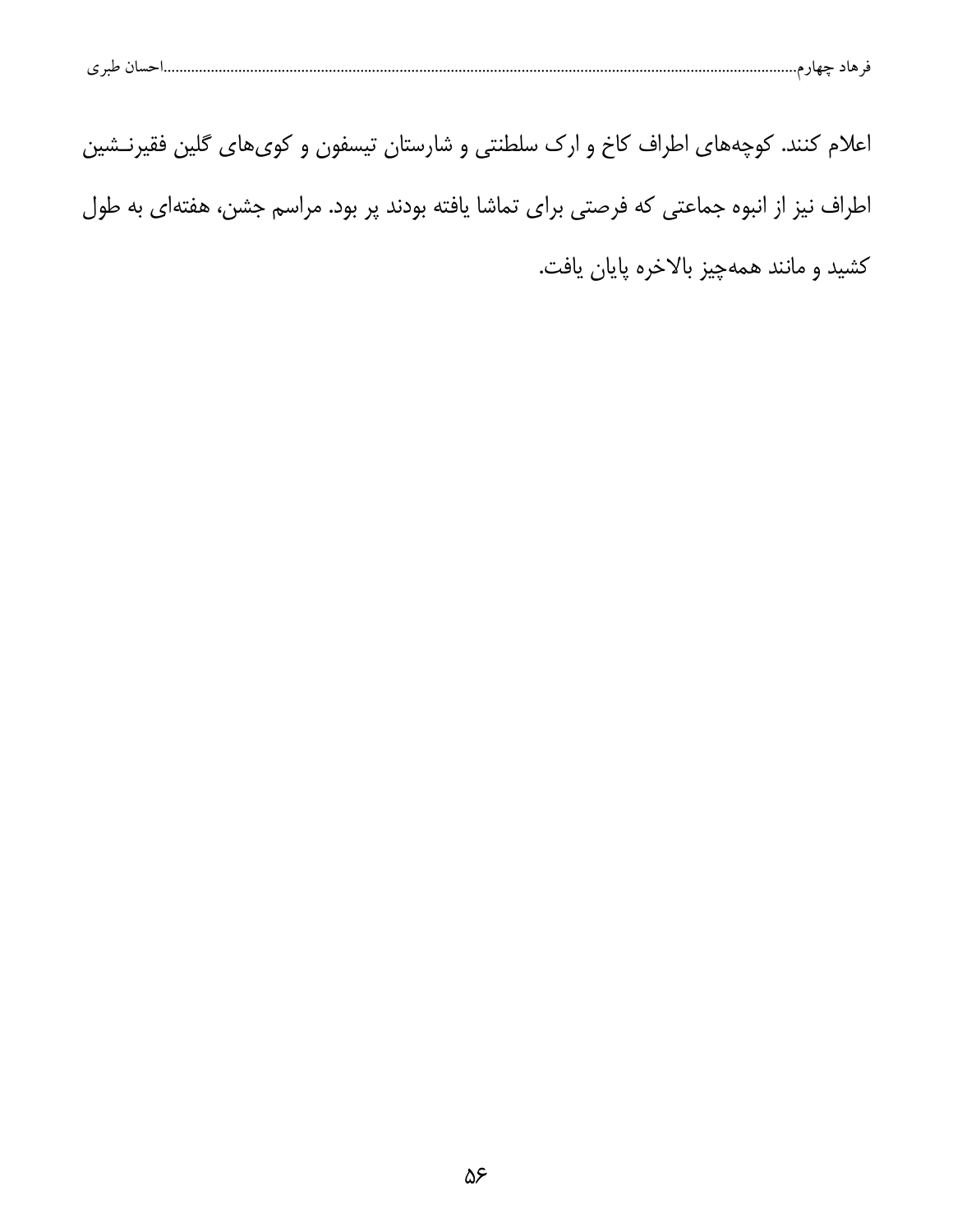اعلام کنند. کوچه‌های اطراف کاخ و ارک سلطنتی و شارستان تیسفون و کوی‌های گلین فقیرنشین اطراف نیز از انبوه جماعتی که فرصتی برای تماشا یافته بودند پر بود. مراسم جشن، هفته‌ای به طول کشید و مانند همه‌چیز بالاخره پایان یافت.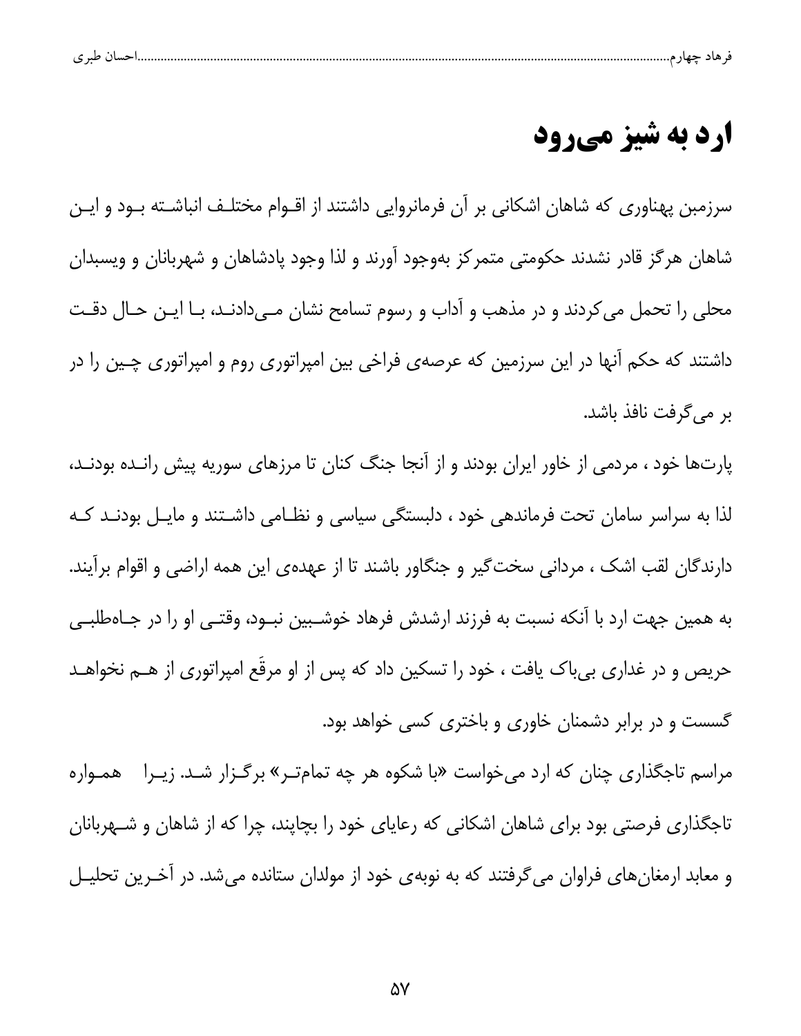# ارد به شیز می‌رود

سرزمین پهناوری که شاهان اشکانی بر آن فرمانروایی داشتند از اقوام مختلف انباشته بود و این شاهان هرگز قادر نشدند حکومتی متمرکز به‌وجود آورند و لذا وجود پادشاهان و شهربانان و ویسبدان محلی را تحمل می‌کردند و در مذهب و آداب و رسوم تسامح نشان می‌دادند، با این حال دقت داشتند که حکم آنها در این سرزمین که عرصه‌ی فراخی بین امپراتوری روم و امپراتوری چین را در بر می‌گرفت نافذ باشد.

پارت‌ها خود ، مردمی از خاور ایران بودند و از آنجا جنگ کنان تا مرزهای سوریه پیش رانده بودند، لذا به سراسر سامان تحت فرماندهی خود ، دلبستگی سیاسی و نظامی داشتند و مایل بودند که دارندگان لقب اشک ، مردانی سخت‌گیر و جنگاور باشند تا از عهده‌ی این همه اراضی و اقوام برآیند. به همین جهت ارد با آنکه نسبت به فرزند ارشدش فرهاد خوشبین نبود، وقتی او را در جاه‌طلبی حریص و در غداری بی‌باک یافت ، خود را تسکین داد که پس از او مرقَع امپراتوری از هم نخواهد گسست و در برابر دشمنان خاوری و باختری کسی خواهد بود.

مراسم تاجگذاری چنان که ارد می‌خواست «با شکوه هر چه تمام‌تر» برگزار شد. زیرا همواره تاجگذاری فرصتی بود برای شاهان اشکانی که رعایای خود را بچاپند، چرا که از شاهان و شهربانان و معابد ارمغان‌های فراوان می‌گرفتند که به نوبه‌ی خود از مولدان ستانده می‌شد. در آخرین تحلیل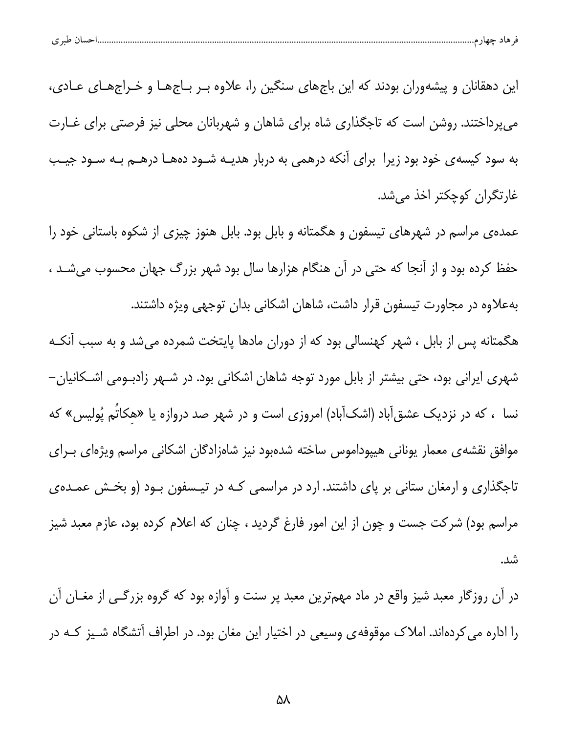این دهقانان و پیشه‌وران بودند که این باج‌های سنگین را، علاوه بر باج‌ها و خراج‌های عادی، می‌پرداختند. روشن است که تاجگذاری شاه برای شاهان و شهربانان محلی نیز فرصتی برای غارت به سود کیسه‌ی خود بود زیرا  برای آنکه درهمی به دربار هدیه شود ده‌ها درهم به سود جیب غارتگران کوچکتر اخذ می‌شد.

عمده‌ی مراسم در شهرهای تیسفون و هگمتانه و بابل بود. بابل هنوز چیزی از شکوه باستانی خود را حفظ کرده بود و از آنجا که حتی در آن هنگام هزارها سال بود شهر بزرگ جهان محسوب می‌شد ، به‌علاوه در مجاورت تیسفون قرار داشت، شاهان اشکانی بدان توجهی ویژه داشتند.

هگمتانه پس از بابل ، شهر کهنسالی بود که از دوران مادها پایتخت شمرده می‌شد و به سبب آنکه شهری ایرانی بود، حتی بیشتر از بابل مورد توجه شاهان اشکانی بود. در شهر زادبومی اشکانیان- نسا ، که در نزدیک عشق‌آباد (اشک‌آباد) امروزی است و در شهر صد دروازه یا «هِکاتُم پُولیس» که موافق نقشه‌ی معمار یونانی هیپوداموس ساخته شده‌بود نیز شاهزادگان اشکانی مراسم ویژه‌ای برای تاجگذاری و ارمغان ستانی بر پای داشتند. ارد در مراسمی که در تیسفون بود (و بخش عمده‌ی مراسم بود) شرکت جست و چون از این امور فارغ گردید ، چنان که اعلام کرده بود، عازم معبد شیز شد.

در آن روزگار معبد شیز واقع در ماد مهم‌ترین معبد پر سنت و آوازه بود که گروه بزرگی از مغان آن را اداره می‌کرده‌اند. املاک موقوفه‌ی وسیعی در اختیار این مغان بود. در اطراف آتشگاه شیز که در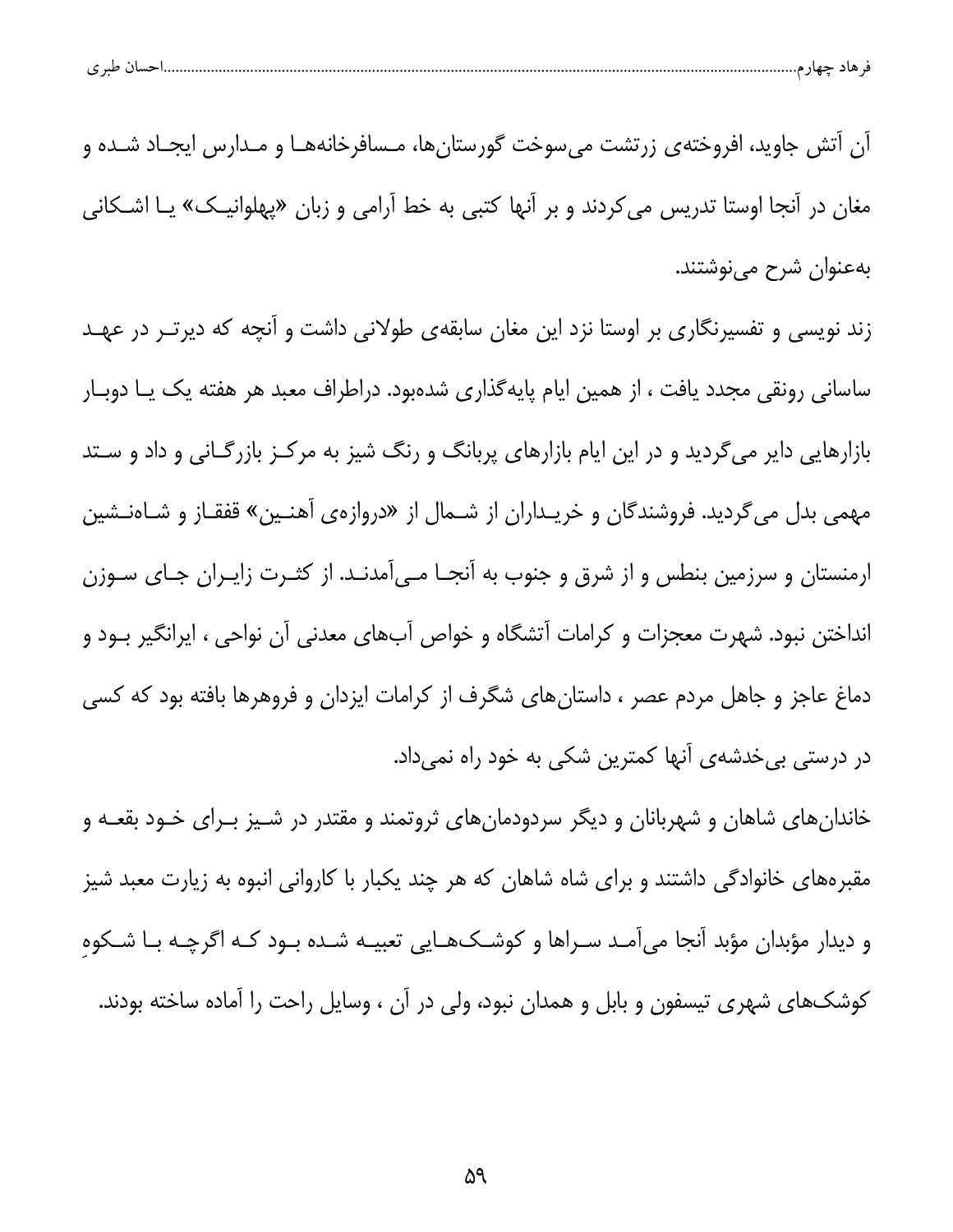آن آتش جاوید، افروخته‌ی زرتشت می‌سوخت گورستان‌ها، مسافرخانه‌ها و مدارس ایجاد شده و مغان در آنجا اوستا تدریس می‌کردند و بر آنها کتبی به خط آرامی و زبان «پهلوانیک» یا اشکانی به‌عنوان شرح می‌نوشتند.

زند نویسی و تفسیرنگاری بر اوستا نزد این مغان سابقه‌ی طولانی داشت و آنچه که دیرتر در عهد ساسانی رونقی مجدد یافت ، از همین ایام پایه‌گذاری شده‌بود. دراطراف معبد هر هفته یک یا دوبار بازارهایی دایر می‌گردید و در این ایام بازارهای پربانگ و رنگ شیز به مرکز بازرگانی و داد و ستد مهمی بدل می‌گردید. فروشندگان و خریداران از شمال از «دروازه‌ی آهنین» قفقاز و شاه‌نشین ارمنستان و سرزمین بنطس و از شرق و جنوب به آنجا می‌آمدند. از کثرت زایران جای سوزن انداختن نبود. شهرت معجزات و کرامات آتشگاه و خواص آب‌های معدنی آن نواحی ، ایرانگیر بود و دماغ عاجز و جاهل مردم عصر ، داستان‌های شگرف از کرامات ایزدان و فروهرها بافته بود که کسی در درستی بی‌خدشه‌ی آنها کمترین شکی به خود راه نمی‌داد.

خاندان‌های شاهان و شهربانان و دیگر سردودمان‌های ثروتمند و مقتدر در شیز برای خود بقعه و مقبره‌های خانوادگی داشتند و برای شاه شاهان که هر چند یکبار با کاروانی انبوه به زیارت معبد شیز و دیدار مؤبدان مؤبد آنجا می‌آمد سراها و کوشک‌هایی تعبیه شده بود که اگرچه با شکوهِ کوشک‌های شهری تیسفون و بابل و همدان نبود، ولی در آن ، وسایل راحت را آماده ساخته بودند.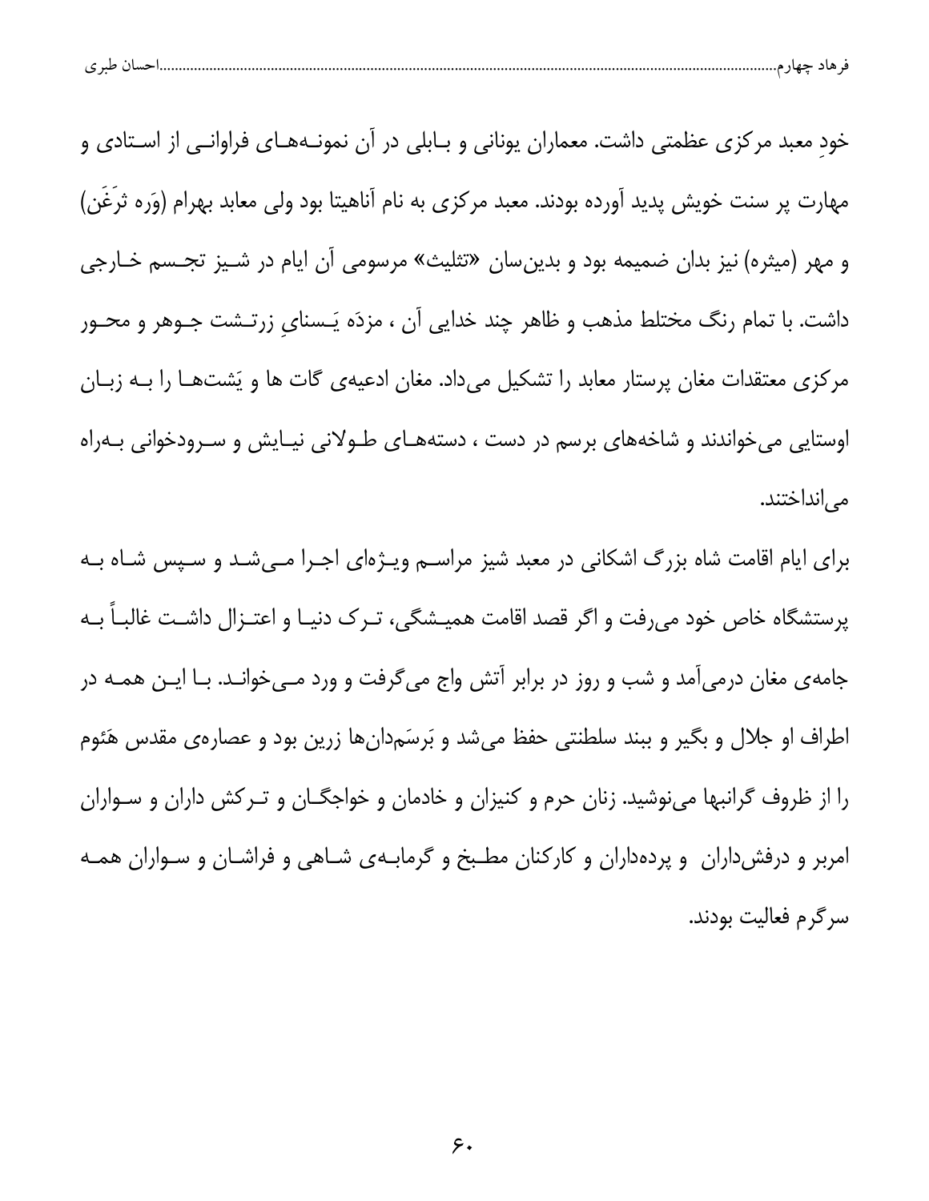خودِ معبد مرکزی عظمتی داشت. معماران یونانی و بابلی در آن نمونه‌های فراوانی از استادی و مهارت پر سنت خویش پدید آورده بودند. معبد مرکزی به نام آناهیتا بود ولی معابد بهرام (وَره ثرَغَن) و مهر (میثره) نیز بدان ضمیمه بود و بدین‌سان «تثلیث» مرسومی آن ایام در شیز تجسم خارجی داشت. با تمام رنگ مختلط مذهب و ظاهر چند خدایی آن ، مزدَه یَسنایِ زرتشت جوهر و محور مرکزی معتقدات مغان پرستار معابد را تشکیل می‌داد. مغان ادعیه‌ی گات ها و یَشت‌ها را به زبان اوستایی می‌خواندند و شاخه‌های برسم در دست ، دسته‌های طولانی نیایش و سرودخوانی به‌راه می‌انداختند.

برای ایام اقامت شاه بزرگ اشکانی در معبد شیز مراسم ویژه‌ای اجرا می‌شد و سپس شاه به پرستشگاه خاص خود می‌رفت و اگر قصد اقامت همیشگی، ترک دنیا و اعتزال داشت غالباً به جامه‌ی مغان درمی‌آمد و شب و روز در برابر آتش واج می‌گرفت و ورد می‌خواند. با این همه در اطراف او جلال و بگیر و ببند سلطنتی حفظ می‌شد و بَرسَم‌دان‌ها زرین بود و عصاره‌ی مقدس هَئوم را از ظروف گرانبها می‌نوشید. زنان حرم و کنیزان و خادمان و خواجگان و ترکش داران و سواران امربر و درفش‌داران و پرده‌داران و کارکنان مطبخ و گرمابه‌ی شاهی و فراشان و سواران همه سرگرم فعالیت بودند.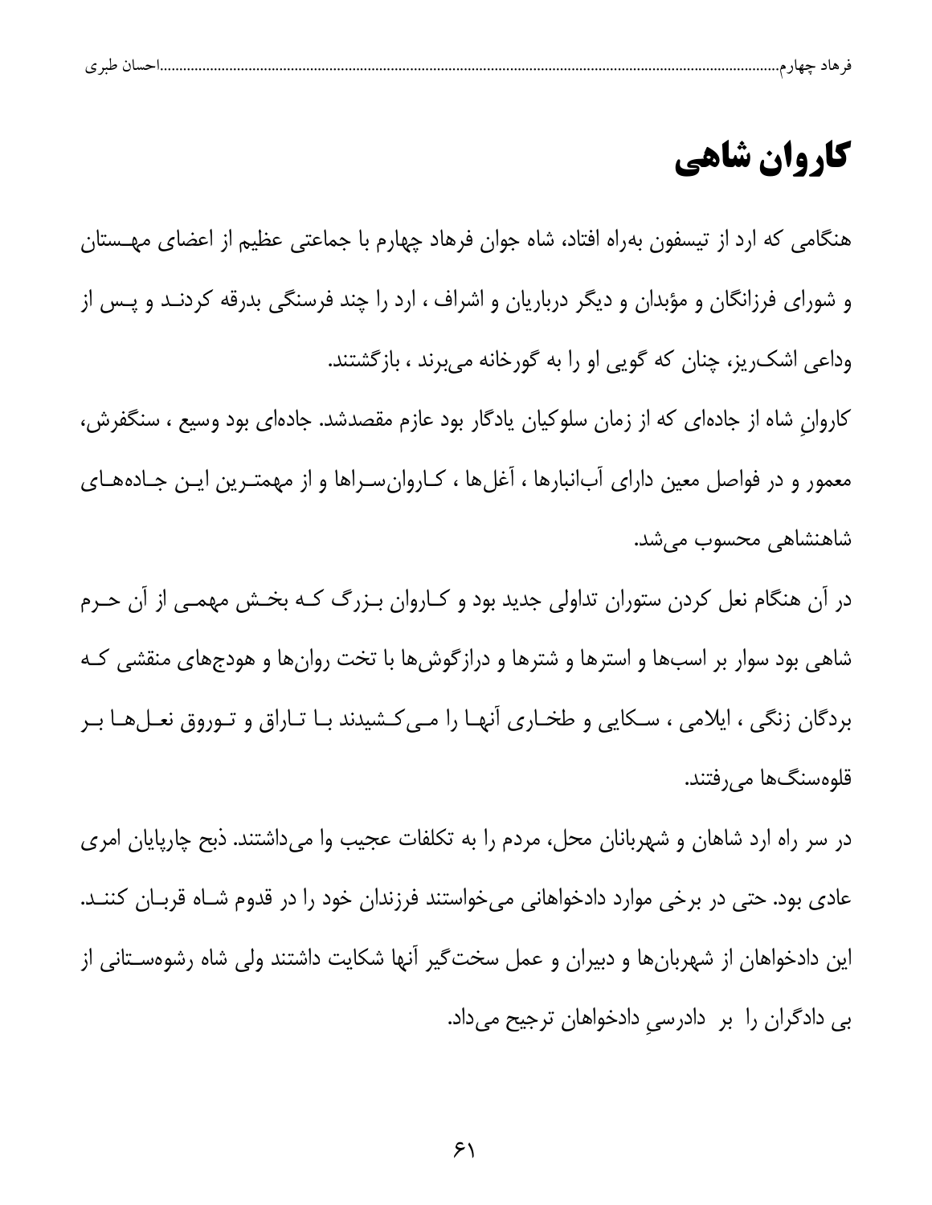# کاروان شاهی

هنگامی که ارد از تیسفون به‌راه افتاد، شاه جوان فرهاد چهارم با جماعتی عظیم از اعضای مهستان و شورای فرزانگان و مؤبدان و دیگر درباریان و اشراف ، ارد را چند فرسنگی بدرقه کردند و پس از وداعی اشک‌ریز، چنان که گویی او را به گورخانه می‌برند ، بازگشتند.

کاروانِ شاه از جاده‌ای که از زمان سلوکیان یادگار بود عازم مقصدشد. جاده‌ای بود وسیع ، سنگفرش، معمور و در فواصل معین دارای آب‌انبارها ، آغل‌ها ، کاروان‌سراها و از مهمترین این جاده‌های شاهنشاهی محسوب می‌شد.

در آن هنگام نعل کردن ستوران تداولی جدید بود و کاروان بزرگ که بخش مهمی از آن حرم شاهی بود سوار بر اسب‌ها و استرها و شترها و درازگوش‌ها با تخت روان‌ها و هودج‌های منقشی که بردگان زنگی ، ایلامی ، سکایی و طخاری آنها را می‌کشیدند با تاراق و توروق نعل‌ها بر قلوه‌سنگ‌ها می‌رفتند.

در سر راه ارد شاهان و شهربانان محل، مردم را به تکلفات عجیب وا می‌داشتند. ذبح چارپایان امری عادی بود. حتی در برخی موارد دادخواهانی می‌خواستند فرزندان خود را در قدوم شاه قربان کنند. این دادخواهان از شهربان‌ها و دبیران و عمل سخت‌گیر آنها شکایت داشتند ولی شاه رشوه‌ستانی از بی دادگران را بر دادرسیِ دادخواهان ترجیح می‌داد.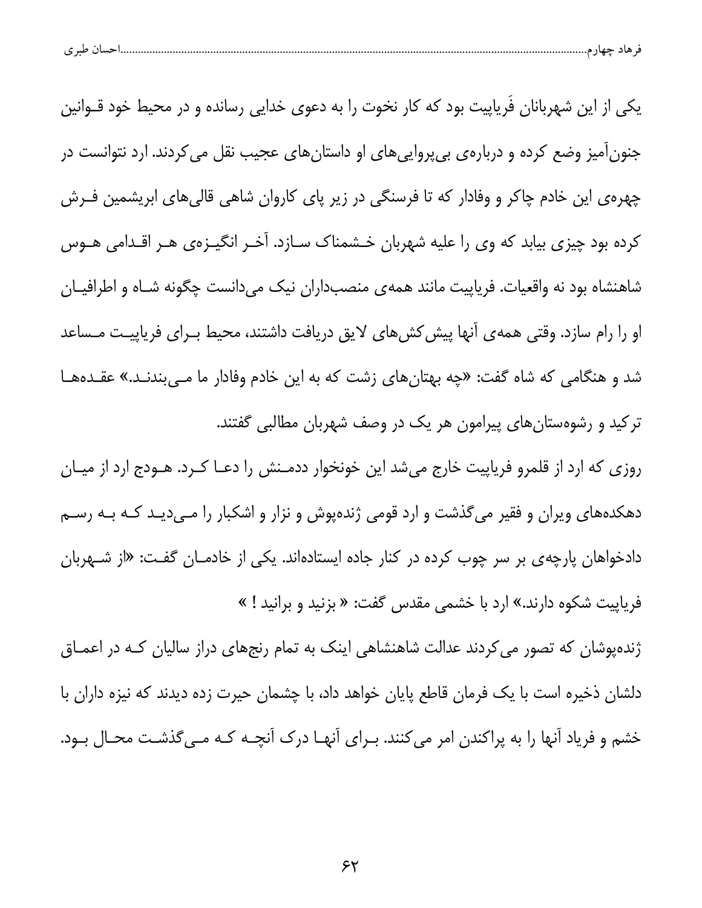یکی از این شهربانان فَریاپیت بود که کار نخوت را به دعوی خدایی رسانده و در محیط خود قوانین جنون‌آمیز وضع کرده و درباره‌ی بی‌پروایی‌های او داستان‌های عجیب نقل می‌کردند. ارد نتوانست در چهره‌ی این خادم چاکر و وفادار که تا فرسنگی در زیر پای کاروان شاهی قالی‌های ابریشمین فرش کرده بود چیزی بیابد که وی را علیه شهربان خشمناک سازد. آخر انگیزه‌ی هر اقدامی هوس شاهنشاه بود نه واقعیات. فریاپیت مانند همه‌ی منصب‌داران نیک می‌دانست چگونه شاه و اطرافیان او را رام سازد. وقتی همه‌ی آنها پیش‌کش‌های لایق دریافت داشتند، محیط برای فریاپیت مساعد شد و هنگامی که شاه گفت: «چه بهتان‌های زشت که به این خادم وفادار ما می‌بندند.» عقده‌ها ترکید و رشوه‌ستان‌های پیرامون هر یک در وصف شهربان مطالبی گفتند.

روزی که ارد از قلمرو فریاپیت خارج می‌شد این خونخوار ددمنش را دعا کرد. هودج ارد از میان دهکده‌های ویران و فقیر می‌گذشت و ارد قومی ژنده‌پوش و نزار و اشکبار را می‌دید که به رسم دادخواهان پارچه‌ی بر سر چوب کرده در کنار جاده ایستاده‌اند. یکی از خادمان گفت: «از شهربان فریاپیت شکوه دارند.» ارد با خشمی مقدس گفت: « بزنید و برانید ! »

ژنده‌پوشان که تصور می‌کردند عدالت شاهنشاهی اینک به تمام رنج‌های دراز سالیان که در اعماق دلشان ذخیره است با یک فرمان قاطع پایان خواهد داد، با چشمان حیرت زده دیدند که نیزه داران با خشم و فریاد آنها را به پراکندن امر می‌کنند. برای آنها درک آنچه که می‌گذشت محال بود.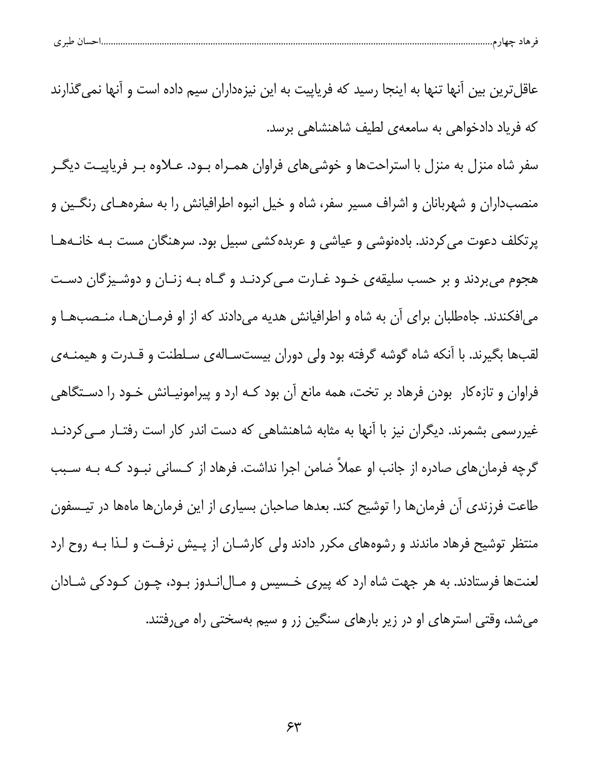عاقل‌ترین بین آنها تنها به اینجا رسید که فریاپیت به این نیزه‌داران سیم داده است و آنها نمی‌گذارند که فریاد دادخواهی به سامعه‌ی لطیف شاهنشاهی برسد.

سفر شاه منزل به منزل با استراحت‌ها و خوشی‌های فراوان همراه بود. علاوه بر فریاپیت دیگر منصب‌داران و شهربانان و اشراف مسیر سفر، شاه و خیل انبوه اطرافیانش را به سفره‌های رنگین و پرتکلف دعوت می‌کردند. باده‌نوشی و عیاشی و عربده‌کشی سبیل بود. سرهنگان مست به خانه‌ها هجوم می‌بردند و بر حسب سلیقه‌ی خود غارت می‌کردند و گاه به زنان و دوشیزگان دست می‌افکندند. جاه‌طلبان برای آن به شاه و اطرافیانش هدیه می‌دادند که از او فرمان‌ها، منصب‌ها و لقب‌ها بگیرند. با آنکه شاه گوشه گرفته بود ولی دوران بیست‌ساله‌ی سلطنت و قدرت و هیمنه‌ی فراوان و تازه‌کار بودن فرهاد بر تخت، همه مانع آن بود که ارد و پیرامونیانش خود را دستگاهی غیررسمی بشمرند. دیگران نیز با آنها به مثابه شاهنشاهی که دست اندر کار است رفتار می‌کردند گرچه فرمان‌های صادره از جانب او عملاً ضامن اجرا نداشت. فرهاد از کسانی نبود که به سبب طاعت فرزندی آن فرمان‌ها را توشیح کند. بعدها صاحبان بسیاری از این فرمان‌ها ماه‌ها در تیسفون منتظر توشیح فرهاد ماندند و رشوه‌های مکرر دادند ولی کارشان از پیش نرفت و لذا به روح ارد لعنت‌ها فرستادند. به هر جهت شاه ارد که پیری خسیس و مال‌اندوز بود، چون کودکی شادان می‌شد، وقتی استرهای او در زیر بارهای سنگین زر و سیم به‌سختی راه می‌رفتند.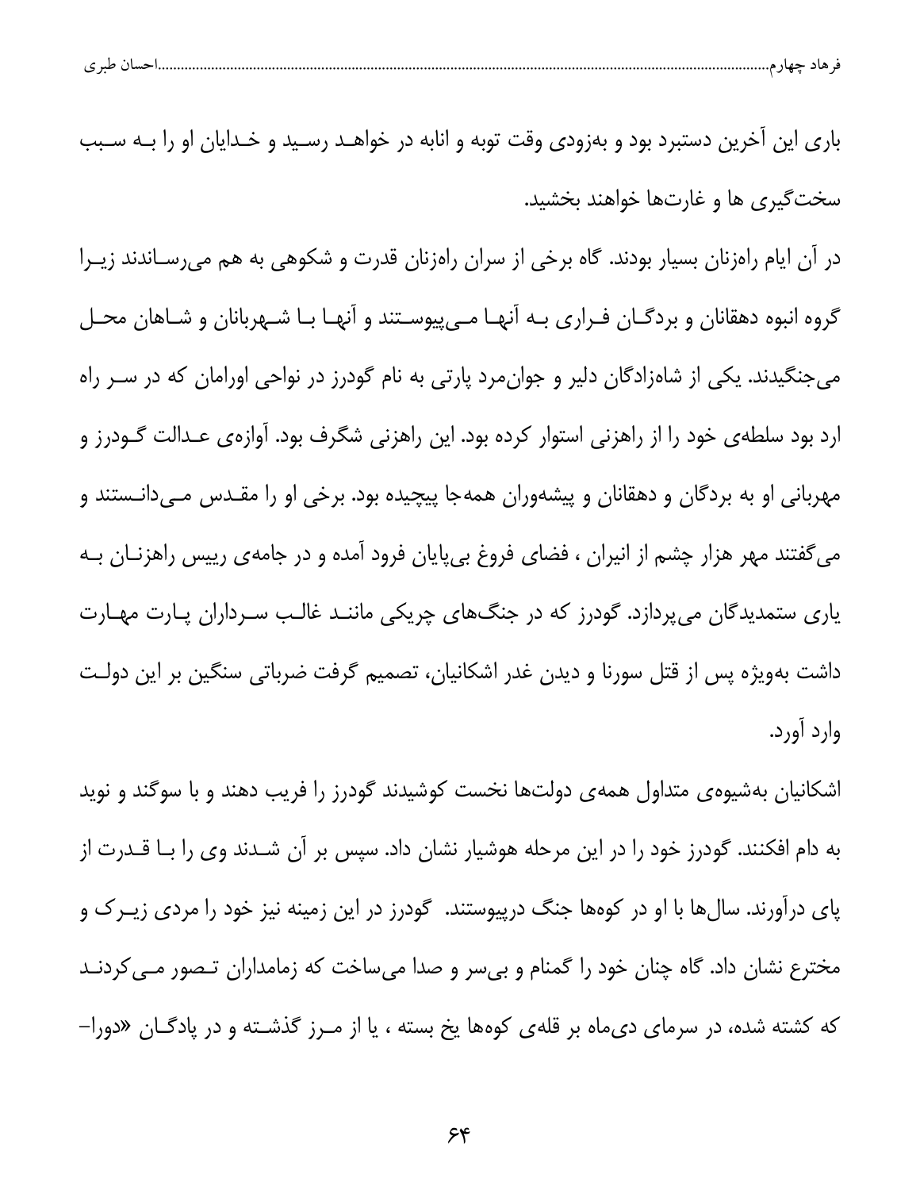باری این آخرین دستبرد بود و به‌زودی وقت توبه و انابه در خواهد رسید و خدایان او را به سبب سخت‌گیری ها و غارت‌ها خواهند بخشید.

در آن ایام راهزنان بسیار بودند. گاه برخی از سران راهزنان قدرت و شکوهی به هم می‌رساندند زیرا گروه انبوه دهقانان و بردگان فراری به آنها می‌پیوستند و آنها با شهربانان و شاهان محل می‌جنگیدند. یکی از شاهزادگان دلیر و جوان‌مرد پارتی به نام گودرز در نواحی اورامان که در سر راه ارد بود سلطه‌ی خود را از راهزنی استوار کرده بود. این راهزنی شگرف بود. آوازه‌ی عدالت گودرز و مهربانی او به بردگان و دهقانان و پیشه‌وران همه‌جا پیچیده بود. برخی او را مقدس می‌دانستند و می‌گفتند مهر هزار چشم از انیران ، فضای فروغ بی‌پایان فرود آمده و در جامه‌ی رییس راهزنان به یاری ستمدیدگان می‌پردازد. گودرز که در جنگ‌های چریکی مانند غالب سرداران پارت مهارت داشت به‌ویژه پس از قتل سورنا و دیدن غدر اشکانیان، تصمیم گرفت ضرباتی سنگین بر این دولت وارد آورد.

اشکانیان به‌شیوه‌ی متداول همه‌ی دولت‌ها نخست کوشیدند گودرز را فریب دهند و با سوگند و نوید به دام افکنند. گودرز خود را در این مرحله هوشیار نشان داد. سپس بر آن شدند وی را با قدرت از پای درآورند. سال‌ها با او در کوه‌ها جنگ درپیوستند. گودرز در این زمینه نیز خود را مردی زیرک و مخترع نشان داد. گاه چنان خود را گمنام و بی‌سر و صدا می‌ساخت که زمامداران تصور می‌کردند که کشته شده، در سرمای دی‌ماه بر قله‌ی کوه‌ها یخ بسته ، یا از مرز گذشته و در پادگان «دورا-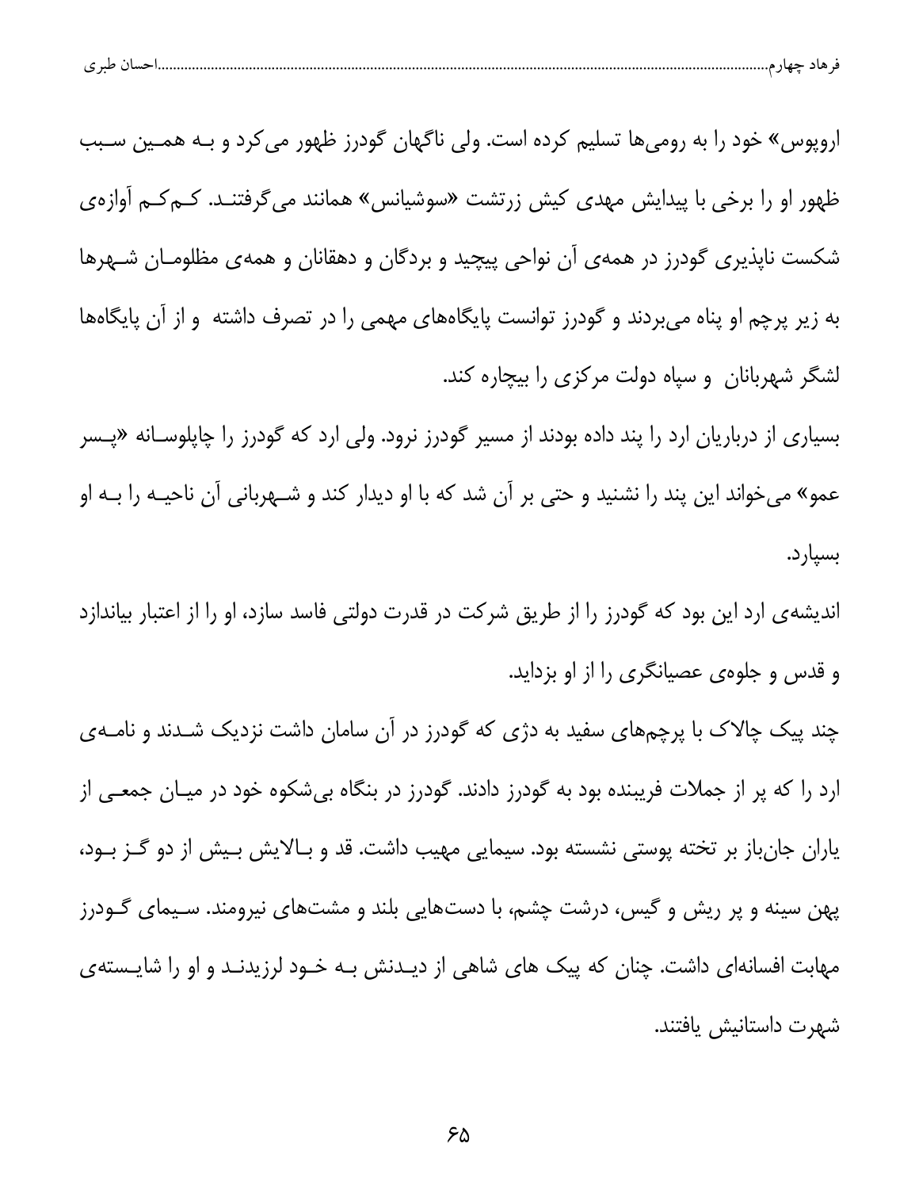اروپوس» خود را به رومی‌ها تسلیم کرده است. ولی ناگهان گودرز ظهور می‌کرد و به همین سبب ظهور او را برخی با پیدایش مهدی کیش زرتشت «سوشیانس» همانند می‌گرفتند. کم‌کم آوازه‌ی شکست ناپذیری گودرز در همه‌ی آن نواحی پیچید و بردگان و دهقانان و همه‌ی مظلومان شهرها به زیر پرچم او پناه می‌بردند و گودرز توانست پایگاه‌های مهمی را در تصرف داشته و از آن پایگاه‌ها لشگر شهربانان و سپاه دولت مرکزی را بیچاره کند.

بسیاری از درباریان ارد را پند داده بودند از مسیر گودرز نرود. ولی ارد که گودرز را چاپلوسانه «پسر عمو» می‌خواند این پند را نشنید و حتی بر آن شد که با او دیدار کند و شهربانی آن ناحیه را به او بسپارد.

اندیشه‌ی ارد این بود که گودرز را از طریق شرکت در قدرت دولتی فاسد سازد، او را از اعتبار بیاندازد و قدس و جلوه‌ی عصیانگری را از او بزداید.

چند پیک چالاک با پرچم‌های سفید به دژی که گودرز در آن سامان داشت نزدیک شدند و نامه‌ی ارد را که پر از جملات فریبنده بود به گودرز دادند. گودرز در بنگاه بی‌شکوه خود در میان جمعی از یاران جان‌باز بر تخته پوستی نشسته بود. سیمایی مهیب داشت. قد و بالایش بیش از دو گز بود، پهن سینه و پر ریش و گیس، درشت چشم، با دست‌هایی بلند و مشت‌های نیرومند. سیمای گودرز مهابت افسانه‌ای داشت. چنان که پیک های شاهی از دیدنش به خود لرزیدند و او را شایسته‌ی شهرت داستانیش یافتند.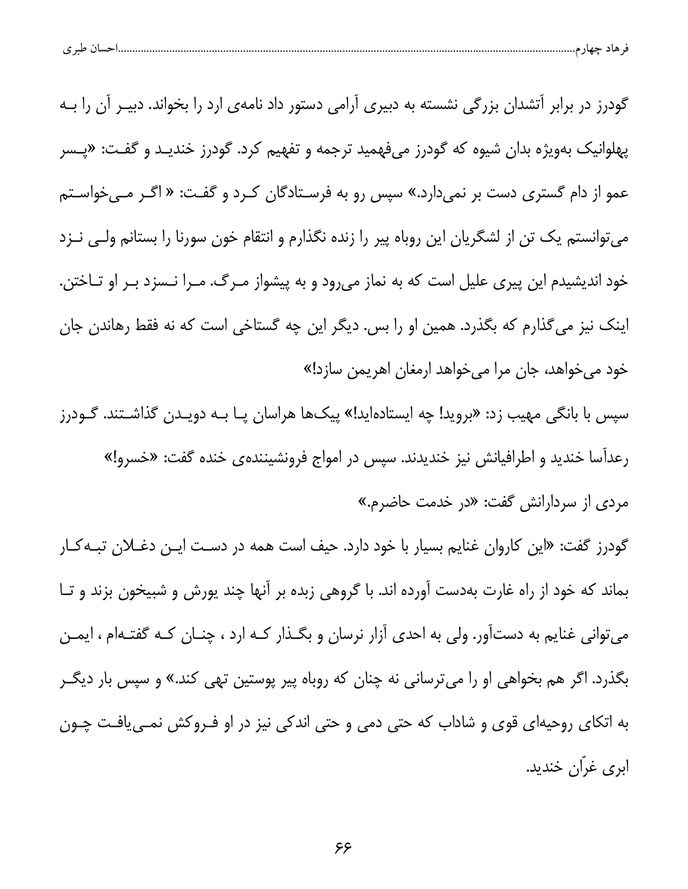گودرز در برابر آتشدان بزرگی نشسته به دبیری آرامی دستور داد نامه‌ی ارد را بخواند. دبیر آن را به پهلوانیک به‌ویژه بدان شیوه که گودرز می‌فهمید ترجمه و تفهیم کرد. گودرز خندید و گفت: «پسر عمو از دام گستری دست بر نمی‌دارد.» سپس رو به فرستادگان کرد و گفت: « اگر می‌خواستم می‌توانستم یک تن از لشگریان این روباه پیر را زنده نگذارم و انتقام خون سورنا را بستانم ولی نزد خود اندیشیدم این پیری علیل است که به نماز می‌رود و به پیشواز مرگ. مرا نسزد بر او تاختن. اینک نیز می‌گذارم که بگذرد. همین او را بس. دیگر این چه گستاخی است که نه فقط رهاندن جان خود می‌خواهد، جان مرا می‌خواهد ارمغان اهریمن سازد!»

سپس با بانگی مهیب زد: «بروید! چه ایستاده‌اید!» پیک‌ها هراسان پا به دویدن گذاشتند. گودرز رعدآسا خندید و اطرافیانش نیز خندیدند. سپس در امواج فرونشیننده‌ی خنده گفت: «خسرو!»

مردی از سردارانش گفت: «در خدمت حاضرم.»

گودرز گفت: «این کاروان غنایم بسیار با خود دارد. حیف است همه در دست این دغلان تبه‌کار بماند که خود از راه غارت به‌دست آورده اند. با گروهی زبده بر آنها چند یورش و شبیخون بزند و تا می‌توانی غنایم به دست‌آور. ولی به احدی آزار نرسان و بگذار که ارد ، چنان که گفته‌ام ، ایمن بگذرد. اگر هم بخواهی او را می‌ترسانی نه چنان که روباه پیر پوستین تهی کند.» و سپس بار دیگر به اتکای روحیه‌ای قوی و شاداب که حتی دمی و حتی اندکی نیز در او فروکش نمی‌یافت چون ابری غرّان خندید.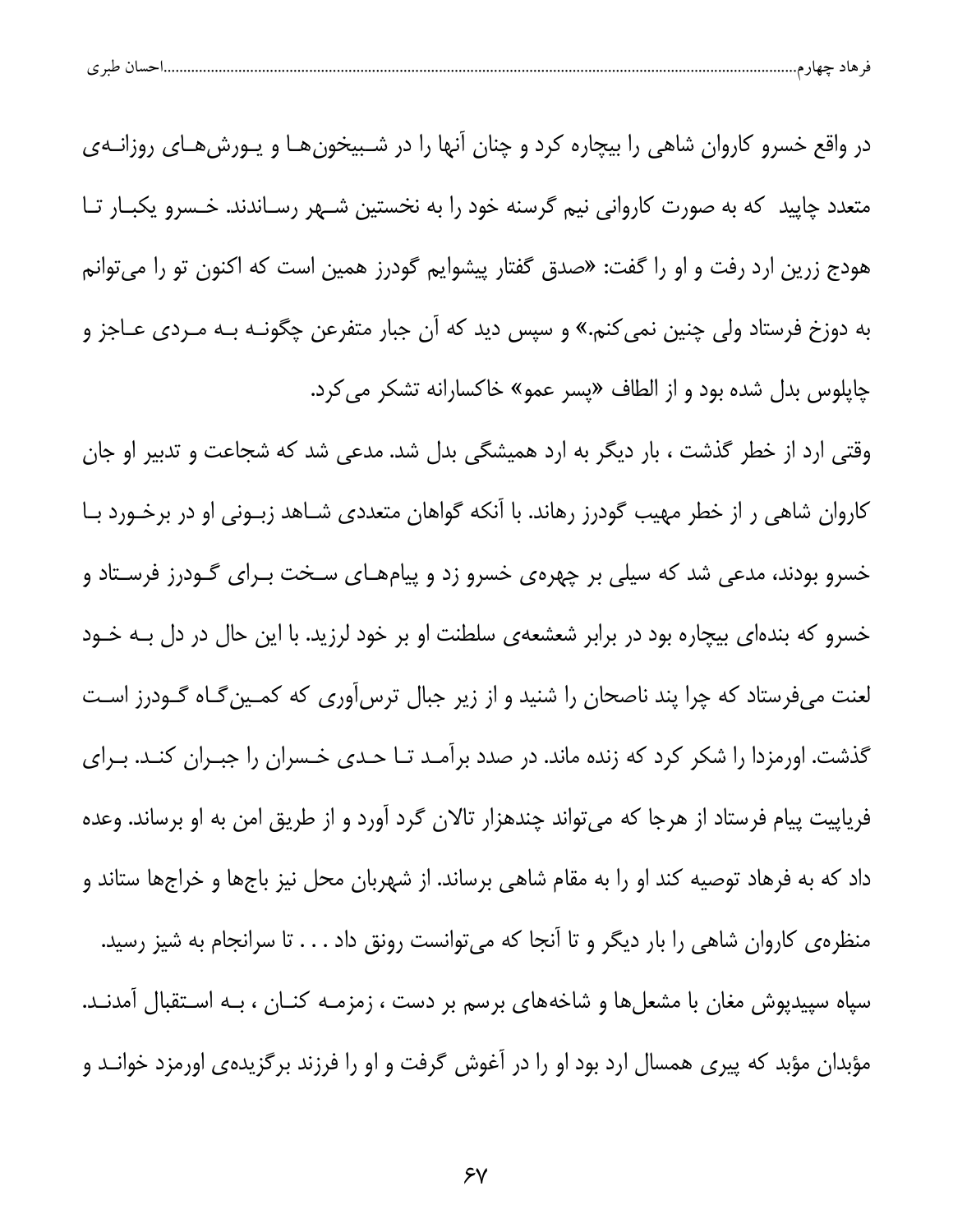در واقع خسرو کاروان شاهی را بیچاره کرد و چنان آنها را در شبیخون‌ها و یورش‌های روزانه‌ی متعدد چاپید  که به صورت کاروانی نیم گرسنه خود را به نخستین شهر رساندند. خسرو یکبار تا هودج زرین ارد رفت و او را گفت: «صدق گفتار پیشوایم گودرز همین است که اکنون تو را می‌توانم به دوزخ فرستاد ولی چنین نمی‌کنم.» و سپس دید که آن جبار متفرعن چگونه به مردی عاجز و چاپلوس بدل شده بود و از الطاف «پسر عمو» خاکسارانه تشکر می‌کرد.

وقتی ارد از خطر گذشت ، بار دیگر به ارد همیشگی بدل شد. مدعی شد که شجاعت و تدبیر او جان کاروان شاهی ر از خطر مهیب گودرز رهاند. با آنکه گواهان متعددی شاهد زبونی او در برخورد با خسرو بودند، مدعی شد که سیلی بر چهره‌ی خسرو زد و پیام‌های سخت برای گودرز فرستاد و خسرو که بنده‌ای بیچاره بود در برابر شعشعه‌ی سلطنت او بر خود لرزید. با این حال در دل به خود لعنت می‌فرستاد که چرا پند ناصحان را شنید و از زیر جبال ترس‌آوری که کمین‌گاه گودرز است گذشت. اورمزدا را شکر کرد که زنده ماند. در صدد برآمد تا حدی خسران را جبران کند. برای فریاپیت پیام فرستاد از هرجا که می‌تواند چندهزار تالان گرد آورد و از طریق امن به او برساند. وعده داد که به فرهاد توصیه کند او را به مقام شاهی برساند. از شهربان محل نیز باجها و خراج‌ها ستاند و منظره‌ی کاروان شاهی را بار دیگر و تا آنجا که می‌توانست رونق داد . . . تا سرانجام به شیز رسید.

سپاه سپیدپوش مغان با مشعل‌ها و شاخه‌های برسم بر دست ، زمزمه کنان ، به استقبال آمدند. مؤبدان مؤبد که پیری همسال ارد بود او را در آغوش گرفت و او را فرزند برگزیده‌ی اورمزد خواند و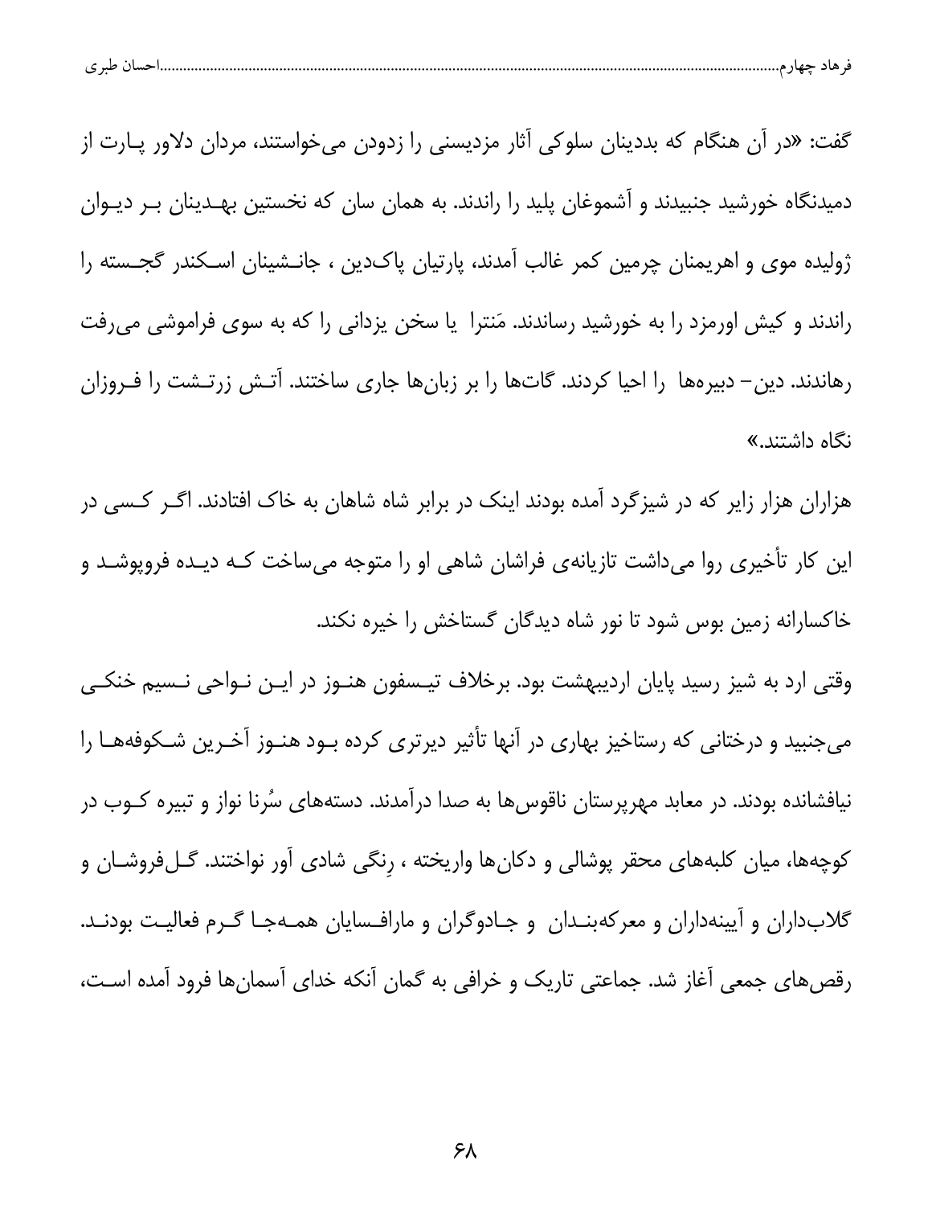گفت: «در آن هنگام که بددینان سلوکی آثار مزدیسنی را زدودن می‌خواستند، مردان دلاور پارت از دمیدنگاه خورشید جنبیدند و آشموغان پلید را راندند. به همان سان که نخستین بهدینان بر دیوان ژولیده موی و اهریمنان چرمین کمر غالب آمدند، پارتیان پاک‌دین ، جانشینان اسکندر گجسته را راندند و کیش اورمزد را به خورشید رساندند. مَنترا  یا سخن یزدانی را که به سوی فراموشی می‌رفت رهاندند. دین– دبیره‌ها  را احیا کردند. گات‌ها را بر زبان‌ها جاری ساختند. آتش زرتشت را فروزان نگاه داشتند.»

هزاران هزار زایر که در شیزگرد آمده بودند اینک در برابر شاه شاهان به خاک افتادند. اگر کسی در این کار تأخیری روا می‌داشت تازیانه‌ی فراشان شاهی او را متوجه می‌ساخت که دیده فروپوشد و خاکسارانه زمین بوس شود تا نور شاه دیدگان گستاخش را خیره نکند.

وقتی ارد به شیز رسید پایان اردیبهشت بود. برخلاف تیسفون هنوز در این نواحی نسیم خنکی می‌جنبید و درختانی که رستاخیز بهاری در آنها تأثیر دیرتری کرده بود هنوز آخرین شکوفه‌ها را نیافشانده بودند. در معابد مهرپرستان ناقوس‌ها به صدا درآمدند. دسته‌های سُرنا نواز و تبیره کوب در کوچه‌ها، میان کلبه‌های محقر پوشالی و دکان‌ها واریخته ، رِنگی شادی آور نواختند. گل‌فروشان و گلاب‌داران و آیینه‌داران و معرکه‌بندان  و جادوگران و مارافسایان همه‌جا گرم فعالیت بودند. رقص‌های جمعی آغاز شد. جماعتی تاریک و خرافی به گمان آنکه خدای آسمان‌ها فرود آمده است،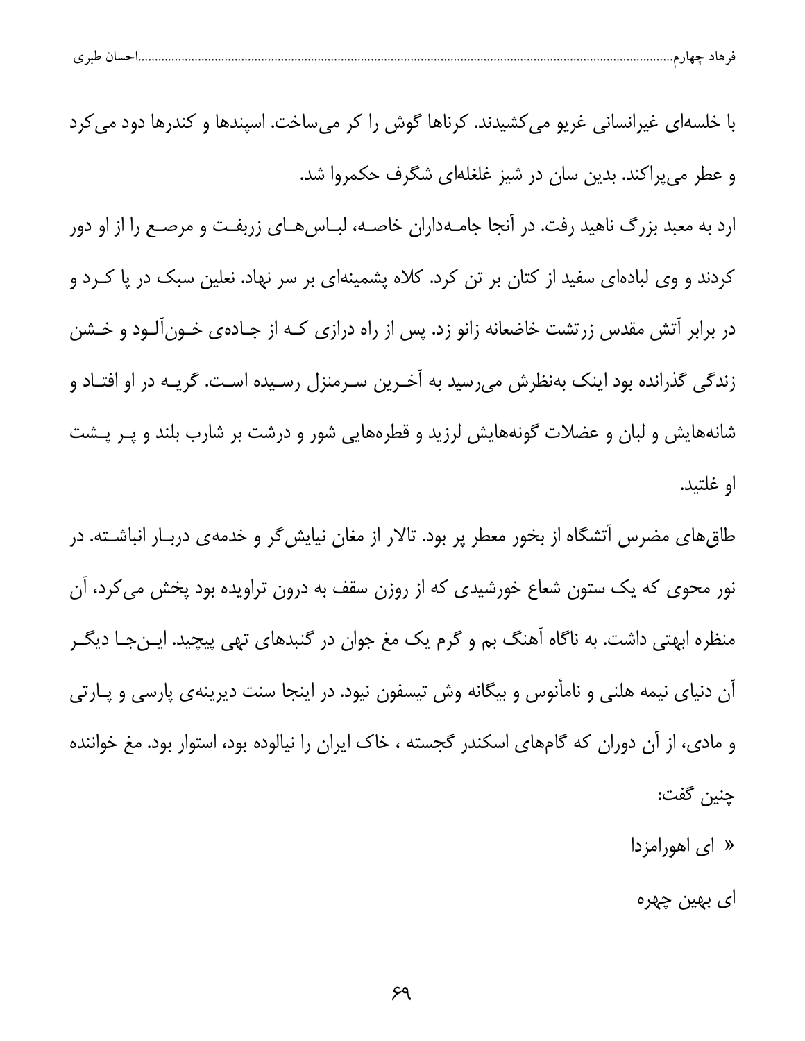با خلسه‌ای غیرانسانی غریو می‌کشیدند. کرناها گوش را کر می‌ساخت. اسپندها و کندرها دود می‌کرد و عطر می‌پراکند. بدین سان در شیز غلغله‌ای شگرف حکمروا شد.

ارد به معبد بزرگ ناهید رفت. در آنجا جامه‌داران خاصه، لباس‌های زربفت و مرصع را از او دور کردند و وی لباده‌ای سفید از کتان بر تن کرد. کلاه پشمینه‌ای بر سر نهاد. نعلین سبک در پا کرد و در برابر آتش مقدس زرتشت خاضعانه زانو زد. پس از راه درازی که از جاده‌ی خون‌آلود و خشن زندگی گذرانده بود اینک به‌نظرش می‌رسید به آخرین سرمنزل رسیده است. گریه در او افتاد و شانه‌هایش و لبان و عضلات گونه‌هایش لرزید و قطره‌هایی شور و درشت بر شارب بلند و پر پشت او غلتید.

طاق‌های مضرس آتشگاه از بخور معطر پر بود. تالار از مغان نیایش‌گر و خدمه‌ی دربار انباشته. در نور محوی که یک ستون شعاع خورشیدی که از روزن سقف به درون تراویده بود پخش می‌کرد، آن منظره ابهتی داشت. به ناگاه آهنگ بم و گرم یک مغ جوان در گنبدهای تهی پیچید. این‌جا دیگر آن دنیای نیمه هلنی و نامأنوس و بیگانه وش تیسفون نبود. در اینجا سنت دیرینه‌ی پارسی و پارتی و مادی، از آن دوران که گام‌های اسکندر گجسته ، خاک ایران را نیالوده بود، استوار بود. مغ خواننده چنین گفت:

« ای اهورامزدا

ای بهین چهره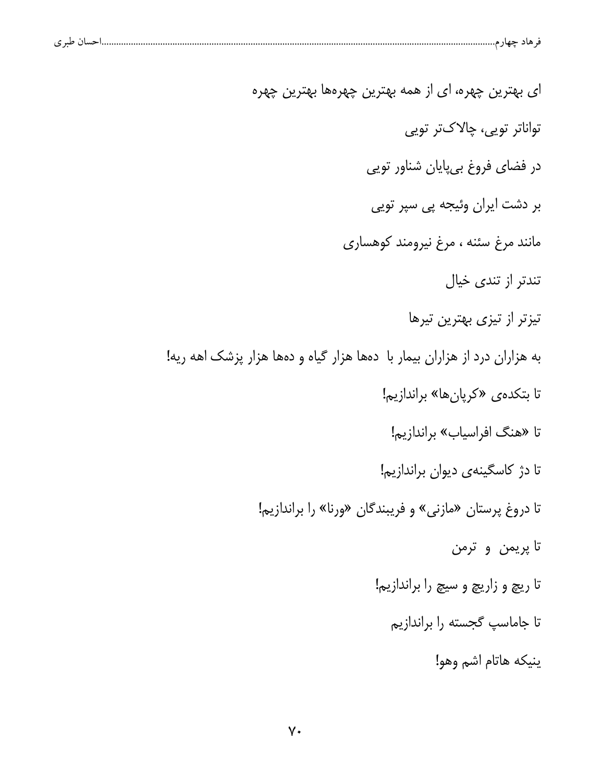ای بهترین چهره، ای از همه بهترین چهره‌ها بهترین چهره

تواناتر تویی، چالاک‌تر تویی

در فضای فروغ بی‌پایان شناور تویی

بر دشت ایران وئیجه پی سپر تویی

مانند مرغ سئنه ، مرغ نیرومند کوهساری

تندتر از تندی خیال

تیزتر از تیزی بهترین تیرها

به هزاران درد از هزاران بیمار با  ده‌ها هزار گیاه و ده‌ها هزار پزشک اهه ریه!

تا بتکده‌ی «کرپان‌ها» براندازیم!

تا «هنگ افراسیاب» براندازیم!

تا دژ کاسگینه‌ی دیوان براندازیم!

تا دروغ پرستان «مازنی» و فریبندگان «ورنا» را براندازیم!

تا پریمن  و  ترمن

تا ریچ و زاریچ و سیچ را براندازیم!

تا جاماسپ گجسته را براندازیم

ینیکه هاتام اشم وهو!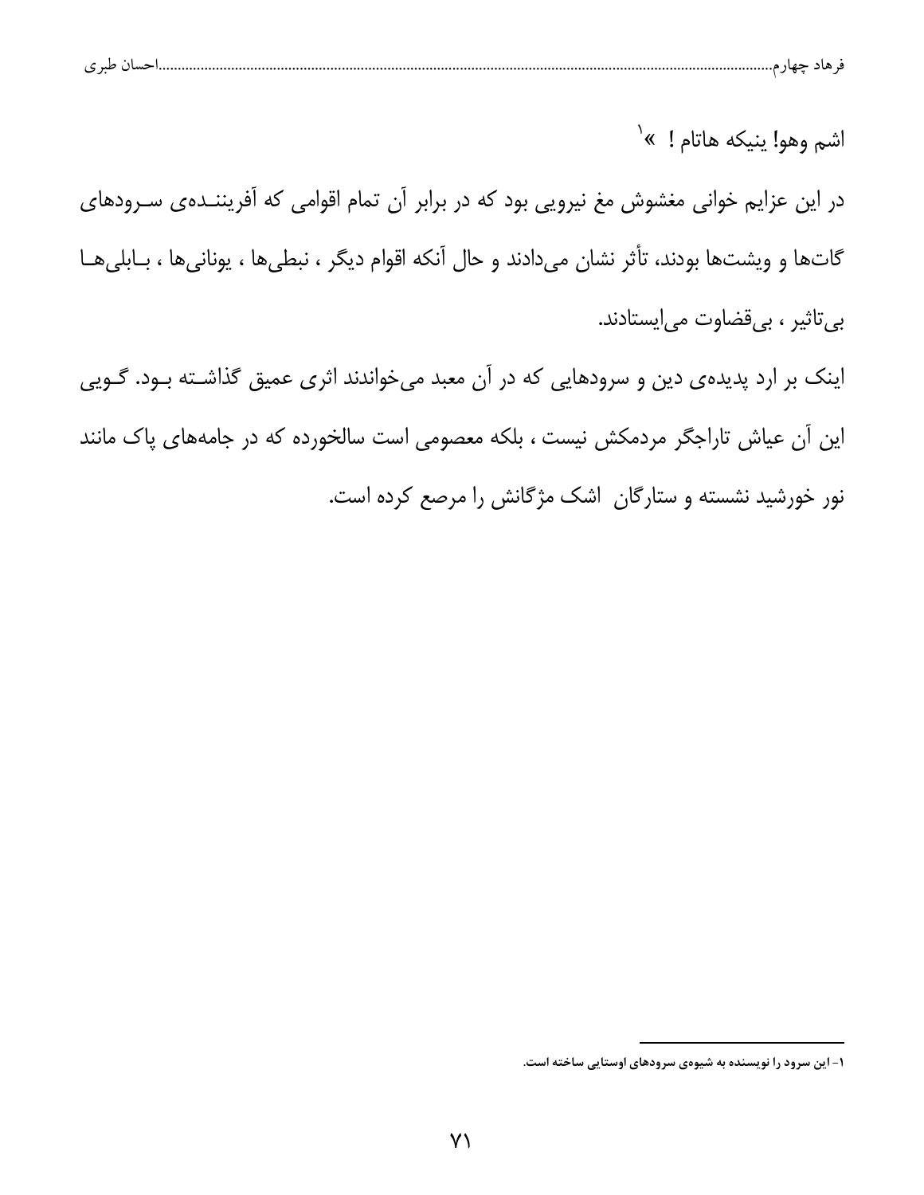اشم وهو! ینیکه هاتام ! »[1]

در این عزایم خوانی مغشوش مغ نیرویی بود که در برابر آن تمام اقوامی که آفرینندەی سرودهای گات‌ها و ویشت‌ها بودند، تأثر نشان می‌دادند و حال آنکه اقوام دیگر ، نبطی‌ها ، یونانی‌ها ، بابلی‌ها بی‌تاثیر ، بی‌قضاوت می‌ایستادند.

اینک بر ارد پدیده‌ی دین و سرودهایی که در آن معبد می‌خواندند اثری عمیق گذاشته بود. گویی این آن عیاش تاراجگر مردمکش نیست ، بلکه معصومی است سالخورده که در جامه‌های پاک مانند نور خورشید نشسته و ستارگان اشک مژگانش را مرصع کرده است.

---

۱- این سرود را نویسنده به شیوه‌ی سرودهای اوستایی ساخته است.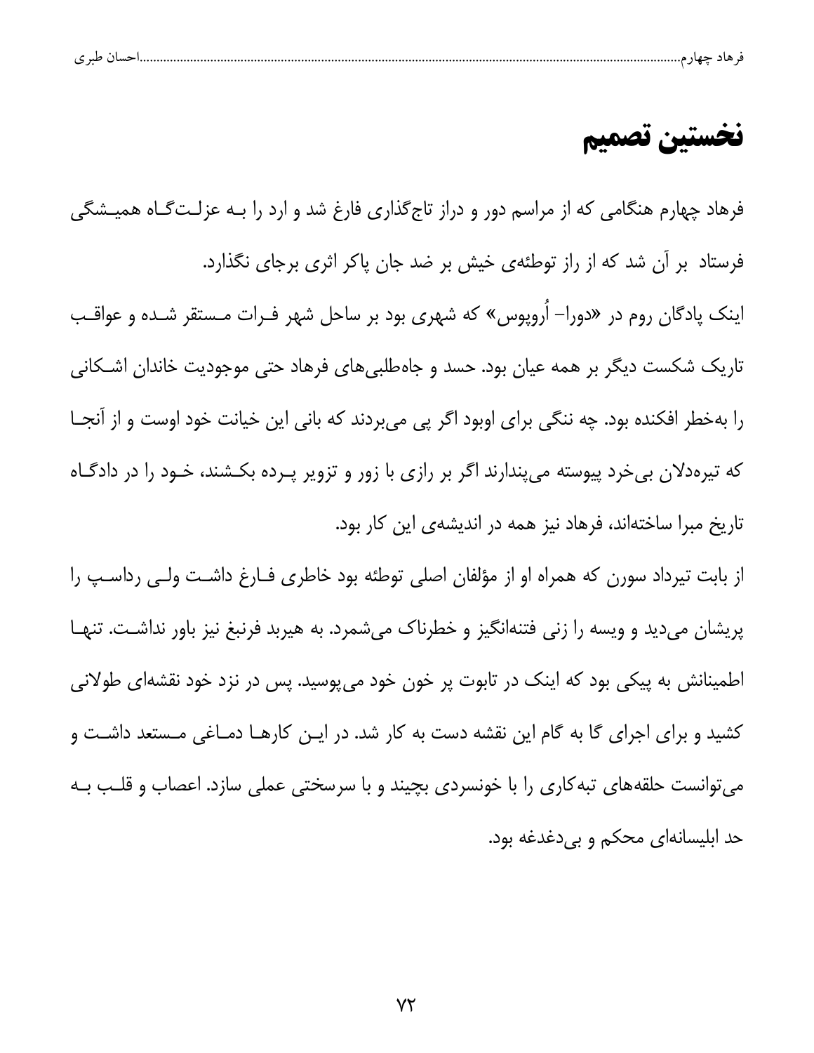# نخستین تصمیم

فرهاد چهارم هنگامی که از مراسم دور و دراز تاج‌گذاری فارغ شد و ارد را بـه عزلـت‌گـاه همیـشگی فرستاد بر آن شد که از راز توطئه‌ی خیش بر ضد جان پاکر اثری برجای نگذارد.

اینک پادگان روم در «دورا- اُروپوس» که شهری بود بر ساحل شهر فـرات مـستقر شـده و عواقـب تاریک شکست دیگر بر همه عیان بود. حسد و جاه‌طلبی‌های فرهاد حتی موجودیت خاندان اشـکانی را به‌خطر افکنده بود. چه ننگی برای اوبود اگر پی می‌بردند که بانی این خیانت خود اوست و از آنجـا که تیره‌دلان بی‌خرد پیوسته می‌پندارند اگر بر رازی با زور و تزویر پـرده بکـشند، خـود را در دادگـاه تاریخ مبرا ساخته‌اند، فرهاد نیز همه در اندیشه‌ی این کار بود.

از بابت تیرداد سورن که همراه او از مؤلفان اصلی توطئه بود خاطری فـارغ داشـت ولـی رداسـپ را پریشان می‌دید و ویسه را زنی فتنه‌انگیز و خطرناک می‌شمرد. به هیربد فرنبغ نیز باور نداشـت. تنهـا اطمینانش به پیکی بود که اینک در تابوت پر خون خود می‌پوسید. پس در نزد خود نقشه‌ای طولانی کشید و برای اجرای گا به گام این نقشه دست به کار شد. در ایـن کارهـا دمـاغی مـستعد داشـت و می‌توانست حلقه‌های تبه‌کاری را با خونسردی بچیند و با سرسختی عملی سازد. اعصاب و قلـب بـه حد ابلیسانه‌ای محکم و بی‌دغدغه بود.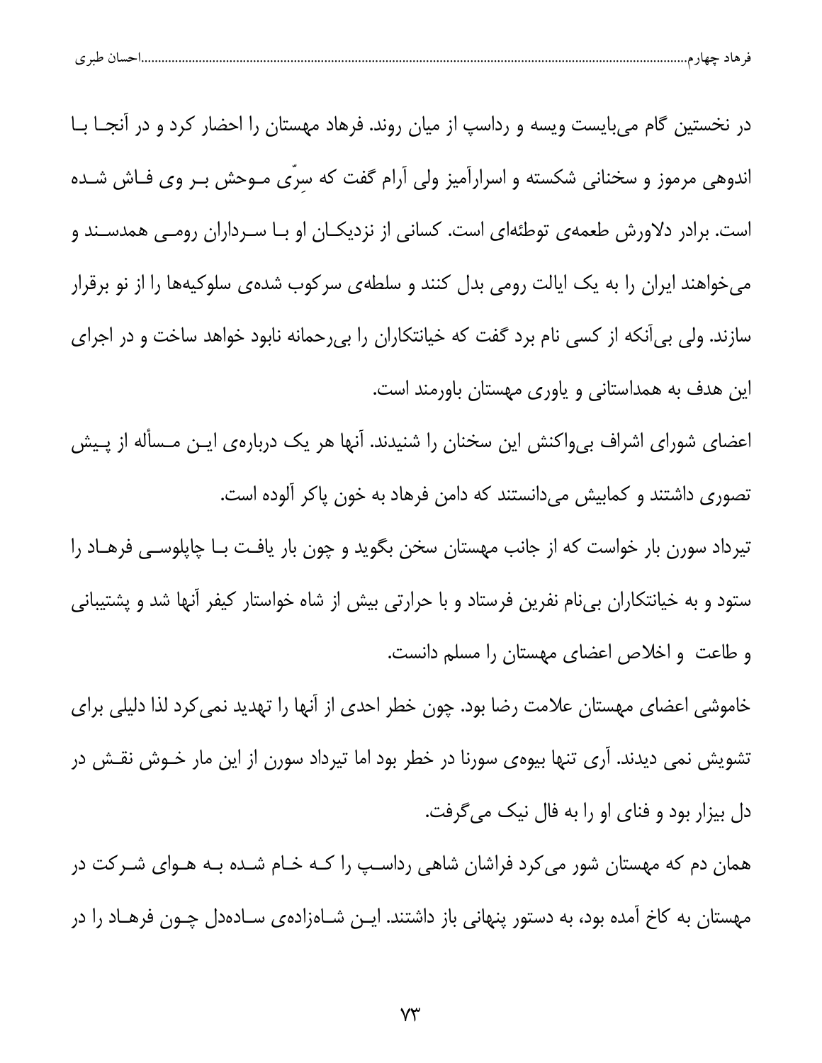در نخستین گام می‌بایست ویسه و رداسپ از میان روند. فرهاد مهستان را احضار کرد و در آنجا با اندوهی مرموز و سخنانی شکسته و اسرارآمیز ولی آرام گفت که سِرّی موحش بر وی فاش شده است. برادر دلاورش طعمه‌ی توطئه‌ای است. کسانی از نزدیکان او با سرداران رومی همدسند و می‌خواهند ایران را به یک ایالت رومی بدل کنند و سلطه‌ی سرکوب شده‌ی سلوکیه‌ها را از نو برقرار سازند. ولی بی‌آنکه از کسی نام برد گفت که خیانتکاران را بی‌رحمانه نابود خواهد ساخت و در اجرای این هدف به همداستانی و یاوری مهستان باورمند است.

اعضای شورای اشراف بی‌واکنش این سخنان را شنیدند. آنها هر یک درباره‌ی این مسأله از پیش تصوری داشتند و کمابیش می‌دانستند که دامن فرهاد به خون پاکر آلوده است.

تیرداد سورن بار خواست که از جانب مهستان سخن بگوید و چون بار یافت با چاپلوسی فرهاد را ستود و به خیانتکاران بی‌نام نفرین فرستاد و با حرارتی بیش از شاه خواستار کیفر آنها شد و پشتیبانی و طاعت و اخلاص اعضای مهستان را مسلم دانست.

خاموشی اعضای مهستان علامت رضا بود. چون خطر احدی از آنها را تهدید نمی‌کرد لذا دلیلی برای تشویش نمی دیدند. آری تنها بیوه‌ی سورنا در خطر بود اما تیرداد سورن از این مار خوش نقش در دل بیزار بود و فنای او را به فال نیک می‌گرفت.

همان دم که مهستان شور می‌کرد فراشان شاهی رداسپ را که خام شده به هوای شرکت در مهستان به کاخ آمده بود، به دستور پنهانی باز داشتند. این شاهزاده‌ی ساده‌دل چون فرهاد را در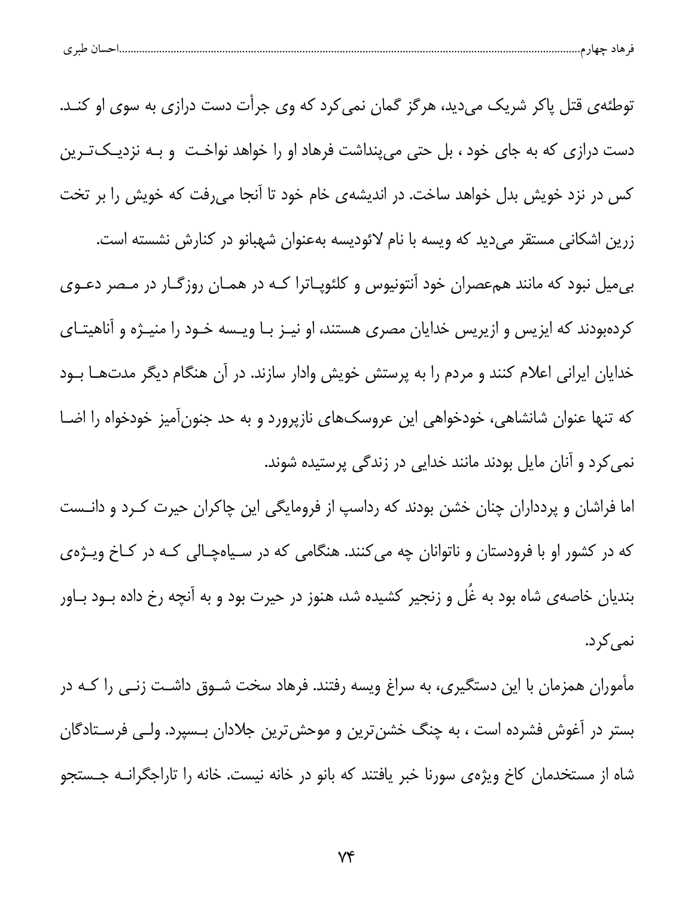توطئه‌ی قتل پاکر شریک می‌دید، هرگز گمان نمی‌کرد که وی جرأت دست درازی به سوی او کند. دست درازی که به جای خود ، بل حتی می‌پنداشت فرهاد او را خواهد نواخت و به نزدیک‌ترین کس در نزد خویش بدل خواهد ساخت. در اندیشه‌ی خام خود تا آنجا می‌رفت که خویش را بر تخت زرین اشکانی مستقر می‌دید که ویسه با نام لائودیسه به‌عنوان شهبانو در کنارش نشسته است.

بی‌میل نبود که مانند هم‌عصران خود آنتونیوس و کلئوپاترا که در همان روزگار در مصر دعوی کرده‌بودند که ایزیس و ازیریس خدایان مصری هستند، او نیز با ویسه خود را منیژه و آناهیتای خدایان ایرانی اعلام کنند و مردم را به پرستش خویش وادار سازند. در آن هنگام دیگر مدت‌ها بود که تنها عنوان شانشاهی، خودخواهی این عروسک‌های نازپرورد و به حد جنون‌آمیز خودخواه را اضا نمی‌کرد و آنان مایل بودند مانند خدایی در زندگی پرستیده شوند.

اما فراشان و پرده‌داران چنان خشن بودند که رداسپ از فرومایگی این چاکران حیرت کرد و دانست که در کشور او با فرودستان و ناتوانان چه می‌کنند. هنگامی که در سیاه‌چالی که در کاخ ویژه‌ی بندیان خاصه‌ی شاه بود به غُل و زنجیر کشیده شد، هنوز در حیرت بود و به آنچه رخ داده بود باور نمی‌کرد.

مأموران همزمان با این دستگیری، به سراغ ویسه رفتند. فرهاد سخت شوق داشت زنی را که در بستر در آغوش فشرده است ، به چنگ خشن‌ترین و موحش‌ترین جلادان بسپرد. ولی فرستادگان شاه از مستخدمان کاخ ویژه‌ی سورنا خبر یافتند که بانو در خانه نیست. خانه را تاراجگرانه جستجو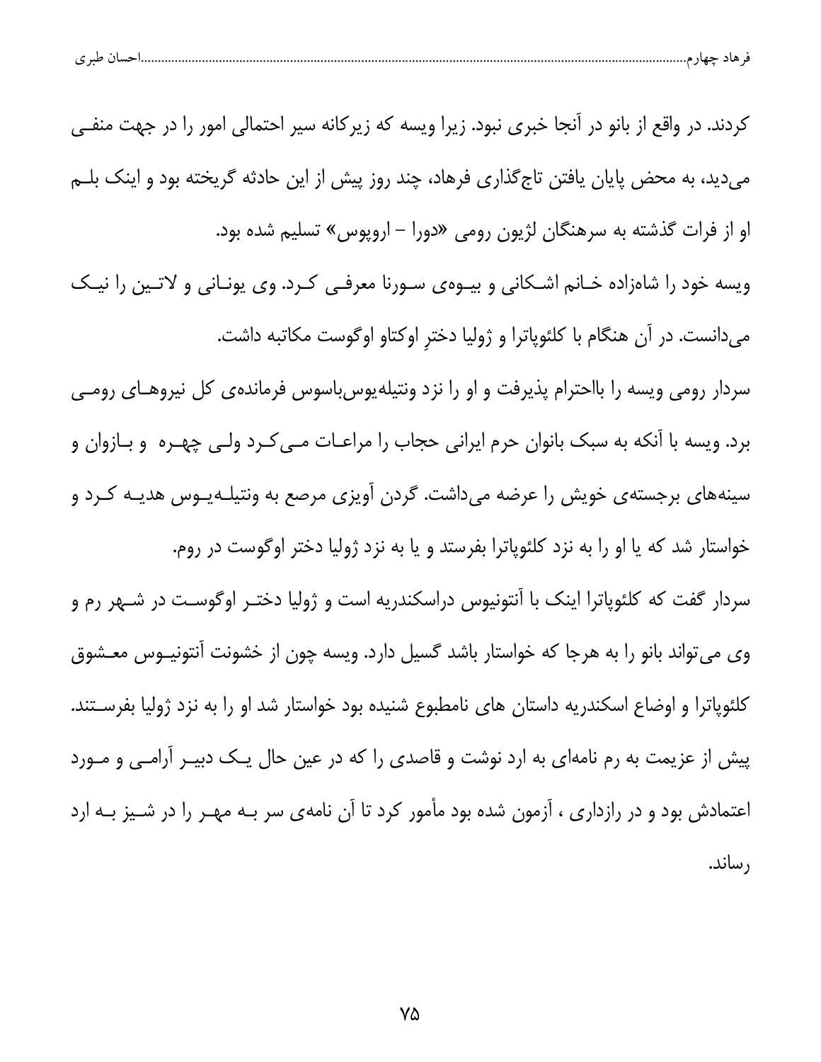کردند. در واقع از بانو در آنجا خبری نبود. زیرا ویسه که زیرکانه سیر احتمالی امور را در جهت منفی می‌دید، به محض پایان یافتن تاج‌گذاری فرهاد، چند روز پیش از این حادثه گریخته بود و اینک بلم او از فرات گذشته به سرهنگان لژیون رومی «دورا – اروپوس» تسلیم شده بود.

ویسه خود را شاه‌زاده خانم اشکانی و بیوه‌ی سورنا معرفی کرد. وی یونانی و لاتین را نیک می‌دانست. در آن هنگام با کلئوپاترا و ژولیا دخترِ اوکتاو اوگوست مکاتبه داشت.

سردار رومی ویسه را بااحترام پذیرفت و او را نزد ونتیله‌یوس‌باسوس فرمانده‌ی کل نیروهای رومی برد. ویسه با آنکه به سبک بانوان حرم ایرانی حجاب را مراعات می‌کرد ولی چهره  و بازوان و سینه‌های برجسته‌ی خویش را عرضه می‌داشت. گردن آویزی مرصع به ونتیله‌یوس هدیه کرد و خواستار شد که یا او را به نزد کلئوپاترا بفرستد و یا به نزد ژولیا دختر اوگوست در روم.

سردار گفت که کلئوپاترا اینک با آنتونیوس دراسکندریه است و ژولیا دختر اوگوست در شهر رم و وی می‌تواند بانو را به هرجا که خواستار باشد گسیل دارد. ویسه چون از خشونت آنتونیوس معشوق کلئوپاترا و اوضاع اسکندریه داستان های نامطبوع شنیده بود خواستار شد او را به نزد ژولیا بفرستند. پیش از عزیمت به رم نامه‌ای به ارد نوشت و قاصدی را که در عین حال یک دبیر آرامی و مورد اعتمادش بود و در رازداری ، آزمون شده بود مأمور کرد تا آن نامه‌ی سر به مهر را در شیز به ارد رساند.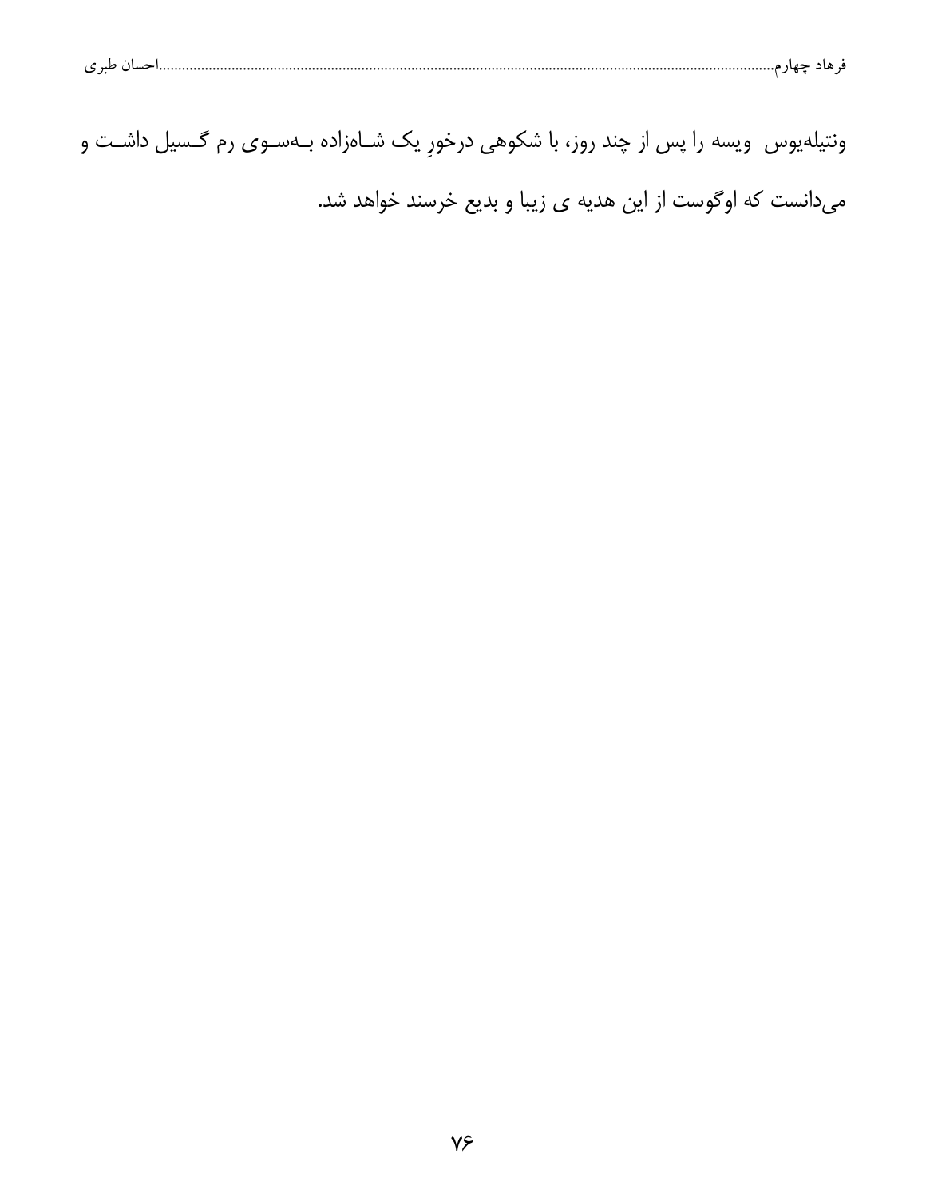ونتیله‌یوس  ویسه را پس از چند روز، با شکوهی درخورِ یک شاه‌زاده به‌سوی رم گسیل داشت و می‌دانست که اوگوست از این هدیه ی زیبا و بدیع خرسند خواهد شد.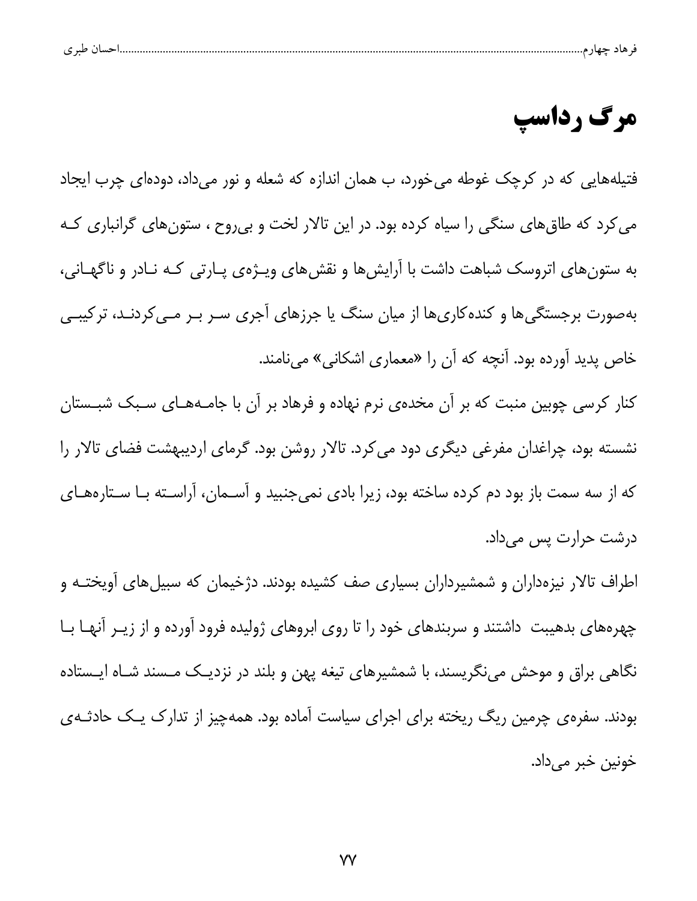# مرگ رداسپ

فتیله‌هایی که در کرچک غوطه می‌خورد، ب همان اندازه که شعله و نور می‌داد، دوده‌ای چرب ایجاد می‌کرد که طاق‌های سنگی را سیاه کرده بود. در این تالار لخت و بی‌روح ، ستون‌های گرانباری کـه به ستون‌های اتروسک شباهت داشت با آرایش‌ها و نقش‌های ویـژه‌ی پـارتی کـه نـادر و ناگهـانی، به‌صورت برجستگی‌ها و کنده‌کاری‌ها از میان سنگ یا جرزهای آجری سـر بـر مـی‌کردنـد، ترکیبـی خاص پدید آورده بود. آنچه که آن را «معماری اشکانی» می‌نامند.

کنار کرسی چوبین منبت که بر آن مخده‌ی نرم نهاده و فرهاد بر آن با جامـه‌هـای سـبک شبـستان نشسته بود، چراغدان مفرغی دیگری دود می‌کرد. تالار روشن بود. گرمای اردیبهشت فضای تالار را که از سه سمت باز بود دم کرده ساخته بود، زیرا بادی نمی‌جنبید و آسـمان، آراسـته بـا سـتاره‌هـای درشت حرارت پس می‌داد.

اطراف تالار نیزه‌داران و شمشیرداران بسیاری صف کشیده بودند. دژخیمان که سبیل‌های آویختـه و چهره‌های بدهیبت داشتند و سربندهای خود را تا روی ابروهای ژولیده فرود آورده و از زیـر آنهـا بـا نگاهی براق و موحش می‌نگریسند، با شمشیرهای تیغه پهن و بلند در نزدیـک مـسند شـاه ایـستاده بودند. سفره‌ی چرمین ریگ ریخته برای اجرای سیاست آماده بود. همه‌چیز از تدارک یـک حادثـه‌ی خونین خبر می‌داد.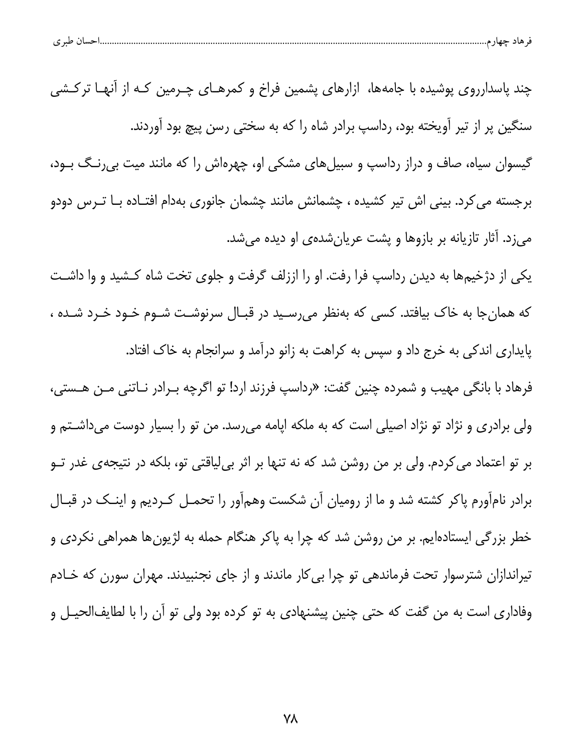چند پاسداررروی پوشیده با جامه‌ها، ازارهای پشمین فراخ و کمرهای چرمین که از آنها ترکشی سنگین پر از تیر آویخته بود، رداسپ برادر شاه را که به سختی رسن پیچ بود آوردند.

گیسوان سیاه، صاف و دراز رداسپ و سبیل‌های مشکی او، چهره‌اش را که مانند میت بی‌رنگ بود، برجسته می‌کرد. بینی اش تیر کشیده ، چشمانش مانند چشمان جانوری به‌دام افتاده با ترس دودو می‌زد. آثار تازیانه بر بازوها و پشت عریان‌شده‌ی او دیده می‌شد.

یکی از دژخیم‌ها به دیدن رداسپ فرا رفت. او را اززلف گرفت و جلوی تخت شاه کشید و وا داشت که همان‌جا به خاک بیافتد. کسی که به‌نظر می‌رسید در قبال سرنوشت شوم خود خرد شده ، پایداری اندکی به خرج داد و سپس به کراهت به زانو درآمد و سرانجام به خاک افتاد.

فرهاد با بانگی مهیب و شمرده چنین گفت: «رداسپ فرزند ارد! تو اگرچه برادر ناتنی من هستی، ولی برادری و نژاد تو نژاد اصیلی است که به ملکه اپامه می‌رسد. من تو را بسیار دوست می‌داشتم و بر تو اعتماد می‌کردم. ولی بر من روشن شد که نه تنها بر اثر بی‌لیاقتی تو، بلکه در نتیجه‌ی غدر تو برادر نام‌آورم پاکر کشته شد و ما از رومیان آن شکست وهم‌آور را تحمل کردیم و اینک در قبال خطر بزرگی ایستاده‌ایم. بر من روشن شد که چرا به پاکر هنگام حمله به لژیون‌ها همراهی نکردی و تیراندازان شترسوار تحت فرماندهی تو چرا بی‌کار ماندند و از جای نجنبیدند. مهران سورن که خادم وفاداری است به من گفت که حتی چنین پیشنهادی به تو کرده بود ولی تو آن را با لطایف‌الحیل و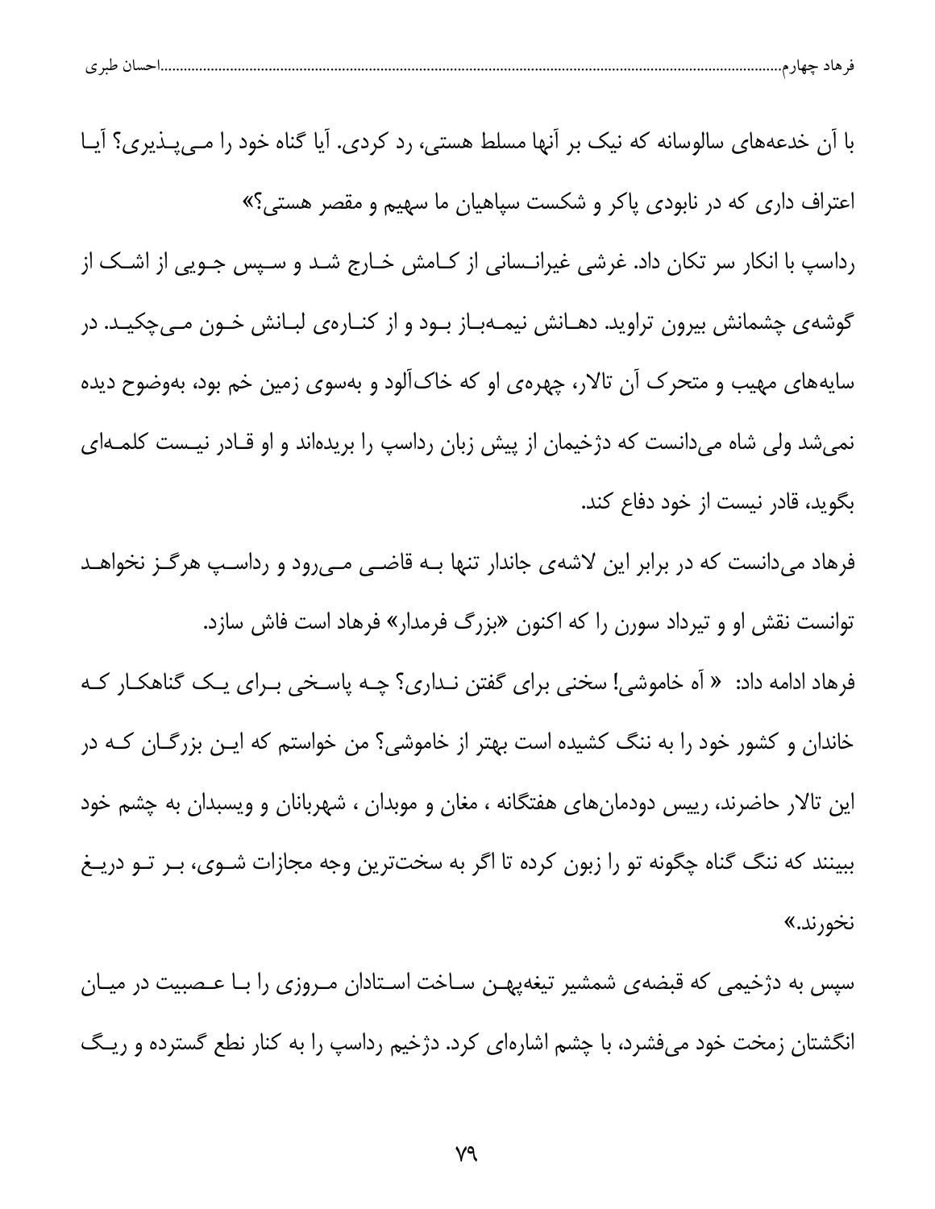با آن خدعه‌های سالوسانه که نیک بر آنها مسلط هستی، رد کردی. آیا گناه خود را می‌پذیری؟ آیا اعتراف داری که در نابودی پاکر و شکست سپاهیان ما سهیم و مقصر هستی؟»

رداسپ با انکار سر تکان داد. غرشی غیرانسانی از کامش خارج شد و سپس جویی از اشک از گوشه‌ی چشمانش بیرون تراوید. دهانش نیمه‌باز بود و از کناره‌ی لبانش خون می‌چکید. در سایه‌های مهیب و متحرک آن تالار، چهره‌ی او که خاک‌آلود و به‌سوی زمین خم بود، به‌وضوح دیده نمی‌شد ولی شاه می‌دانست که دژخیمان از پیش زبان رداسپ را بریده‌اند و او قادر نیست کلمه‌ای بگوید، قادر نیست از خود دفاع کند.

فرهاد می‌دانست که در برابر این لاشه‌ی جاندار تنها به قاضی می‌رود و رداسپ هرگز نخواهد توانست نقش او و تیرداد سورن را که اکنون «بزرگ فرمدار» فرهاد است فاش سازد.

فرهاد ادامه داد: « آه خاموشی! سخنی برای گفتن نداری؟ چه پاسخی برای یک گناهکار که خاندان و کشور خود را به ننگ کشیده است بهتر از خاموشی؟ من خواستم که این بزرگان که در این تالار حاضرند، رییس دودمان‌های هفتگانه ، مغان و موبدان ، شهربانان و ویسبدان به چشم خود ببینند که ننگ گناه چگونه تو را زبون کرده تا اگر به سخت‌ترین وجه مجازات شوی، بر تو دریغ نخورند.»

سپس به دژخیمی که قبضه‌ی شمشیر تیغه‌پهن ساخت استادان مروزی را با عصبیت در میان انگشتان زمخت خود می‌فشرد، با چشم اشاره‌ای کرد. دژخیم رداسپ را به کنار نطع گسترده و ریگ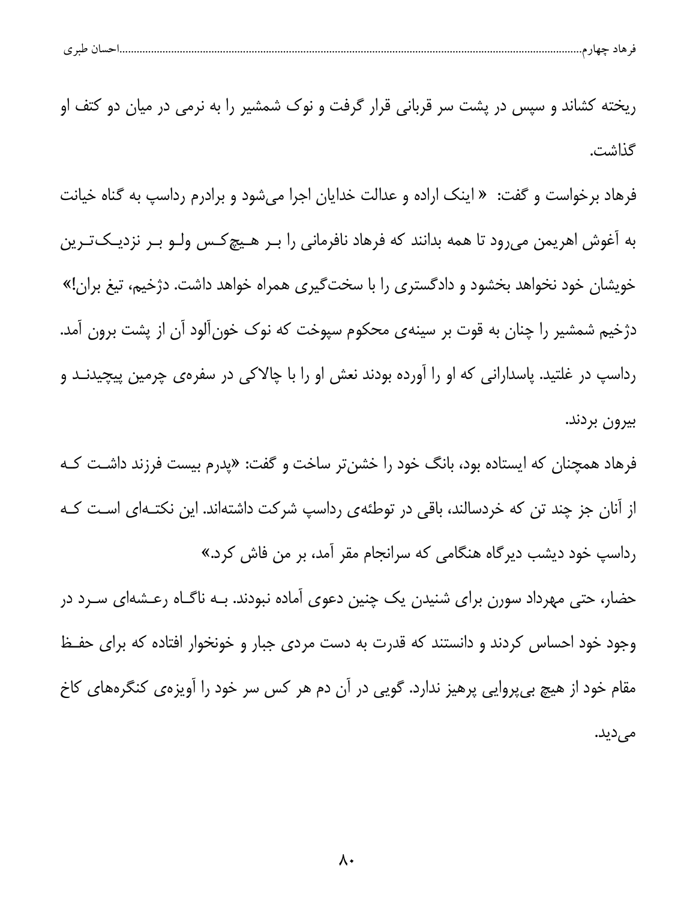ریخته کشاند و سپس در پشت سر قربانی قرار گرفت و نوک شمشیر را به نرمی در میان دو کتف او گذاشت.

فرهاد برخواست و گفت: « اینک اراده و عدالت خدایان اجرا می‌شود و برادرم رداسپ به گناه خیانت به آغوش اهریمن می‌رود تا همه بدانند که فرهاد نافرمانی را بـر هـیچ‌کـس ولـو بـر نزدیـک‌تـرین خویشان خود نخواهد بخشود و دادگستری را با سخت‌گیری همراه خواهد داشت. دژخیم، تیغ بران!»

دژخیم شمشیر را چنان به قوت بر سینه‌ی محکوم سپوخت که نوک خون‌آلود آن از پشت برون آمد. رداسپ در غلتید. پاسدارانی که او را آورده بودند نعش او را با چالاکی در سفره‌ی چرمین پیچیدنـد و بیرون بردند.

فرهاد همچنان که ایستاده بود، بانگ خود را خشن‌تر ساخت و گفت: «پدرم بیست فرزند داشـت کـه از آنان جز چند تن که خردسالند، باقی در توطئه‌ی رداسپ شرکت داشته‌اند. این نکتـه‌ای اسـت کـه رداسپ خود دیشب دیرگاه هنگامی که سرانجام مقر آمد، بر من فاش کرد.»

حضار، حتی مهرداد سورن برای شنیدن یک چنین دعوی آماده نبودند. بـه ناگـاه رعـشه‌ای سـرد در وجود خود احساس کردند و دانستند که قدرت به دست مردی جبار و خونخوار افتاده که برای حفـظ مقام خود از هیچ بی‌پروایی پرهیز ندارد. گویی در آن دم هر کس سر خود را آویزه‌ی کنگره‌های کاخ می‌دید.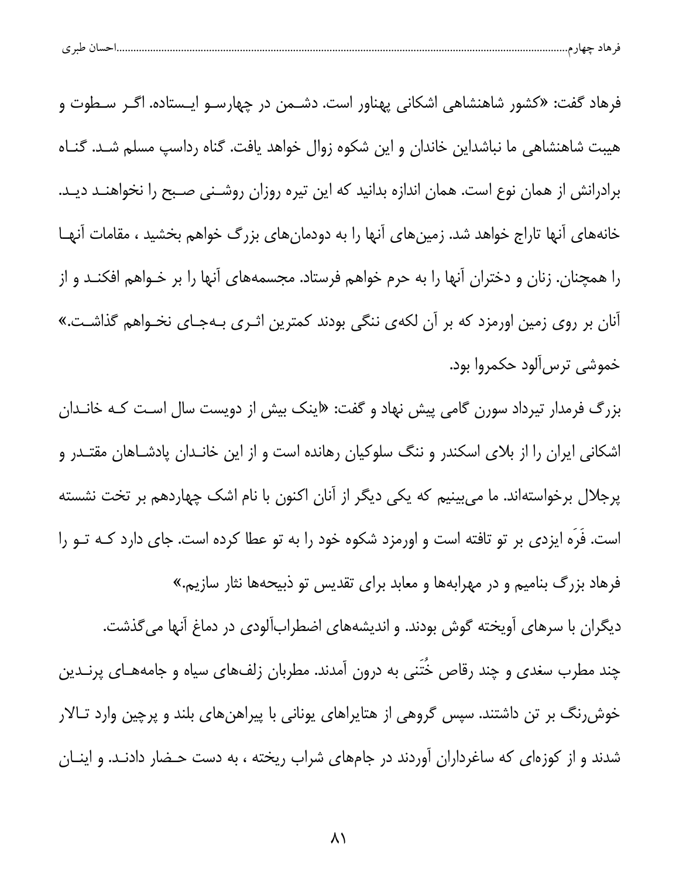فرهاد گفت: «کشور شاهنشاهی اشکانی پهناور است. دشمن در چهارسو ایستاده. اگر سطوت و هیبت شاهنشاهی ما نباشداین خاندان و این شکوه زوال خواهد یافت. گناه رداسپ مسلم شد. گناه برادرانش از همان نوع است. همان اندازه بدانید که این تیره روزان روشنی صبح را نخواهند دید. خانه‌های آنها تاراج خواهد شد. زمین‌های آنها را به دودمان‌های بزرگ خواهم بخشید ، مقامات آنها را همچنان. زنان و دختران آنها را به حرم خواهم فرستاد. مجسمه‌های آنها را بر خواهم افکند و از آنان بر روی زمین اورمزد که بر آن لکه‌ی ننگی بودند کمترین اثری به‌جای نخواهم گذاشت.»

خموشی ترس‌آلود حکمروا بود.

بزرگ فرمدار تیرداد سورن گامی پیش نهاد و گفت: «اینک بیش از دویست سال است که خاندان اشکانی ایران را از بلای اسکندر و ننگ سلوکیان رهانده است و از این خاندان پادشاهان مقتدر و پرجلال برخواسته‌اند. ما می‌بینیم که یکی دیگر از آنان اکنون با نام اشک چهاردهم بر تخت نشسته است. فَرَه ایزدی بر تو تافته است و اورمزد شکوه خود را به تو عطا کرده است. جای دارد که تو را فرهاد بزرگ بنامیم و در مهرابه‌ها و معابد برای تقدیس تو ذبیحه‌ها نثار سازیم.»

دیگران با سرهای آویخته گوش بودند. و اندیشه‌های اضطراب‌آلودی در دماغ آنها می‌گذشت.

چند مطرب سغدی و چند رقاص خُتَنی به درون آمدند. مطربان زلف‌های سیاه و جامه‌های پرندین خوش‌رنگ بر تن داشتند. سپس گروهی از هتایراهای یونانی با پیراهن‌های بلند و پرچین وارد تالار شدند و از کوزه‌ای که ساغرداران آوردند در جام‌های شراب ریخته ، به دست حضار دادند. و اینان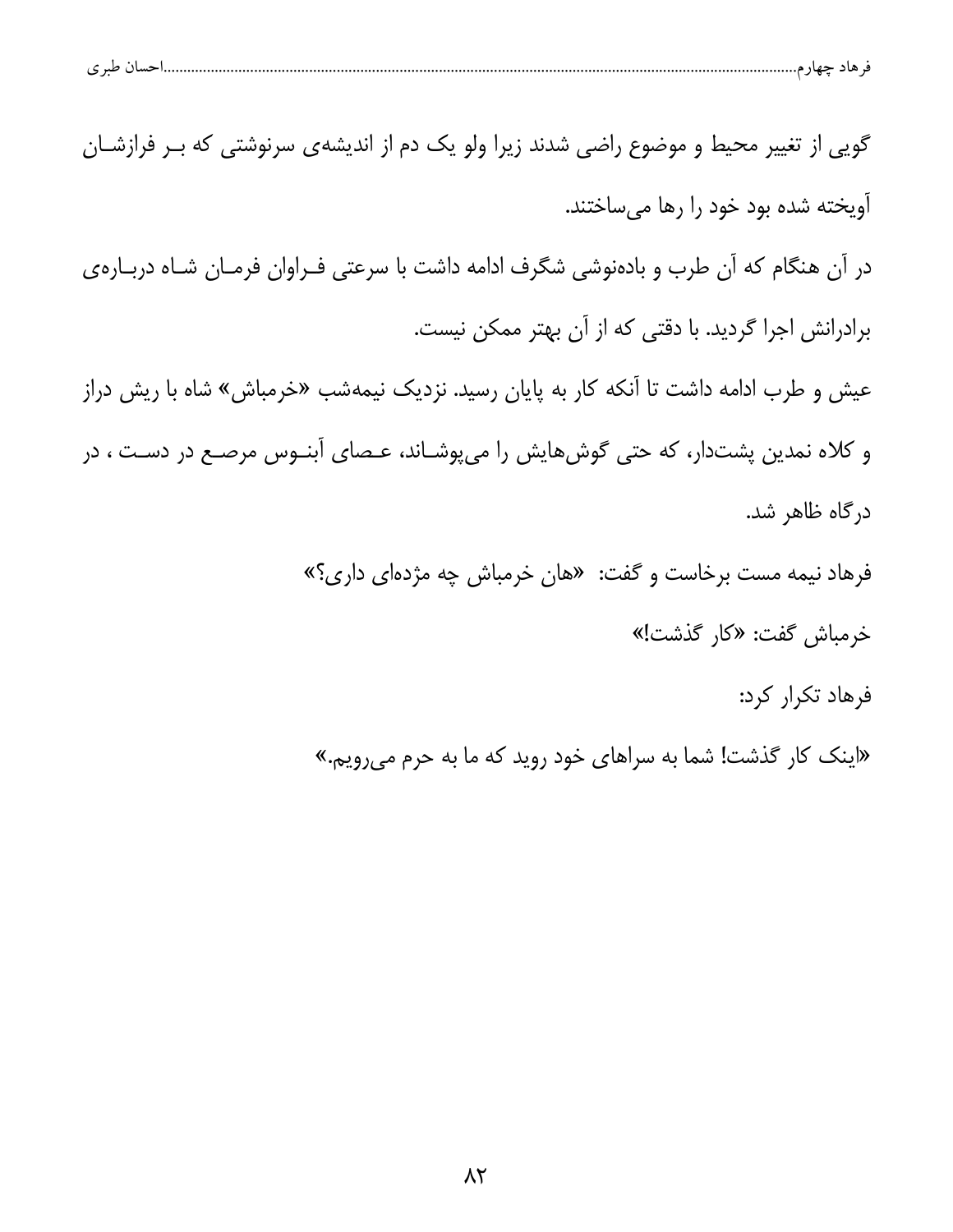گویی از تغییر محیط و موضوع راضی شدند زیرا ولو یک دم از اندیشه‌ی سرنوشتی که بـر فرازشـان آویخته شده بود خود را رها می‌ساختند.

در آن هنگام که آن طرب و باده‌نوشی شگرف ادامه داشت با سرعتی فـراوان فرمـان شـاه دربـاره‌ی برادرانش اجرا گردید. با دقتی که از آن بهتر ممکن نیست.

عیش و طرب ادامه داشت تا آنکه کار به پایان رسید. نزدیک نیمه‌شب «خرمباش» شاه با ریش دراز و کلاه نمدین پشت‌دار، که حتی گوش‌هایش را می‌پوشـاند، عـصای آبنـوس مرصـع در دسـت ، در درگاه ظاهر شد.

فرهاد نیمه مست برخاست و گفت:  «هان خرمباش چه مژده‌ای داری؟»

خرمباش گفت: «کار گذشت!»

فرهاد تکرار کرد:

«اینک کار گذشت! شما به سراهای خود روید که ما به حرم می‌رویم.»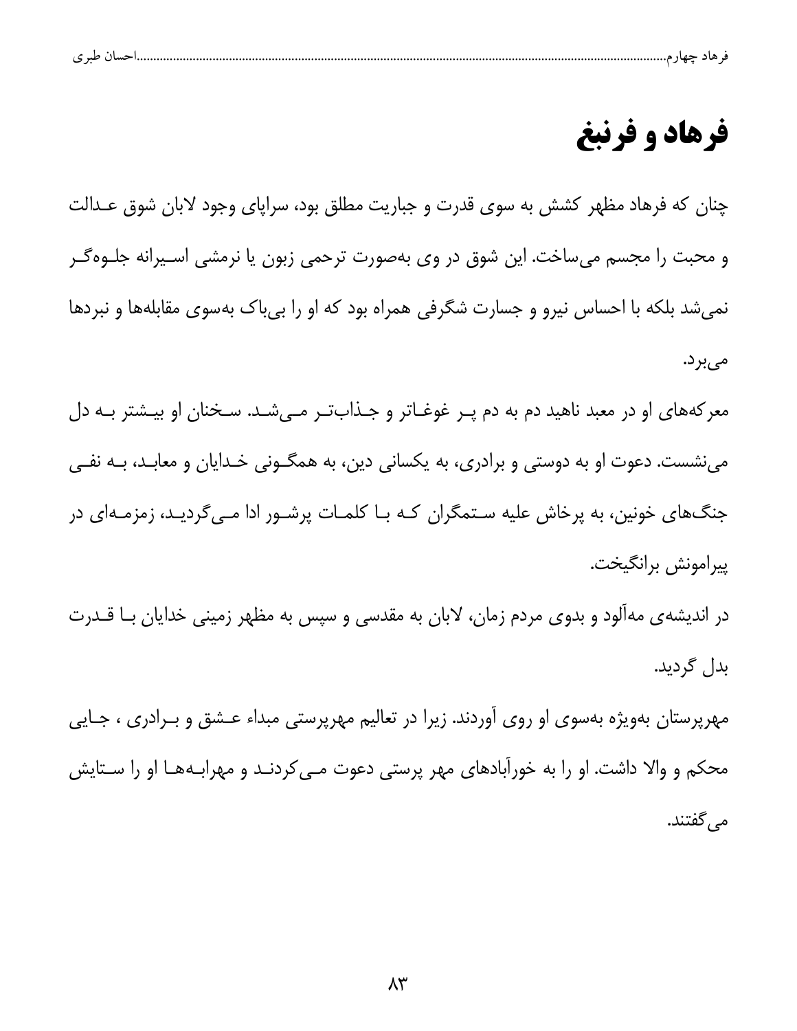# فرهاد و فرنبغ

چنان که فرهاد مظهر کشش به سوی قدرت و جباریت مطلق بود، سراپای وجود لابان شوق عدالت و محبت را مجسم می‌ساخت. این شوق در وی به‌صورت ترحمی زبون یا نرمشی اسیرانه جلوه‌گر نمی‌شد بلکه با احساس نیرو و جسارت شگرفی همراه بود که او را بی‌باک به‌سوی مقابله‌ها و نبردها می‌برد.

معرکه‌های او در معبد ناهید دم به دم پر غوغاتر و جذاب‌تر می‌شد. سخنان او بیشتر به دل می‌نشست. دعوت او به دوستی و برادری، به یکسانی دین، به همگونی خدایان و معابد، به نفی جنگ‌های خونین، به پرخاش علیه ستمگران که با کلمات پرشور ادا می‌گردید، زمزمه‌ای در پیرامونش برانگیخت.

در اندیشه‌ی مه‌آلود و بدوی مردم زمان، لابان به مقدسی و سپس به مظهر زمینی خدایان با قدرت بدل گردید.

مهرپرستان به‌ویژه به‌سوی او روی آوردند. زیرا در تعالیم مهرپرستی مبداء عشق و برادری ، جایی محکم و والا داشت. او را به خورآبادهای مهر پرستی دعوت می‌کردند و مهرابه‌ها او را ستایش می‌گفتند.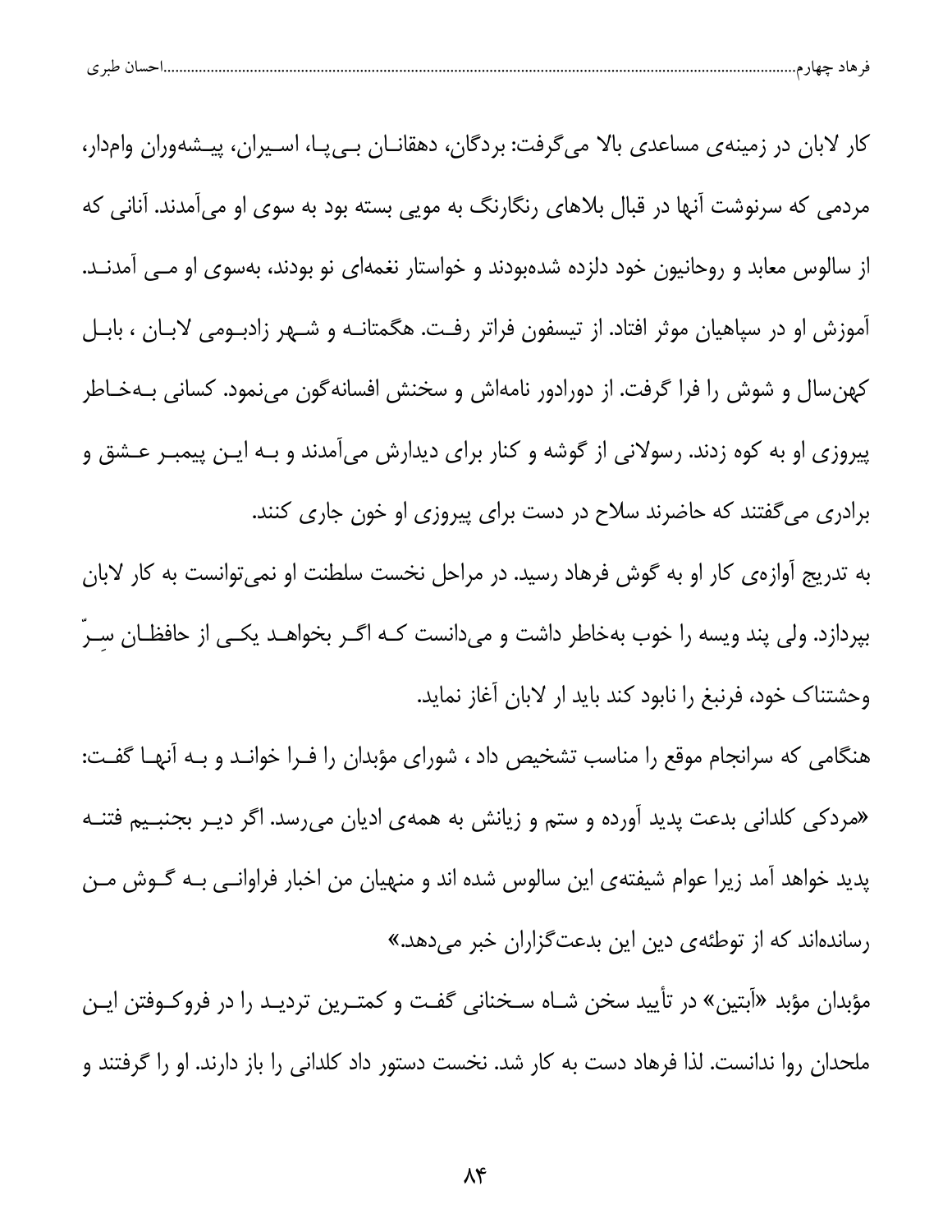کار لابان در زمینه‌ی مساعدی بالا می‌گرفت: بردگان، دهقانان بی‌پا، اسیران، پیشه‌وران وام‌دار، مردمی که سرنوشت آنها در قبال بلاهای رنگارنگ به مویی بسته بود به سوی او می‌آمدند. آنانی که از سالوس معابد و روحانیون خود دلزده شده‌بودند و خواستار نغمه‌ای نو بودند، به‌سوی او می آمدند. آموزش او در سپاهیان موثر افتاد. از تیسفون فراتر رفت. هگمتانه و شهر زادبومی لابان ، بابل کهن‌سال و شوش را فرا گرفت. از دورادور نامه‌اش و سخنش افسانه‌گون می‌نمود. کسانی به‌خاطر پیروزی او به کوه زدند. رسولانی از گوشه و کنار برای دیدارش می‌آمدند و به این پیمبر عشق و برادری می‌گفتند که حاضرند سلاح در دست برای پیروزی او خون جاری کنند.

به تدریج آوازه‌ی کار او به گوش فرهاد رسید. در مراحل نخست سلطنت او نمی‌توانست به کار لابان بپردازد. ولی پند ویسه را خوب به‌خاطر داشت و می‌دانست که اگر بخواهد یکی از حافظان سِرّ وحشتناک خود، فرنبغ را نابود کند باید ار لابان آغاز نماید.

هنگامی که سرانجام موقع را مناسب تشخیص داد ، شورای مؤبدان را فرا خواند و به آنها گفت: «مردکی کلدانی بدعت پدید آورده و ستم و زیانش به همه‌ی ادیان می‌رسد. اگر دیر بجنبیم فتنه پدید خواهد آمد زیرا عوام شیفته‌ی این سالوس شده اند و منهیان من اخبار فراوانی به گوش من رسانده‌اند که از توطئه‌ی دین این بدعت‌گزاران خبر می‌دهد.»

مؤبدان مؤبد «آبتین» در تأیید سخن شاه سخنانی گفت و کمترین تردید را در فروکوفتن این ملحدان روا ندانست. لذا فرهاد دست به کار شد. نخست دستور داد کلدانی را باز دارند. او را گرفتند و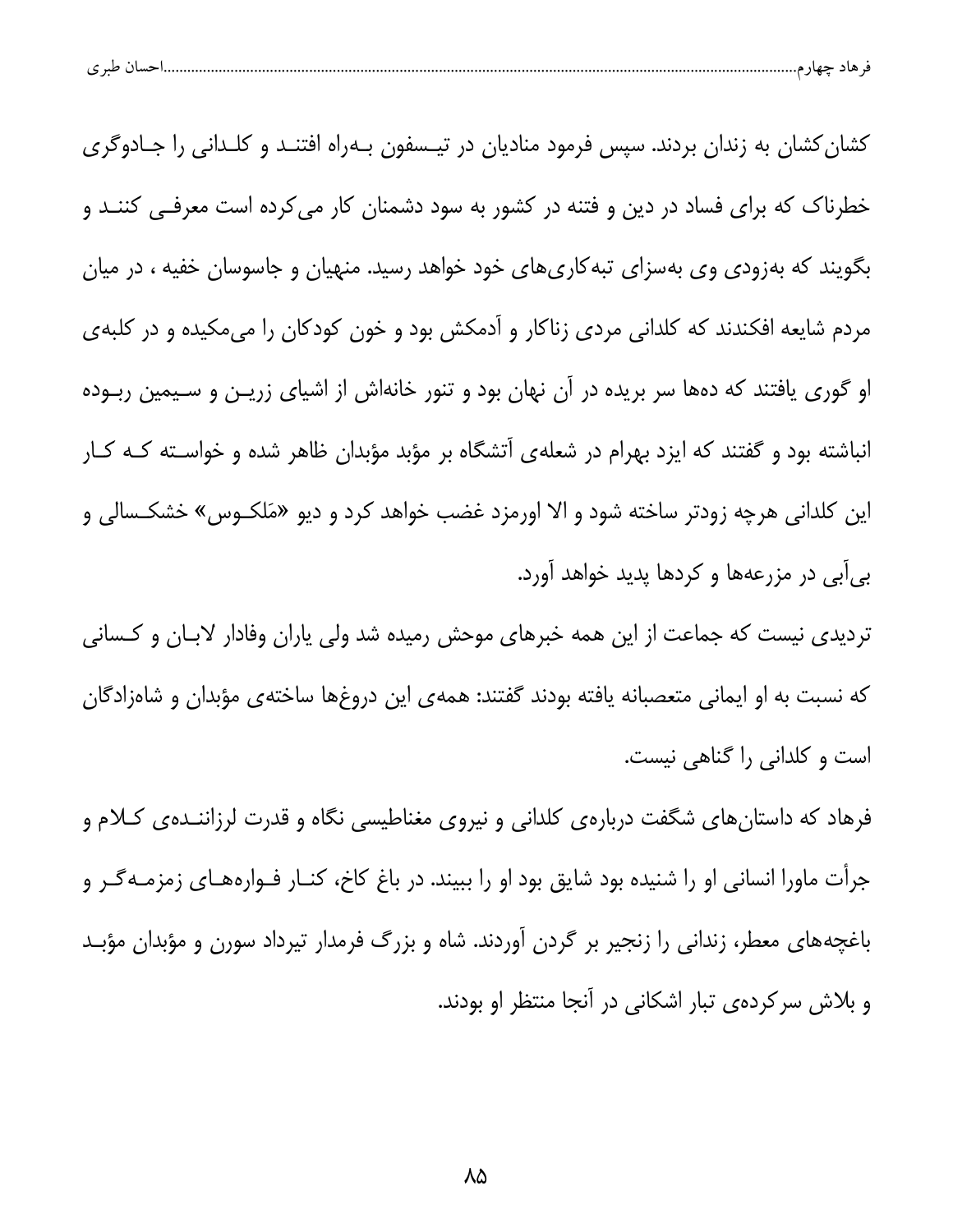کشان‌کشان به زندان بردند. سپس فرمود منادیان در تیسفون به‌راه افتند و کلدانی را جادوگری خطرناک که برای فساد در دین و فتنه در کشور به سود دشمنان کار می‌کرده است معرفی کنند و بگویند که به‌زودی وی به‌سزای تبه‌کاری‌های خود خواهد رسید. منهیان و جاسوسان خفیه ، در میان مردم شایعه افکندند که کلدانی مردی زناکار و آدمکش بود و خون کودکان را می‌مکیده و در کلبه‌ی او گوری یافتند که ده‌ها سر بریده در آن نهان بود و تنور خانه‌اش از اشیای زرین و سیمین ربوده انباشته بود و گفتند که ایزد بهرام در شعله‌ی آتشگاه بر مؤبد مؤبدان ظاهر شده و خواسته که کار این کلدانی هرچه زودتر ساخته شود و الا اورمزد غضب خواهد کرد و دیو «مَلکوس» خشکسالی و بی‌آبی در مزرعه‌ها و کردها پدید خواهد آورد.

تردیدی نیست که جماعت از این همه خبرهای موحش رمیده شد ولی یاران وفادار لابان و کسانی که نسبت به او ایمانی متعصبانه یافته بودند گفتند: همه‌ی این دروغ‌ها ساخته‌ی مؤبدان و شاه‌زادگان است و کلدانی را گناهی نیست.

فرهاد که داستان‌های شگفت درباره‌ی کلدانی و نیروی مغناطیسی نگاه و قدرت لرزاننده‌ی کلام و جرأت ماورا انسانی او را شنیده بود شایق بود او را ببیند. در باغ کاخ، کنار فواره‌های زمزمه‌گر و باغچه‌های معطر، زندانی را زنجیر بر گردن آوردند. شاه و بزرگ فرمدار تیرداد سورن و مؤبدان مؤبد و بلاش سرکرده‌ی تبار اشکانی در آنجا منتظر او بودند.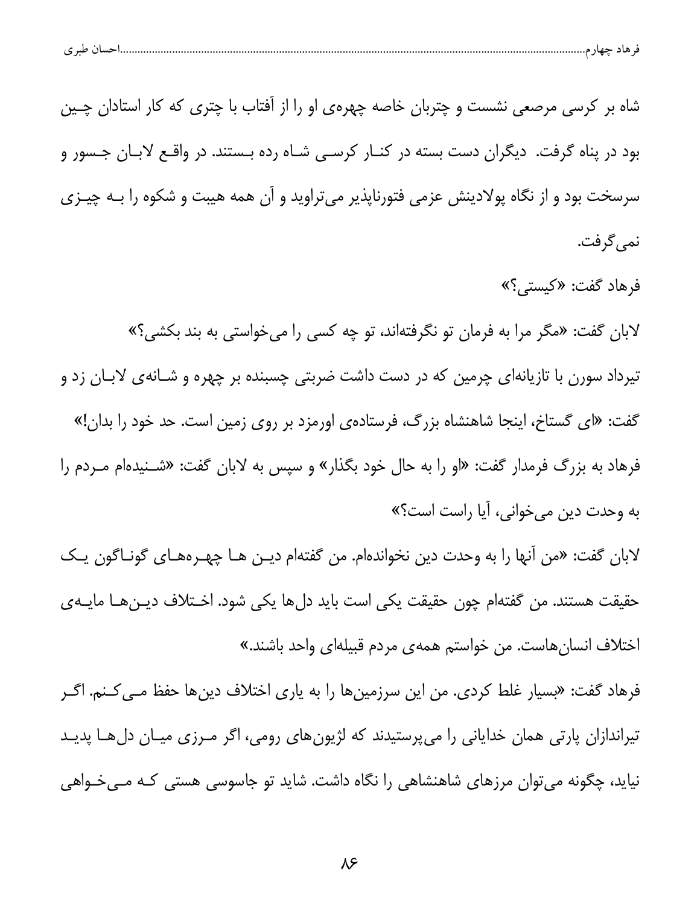شاه بر کرسی مرصعی نشست و چتربان خاصه چهره‌ی او را از آفتاب با چتری که کار استادان چین بود در پناه گرفت.  دیگران دست بسته در کنار کرسی شاه رده بستند. در واقع لابان جسور و سرسخت بود و از نگاه پولادینش عزمی فتورناپذیر می‌تراوید و آن همه هیبت و شکوه را به چیزی نمی‌گرفت.

فرهاد گفت: «کیستی؟»

لابان گفت: «مگر مرا به فرمان تو نگرفته‌اند، تو چه کسی را می‌خواستی به بند بکشی؟»

تیرداد سورن با تازیانه‌ای چرمین که در دست داشت ضربتی چسبنده بر چهره و شانه‌ی لابان زد و گفت: «ای گستاخ، اینجا شاهنشاه بزرگ، فرستاده‌ی اورمزد بر روی زمین است. حد خود را بدان!»

فرهاد به بزرگ فرمدار گفت: «او را به حال خود بگذار» و سپس به لابان گفت: «شنیده‌ام مردم را به وحدت دین می‌خوانی، آیا راست است؟»

لابان گفت: «من آنها را به وحدت دین نخوانده‌ام. من گفته‌ام دین ها چهره‌های گوناگون یک حقیقت هستند. من گفته‌ام چون حقیقت یکی است باید دل‌ها یکی شود. اختلاف دین‌ها مایه‌ی اختلاف انسان‌هاست. من خواستم همه‌ی مردم قبیله‌ای واحد باشند.»

فرهاد گفت: «بسیار غلط کردی. من این سرزمین‌ها را به یاری اختلاف دین‌ها حفظ می‌کنم. اگر تیراندازان پارتی همان خدایانی را می‌پرستیدند که لژیون‌های رومی، اگر مرزی میان دل‌ها پدید نیاید، چگونه می‌توان مرزهای شاهنشاهی را نگاه داشت. شاید تو جاسوسی هستی که می‌خواهی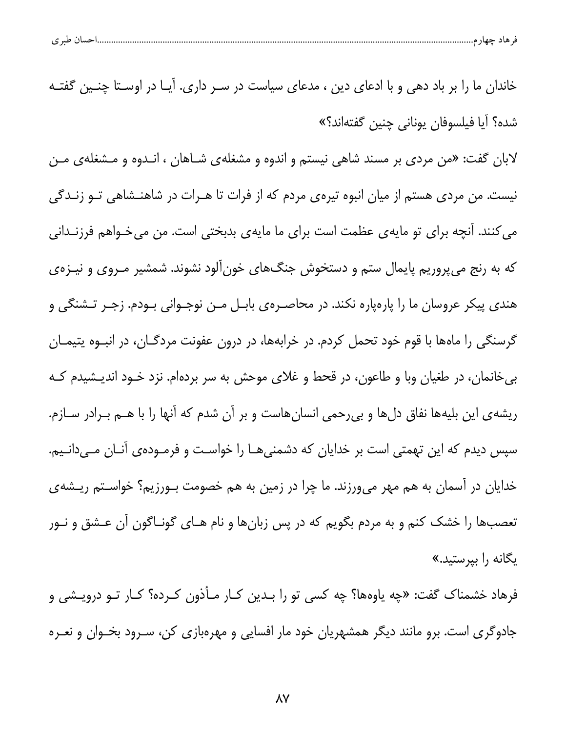خاندان ما را بر باد دهی و با ادعای دین ، مدعای سیاست در سر داری. آیا در اوستا چنین گفته شده؟ آیا فیلسوفان یونانی چنین گفته‌اند؟»

لابان گفت: «من مردی بر مسند شاهی نیستم و اندوه و مشغله‌ی شاهان ، اندوه و مشغله‌ی من نیست. من مردی هستم از میان انبوه تیره‌ی مردم که از فرات تا هرات در شاهنشاهی تو زندگی می‌کنند. آنچه برای تو مایه‌ی عظمت است برای ما مایه‌ی بدبختی است. من می‌خواهم فرزندانی که به رنج می‌پروریم پایمال ستم و دستخوش جنگ‌های خون‌آلود نشوند. شمشیر مروی و نیزه‌ی هندی پیکر عروسان ما را پاره‌پاره نکند. در محاصره‌ی بابل من نوجوانی بودم. زجر تشنگی و گرسنگی را ماه‌ها با قوم خود تحمل کردم. در خرابه‌ها، در درون عفونت مردگان، در انبوه یتیمان بی‌خانمان، در طغیان وبا و طاعون، در قحط و غلای موحش به سر برده‌ام. نزد خود اندیشیدم که ریشه‌ی این بلیه‌ها نفاق دل‌ها و بی‌رحمی انسان‌هاست و بر آن شدم که آنها را با هم برادر سازم. سپس دیدم که این تهمتی است بر خدایان که دشمنی‌ها را خواست و فرموده‌ی آنان می‌دانیم. خدایان در آسمان به هم مهر می‌ورزند. ما چرا در زمین به هم خصومت بورزیم؟ خواستم ریشه‌ی تعصب‌ها را خشک کنم و به مردم بگویم که در پس زبان‌ها و نام های گوناگون آن عشق و نور یگانه را بپرستید.»

فرهاد خشمناک گفت: «چه یاوه‌ها؟ چه کسی تو را بدین کار مأذون کرده؟ کار تو درویشی و جادوگری است. برو مانند دیگر همشهریان خود مار افسایی و مهره‌بازی کن، سرود بخوان و نعره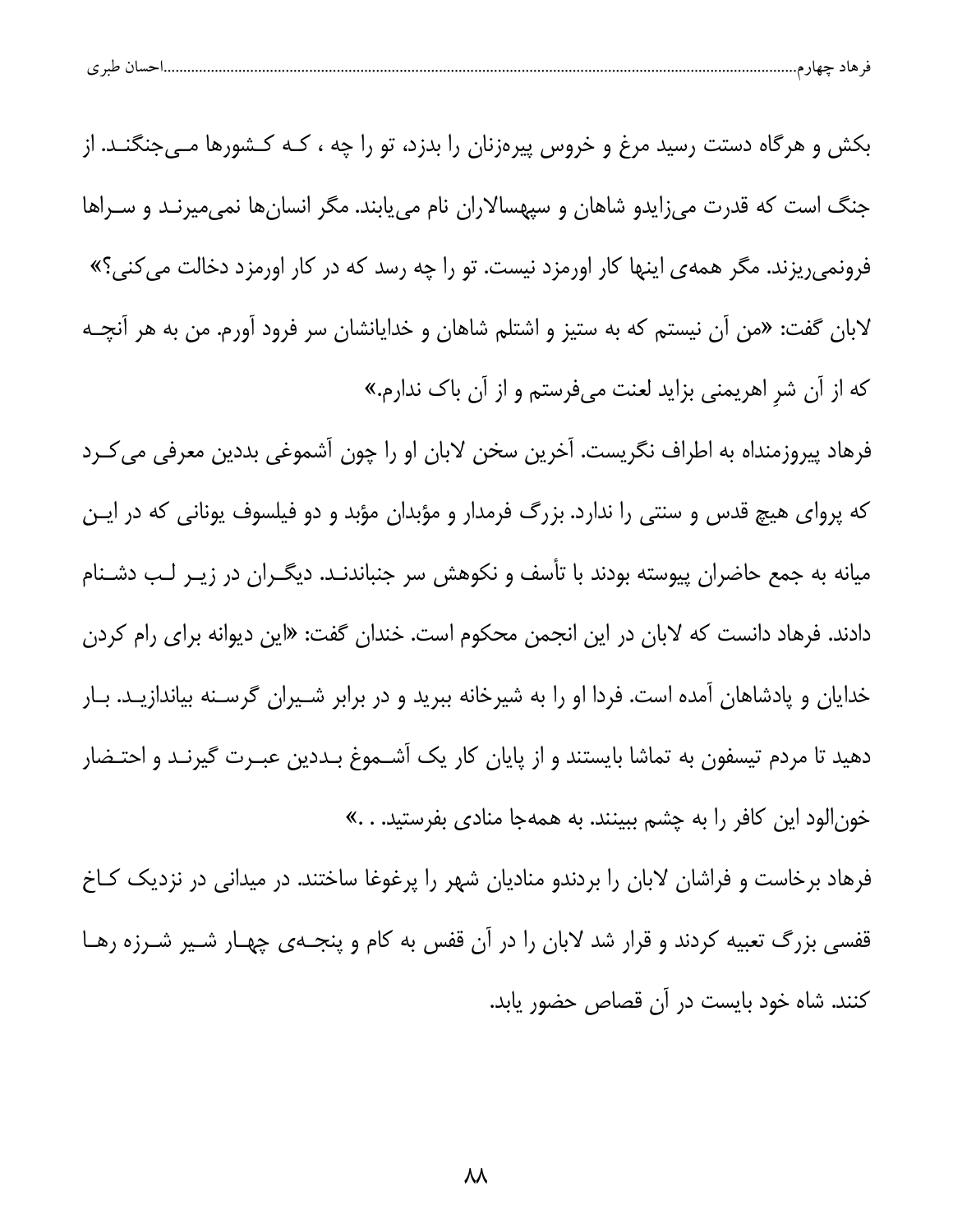بکش و هرگاه دستت رسید مرغ و خروس پیره‌زنان را بدزد، تو را چه ، کـه کـشورها مـی‌جنگنـد. از جنگ است که قدرت می‌زایدو شاهان و سپهسالاران نام می‌یابند. مگر انسان‌ها نمی‌میرنـد و سـراها فرونمی‌ریزند. مگر همه‌ی اینها کار اورمزد نیست. تو را چه رسد که در کار اورمزد دخالت می‌کنی؟»

لابان گفت: «من آن نیستم که به ستیز و اشتلم شاهان و خدایانشان سر فرود آورم. من به هر آنچـه که از آن شرِ اهریمنی بزاید لعنت می‌فرستم و از آن باک ندارم.»

فرهاد پیروزمنداه به اطراف نگریست. آخرین سخن لابان او را چون آشموغی بددین معرفی می‌کـرد که پروای هیچ قدس و سنتی را ندارد. بزرگ فرمدار و مؤبدان مؤبد و دو فیلسوف یونانی که در ایـن میانه به جمع حاضران پیوسته بودند با تأسف و نکوهش سر جنباندنـد. دیگـران در زیـر لـب دشـنام دادند. فرهاد دانست که لابان در این انجمن محکوم است. خندان گفت: «این دیوانه برای رام کردن خدایان و پادشاهان آمده است. فردا او را به شیرخانه ببرید و در برابر شـیران گرسـنه بیاندازیـد. بـار دهید تا مردم تیسفون به تماشا بایستند و از پایان کار یک آشـموغ بـددین عبـرت گیرنـد و احتـضار خون‌الود این کافر را به چشم ببینند. به همه‌جا منادی بفرستید. . .»

فرهاد برخاست و فراشان لابان را بردندو منادیان شهر را پرغوغا ساختند. در میدانی در نزدیک کـاخ قفسی بزرگ تعبیه کردند و قرار شد لابان را در آن قفس به کام و پنجـه‌ی چهـار شـیر شـرزه رهـا کنند. شاه خود بایست در آن قصاص حضور یابد.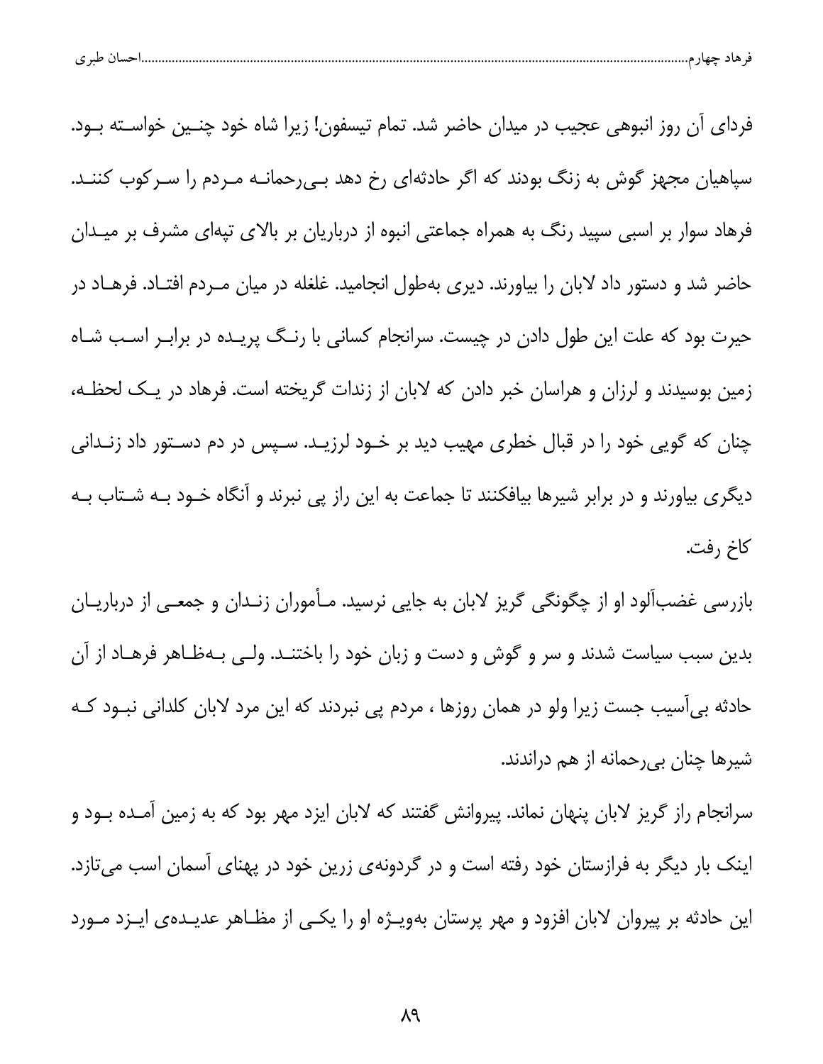فردای آن روز انبوهی عجیب در میدان حاضر شد. تمام تیسفون! زیرا شاه خود چنین خواسته بود. سپاهیان مجهز گوش به زنگ بودند که اگر حادثه‌ای رخ دهد بی‌رحمانه مردم را سرکوب کنند. فرهاد سوار بر اسبی سپید رنگ به همراه جماعتی انبوه از درباریان بر بالای تپه‌ای مشرف بر میدان حاضر شد و دستور داد لابان را بیاورند. دیری به‌طول انجامید. غلغله در میان مردم افتاد. فرهاد در حیرت بود که علت این طول دادن در چیست. سرانجام کسانی با رنگ پریده در برابر اسب شاه زمین بوسیدند و لرزان و هراسان خبر دادن که لابان از زندات گریخته است. فرهاد در یک لحظه، چنان که گویی خود را در قبال خطری مهیب دید بر خود لرزید. سپس در دم دستور داد زندانی دیگری بیاورند و در برابر شیرها بیافکنند تا جماعت به این راز پی نبرند و آنگاه خود به شتاب به کاخ رفت.

بازرسی غضب‌آلود او از چگونگی گریز لابان به جایی نرسید. مأموران زندان و جمعی از درباریان بدین سبب سیاست شدند و سر و گوش و دست و زبان خود را باختند. ولی به‌ظاهر فرهاد از آن حادثه بی‌آسیب جست زیرا ولو در همان روزها ، مردم پی نبردند که این مرد لابان کلدانی نبود که شیرها چنان بی‌رحمانه از هم دراندند.

سرانجام راز گریز لابان پنهان نماند. پیروانش گفتند که لابان ایزد مهر بود که به زمین آمده بود و اینک بار دیگر به فرازستان خود رفته است و در گردونه‌ی زرین خود در پهنای آسمان اسب می‌تازد. این حادثه بر پیروان لابان افزود و مهر پرستان به‌ویژه او را یکی از مظاهر عدیده‌ی ایزد مورد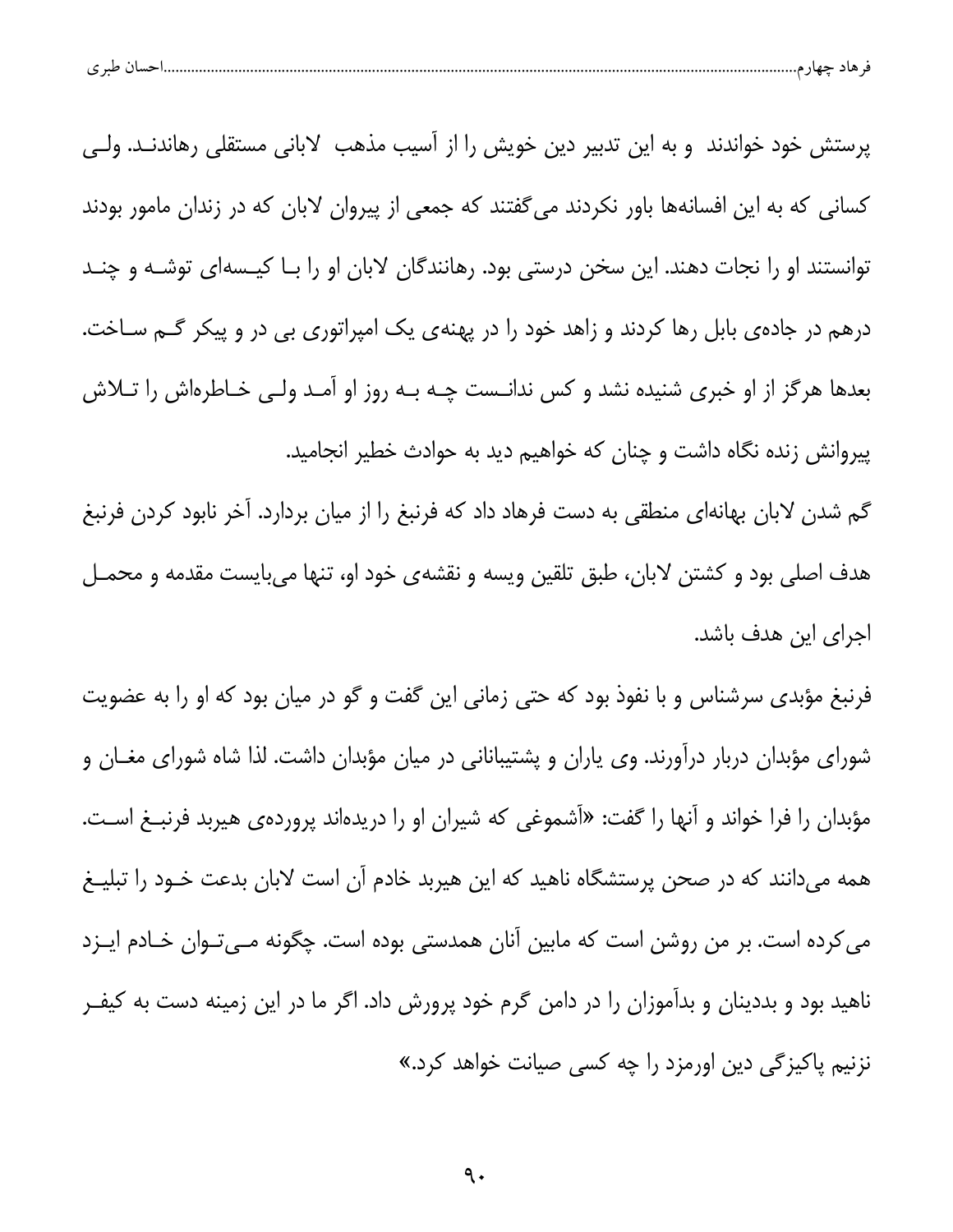پرستش خود خواندند و به این تدبیر دین خویش را از آسیب مذهب لابانی مستقلی رهاندند. ولی کسانی که به این افسانه‌ها باور نکردند می‌گفتند که جمعی از پیروان لابان که در زندان مامور بودند توانستند او را نجات دهند. این سخن درستی بود. رهانندگان لابان او را با کیسه‌ای توشه و چند درهم در جاده‌ی بابل رها کردند و زاهد خود را در پهنه‌ی یک امپراتوری بی در و پیکر گم ساخت. بعدها هرگز از او خبری شنیده نشد و کس ندانست چه به روز او آمد ولی خاطره‌اش را تلاش پیروانش زنده نگاه داشت و چنان که خواهیم دید به حوادث خطیر انجامید.

گم شدن لابان بهانه‌ای منطقی به دست فرهاد داد که فرنبغ را از میان بردارد. آخر نابود کردن فرنبغ هدف اصلی بود و کشتن لابان، طبق تلقین ویسه و نقشه‌ی خود او، تنها می‌بایست مقدمه و محمل اجرای این هدف باشد.

فرنبغ مؤبدی سرشناس و با نفوذ بود که حتی زمانی این گفت و گو در میان بود که او را به عضویت شورای مؤبدان دربار درآورند. وی یاران و پشتیبانانی در میان مؤبدان داشت. لذا شاه شورای مغان و مؤبدان را فرا خواند و آنها را گفت: «آشموغی که شیران او را دریده‌اند پرورده‌ی هیربد فرنبغ است. همه می‌دانند که در صحن پرستشگاه ناهید که این هیربد خادم آن است لابان بدعت خود را تبلیغ می‌کرده است. بر من روشن است که مابین آنان همدستی بوده است. چگونه می‌توان خادم ایزد ناهید بود و بددینان و بدآموزان را در دامن گرم خود پرورش داد. اگر ما در این زمینه دست به کیفر نزنیم پاکیزگی دین اورمزد را چه کسی صیانت خواهد کرد.»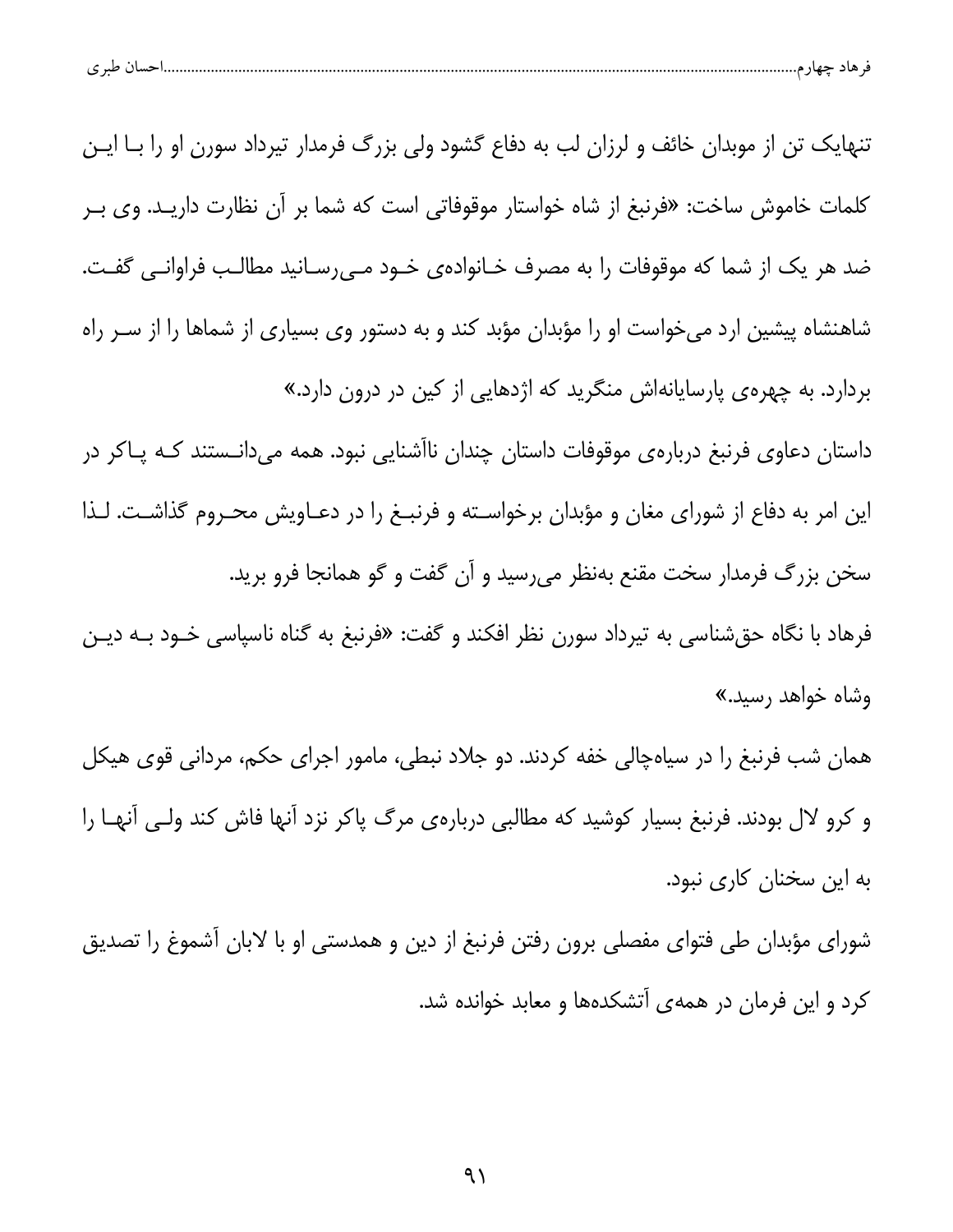تنهایک تن از موبدان خائف و لرزان لب به دفاع گشود ولی بزرگ فرمدار تیرداد سورن او را با این کلمات خاموش ساخت: «فرنبغ از شاه خواستار موقوفاتی است که شما بر آن نظارت دارید. وی بر ضد هر یک از شما که موقوفات را به مصرف خانواده‌ی خود می‌رسانید مطالب فراوانی گفت. شاهنشاه پیشین ارد می‌خواست او را مؤبدان مؤبد کند و به دستور وی بسیاری از شماها را از سر راه بردارد. به چهره‌ی پارسایانه‌اش منگرید که اژدهایی از کین در درون دارد.»

داستان دعاوی فرنبغ درباره‌ی موقوفات داستان چندان ناآشنایی نبود. همه می‌دانستند که پاکر در این امر به دفاع از شورای مغان و مؤبدان برخواسته و فرنبغ را در دعاویش محروم گذاشت. لذا سخن بزرگ فرمدار سخت مقنع به‌نظر می‌رسید و آن گفت و گو همانجا فرو برید.

فرهاد با نگاه حق‌شناسی به تیرداد سورن نظر افکند و گفت: «فرنبغ به گناه ناسپاسی خود به دین وشاه خواهد رسید.»

همان شب فرنبغ را در سیاه‌چالی خفه کردند. دو جلاد نبطی، مامور اجرای حکم، مردانی قوی هیکل و کرو لال بودند. فرنبغ بسیار کوشید که مطالبی درباره‌ی مرگ پاکر نزد آنها فاش کند ولی آنها را به این سخنان کاری نبود.

شورای مؤبدان طی فتوای مفصلی برون رفتن فرنبغ از دین و همدستی او با لابان آشموغ را تصدیق کرد و این فرمان در همه‌ی آتشکده‌ها و معابد خوانده شد.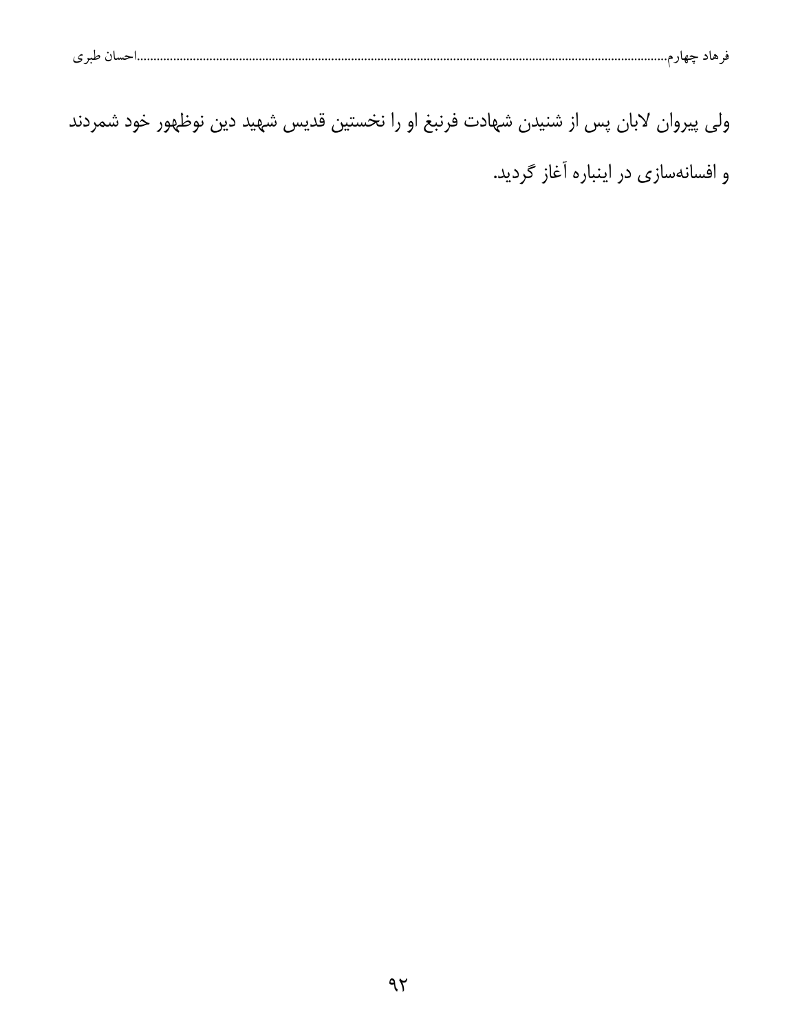ولی پیروان لابان پس از شنیدن شهادت فرنبغ او را نخستین قدیس شهید دین نوظهور خود شمردند و افسانه‌سازی در اینباره آغاز گردید.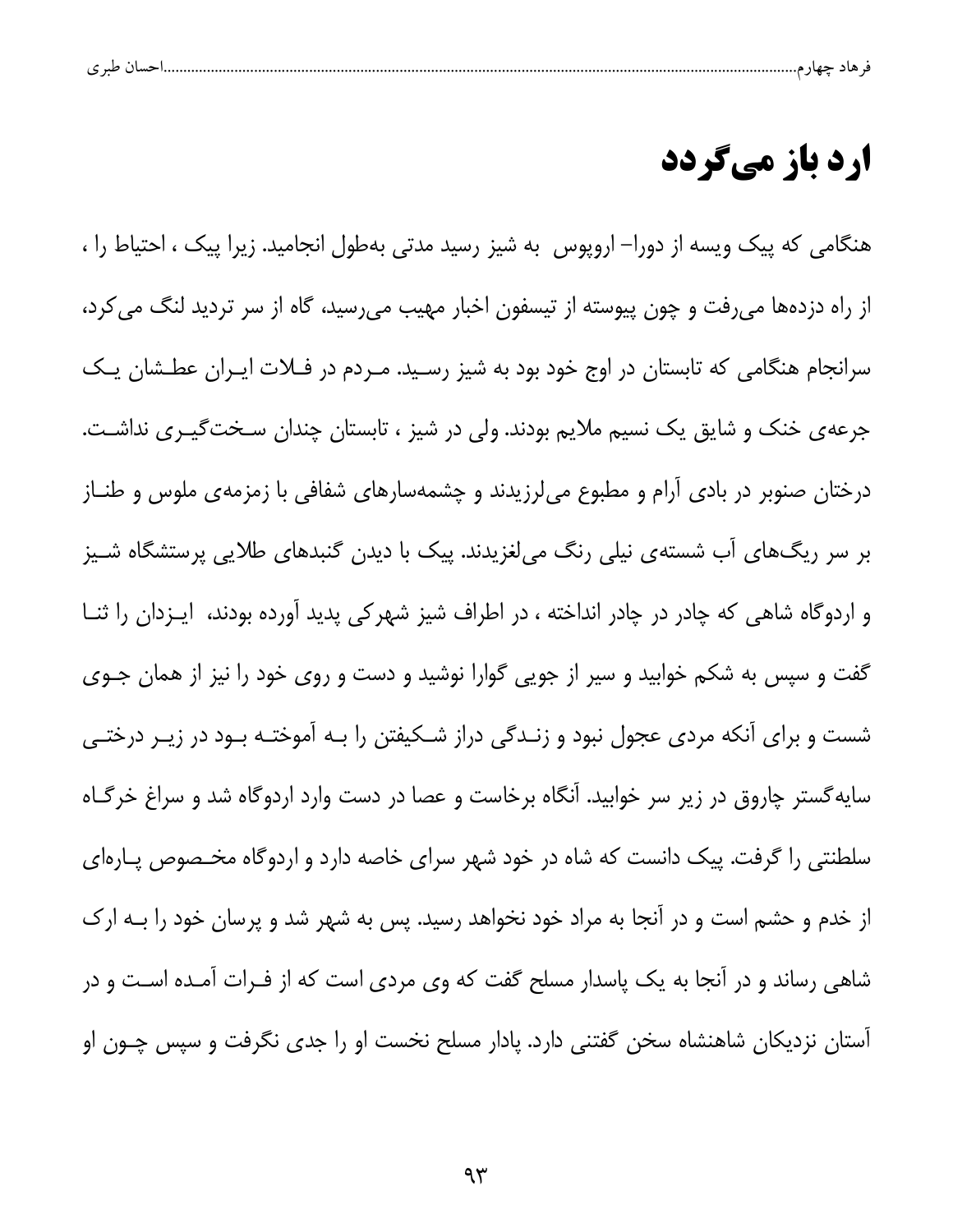# ارد باز می‌گردد

هنگامی که پیک ویسه از دورا– اروپوس به شیز رسید مدتی به‌طول انجامید. زیرا پیک ، احتیاط را ، از راه دزده‌ها می‌رفت و چون پیوسته از تیسفون اخبار مهیب می‌رسید، گاه از سر تردید لنگ می‌کرد، سرانجام هنگامی که تابستان در اوج خود بود به شیز رسید. مردم در فلات ایران عطشان یک جرعه‌ی خنک و شایق یک نسیم ملایم بودند. ولی در شیز ، تابستان چندان سخت‌گیری نداشت. درختان صنوبر در بادی آرام و مطبوع می‌لرزیدند و چشمه‌سارهای شفافی با زمزمه‌ی ملوس و طناز بر سر ریگ‌های آب شسته‌ی نیلی رنگ می‌لغزیدند. پیک با دیدن گنبدهای طلایی پرستشگاه شیز و اردوگاه شاهی که چادر در چادر انداخته ، در اطراف شیز شهرکی پدید آورده بودند، ایزدان را ثنا گفت و سپس به شکم خوابید و سیر از جویی گوارا نوشید و دست و روی خود را نیز از همان جوی شست و برای آنکه مردی عجول نبود و زندگی دراز شکیفتن را بـه آموخته بود در زیر درختی سایه‌گستر چاروق در زیر سر خوابید. آنگاه برخاست و عصا در دست وارد اردوگاه شد و سراغ خرگاه سلطنتی را گرفت. پیک دانست که شاه در خود شهر سرای خاصه دارد و اردوگاه مخصوص پاره‌ای از خدم و حشم است و در آنجا به مراد خود نخواهد رسید. پس به شهر شد و پرسان خود را بـه ارک شاهی رساند و در آنجا به یک پاسدار مسلح گفت که وی مردی است که از فرات آمده است و در آستان نزدیکان شاهنشاه سخن گفتنی دارد. پادار مسلح نخست او را جدی نگرفت و سپس چون او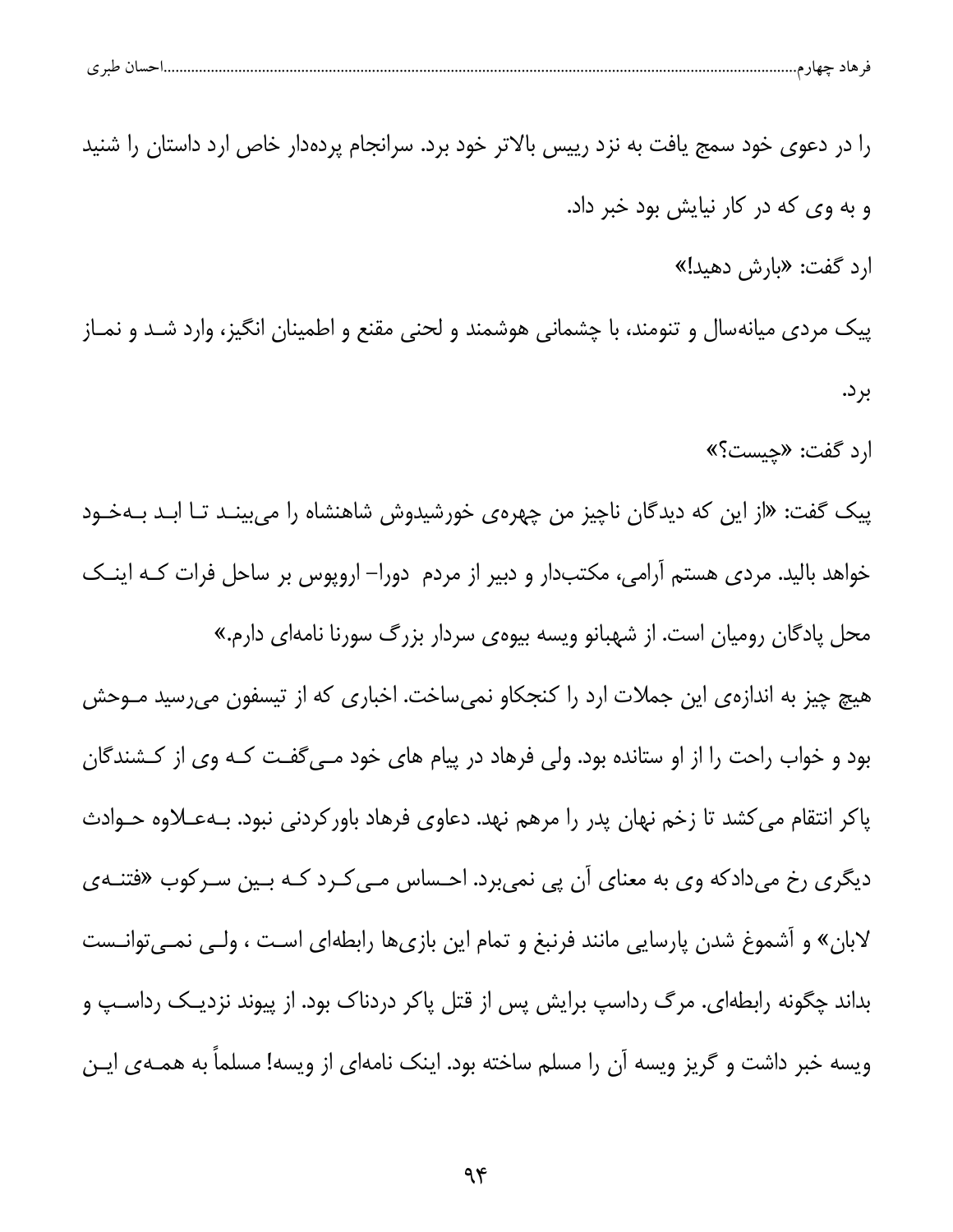را در دعوی خود سمج یافت به نزد رییس بالاتر خود برد. سرانجام پرده‌دار خاص ارد داستان را شنید و به وی که در کار نیایش بود خبر داد.

ارد گفت: «بارش دهید!»

پیک مردی میانه‌سال و تنومند، با چشمانی هوشمند و لحنی مقنع و اطمینان انگیز، وارد شد و نماز برد.

ارد گفت: «چیست؟»

پیک گفت: «از این که دیدگان ناچیز من چهره‌ی خورشیدوش شاهنشاه را می‌بینند تا ابد به‌خود خواهد بالید. مردی هستم آرامی، مکتب‌دار و دبیر از مردم دورا- اروپوس بر ساحل فرات که اینک محل پادگان رومیان است. از شهبانو ویسه بیوه‌ی سردار بزرگ سورنا نامه‌ای دارم.»

هیچ چیز به اندازه‌ی این جملات ارد را کنجکاو نمی‌ساخت. اخباری که از تیسفون می‌رسید موحش بود و خواب راحت را از او ستانده بود. ولی فرهاد در پیام های خود می‌گفت که وی از کشندگان پاکر انتقام می‌کشد تا زخم نهان پدر را مرهم نهد. دعاوی فرهاد باورکردنی نبود. به‌علاوه حوادث دیگری رخ می‌دادکه وی به معنای آن پی نمی‌برد. احساس می‌کرد که بین سرکوب «فتنه‌ی لابان» و آشموغ شدن پارسایی مانند فرنبغ و تمام این بازی‌ها رابطه‌ای است ، ولی نمی‌توانست بداند چگونه رابطه‌ای. مرگ رداسپ برایش پس از قتل پاکر دردناک بود. از پیوند نزدیک رداسپ و ویسه خبر داشت و گریز ویسه آن را مسلم ساخته بود. اینک نامه‌ای از ویسه! مسلماً به همه‌ی این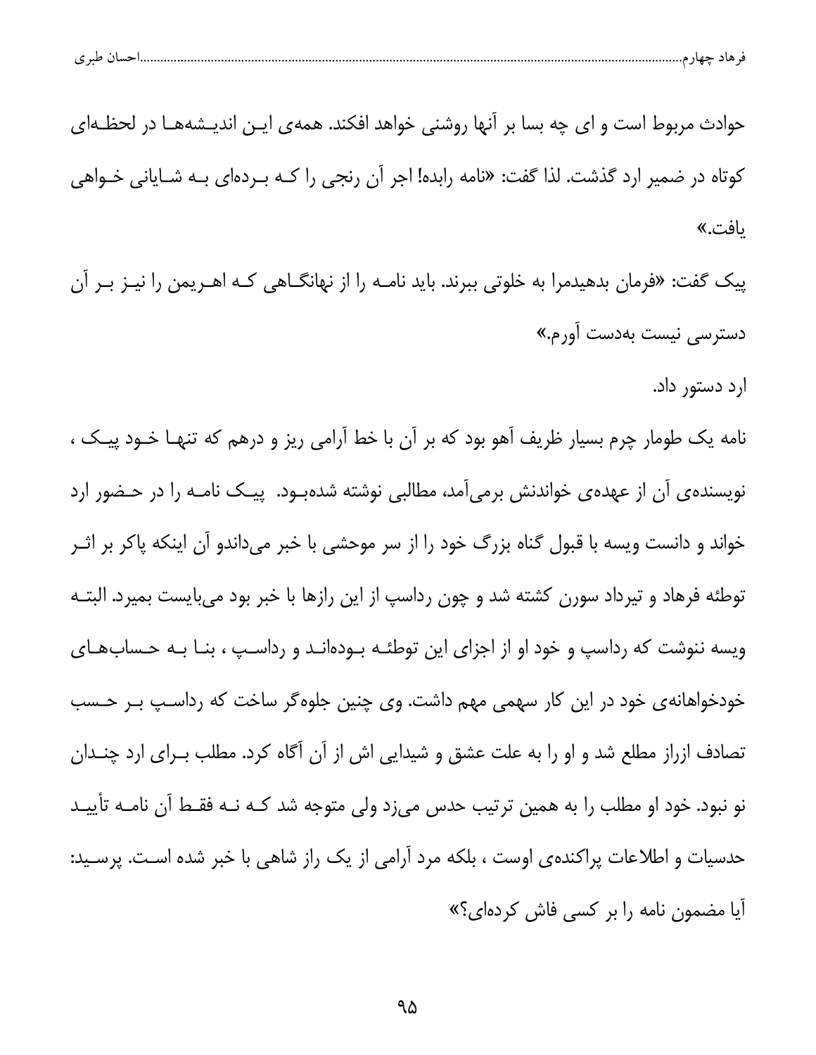حوادث مربوط است و ای چه بسا بر آنها روشنی خواهد افکند. همه‌ی این اندیشه‌ها در لحظه‌ای کوتاه در ضمیر ارد گذشت. لذا گفت: «نامه رابده! اجر آن رنجی را که برده‌ای به شایانی خواهی یافت.»

پیک گفت: «فرمان بدهیدمرا به خلوتی ببرند. باید نامه را از نهانگاهی که اهریمن را نیز بر آن دسترسی نیست به‌دست آورم.»

ارد دستور داد.

نامه یک طومار چرم بسیار ظریف آهو بود که بر آن با خط آرامی ریز و درهم که تنها خود پیک ، نویسنده‌ی آن از عهده‌ی خواندنش برمی‌آمد، مطالبی نوشته شده‌بود. پیک نامه را در حضور ارد خواند و دانست ویسه با قبول گناه بزرگ خود را از سر موحشی با خبر می‌داندو آن اینکه پاکر بر اثر توطئه فرهاد و تیرداد سورن کشته شد و چون رداسپ از این رازها با خبر بود می‌بایست بمیرد. البته ویسه ننوشت که رداسپ و خود او از اجزای این توطئه بوده‌اند و رداسپ ، بنا به حساب‌های خودخواهانه‌ی خود در این کار سهمی مهم داشت. وی چنین جلوه‌گر ساخت که رداسپ بر حسب تصادف ازراز مطلع شد و او را به علت عشق و شیدایی اش از آن آگاه کرد. مطلب برای ارد چندان نو نبود. خود او مطلب را به همین ترتیب حدس می‌زد ولی متوجه شد که نه فقط آن نامه تأیید حدسیات و اطلاعات پراکنده‌ی اوست ، بلکه مرد آرامی از یک راز شاهی با خبر شده است. پرسید: آیا مضمون نامه را بر کسی فاش کرده‌ای؟»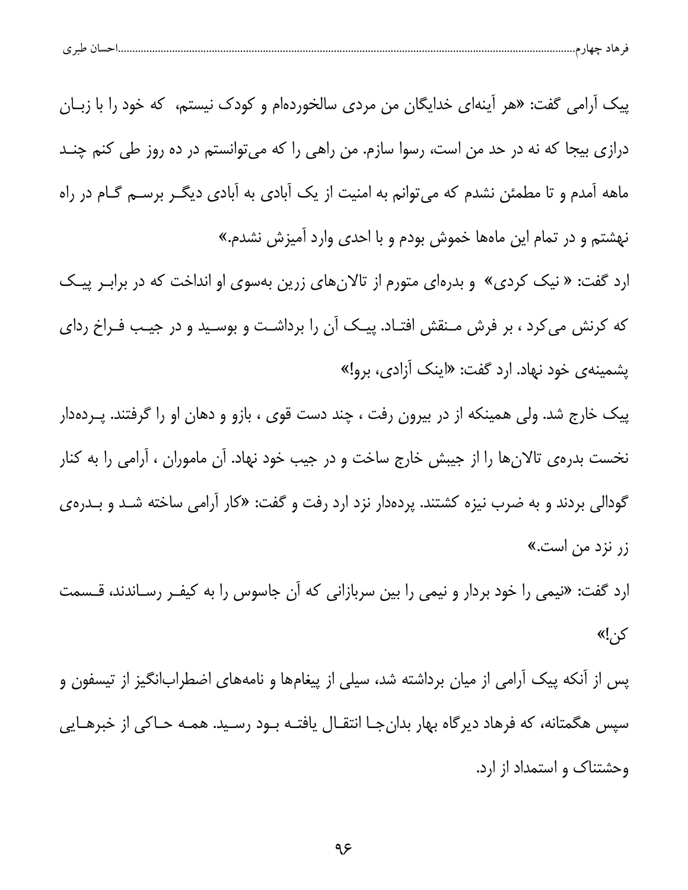پیک آرامی گفت: «هر آینه‌ای خدایگان من مردی سالخورده‌ام و کودک نیستم، که خود را با زبان درازی بیجا که نه در حد من است، رسوا سازم. من راهی را که می‌توانستم در ده روز طی کنم چند ماهه آمدم و تا مطمئن نشدم که می‌توانم به امنیت از یک آبادی به آبادی دیگر برسم گام در راه نهشتم و در تمام این ماه‌ها خموش بودم و با احدی وارد آمیزش نشدم.»

ارد گفت: « نیک کردی» و بدره‌ای متورم از تالان‌های زرین به‌سوی او انداخت که در برابر پیک که کرنش می‌کرد ، بر فرش منقش افتاد. پیک آن را برداشت و بوسید و در جیب فراخ ردای پشمینه‌ی خود نهاد. ارد گفت: «اینک آزادی، برو!»

پیک خارج شد. ولی همینکه از در بیرون رفت ، چند دست قوی ، بازو و دهان او را گرفتند. پرده‌دار نخست بدره‌ی تالان‌ها را از جیبش خارج ساخت و در جیب خود نهاد. آن ماموران ، آرامی را به کنار گودالی بردند و به ضرب نیزه کشتند. پرده‌دار نزد ارد رفت و گفت: «کار آرامی ساخته شد و بدره‌ی زر نزد من است.»

ارد گفت: «نیمی را خود بردار و نیمی را بین سربازانی که آن جاسوس را به کیفر رساندند، قسمت کن!»

پس از آنکه پیک آرامی از میان برداشته شد، سیلی از پیغام‌ها و نامه‌های اضطراب‌انگیز از تیسفون و سپس هگمتانه، که فرهاد دیرگاه بهار بدان‌جا انتقال یافته بود رسید. همه حاکی از خبرهایی وحشتناک و استمداد از ارد.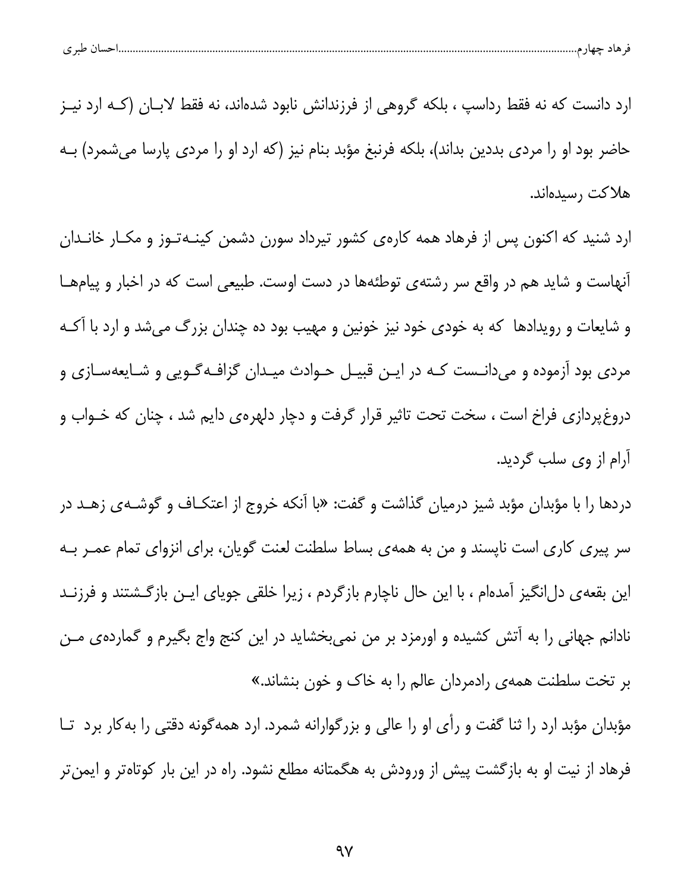ارد دانست که نه فقط رداسپ ، بلکه گروهی از فرزندانش نابود شده‌اند، نه فقط لابان (که ارد نیز حاضر بود او را مردی بددین بداند)، بلکه فرنبغ مؤبد بنام نیز (که ارد او را مردی پارسا می‌شمرد) به هلاکت رسیده‌اند.

ارد شنید که اکنون پس از فرهاد همه کاره‌ی کشور تیرداد سورن دشمن کینه‌توز و مکار خاندان آنهاست و شاید هم در واقع سر رشته‌ی توطئه‌ها در دست اوست. طبیعی است که در اخبار و پیام‌ها و شایعات و رویدادها که به خودی خود نیز خونین و مهیب بود ده چندان بزرگ می‌شد و ارد با آنکه مردی بود آزموده و می‌دانست که در این قبیل حوادث میدان گزافه‌گویی و شایعه‌سازی و دروغ‌پردازی فراخ است ، سخت تحت تاثیر قرار گرفت و دچار دلهره‌ی دایم شد ، چنان که خواب و آرام از وی سلب گردید.

دردها را با مؤبدان مؤبد شیز درمیان گذاشت و گفت: «با آنکه خروج از اعتکاف و گوشه‌ی زهد در سر پیری کاری است ناپسند و من به همه‌ی بساط سلطنت لعنت گویان، برای انزوای تمام عمر به این بقعه‌ی دل‌انگیز آمده‌ام ، با این حال ناچارم بازگردم ، زیرا خلقی جویای این بازگشتند و فرزند نادانم جهانی را به آتش کشیده و اورمزد بر من نمی‌بخشاید در این کنج واج بگیرم و گمارده‌ی من بر تخت سلطنت همه‌ی رادمردان عالم را به خاک و خون بنشاند.»

مؤبدان مؤبد ارد را ثنا گفت و رأی او را عالی و بزرگوارانه شمرد. ارد همه‌گونه دقتی را به‌کار برد تا فرهاد از نیت او به بازگشت پیش از ورودش به هگمتانه مطلع نشود. راه در این بار کوتاه‌تر و ایمن‌تر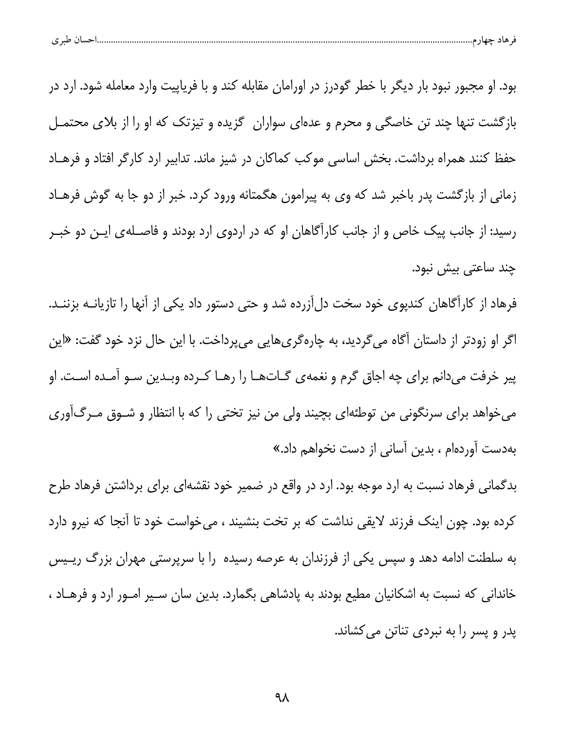بود. او مجبور نبود بار دیگر با خطر گودرز در اورامان مقابله کند و با فریاپیت وارد معامله شود. ارد در بازگشت تنها چند تن خاصگی و محرم و عده‌ای سواران گزیده و تیزتک که او را از بلای محتمل حفظ کنند همراه برداشت. بخش اساسی موکب کماکان در شیز ماند. تدابیر ارد کارگر افتاد و فرهاد زمانی از بازگشت پدر باخبر شد که وی به پیرامون هگمتانه ورود کرد. خبر از دو جا به گوش فرهاد رسید: از جانب پیک خاص و از جانب کارآگاهان او که در اردوی ارد بودند و فاصله‌ی این دو خبر چند ساعتی بیش نبود.

فرهاد از کارآگاهان کندپوی خود سخت دل‌آزرده شد و حتی دستور داد یکی از آنها را تازیانه بزنند. اگر او زودتر از داستان آگاه می‌گردید، به چاره‌گری‌هایی می‌پرداخت. با این حال نزد خود گفت: «این پیر خرفت می‌دانم برای چه اجاق گرم و نغمه‌ی گات‌ها را رها کرده وبدین سو آمده است. او می‌خواهد برای سرنگونی من توطئه‌ای بچیند ولی من نیز تختی را که با انتظار و شوق مرگ‌آوری به‌دست آورده‌ام ، بدین آسانی از دست نخواهم داد.»

بدگمانی فرهاد نسبت به ارد موجه بود. ارد در واقع در ضمیر خود نقشه‌ای برای برداشتن فرهاد طرح کرده بود. چون اینک فرزند لایقی نداشت که بر تخت بنشیند ، می‌خواست خود تا آنجا که نیرو دارد به سلطنت ادامه دهد و سپس یکی از فرزندان به عرصه رسیده را با سرپرستی مهران بزرگ رییس خاندانی که نسبت به اشکانیان مطیع بودند به پادشاهی بگمارد. بدین سان سیر امور ارد و فرهاد ، پدر و پسر را به نبردی تناتن می‌کشاند.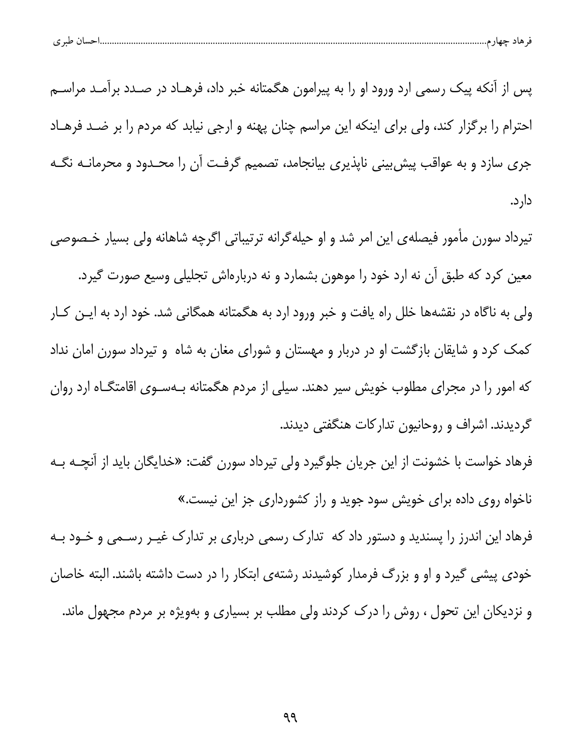پس از آنکه پیک رسمی ارد ورود او را به پیرامون هگمتانه خبر داد، فرهاد در صدد برآمد مراسم احترام را برگزار کند، ولی برای اینکه این مراسم چنان پهنه و ارجی نیابد که مردم را بر ضد فرهاد جری سازد و به عواقب پیش‌بینی ناپذیری بیانجامد، تصمیم گرفت آن را محدود و محرمانه نگه دارد.

تیرداد سورن مأمور فیصله‌ی این امر شد و او حیله‌گرانه ترتیباتی اگرچه شاهانه ولی بسیار خصوصی معین کرد که طبق آن نه ارد خود را موهون بشمارد و نه درباره‌اش تجلیلی وسیع صورت گیرد.

ولی به ناگاه در نقشه‌ها خلل راه یافت و خبر ورود ارد به هگمتانه همگانی شد. خود ارد به این کار کمک کرد و شایقان بازگشت او در دربار و مهستان و شورای مغان به شاه و تیرداد سورن امان نداد که امور را در مجرای مطلوب خویش سیر دهند. سیلی از مردم هگمتانه به‌سوی اقامتگاه ارد روان گردیدند. اشراف و روحانیون تدارکات هنگفتی دیدند.

فرهاد خواست با خشونت از این جریان جلوگیرد ولی تیرداد سورن گفت: «خدایگان باید از آنچه به ناخواه روی داده برای خویش سود جوید و راز کشورداری جز این نیست.»

فرهاد این اندرز را پسندید و دستور داد که تدارک رسمی درباری بر تدارک غیر رسمی و خود به خودی پیشی گیرد و او و بزرگ فرمدار کوشیدند رشته‌ی ابتکار را در دست داشته باشند. البته خاصان و نزدیکان این تحول ، روش را درک کردند ولی مطلب بر بسیاری و به‌ویژه بر مردم مجهول ماند.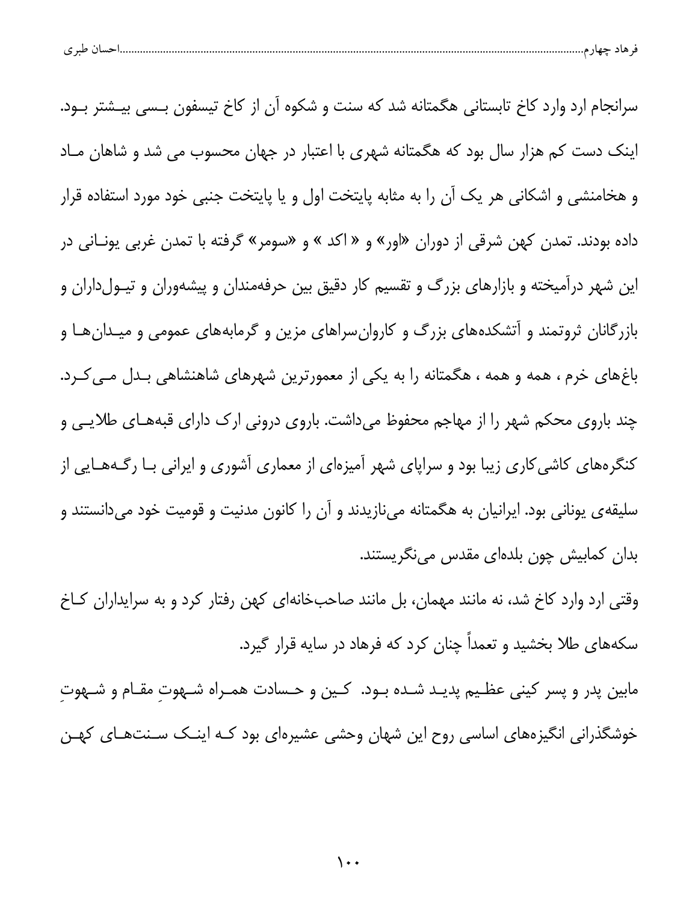سرانجام ارد وارد کاخ تابستانی هگمتانه شد که سنت و شکوه آن از کاخ تیسفون بسی بیشتر بود. اینک دست کم هزار سال بود که هگمتانه شهری با اعتبار در جهان محسوب می شد و شاهان ماد و هخامنشی و اشکانی هر یک آن را به مثابه پایتخت اول و یا پایتخت جنبی خود مورد استفاده قرار داده بودند. تمدن کهن شرقی از دوران «اور» و « اکد » و «سومر» گرفته با تمدن غربی یونانی در این شهر درآمیخته و بازارهای بزرگ و تقسیم کار دقیق بین حرفه‌مندان و پیشه‌وران و تیول‌داران و بازرگانان ثروتمند و آتشکده‌های بزرگ و کاروان‌سراهای مزین و گرمابه‌های عمومی و میدان‌ها و باغ‌های خرم ، همه و همه ، هگمتانه را به یکی از معمورترین شهرهای شاهنشاهی بدل می‌کرد. چند باروی محکم شهر را از مهاجم محفوظ می‌داشت. باروی درونی ارک دارای قبه‌های طلایی و کنگره‌های کاشی‌کاری زیبا بود و سراپای شهر آمیزه‌ای از معماری آشوری و ایرانی با رگه‌هایی از سلیقه‌ی یونانی بود. ایرانیان به هگمتانه می‌نازیدند و آن را کانون مدنیت و قومیت خود می‌دانستند و بدان کمابیش چون بلده‌ای مقدس می‌نگریستند.

وقتی ارد وارد کاخ شد، نه مانند مهمان، بل مانند صاحب‌خانه‌ای کهن رفتار کرد و به سرایداران کاخ سکه‌های طلا بخشید و تعمداً چنان کرد که فرهاد در سایه قرار گیرد.

مابین پدر و پسر کینی عظیم پدید شده بود. کین و حسادت همراه شهوتِ مقام و شهوتِ خوشگذرانی انگیزه‌های اساسی روح این شهان وحشی عشیره‌ای بود که اینک سنت‌های کهن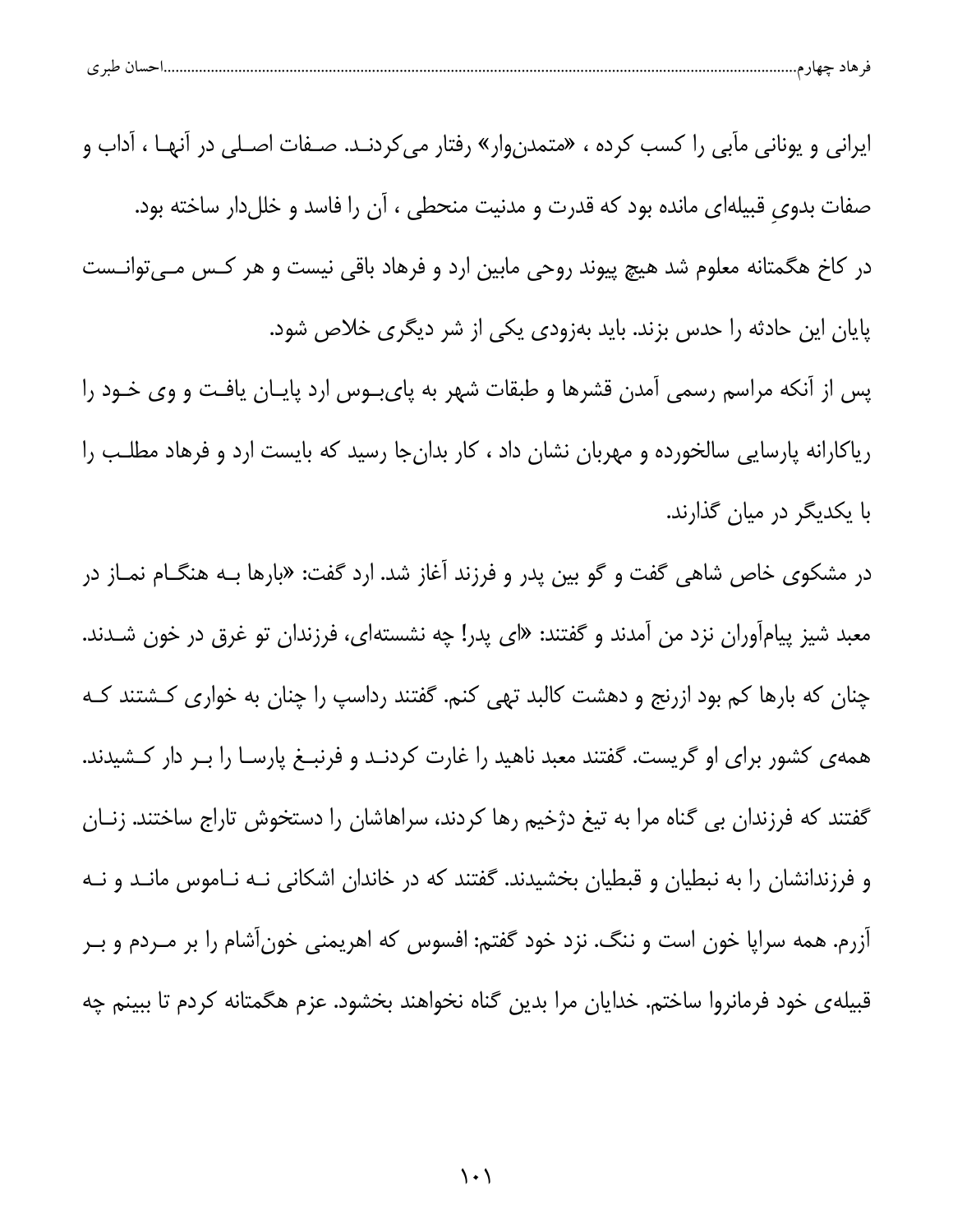ایرانی و یونانی مآبی را کسب کرده ، «متمدن‌وار» رفتار می‌کردند. صفات اصلی در آنها ، آداب و صفات بدویِ قبیله‌ای مانده بود که قدرت و مدنیت منحطی ، آن را فاسد و خلل‌دار ساخته بود.

در کاخ هگمتانه معلوم شد هیچ پیوند روحی مابین ارد و فرهاد باقی نیست و هر کس می‌توانست پایان این حادثه را حدس بزند. باید به‌زودی یکی از شر دیگری خلاص شود.

پس از آنکه مراسم رسمی آمدن قشرها و طبقات شهر به پای‌بوس ارد پایان یافت و وی خود را ریاکارانه پارسایی سالخورده و مهربان نشان داد ، کار بدان‌جا رسید که بایست ارد و فرهاد مطلب را با یکدیگر در میان گذارند.

در مشکوی خاص شاهی گفت و گو بین پدر و فرزند آغاز شد. ارد گفت: «بارها به هنگام نماز در معبد شیز پیام‌آوران نزد من آمدند و گفتند: «ای پدر! چه نشسته‌ای، فرزندان تو غرق در خون شدند. چنان که بارها کم بود ازرنج و دهشت کالبد تهی کنم. گفتند رداسپ را چنان به خواری کشتند که همه‌ی کشور برای او گریست. گفتند معبد ناهید را غارت کردند و فرنبغ پارسا را بر دار کشیدند. گفتند که فرزندان بی گناه مرا به تیغ دژخیم رها کردند، سراهاشان را دستخوش تاراج ساختند. زنان و فرزندانشان را به نبطیان و قبطیان بخشیدند. گفتند که در خاندان اشکانی نه ناموس ماند و نه آزرم. همه سراپا خون است و ننگ. نزد خود گفتم: افسوس که اهریمنی خون‌آشام را بر مردم و بر قبیله‌ی خود فرمانروا ساختم. خدایان مرا بدین گناه نخواهند بخشود. عزم هگمتانه کردم تا ببینم چه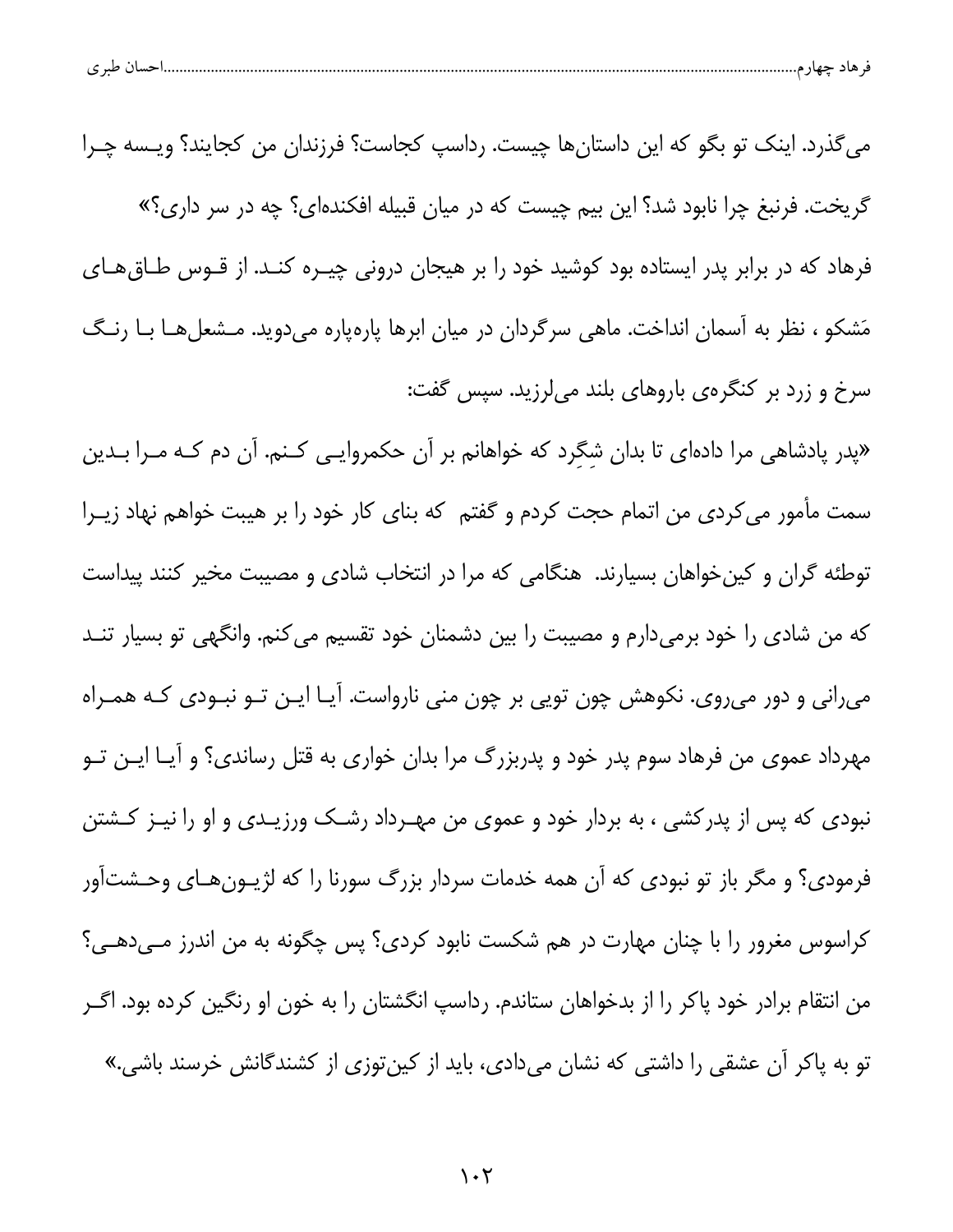می‌گذرد. اینک تو بگو که این داستان‌ها چیست. رداسپ کجاست؟ فرزندان من کجایند؟ ویسه چرا گریخت. فرنبغ چرا نابود شد؟ این بیم چیست که در میان قبیله افکنده‌ای؟ چه در سر داری؟»

فرهاد که در برابر پدر ایستاده بود کوشید خود را بر هیجان درونی چیره کند. از قوس طاق‌های مَشکو ، نظر به آسمان انداخت. ماهی سرگردان در میان ابرها پاره‌پاره می‌دوید. مشعل‌ها با رنگ سرخ و زرد بر کنگره‌ی باروهای بلند می‌لرزید. سپس گفت:

«پدر پادشاهی مرا داده‌ای تا بدان شِگرد که خواهانم بر آن حکمروایی کنم. آن دم که مرا بدین سمت مأمور می‌کردی من اتمام حجت کردم و گفتم  که بنای کار خود را بر هیبت خواهم نهاد زیرا توطئه گران و کین‌خواهان بسیارند.  هنگامی که مرا در انتخاب شادی و مصیبت مخیر کنند پیداست که من شادی را خود برمی‌دارم و مصیبت را بین دشمنان خود تقسیم می‌کنم. وانگهی تو بسیار تند می‌رانی و دور می‌روی. نکوهش چون تویی بر چون منی نارواست. آیا این تو نبودی که همراه مهرداد عموی من فرهاد سوم پدر خود و پدربزرگ مرا بدان خواری به قتل رساندی؟ و آیا این تو نبودی که پس از پدرکشی ، به بردار خود و عموی من مهرداد رشک ورزیدی و او را نیز کشتن فرمودی؟ و مگر باز تو نبودی که آن همه خدمات سردار بزرگ سورنا را که لژیون‌های وحشت‌آور کراسوس مغرور را با چنان مهارت در هم شکست نابود کردی؟ پس چگونه به من اندرز می‌دهی؟ من انتقام برادر خود پاکر را از بدخواهان ستاندم. رداسپ انگشتان را به خون او رنگین کرده بود. اگر تو به پاکر آن عشقی را داشتی که نشان می‌دادی، باید از کین‌توزی از کشندگانش خرسند باشی.»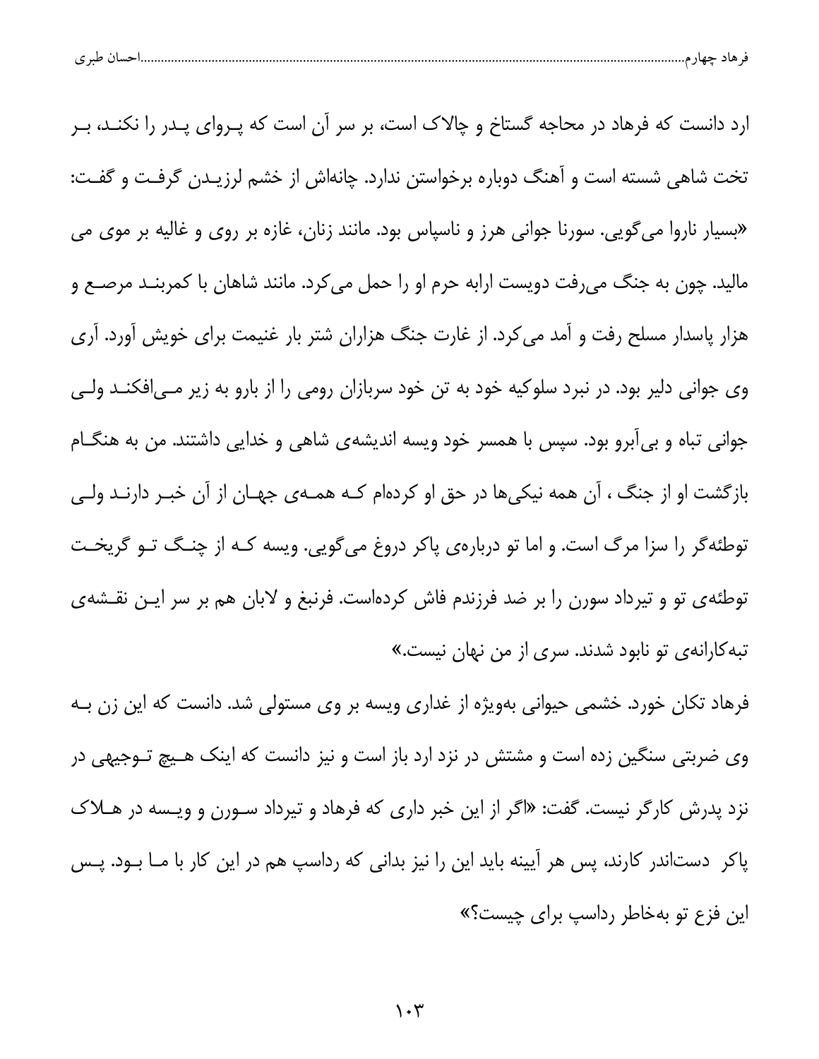ارد دانست که فرهاد در محاجه گستاخ و چالاک است، بر سر آن است که پروای پدر را نکند، بر تخت شاهی شسته است و آهنگ دوباره برخواستن ندارد. چانه‌اش از خشم لرزیدن گرفت و گفت: «بسیار ناروا می‌گویی. سورنا جوانی هرز و ناسپاس بود. مانند زنان، غازه بر روی و غالیه بر موی می مالید. چون به جنگ می‌رفت دویست ارابه حرم او را حمل می‌کرد. مانند شاهان با کمربند مرصع و هزار پاسدار مسلح رفت و آمد می‌کرد. از غارت جنگ هزاران شتر بار غنیمت برای خویش آورد. آری وی جوانی دلیر بود. در نبرد سلوکیه خود به تن خود سربازان رومی را از بارو به زیر می‌افکند ولی جوانی تباه و بی‌آبرو بود. سپس با همسر خود ویسه اندیشه‌ی شاهی و خدایی داشتند. من به هنگام بازگشت او از جنگ ، آن همه نیکی‌ها در حق او کرده‌ام که همه‌ی جهان از آن خبر دارند ولی توطئه‌گر را سزا مرگ است. و اما تو درباره‌ی پاکر دروغ می‌گویی. ویسه که از چنگ تو گریخت توطئه‌ی تو و تیرداد سورن را بر ضد فرزندم فاش کرده‌است. فرنبغ و لابان هم بر سر این نقشه‌ی تبه‌کارانه‌ی تو نابود شدند. سری از من نهان نیست.»

فرهاد تکان خورد. خشمی حیوانی به‌ویژه از غداری ویسه بر وی مستولی شد. دانست که این زن به وی ضربتی سنگین زده است و مشتش در نزد ارد باز است و نیز دانست که اینک هیچ توجیهی در نزد پدرش کارگر نیست. گفت: «اگر از این خبر داری که فرهاد و تیرداد سورن و ویسه در هلاک پاکر دست‌اندر کارند، پس هر آیینه باید این را نیز بدانی که رداسپ هم در این کار با ما بود. پس این فزع تو به‌خاطر رداسپ برای چیست؟»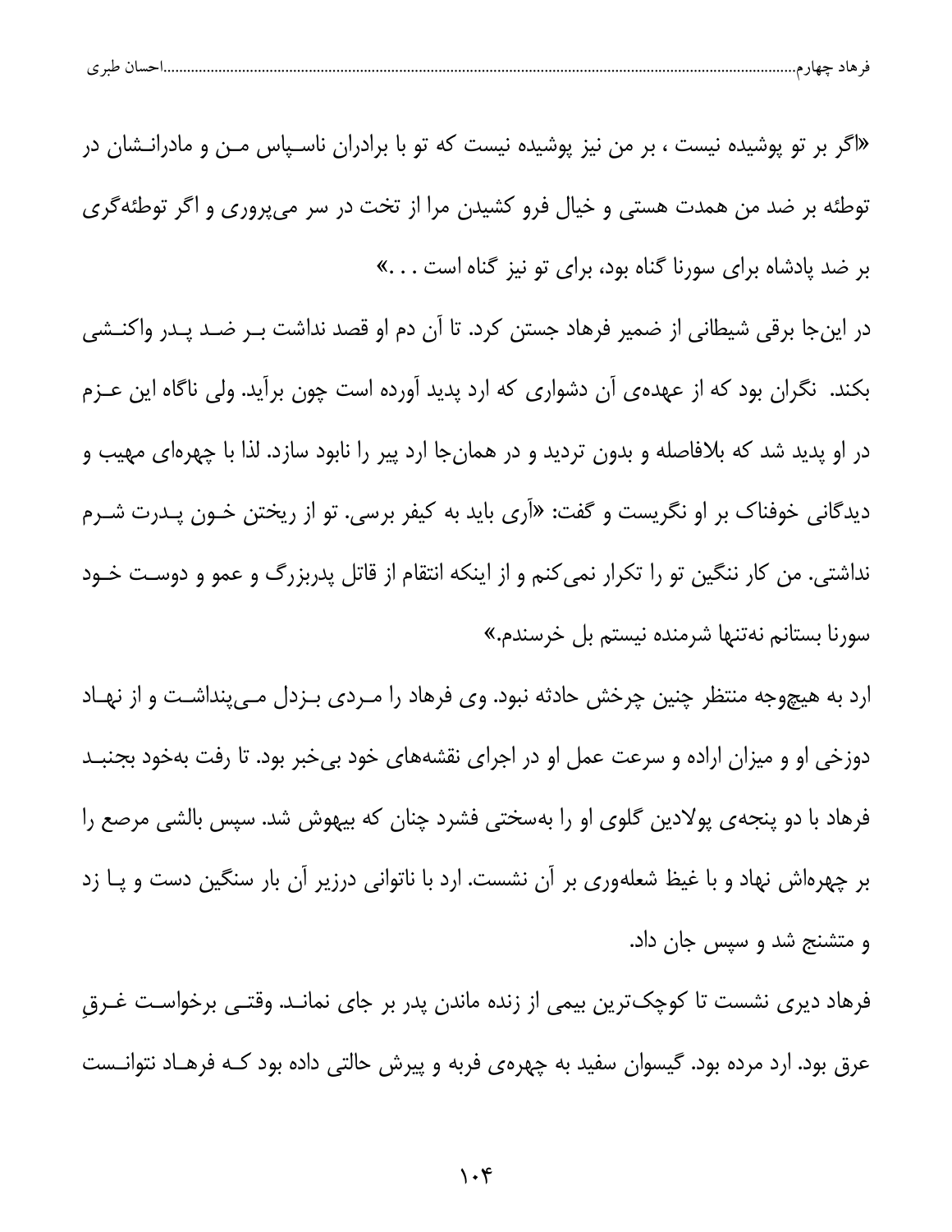«اگر بر تو پوشیده نیست ، بر من نیز پوشیده نیست که تو با برادران ناسپاس مـن و مادرانـشان در توطئه بر ضد من همدت هستی و خیال فرو کشیدن مرا از تخت در سر می‌پروری و اگر توطئه‌گری بر ضد پادشاه برای سورنا گناه بود، برای تو نیز گناه است . . .»

در این‌جا برقی شیطانی از ضمیر فرهاد جستن کرد. تا آن دم او قصد نداشت بـر ضـد پـدر واکنـشی بکند. نگران بود که از عهده‌ی آن دشواری که ارد پدید آورده است چون برآید. ولی ناگاه این عـزم در او پدید شد که بلافاصله و بدون تردید و در همان‌جا ارد پیر را نابود سازد. لذا با چهره‌ای مهیب و دیدگانی خوفناک بر او نگریست و گفت: «آری باید به کیفر برسی. تو از ریختن خـون پـدرت شـرم نداشتی. من کار ننگین تو را تکرار نمی‌کنم و از اینکه انتقام از قاتل پدربزرگ و عمو و دوسـت خـود سورنا بستانم نه‌تنها شرمنده نیستم بل خرسندم.»

ارد به هیچ‌وجه منتظر چنین چرخش حادثه نبود. وی فرهاد را مـردی بـزدل مـی‌پنداشـت و از نهـاد دوزخی او و میزان اراده و سرعت عمل او در اجرای نقشه‌های خود بی‌خبر بود. تا رفت به‌خود بجنبـد فرهاد با دو پنجه‌ی پولادین گلوی او را به‌سختی فشرد چنان که بیهوش شد. سپس بالشی مرصع را بر چهره‌اش نهاد و با غیظ شعله‌وری بر آن نشست. ارد با ناتوانی درزیر آن بار سنگین دست و پـا زد و متشنج شد و سپس جان داد.

فرهاد دیری نشست تا کوچک‌ترین بیمی از زنده ماندن پدر بر جای نمانـد. وقتـی برخواسـت غـرقِ عرق بود. ارد مرده بود. گیسوان سفید به چهره‌ی فربه و پیرش حالتی داده بود کـه فرهـاد نتوانـست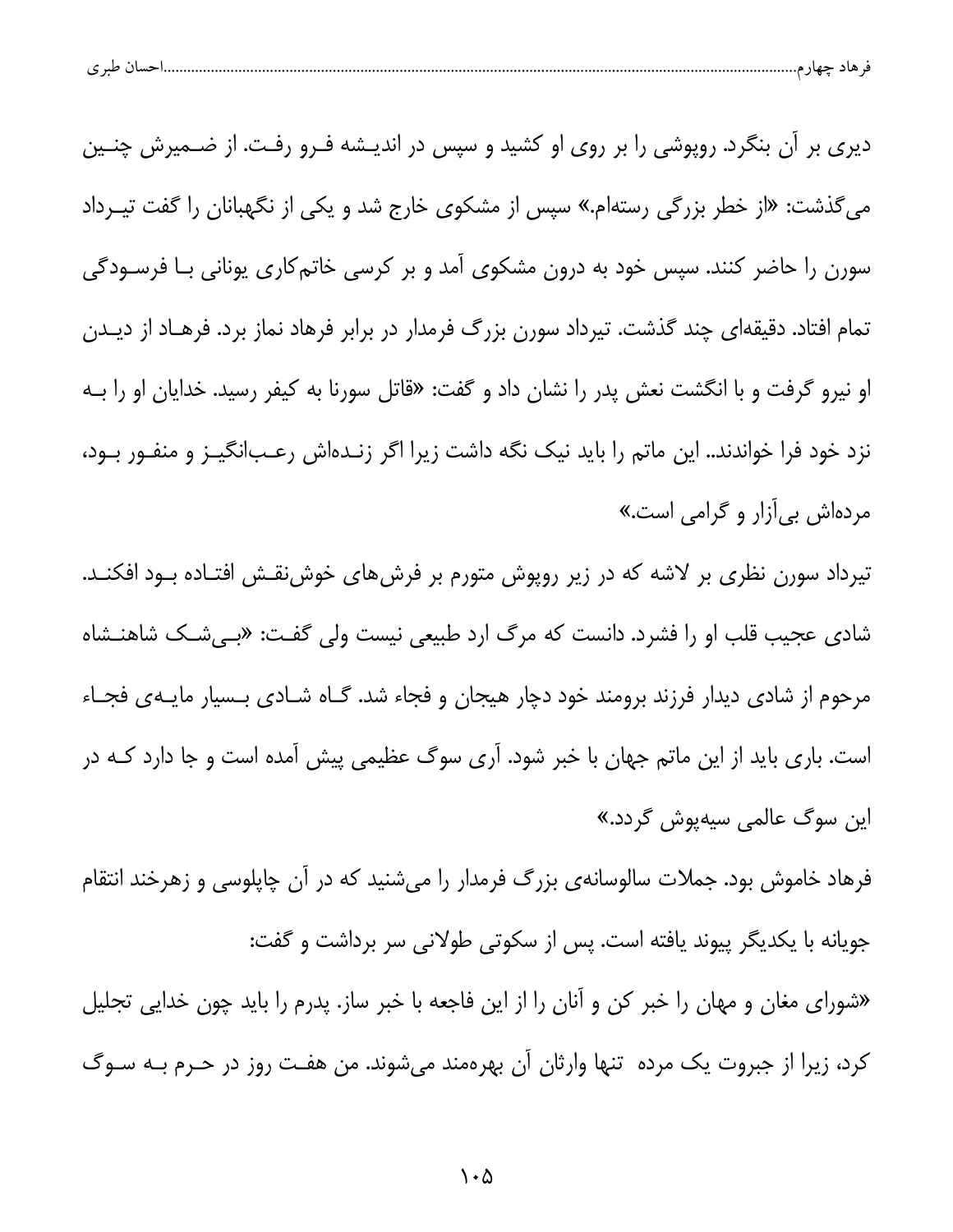دیری بر آن بنگرد. روپوشی را بر روی او کشید و سپس در اندیشه فرو رفت. از ضمیرش چنین می‌گذشت: «از خطر بزرگی رسته‌ام.» سپس از مشکوی خارج شد و یکی از نگهبانان را گفت تیرداد سورن را حاضر کنند. سپس خود به درون مشکوی آمد و بر کرسی خاتم‌کاری یونانی با فرسودگی تمام افتاد. دقیقه‌ای چند گذشت. تیرداد سورن بزرگ فرمدار در برابر فرهاد نماز برد. فرهاد از دیدن او نیرو گرفت و با انگشت نعش پدر را نشان داد و گفت: «قاتل سورنا به کیفر رسید. خدایان او را به نزد خود فرا خواندند.. این ماتم را باید نیک نگه داشت زیرا اگر زنده‌اش رعب‌انگیز و منفور بود، مرده‌اش بی‌آزار و گرامی است.»

تیرداد سورن نظری بر لاشه که در زیر روپوش متورم بر فرش‌های خوش‌نقش افتاده بود افکند. شادی عجیب قلب او را فشرد. دانست که مرگ ارد طبیعی نیست ولی گفت: «بی‌شک شاهنشاه مرحوم از شادی دیدار فرزند برومند خود دچار هیجان و فجاء شد. گاه شادی بسیار مایه‌ی فجاء است. باری باید از این ماتم جهان با خبر شود. آری سوگ عظیمی پیش آمده است و جا دارد که در این سوگ عالمی سیه‌پوش گردد.»

فرهاد خاموش بود. جملات سالوسانه‌ی بزرگ فرمدار را می‌شنید که در آن چاپلوسی و زهرخند انتقام جویانه با یکدیگر پیوند یافته است. پس از سکوتی طولانی سر برداشت و گفت:

«شورای مغان و مهان را خبر کن و آنان را از این فاجعه با خبر ساز. پدرم را باید چون خدایی تجلیل کرد، زیرا از جبروت یک مرده تنها وارثان آن بهره‌مند می‌شوند. من هفت روز در حرم به سوگ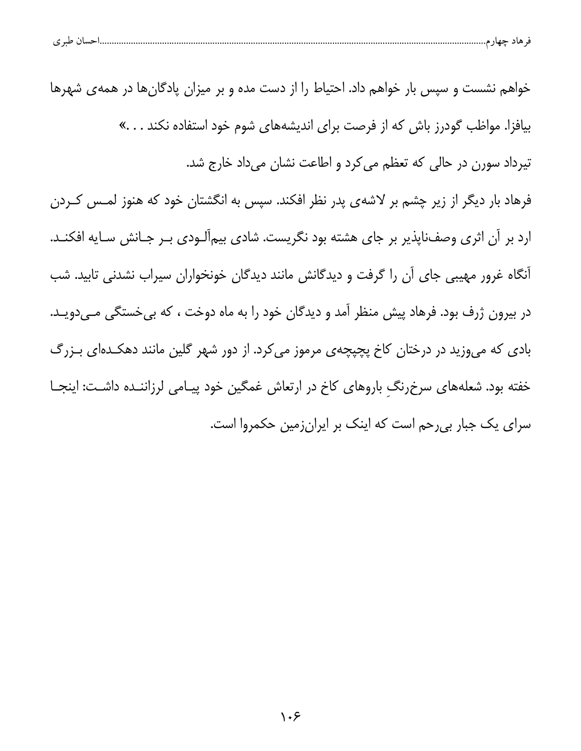خواهم نشست و سپس بار خواهم داد. احتیاط را از دست مده و بر میزان پادگان‌ها در همه‌ی شهرها بیافزا. مواظب گودرز باش که از فرصت برای اندیشه‌های شوم خود استفاده نکند . . .»

تیرداد سورن در حالی که تعظم می‌کرد و اطاعت نشان می‌داد خارج شد.

فرهاد بار دیگر از زیر چشم بر لاشه‌ی پدر نظر افکند. سپس به انگشتان خود که هنوز لمس کردن ارد بر آن اثری وصف‌ناپذیر بر جای هشته بود نگریست. شادی بیم‌آلودی بر جانش سایه افکند. آنگاه غرور مهیبی جای آن را گرفت و دیدگانش مانند دیدگان خونخواران سیراب نشدنی تابید. شب در بیرون ژرف بود. فرهاد پیش منظر آمد و دیدگان خود را به ماه دوخت ، که بی‌خستگی می‌دوید. بادی که می‌وزید در درختان کاخ پچپچه‌ی مرموز می‌کرد. از دور شهر گلین مانند دهکده‌ای بزرگ خفته بود. شعله‌های سرخ‌رنگِ باروهای کاخ در ارتعاش غمگین خود پیامی لرزاننده داشت: اینجا سرای یک جبار بی‌رحم است که اینک بر ایران‌زمین حکمروا است.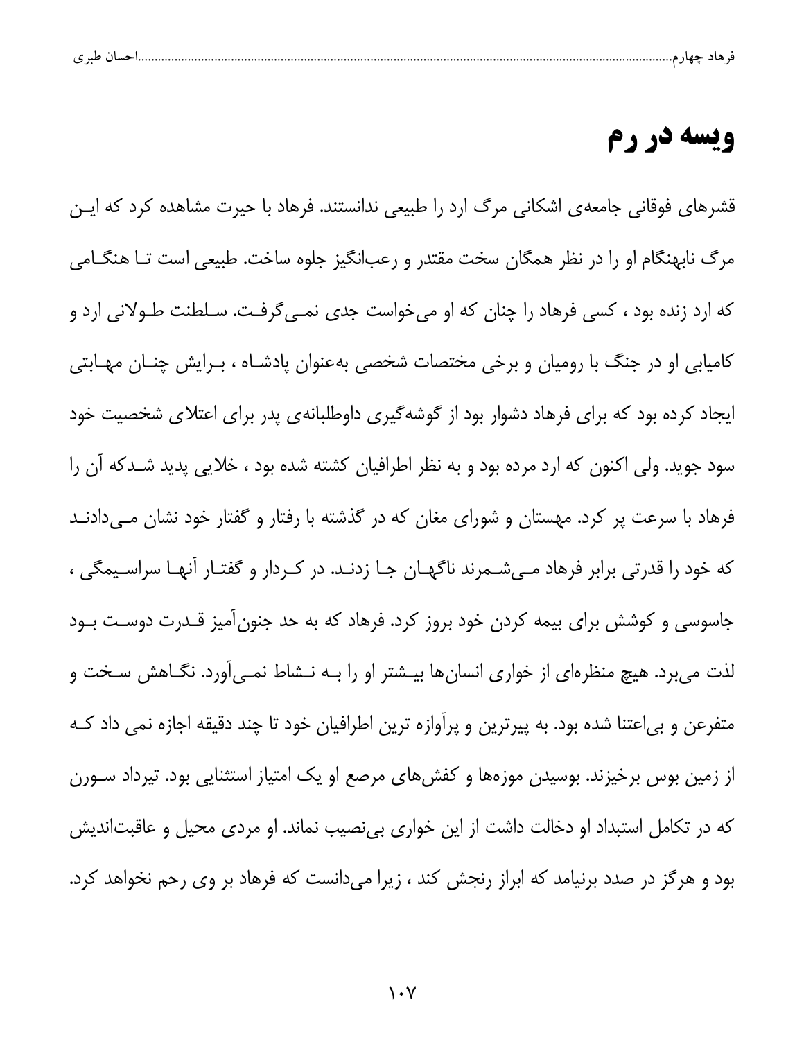# ویسه در رم

قشرهای فوقانی جامعه‌ی اشکانی مرگ ارد را طبیعی ندانستند. فرهاد با حیرت مشاهده کرد که این مرگ نابهنگام او را در نظر همگان سخت مقتدر و رعب‌انگیز جلوه ساخت. طبیعی است تا هنگامی که ارد زنده بود ، کسی فرهاد را چنان که او می‌خواست جدی نمی‌گرفت. سلطنت طولانی ارد و کامیابی او در جنگ با رومیان و برخی مختصات شخصی به‌عنوان پادشاه ، برایش چنان مهابتی ایجاد کرده بود که برای فرهاد دشوار بود از گوشه‌گیری داوطلبانه‌ی پدر برای اعتلای شخصیت خود سود جوید. ولی اکنون که ارد مرده بود و به نظر اطرافیان کشته شده بود ، خلایی پدید شدکه آن را فرهاد با سرعت پر کرد. مهستان و شورای مغان که در گذشته با رفتار و گفتار خود نشان می‌دادند که خود را قدرتی برابر فرهاد می‌شمرند ناگهان جا زدند. در کردار و گفتار آنها سراسیمگی ، جاسوسی و کوشش برای بیمه کردن خود بروز کرد. فرهاد که به حد جنون‌آمیز قدرت دوست بود لذت می‌برد. هیچ منظره‌ای از خواری انسان‌ها بیشتر او را به نشاط نمی‌آورد. نگاهش سخت و متفرعن و بی‌اعتنا شده بود. به پیرترین و پرآوازه ترین اطرافیان خود تا چند دقیقه اجازه نمی داد که از زمین بوس برخیزند. بوسیدن موزه‌ها و کفش‌های مرصع او یک امتیاز استثنایی بود. تیرداد سورن که در تکامل استبداد او دخالت داشت از این خواری بی‌نصیب نماند. او مردی محیل و عاقبت‌اندیش بود و هرگز در صدد برنیامد که ابراز رنجش کند ، زیرا می‌دانست که فرهاد بر وی رحم نخواهد کرد.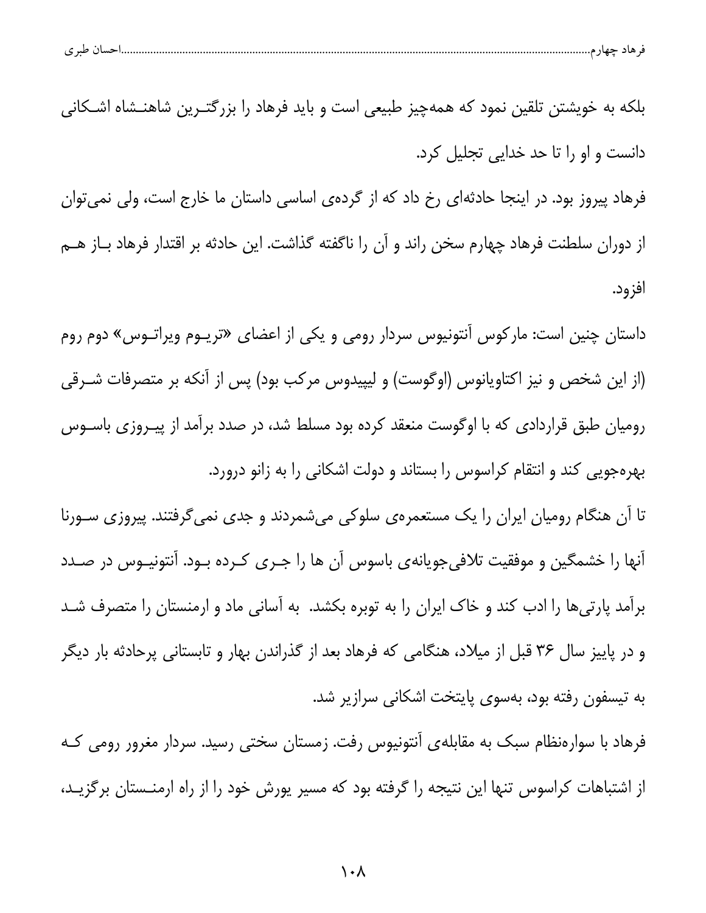بلکه به خویشتن تلقین نمود که همه‌چیز طبیعی است و باید فرهاد را بزرگترین شاهنشاه اشکانی دانست و او را تا حد خدایی تجلیل کرد.

فرهاد پیروز بود. در اینجا حادثه‌ای رخ داد که از گرده‌ی اساسی داستان ما خارج است، ولی نمی‌توان از دوران سلطنت فرهاد چهارم سخن راند و آن را ناگفته گذاشت. این حادثه بر اقتدار فرهاد باز هم افزود.

داستان چنین است: مارکوس آنتونیوس سردار رومی و یکی از اعضای «تریوم ویراتوس» دوم روم (از این شخص و نیز اکتاویانوس (اوگوست) و لیپیدوس مرکب بود) پس از آنکه بر متصرفات شرقی رومیان طبق قراردادی که با اوگوست منعقد کرده بود مسلط شد، در صدد برآمد از پیروزی باسوس بهره‌جویی کند و انتقام کراسوس را بستاند و دولت اشکانی را به زانو دروارد.

تا آن هنگام رومیان ایران را یک مستعمره‌ی سلوکی می‌شمردند و جدی نمی‌گرفتند. پیروزی سورنا آنها را خشمگین و موفقیت تلافی‌جویانه‌ی باسوس آن ها را جری کرده بود. آنتونیوس در صدد برآمد پارتی‌ها را ادب کند و خاک ایران را به توبره بکشد. به آسانی ماد و ارمنستان را متصرف شد و در پاییز سال ۳۶ قبل از میلاد، هنگامی که فرهاد بعد از گذراندن بهار و تابستانی پرحادثه بار دیگر به تیسفون رفته بود، به‌سوی پایتخت اشکانی سرازیر شد.

فرهاد با سواره‌نظام سبک به مقابله‌ی آنتونیوس رفت. زمستان سختی رسید. سردار مغرور رومی که از اشتباهات کراسوس تنها این نتیجه را گرفته بود که مسیر یورش خود را از راه ارمنستان برگزید،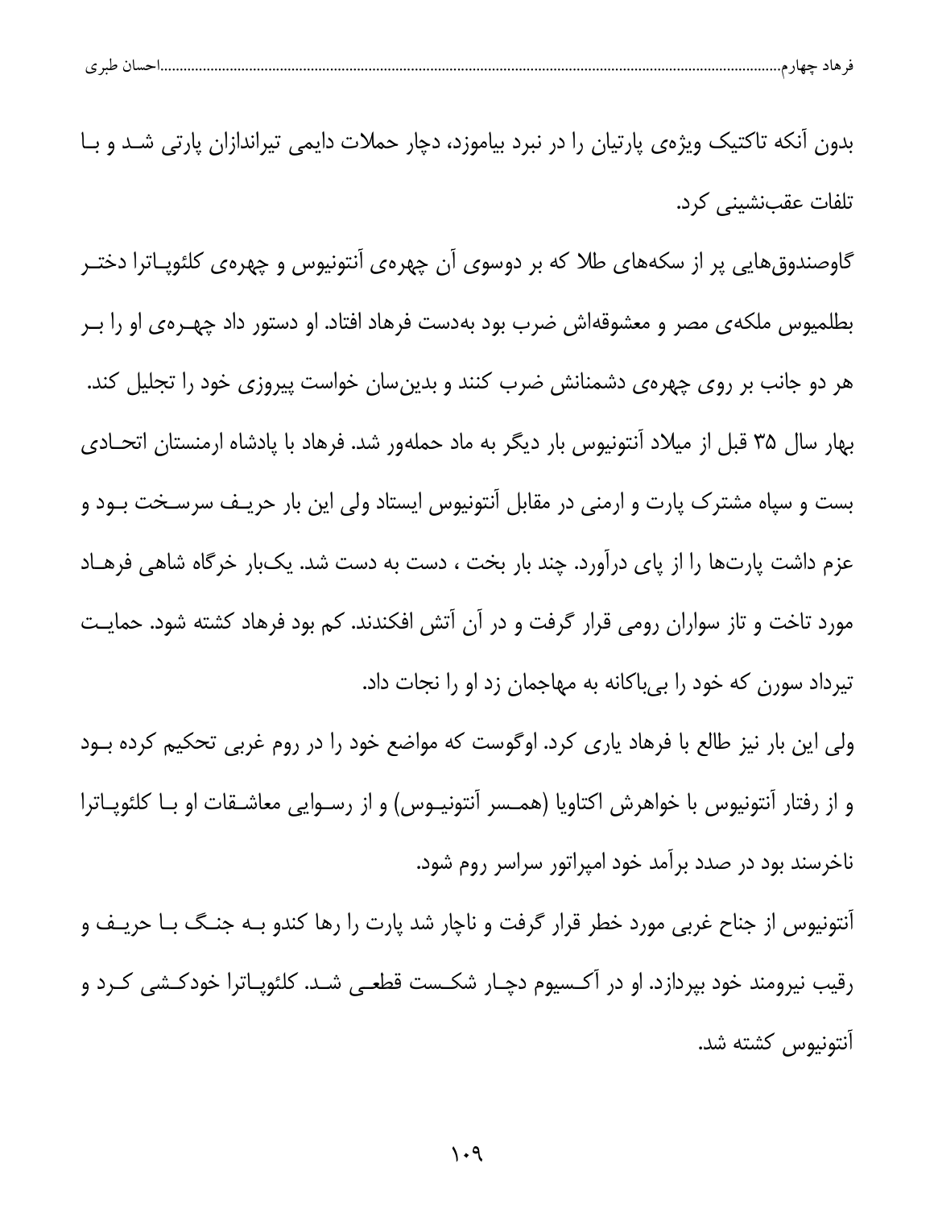بدون آنکه تاکتیک ویژه‌ی پارتیان را در نبرد بیاموزد، دچار حملات دایمی تیراندازان پارتی شد و با تلفات عقب‌نشینی کرد.

گاوصندوق‌هایی پر از سکه‌های طلا که بر دوسوی آن چهره‌ی آنتونیوس و چهره‌ی کلئوپاترا دختر بطلمیوس ملکه‌ی مصر و معشوقه‌اش ضرب بود به‌دست فرهاد افتاد. او دستور داد چهره‌ی او را بر هر دو جانب بر روی چهره‌ی دشمنانش ضرب کنند و بدین‌سان خواست پیروزی خود را تجلیل کند.

بهار سال ۳۵ قبل از میلاد آنتونیوس بار دیگر به ماد حمله‌ور شد. فرهاد با پادشاه ارمنستان اتحادی بست و سپاه مشترک پارت و ارمنی در مقابل آنتونیوس ایستاد ولی این بار حریف سرسخت بود و عزم داشت پارت‌ها را از پای درآورد. چند بار بخت ، دست به دست شد. یک‌بار خرگاه شاهی فرهاد مورد تاخت و تاز سواران رومی قرار گرفت و در آن آتش افکندند. کم بود فرهاد کشته شود. حمایت تیرداد سورن که خود را بی‌باکانه به مهاجمان زد او را نجات داد.

ولی این بار نیز طالع با فرهاد یاری کرد. اوگوست که مواضع خود را در روم غربی تحکیم کرده بود و از رفتار آنتونیوس با خواهرش اکتاویا (همسر آنتونیوس) و از رسوایی معاشقات او با کلئوپاترا ناخرسند بود در صدد برآمد خود امپراتور سراسر روم شود.

آنتونیوس از جناح غربی مورد خطر قرار گرفت و ناچار شد پارت را رها کندو به جنگ با حریف و رقیب نیرومند خود بپردازد. او در آکسیوم دچار شکست قطعی شد. کلئوپاترا خودکشی کرد و آنتونیوس کشته شد.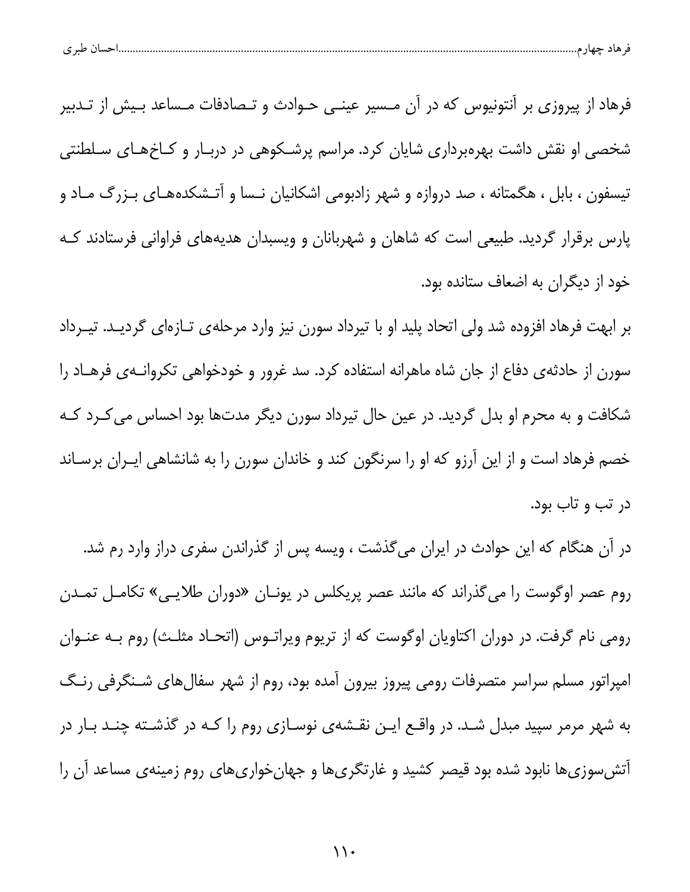فرهاد از پیروزی بر آنتونیوس که در آن مسیر عینی حوادث و تصادفات مساعد بیش از تدبیر شخصی او نقش داشت بهره‌برداری شایان کرد. مراسم پرشکوهی در دربار و کاخ‌های سلطنتی تیسفون ، بابل ، هگمتانه ، صد دروازه و شهر زادبومی اشکانیان نسا و آتشکده‌های بزرگ ماد و پارس برقرار گردید. طبیعی است که شاهان و شهربانان و ویسبدان هدیه‌های فراوانی فرستادند که خود از دیگران به اضعاف ستانده بود.

بر ابهت فرهاد افزوده شد ولی اتحاد پلید او با تیرداد سورن نیز وارد مرحله‌ی تازه‌ای گردید. تیرداد سورن از حادثه‌ی دفاع از جان شاه ماهرانه استفاده کرد. سد غرور و خودخواهی تکروانه‌ی فرهاد را شکافت و به محرم او بدل گردید. در عین حال تیرداد سورن دیگر مدت‌ها بود احساس می‌کرد که خصم فرهاد است و از این آرزو که او را سرنگون کند و خاندان سورن را به شانشاهی ایران برساند در تب و تاب بود.

در آن هنگام که این حوادث در ایران می‌گذشت ، ویسه پس از گذراندن سفری دراز وارد رم شد. روم عصر اوگوست را می‌گذراند که مانند عصر پریکلس در یونان «دوران طلایی» تکامل تمدن رومی نام گرفت. در دوران اکتاویان اوگوست که از تریوم ویراتوس (اتحاد مثلث) روم به عنوان امپراتور مسلم سراسر متصرفات رومی پیروز بیرون آمده بود، روم از شهر سفال‌های شنگرفی رنگ به شهر مرمر سپید مبدل شد. در واقع این نقشه‌ی نوسازی روم را که در گذشته چند بار در آتش‌سوزی‌ها نابود شده بود قیصر کشید و غارتگری‌ها و جهان‌خواری‌های روم زمینه‌ی مساعد آن را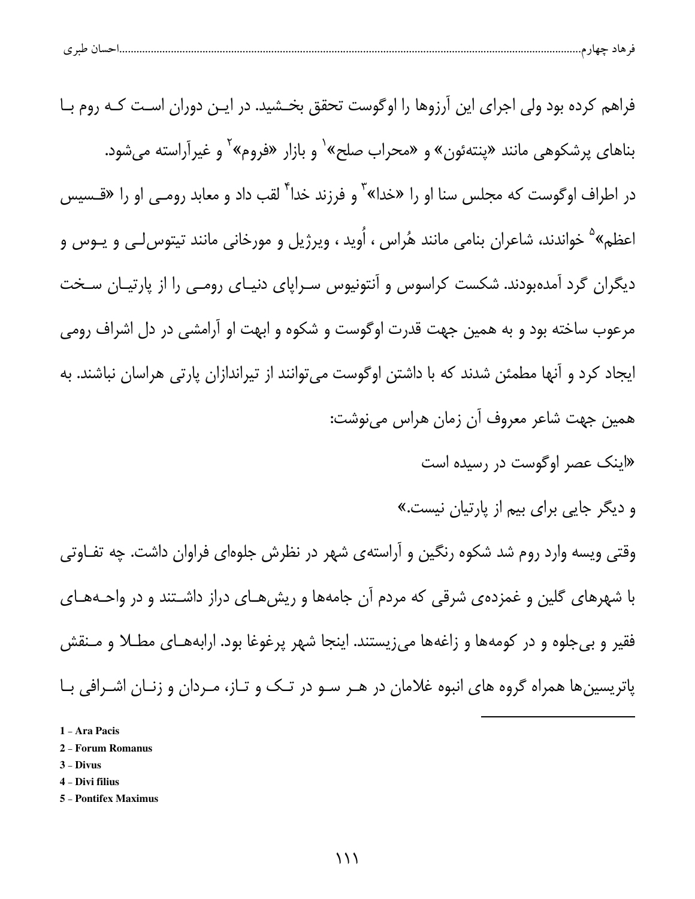فراهم کرده بود ولی اجرای این آرزوها را اوگوست تحقق بخشید. در این دوران است که روم با بناهای پرشکوهی مانند «پنتهئون» و «محراب صلح»[1] و بازار «فروم»[2] و غیرآراسته می‌شود. در اطراف اوگوست که مجلس سنا او را «خدا»[3] و فرزند خدا[4] لقب داد و معابد رومی او را «قسیس اعظم»[5] خواندند، شاعران بنامی مانند هُراس ، اُوید ، ویرژیل و مورخانی مانند تیتوس‌لی و یوس و دیگران گرد آمده‌بودند. شکست کراسوس و آنتونیوس سراپای دنیای رومی را از پارتیان سخت مرعوب ساخته بود و به همین جهت قدرت اوگوست و شکوه و ابهت او آرامشی در دل اشراف رومی ایجاد کرد و آنها مطمئن شدند که با داشتن اوگوست می‌توانند از تیراندازان پارتی هراسان نباشند. به همین جهت شاعر معروف آن زمان هراس می‌نوشت:

«اینک عصر اوگوست در رسیده است

و دیگر جایی برای بیم از پارتیان نیست.»

وقتی ویسه وارد روم شد شکوه رنگین و آراسته‌ی شهر در نظرش جلوه‌ای فراوان داشت. چه تفاوتی با شهرهای گلین و غمزده‌ی شرقی که مردم آن جامه‌ها و ریش‌های دراز داشتند و در واحه‌های فقیر و بی‌جلوه و در کومه‌ها و زاغه‌ها می‌زیستند. اینجا شهر پرغوغا بود. ارابه‌های مطلا و منقش پاتریسین‌ها همراه گروه های انبوه غلامان در هر سو در تک و تاز، مردان و زنان اشرافی با

---

1 - Ara Pacis

2 - Forum Romanus

3 - Divus

4 - Divi filius

5 - Pontifex Maximus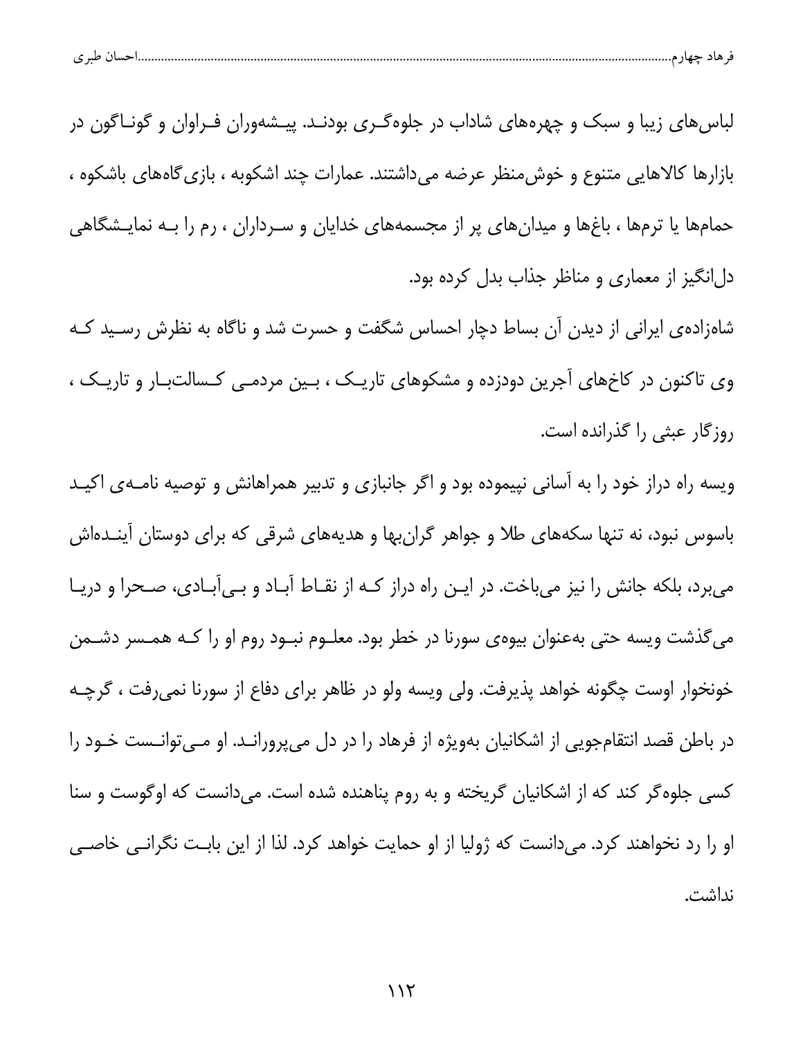لباس‌های زیبا و سبک و چهره‌های شاداب در جلوه‌گری بودند. پیشه‌وران فراوان و گوناگون در بازارها کالاهایی متنوع و خوش‌منظر عرضه می‌داشتند. عمارات چند اشکوبه ، بازی‌گاه‌های باشکوه ، حمام‌ها یا ترم‌ها ، باغ‌ها و میدان‌های پر از مجسمه‌های خدایان و سرداران ، رم را به نمایشگاهی دل‌انگیز از معماری و مناظر جذاب بدل کرده بود.

شاه‌زاده‌ی ایرانی از دیدن آن بساط دچار احساس شگفت و حسرت شد و ناگاه به نظرش رسید که وی تاکنون در کاخ‌های آجرین دودزده و مشکوهای تاریک ، بین مردمی کسالت‌بار و تاریک ، روزگار عبثی را گذرانده است.

ویسه راه دراز خود را به آسانی نپیموده بود و اگر جانبازی و تدبیر همراهانش و توصیه نامه‌ی اکید باسوس نبود، نه تنها سکه‌های طلا و جواهر گران‌بها و هدیه‌های شرقی که برای دوستان آینده‌اش می‌برد، بلکه جانش را نیز می‌باخت. در این راه دراز که از نقاط آباد و بی‌آبادی، صحرا و دریا می‌گذشت ویسه حتی به‌عنوان بیوه‌ی سورنا در خطر بود. معلوم نبود روم او را که همسر دشمن خونخوار اوست چگونه خواهد پذیرفت. ولی ویسه ولو در ظاهر برای دفاع از سورنا نمی‌رفت ، گرچه در باطن قصد انتقام‌جویی از اشکانیان به‌ویژه از فرهاد را در دل می‌پروراند. او می‌توانست خود را کسی جلوه‌گر کند که از اشکانیان گریخته و به روم پناهنده شده است. می‌دانست که اوگوست و سنا او را رد نخواهند کرد. می‌دانست که ژولیا از او حمایت خواهد کرد. لذا از این بابت نگرانی خاصی نداشت.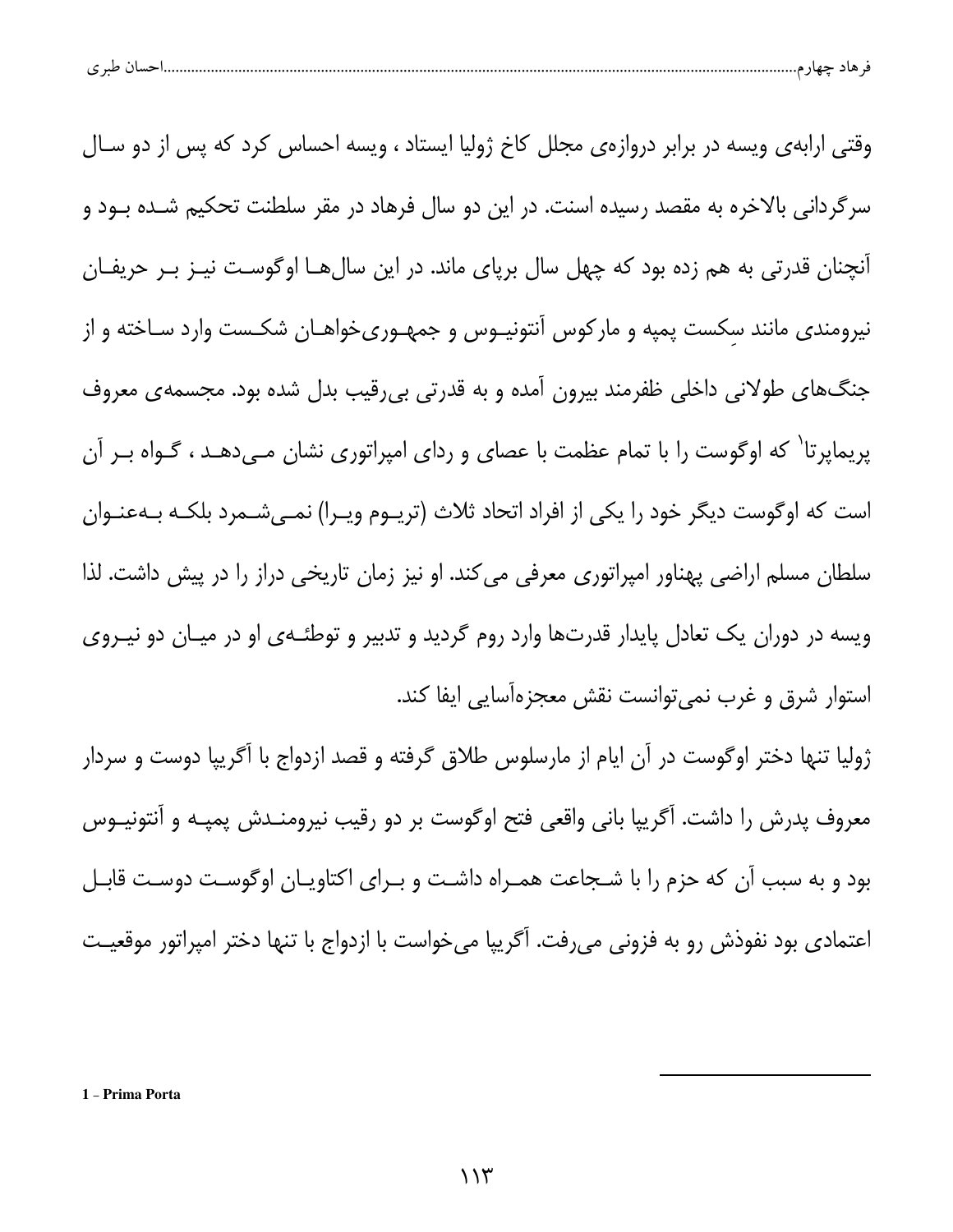وقتی ارابه‌ی ویسه در برابر دروازه‌ی مجلل کاخ ژولیا ایستاد ، ویسه احساس کرد که پس از دو سال سرگردانی بالاخره به مقصد رسیده اسنت. در این دو سال فرهاد در مقر سلطنت تحکیم شده بود و آنچنان قدرتی به هم زده بود که چهل سال برپای ماند. در این سال‌ها اوگوست نیز بر حریفان نیرومندی مانند سِکست پمپه و مارکوس آنتونیوس و جمهوری‌خواهان شکست وارد ساخته و از جنگ‌های طولانی داخلی ظفرمند بیرون آمده و به قدرتی بی‌رقیب بدل شده بود. مجسمه‌ی معروف پریماپرتا[1] که اوگوست را با تمام عظمت با عصای و ردای امپراتوری نشان می‌دهد ، گواه بر آن است که اوگوست دیگر خود را یکی از افراد اتحاد ثلاث (تریوم ویرا) نمی‌شمرد بلکه به‌عنوان سلطان مسلم اراضی پهناور امپراتوری معرفی می‌کند. او نیز زمان تاریخی دراز را در پیش داشت. لذا ویسه در دوران یک تعادل پایدار قدرت‌ها وارد روم گردید و تدبیر و توطئه‌ی او در میان دو نیروی استوار شرق و غرب نمی‌توانست نقش معجزه‌آسایی ایفا کند.

ژولیا تنها دختر اوگوست در آن ایام از مارسلوس طلاق گرفته و قصد ازدواج با آگریپا دوست و سردار معروف پدرش را داشت. آگریپا بانی واقعی فتح اوگوست بر دو رقیب نیرومندش پمپه و آنتونیوس بود و به سبب آن که حزم را با شجاعت همراه داشت و برای اکتاویان اوگوست دوست قابل اعتمادی بود نفوذش رو به فزونی می‌رفت. آگریپا می‌خواست با ازدواج با تنها دختر امپراتور موقعیت

---

1 - Prima Porta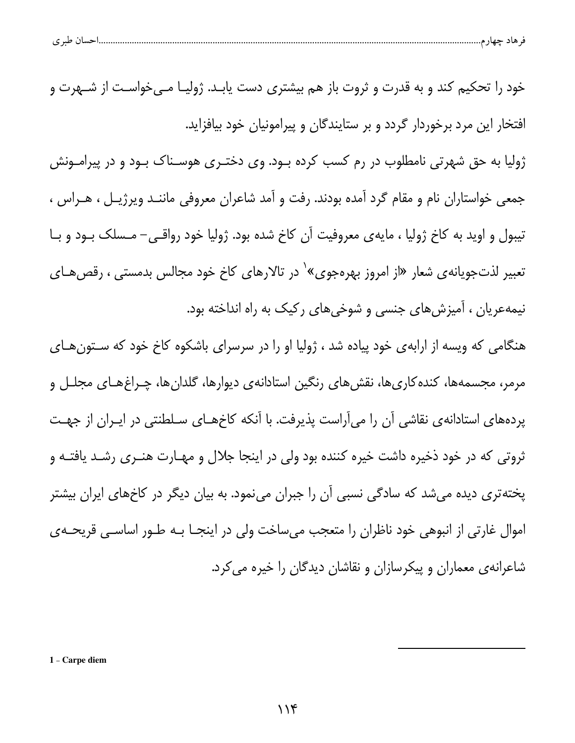خود را تحکیم کند و به قدرت و ثروت باز هم بیشتری دست یابد. ژولیا می‌خواست از شهرت و افتخار این مرد برخوردار گردد و بر ستایندگان و پیرامونیان خود بیافزاید.

ژولیا به حق شهرتی نامطلوب در رم کسب کرده بود. وی دختری هوسناک بود و در پیرامونش جمعی خواستاران نام و مقام گرد آمده بودند. رفت و آمد شاعران معروفی مانند ویرژیل ، هراس ، تیبول و اوید به کاخ ژولیا ، مایه‌ی معروفیت آن کاخ شده بود. ژولیا خود رواقی- مسلک بود و با تعبیر لذت‌جویانه‌ی شعار «از امروز بهره‌جوی»[1] در تالارهای کاخ خود مجالس بدمستی ، رقص‌های نیمه‌عریان ، آمیزش‌های جنسی و شوخی‌های رکیک به راه انداخته بود.

هنگامی که ویسه از ارابه‌ی خود پیاده شد ، ژولیا او را در سرسرای باشکوه کاخ خود که ستون‌های مرمر، مجسمه‌ها، کنده‌کاری‌ها، نقش‌های رنگین استادانه‌ی دیوارها، گلدان‌ها، چراغ‌های مجلل و پرده‌های استادانه‌ی نقاشی آن را می‌آراست پذیرفت. با آنکه کاخ‌های سلطنتی در ایران از جهت ثروتی که در خود ذخیره داشت خیره کننده بود ولی در اینجا جلال و مهارت هنری رشد یافته و پخته‌تری دیده می‌شد که سادگی نسبی آن را جبران می‌نمود. به بیان دیگر در کاخ‌های ایران بیشتر اموال غارتی از انبوهی خود ناظران را متعجب می‌ساخت ولی در اینجا به طور اساسی قریحه‌ی شاعرانه‌ی معماران و پیکرسازان و نقاشان دیدگان را خیره می‌کرد.

---

1 - Carpe diem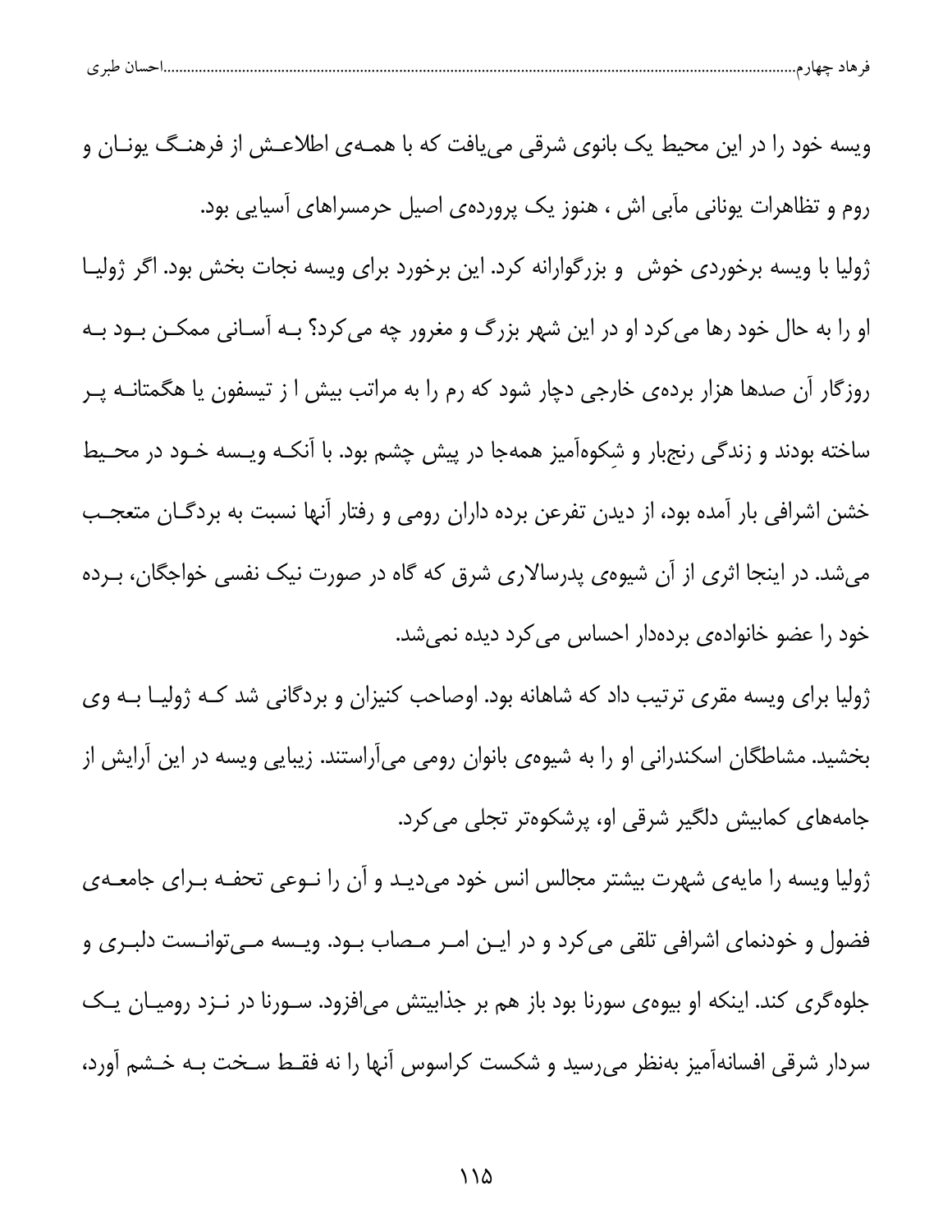ویسه خود را در این محیط یک بانوی شرقی می‌یافت که با همه‌ی اطلاعش از فرهنگ یونان و روم و تظاهرات یونانی مآبی اش ، هنوز یک پرورده‌ی اصیل حرمسراهای آسیایی بود.

ژولیا با ویسه برخوردی خوش  و بزرگوارانه کرد. این برخورد برای ویسه نجات بخش بود. اگر ژولیا او را به حال خود رها می‌کرد او در این شهر بزرگ و مغرور چه می‌کرد؟ به آسانی ممکن بود به روزگار آن صدها هزار برده‌ی خارجی دچار شود که رم را به مراتب بیش ا ز تیسفون یا هگمتانه پر ساخته بودند و زندگی رنجبار و شِکوه‌آمیز همه‌جا در پیش چشم بود. با آنکه ویسه خود در محیط خشن اشرافی بار آمده بود، از دیدن تفرعن برده داران رومی و رفتار آنها نسبت به بردگان متعجب می‌شد. در اینجا اثری از آن شیوه‌ی پدرسالاری شرق که گاه در صورت نیک نفسی خواجگان، برده خود را عضو خانواده‌ی برده‌دار احساس می‌کرد دیده نمی‌شد.

ژولیا برای ویسه مقری ترتیب داد که شاهانه بود. اوصاحب کنیزان و بردگانی شد که ژولیا به وی بخشید. مشاطگان اسکندرانی او را به شیوه‌ی بانوان رومی می‌آراستند. زیبایی ویسه در این آرایش از جامه‌های کمابیش دلگیر شرقی او، پرشکوه‌تر تجلی می‌کرد.

ژولیا ویسه را مایه‌ی شهرت بیشتر مجالس انس خود می‌دید و آن را نوعی تحفه برای جامعه‌ی فضول و خودنمای اشرافی تلقی می‌کرد و در این امر مصاب بود. ویسه می‌توانست دلبری و جلوه‌گری کند. اینکه او بیوه‌ی سورنا بود باز هم بر جذابیتش می‌افزود. سورنا در نزد رومیان یک سردار شرقی افسانه‌آمیز به‌نظر می‌رسید و شکست کراسوس آنها را نه فقط سخت به خشم آورد،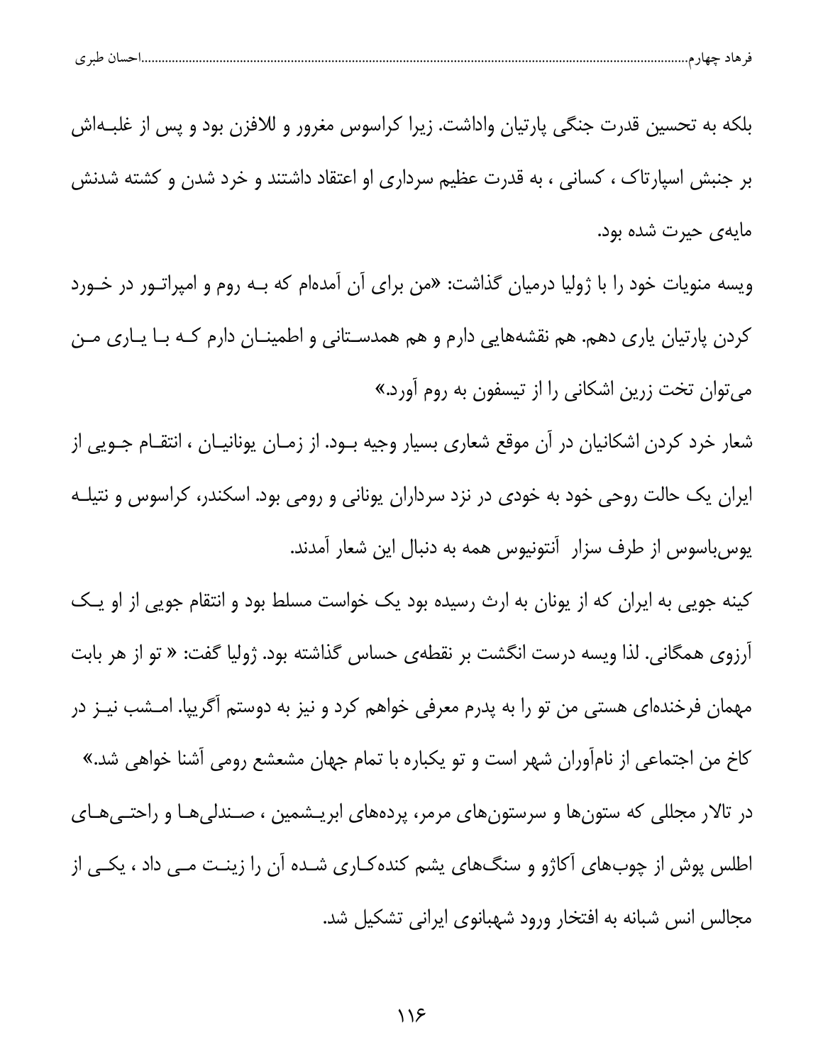بلکه به تحسین قدرت جنگی پارتیان واداشت. زیرا کراسوس مغرور و للافزن بود و پس از غلبه‌اش بر جنبش اسپارتاک ، کسانی ، به قدرت عظیم سرداری او اعتقاد داشتند و خرد شدن و کشته شدنش مایه‌ی حیرت شده بود.

ویسه منویات خود را با ژولیا درمیان گذاشت: «من برای آن آمده‌ام که به روم و امپراتور در خورد کردن پارتیان یاری دهم. هم نقشه‌هایی دارم و هم همدستانی و اطمینان دارم که با یاری من می‌توان تخت زرین اشکانی را از تیسفون به روم آورد.»

شعار خرد کردن اشکانیان در آن موقع شعاری بسیار وجیه بود. از زمان یونانیان ، انتقام جویی از ایران یک حالت روحی خود به خودی در نزد سرداران یونانی و رومی بود. اسکندر، کراسوس و نتیله یوس‌باسوس از طرف سزار آنتونیوس همه به دنبال این شعار آمدند.

کینه جویی به ایران که از یونان به ارث رسیده بود یک خواست مسلط بود و انتقام جویی از او یک آرزوی همگانی. لذا ویسه درست انگشت بر نقطه‌ی حساس گذاشته بود. ژولیا گفت: « تو از هر بابت مهمان فرخنده‌ای هستی من تو را به پدرم معرفی خواهم کرد و نیز به دوستم آگریپا. امشب نیز در کاخ من اجتماعی از نام‌آوران شهر است و تو یکباره با تمام جهان مشعشع رومی آشنا خواهی شد.»

در تالار مجللی که ستون‌ها و سرستون‌های مرمر، پرده‌های ابریشمین ، صندلی‌ها و راحتی‌های اطلس پوش از چوب‌های آکاژو و سنگ‌های یشم کنده‌کاری شده آن را زینت می داد ، یکی از مجالس انس شبانه به افتخار ورود شهبانوی ایرانی تشکیل شد.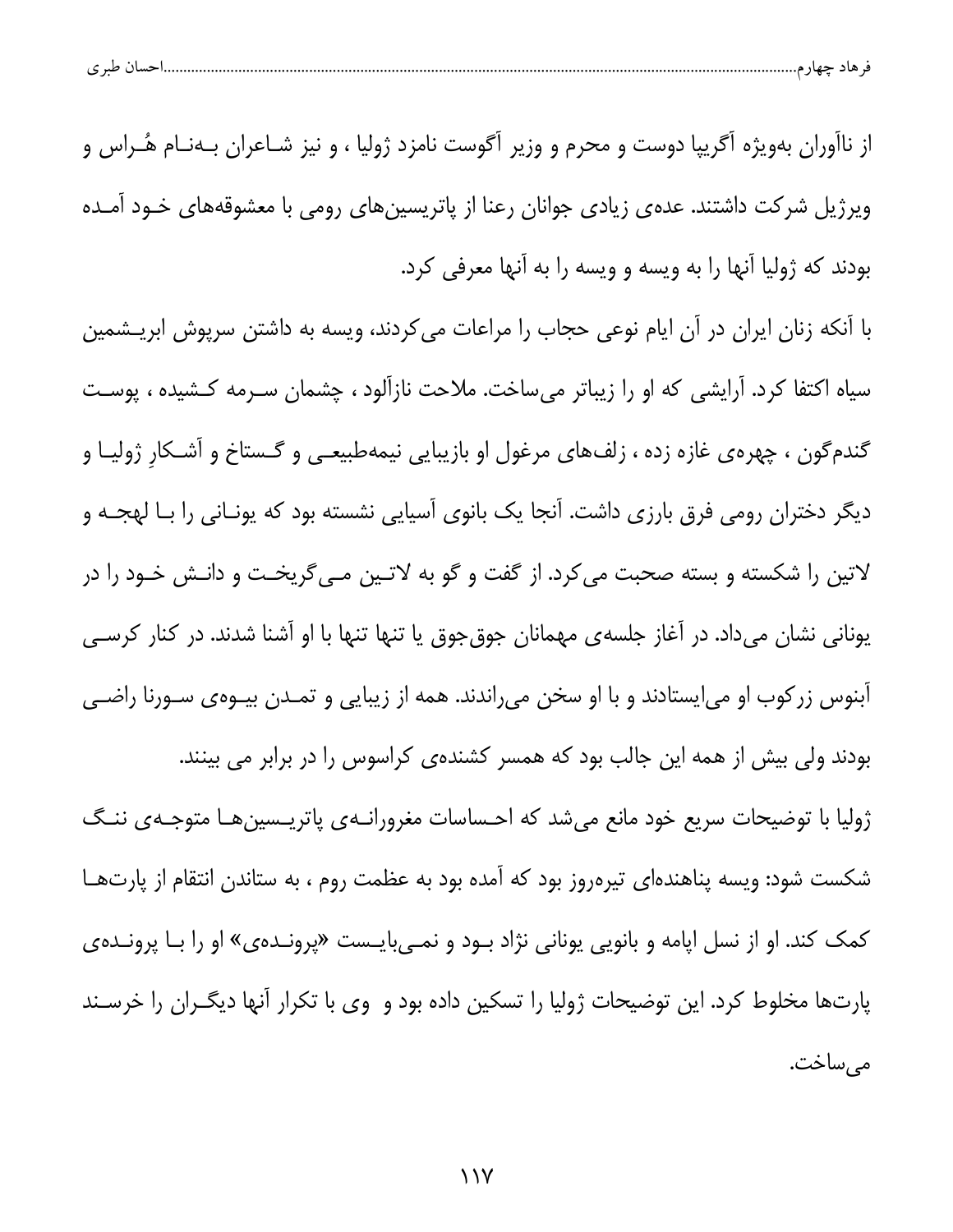از ناآوران به‌ویژه آگریپا دوست و محرم و وزیر آگوست نامزد ژولیا ، و نیز شاعران به‌نام هُراس و ویرژیل شرکت داشتند. عده‌ی زیادی جوانان رعنا از پاتریسین‌های رومی با معشوقه‌های خود آمده بودند که ژولیا آنها را به ویسه و ویسه را به آنها معرفی کرد.

با آنکه زنان ایران در آن ایام نوعی حجاب را مراعات می‌کردند، ویسه به داشتن سرپوش ابریشمین سیاه اکتفا کرد. آرایشی که او را زیباتر می‌ساخت. ملاحت نازآلود ، چشمان سرمه کشیده ، پوست گندم‌گون ، چهره‌ی غازه زده ، زلف‌های مرغول او بازیبایی نیمه‌طبیعی و گستاخ و آشکارِ ژولیا و دیگر دختران رومی فرق بارزی داشت. آنجا یک بانوی آسیایی نشسته بود که یونانی را با لهجه و لاتین را شکسته و بسته صحبت می‌کرد. از گفت و گو به لاتین می‌گریخت و دانش خود را در یونانی نشان می‌داد. در آغاز جلسه‌ی مهمانان جوق‌جوق یا تنها تنها با او آشنا شدند. در کنار کرسی آبنوس زرکوب او می‌ایستادند و با او سخن می‌راندند. همه از زیبایی و تمدن بیوه‌ی سورنا راضی بودند ولی بیش از همه این جالب بود که همسر کشنده‌ی کراسوس را در برابر می بینند.

ژولیا با توضیحات سریع خود مانع می‌شد که احساسات مغرورانه‌ی پاتریسین‌ها متوجه‌ی ننگ شکست شود: ویسه پناهنده‌ای تیره‌روز بود که آمده بود به عظمت روم ، به ستاندن انتقام از پارت‌ها کمک کند. او از نسل اپامه و بانویی یونانی نژاد بود و نمی‌بایست «پرونده‌ی» او را با پرونده‌ی پارت‌ها مخلوط کرد. این توضیحات ژولیا را تسکین داده بود و وی با تکرار آنها دیگران را خرسند می‌ساخت.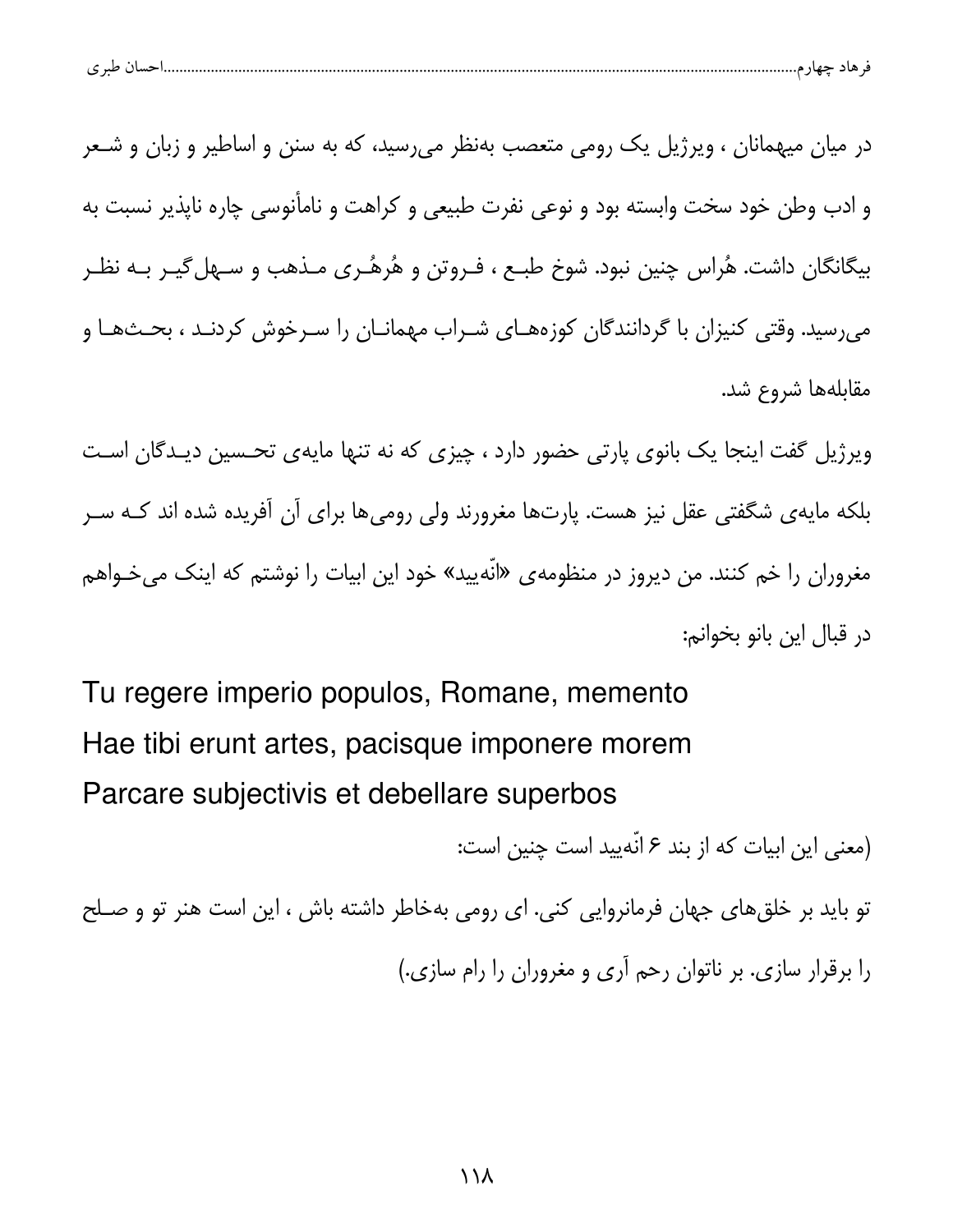در میان میهمانان ، ویرژیل یک رومی متعصب به‌نظر می‌رسید، که به سنن و اساطیر و زبان و شعر و ادب وطن خود سخت وابسته بود و نوعی نفرت طبیعی و کراهت و نامأنوسی چاره ناپذیر نسبت به بیگانگان داشت. هُراس چنین نبود. شوخ طبع ، فروتن و هُرهُری مذهب و سهل‌گیر به نظر می‌رسید. وقتی کنیزان با گردانندگان کوزه‌های شراب مهمانان را سرخوش کردند ، بحث‌ها و مقابله‌ها شروع شد.

ویرژیل گفت اینجا یک بانوی پارتی حضور دارد ، چیزی که نه تنها مایه‌ی تحسین دیدگان است بلکه مایه‌ی شگفتی عقل نیز هست. پارت‌ها مغرورند ولی رومی‌ها برای آن آفریده شده اند که سر مغروران را خم کنند. من دیروز در منظومه‌ی «انّه‌یید» خود این ابیات را نوشتم که اینک می‌خواهم در قبال این بانو بخوانم:

Tu regere imperio populos, Romane, memento
Hae tibi erunt artes, pacisque imponere morem
Parcare subjectivis et debellare superbos

(معنی این ابیات که از بند ۶ انّه‌یید است چنین است:

تو باید بر خلق‌های جهان فرمانروایی کنی. ای رومی به‌خاطر داشته باش ، این است هنر تو و صلح را برقرار سازی. بر ناتوان رحم آری و مغروران را رام سازی.)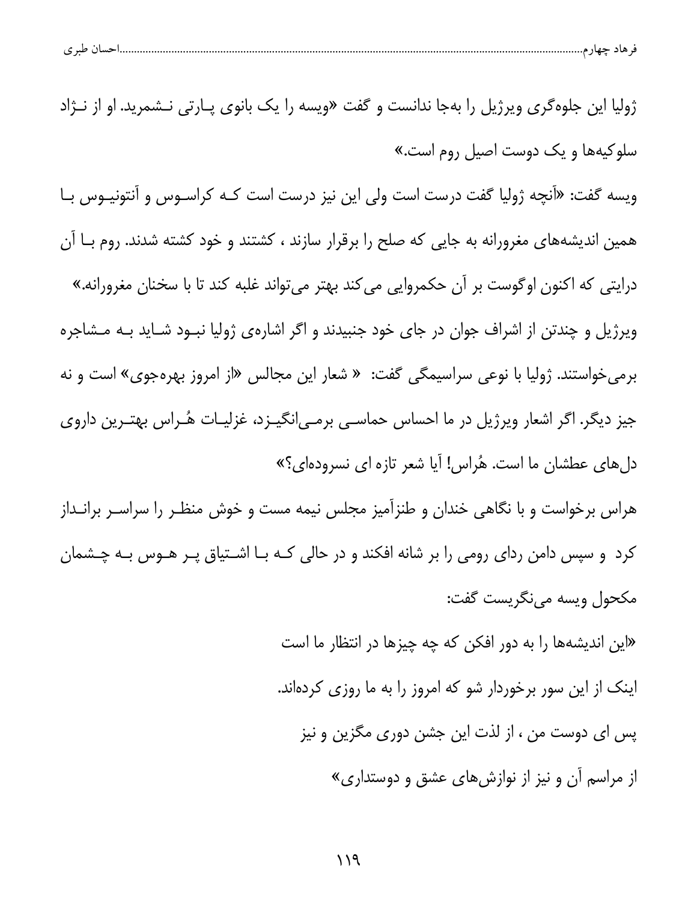ژولیا این جلوه‌گری ویرژیل را به‌جا ندانست و گفت «ویسه را یک بانوی پارتی نشمرید. او از نژاد سلوکیه‌ها و یک دوست اصیل روم است.»

ویسه گفت: «آنچه ژولیا گفت درست است ولی این نیز درست است که کراسوس و آنتونیوس با همین اندیشه‌های مغرورانه به جایی که صلح را برقرار سازند ، کشتند و خود کشته شدند. روم با آن درایتی که اکنون اوگوست بر آن حکمروایی می‌کند بهتر می‌تواند غلبه کند تا با سخنان مغرورانه.»

ویرژیل و چندتن از اشراف جوان در جای خود جنبیدند و اگر اشاره‌ی ژولیا نبود شاید به مشاجره برمی‌خواستند. ژولیا با نوعی سراسیمگی گفت: « شعار این مجالس «از امروز بهره‌جوی» است و نه جیز دیگر. اگر اشعار ویرژیل در ما احساس حماسی برمی‌انگیزد، غزلیات هُراس بهترین داروی دل‌های عطشان ما است. هُراس! آیا شعر تازه ای نسروده‌ای؟»

هراس برخواست و با نگاهی خندان و طنزآمیز مجلس نیمه مست و خوش منظر را سراسر برانداز کرد و سپس دامن ردای رومی را بر شانه افکند و در حالی که با اشتیاق پر هوس به چشمان مکحول ویسه می‌نگریست گفت:

«این اندیشه‌ها را به دور افکن که چه چیزها در انتظار ما است

اینک از این سور برخوردار شو که امروز را به ما روزی کرده‌اند.

پس ای دوست من ، از لذت این جشن دوری مگزین و نیز

از مراسم آن و نیز از نوازش‌های عشق و دوستداری»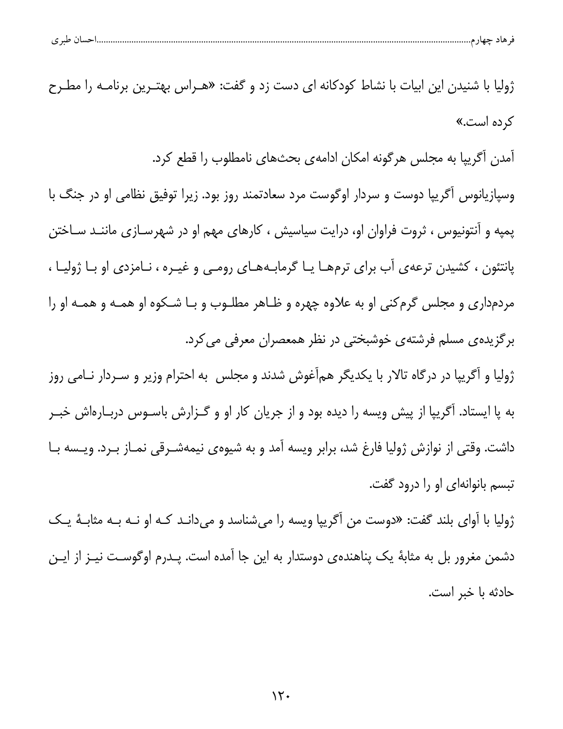ژولیا با شنیدن این ابیات با نشاط کودکانه ای دست زد و گفت: «هراس بهترین برنامه را مطرح کرده است.»

آمدن آگریپا به مجلس هرگونه امکان ادامه‌ی بحث‌های نامطلوب را قطع کرد.

وسپازیانوس آگریپا دوست و سردار اوگوست مرد سعادتمند روز بود. زیرا توفیق نظامی او در جنگ با پمپه و آنتونیوس ، ثروت فراوان او، درایت سیاسیش ، کارهای مهم او در شهرسازی مانند ساختن پانتئون ، کشیدن ترعه‌ی آب برای ترم‌ها یا گرمابه‌های رومی و غیره ، نامزدی او با ژولیا ، مردم‌داری و مجلس گرم‌کنی او به علاوه چهره و ظاهر مطلوب و با شکوه او همه و همه او را برگزیده‌ی مسلم فرشته‌ی خوشبختی در نظر همعصران معرفی می‌کرد.

ژولیا و آگریپا در درگاه تالار با یکدیگر هم‌آغوش شدند و مجلس به احترام وزیر و سردار نامی روز به پا ایستاد. آگریپا از پیش ویسه را دیده بود و از جریان کار او و گزارش باسوس درباره‌اش خبر داشت. وقتی از نوازش ژولیا فارغ شد، برابر ویسه آمد و به شیوه‌ی نیمه‌شرقی نماز برد. ویسه با تبسم بانوانه‌ای او را درود گفت.

ژولیا با آوای بلند گفت: «دوست من آگریپا ویسه را می‌شناسد و می‌داند که او نه به مثابهٔ یک دشمن مغرور بل به مثابهٔ یک پناهنده‌ی دوستدار به این جا آمده است. پدرم اوگوست نیز از این حادثه با خبر است.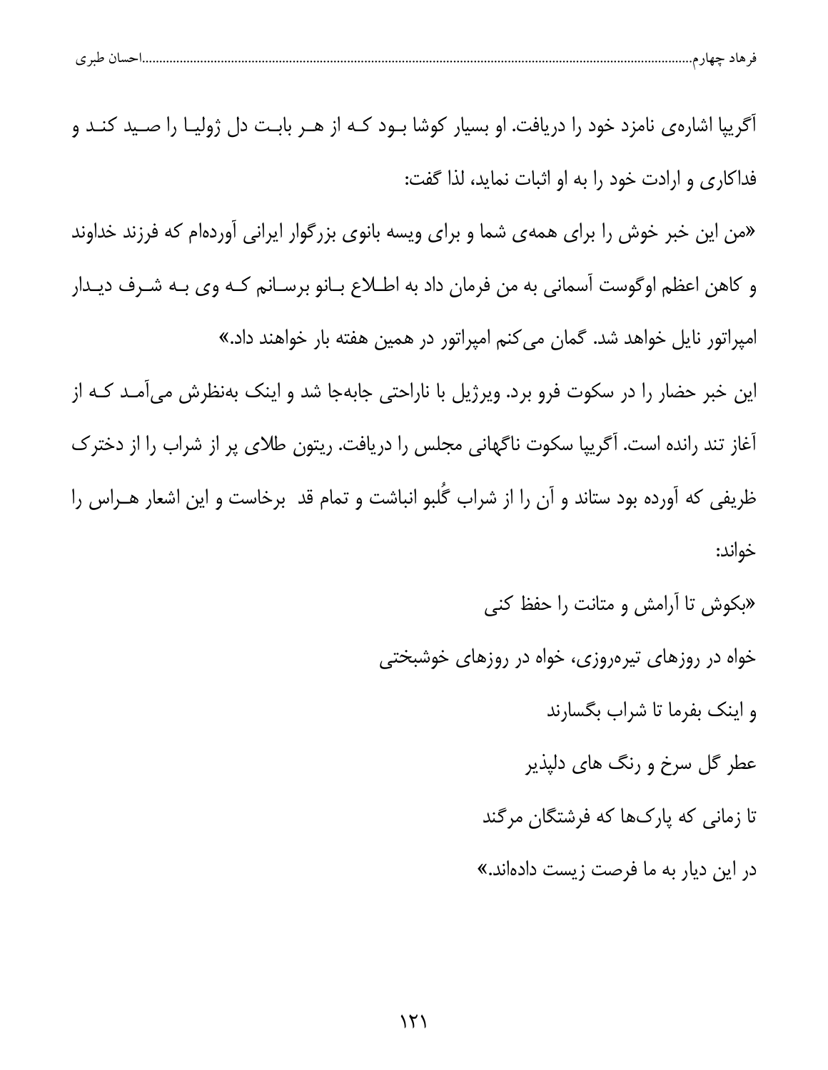آگریپا اشاره‌ی نامزد خود را دریافت. او بسیار کوشا بود که از هر بابت دل ژولیا را صید کند و فداکاری و ارادت خود را به او اثبات نماید، لذا گفت:

«من این خبر خوش را برای همه‌ی شما و برای ویسه بانوی بزرگوار ایرانی آورده‌ام که فرزند خداوند و کاهن اعظم اوگوست آسمانی به من فرمان داد به اطلاع بانو برسانم که وی به شرف دیدار امپراتور نایل خواهد شد. گمان می‌کنم امپراتور در همین هفته بار خواهند داد.»

این خبر حضار را در سکوت فرو برد. ویرژیل با ناراحتی جابه‌جا شد و اینک به‌نظرش می‌آمد که از آغاز تند رانده است. آگریپا سکوت ناگهانی مجلس را دریافت. ریتون طلای پر از شراب را از دخترک ظریفی که آورده بود ستاند و آن را از شراب گُلبو انباشت و تمام قد برخاست و این اشعار هراس را خواند:

«بکوش تا آرامش و متانت را حفظ کنی

خواه در روزهای تیره‌روزی، خواه در روزهای خوشبختی

و اینک بفرما تا شراب بگسارند

عطر گل سرخ و رنگ های دلپذیر

تا زمانی که پارک‌ها که فرشتگان مرگند

در این دیار به ما فرصت زیست داده‌اند.»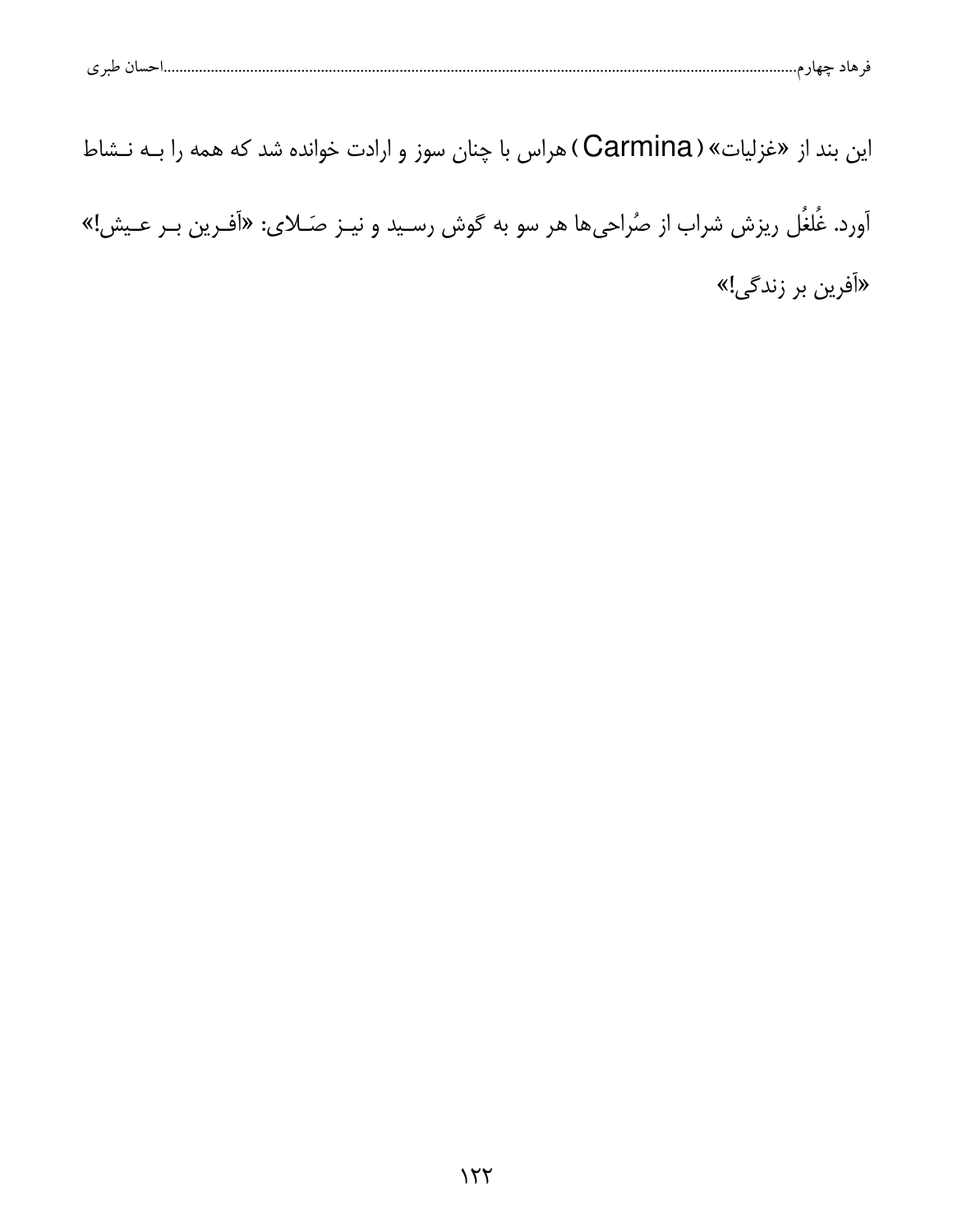این بند از «غزلیات» (Carmina) هراس با چنان سوز و ارادت خوانده شد که همه را به نشاط آورد. غُلغُل ریزش شراب از صُراحی‌ها هر سو به گوش رسید و نیز صَلای: «آفرین بر عیش!» «آفرین بر زندگی!»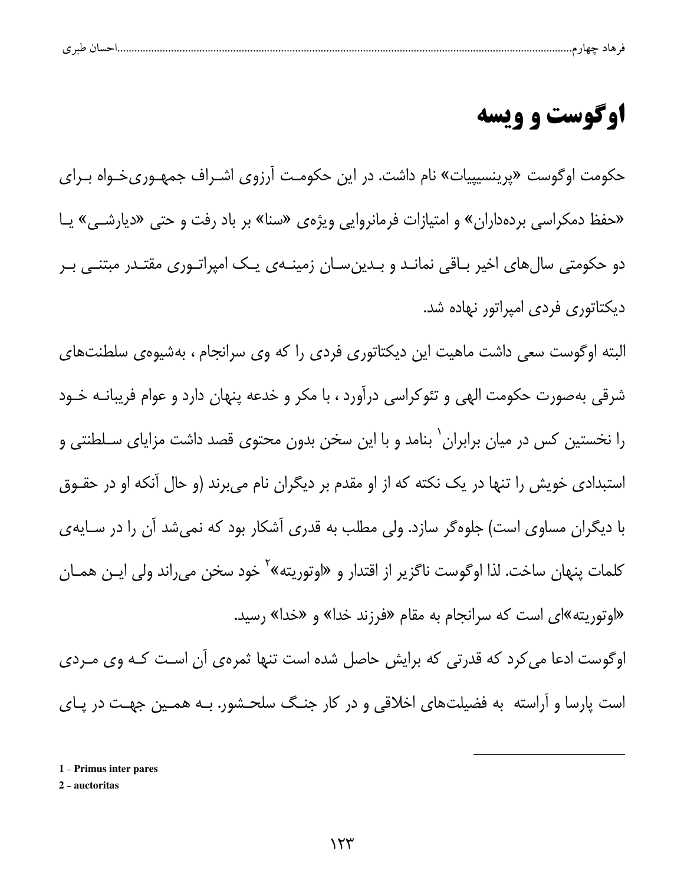# اوگوست و ویسه

حکومت اوگوست «پرینسیپیات» نام داشت. در این حکومت آرزوی اشراف جمهوری‌خواه برای «حفظ دمکراسی برده‌داران» و امتیازات فرمانروایی ویژه‌ی «سنا» بر باد رفت و حتی «دیارشی» یا دو حکومتی سال‌های اخیر باقی نماند و بدین‌سان زمینه‌ی یک امپراتوری مقتدر مبتنی بر دیکتاتوری فردی امپراتور نهاده شد.

البته اوگوست سعی داشت ماهیت این دیکتاتوری فردی را که وی سرانجام ، به‌شیوه‌ی سلطنت‌های شرقی به‌صورت حکومت الهی و تئوکراسی درآورد ، با مکر و خدعه پنهان دارد و عوام فریبانه خود را نخستین کس در میان برابران[1] بنامد و با این سخن بدون محتوی قصد داشت مزایای سلطنتی و استبدادی خویش را تنها در یک نکته که از او مقدم بر دیگران نام می‌برند (و حال آنکه او در حقوق با دیگران مساوی است) جلوه‌گر سازد. ولی مطلب به قدری آشکار بود که نمی‌شد آن را در سایه‌ی کلمات پنهان ساخت. لذا اوگوست ناگزیر از اقتدار و «اوتوریته»[2] خود سخن می‌راند ولی این همان «اوتوریته»ای است که سرانجام به مقام «فرزند خدا» و «خدا» رسید.

اوگوست ادعا می‌کرد که قدرتی که برایش حاصل شده است تنها ثمره‌ی آن است که وی مردی است پارسا و آراسته به فضیلت‌های اخلاقی و در کار جنگ سلحشور. به همین جهت در پای

---

1 - **Primus inter pares**

2 - **auctoritas**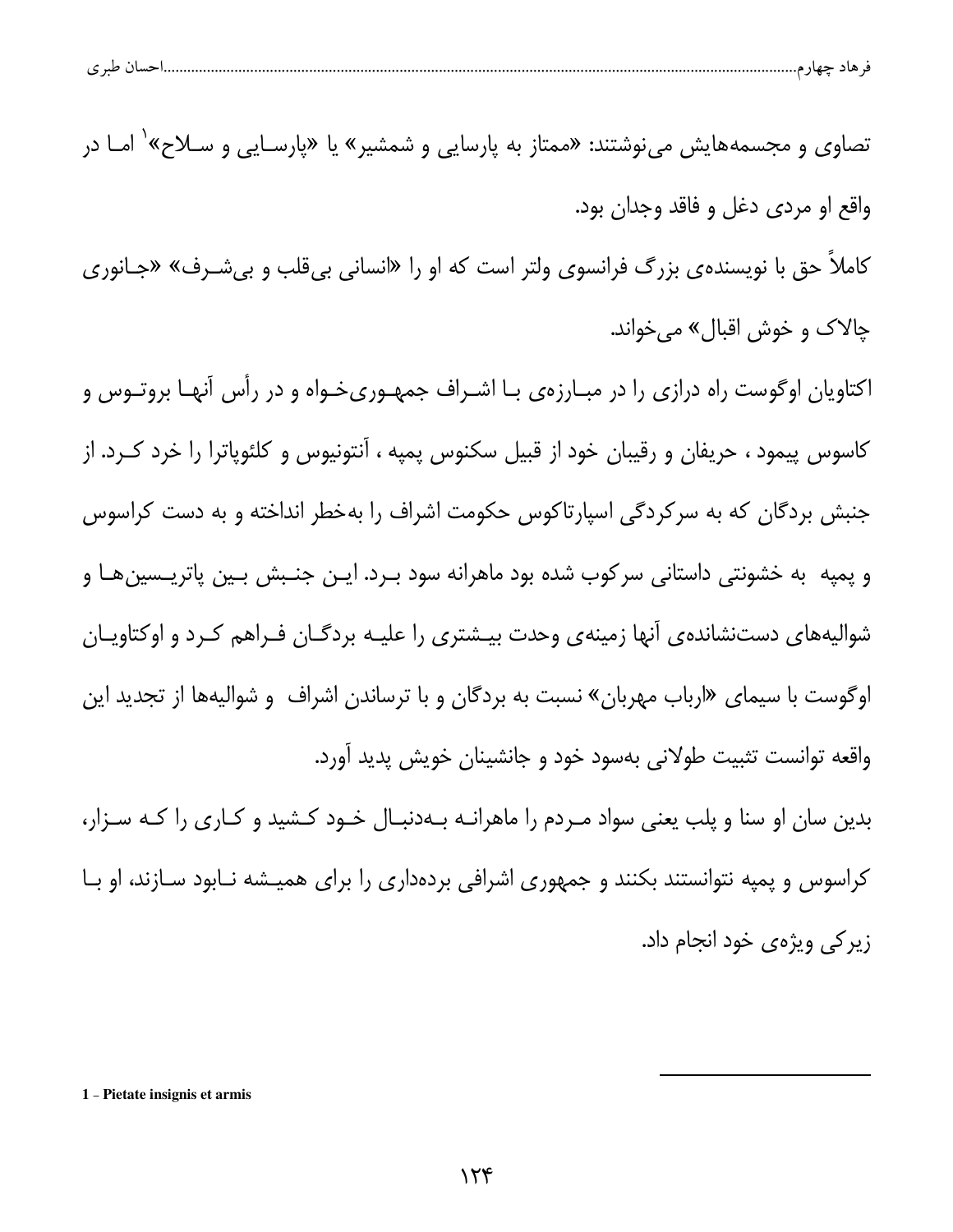تصاوی و مجسمه‌هایش می‌نوشتند: «ممتاز به پارسایی و شمشیر» یا «پارسایی و سلاح»[1] اما در واقع او مردی دغل و فاقد وجدان بود.

کاملاً حق با نویسنده‌ی بزرگ فرانسوی ولتر است که او را «انسانی بی‌قلب و بی‌شرف» «جانوری چالاک و خوش اقبال» می‌خواند.

اکتاویان اوگوست راه درازی را در مبارزه‌ی با اشراف جمهوری‌خواه و در رأس آنها بروتوس و کاسوس پیمود ، حریفان و رقیبان خود از قبیل سکنوس پمپه ، آنتونیوس و کلئوپاترا را خرد کرد. از جنبش بردگان که به سرکردگی اسپارتاکوس حکومت اشراف را به‌خطر انداخته و به دست کراسوس و پمپه  به خشونتی داستانی سرکوب شده بود ماهرانه سود برد. این جنبش بین پاتریسین‌ها و شوالیه‌های دست‌نشانده‌ی آنها زمینه‌ی وحدت بیشتری را علیه بردگان فراهم کرد و اوکتاویان اوگوست با سیمای «ارباب مهربان» نسبت به بردگان و با ترساندن اشراف  و شوالیه‌ها از تجدید این واقعه توانست تثبیت طولانی به‌سود خود و جانشینان خویش پدید آورد.

بدین سان او سنا و پلب یعنی سواد مردم را ماهرانه به‌دنبال خود کشید و کاری را که سزار، کراسوس و پمپه نتوانستند بکنند و جمهوری اشرافی برده‌داری را برای همیشه نابود سازند، او با زیرکی ویژه‌ی خود انجام داد.

---

1 - Pietate insignis et armis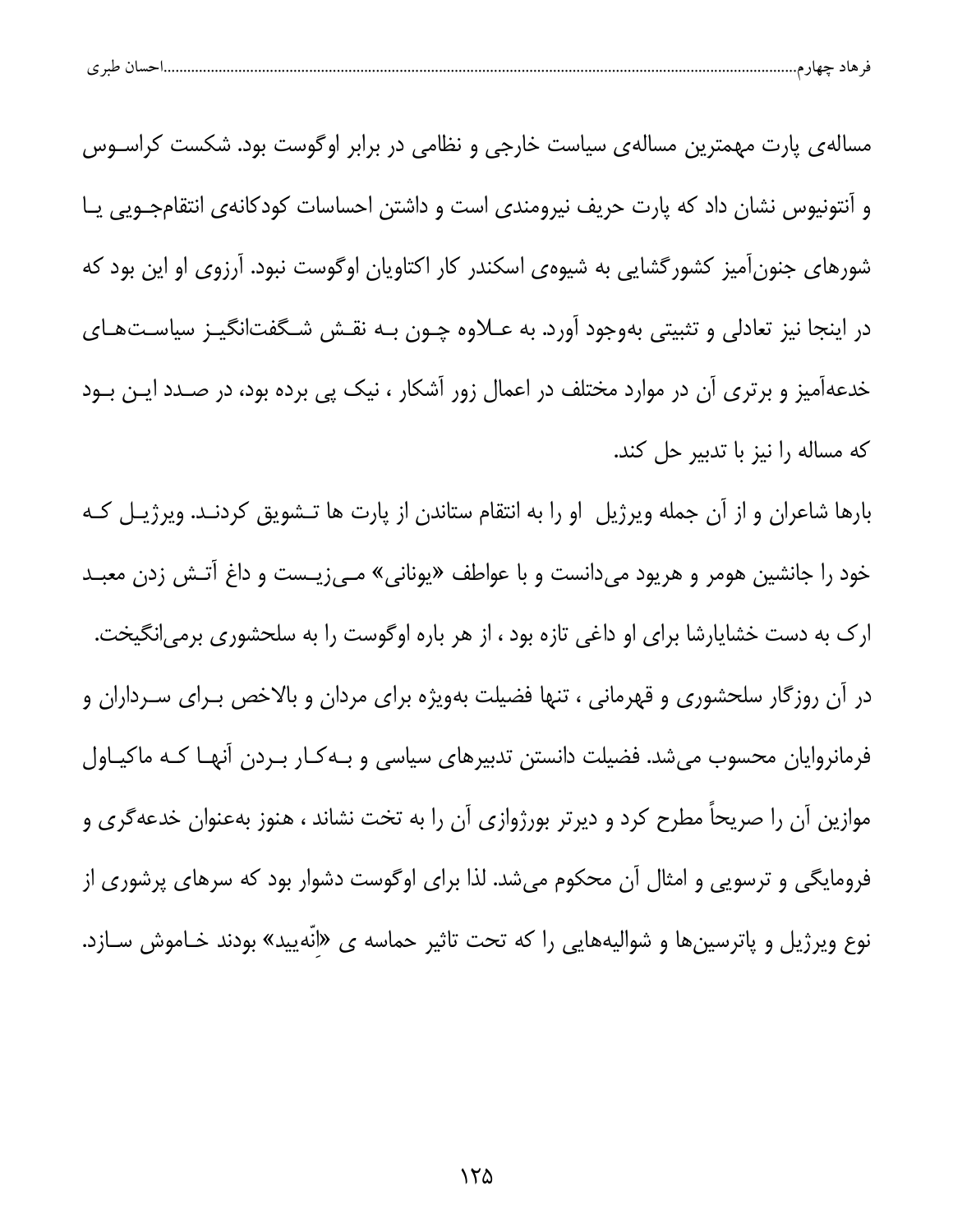مساله‌ی پارت مهمترین مساله‌ی سیاست خارجی و نظامی در برابر اوگوست بود. شکست کراسوس و آنتونیوس نشان داد که پارت حریف نیرومندی است و داشتن احساسات کودکانه‌ی انتقام‌جویی یا شورهای جنون‌آمیز کشورگشایی به شیوه‌ی اسکندر کار اکتاویان اوگوست نبود. آرزوی او این بود که در اینجا نیز تعادلی و تثبیتی به‌وجود آورد. به علاوه چون به نقش شگفت‌انگیز سیاست‌های خدعه‌آمیز و برتری آن در موارد مختلف در اعمال زور آشکار ، نیک پی برده بود، در صدد این بود که مساله را نیز با تدبیر حل کند.

بارها شاعران و از آن جمله ویرژیل او را به انتقام ستاندن از پارت ها تشویق کردند. ویرژیل که خود را جانشین هومر و هریود می‌دانست و با عواطف «یونانی» می‌زیست و داغ آتش زدن معبد ارک به دست خشایارشا برای او داغی تازه بود ، از هر باره اوگوست را به سلحشوری برمی‌انگیخت. در آن روزگار سلحشوری و قهرمانی ، تنها فضیلت به‌ویژه برای مردان و بالاخص برای سرداران و فرمانروایان محسوب می‌شد. فضیلت دانستن تدبیرهای سیاسی و به‌کار بردن آنها که ماکیاول موازین آن را صریحاً مطرح کرد و دیرتر بورژوازی آن را به تخت نشاند ، هنوز به‌عنوان خدعه‌گری و فرومایگی و ترسویی و امثال آن محکوم می‌شد. لذا برای اوگوست دشوار بود که سرهای پرشوری از نوع ویرژیل و پاترسین‌ها و شوالیه‌هایی را که تحت تاثیر حماسه ی «اِنّه‌یید» بودند خاموش سازد.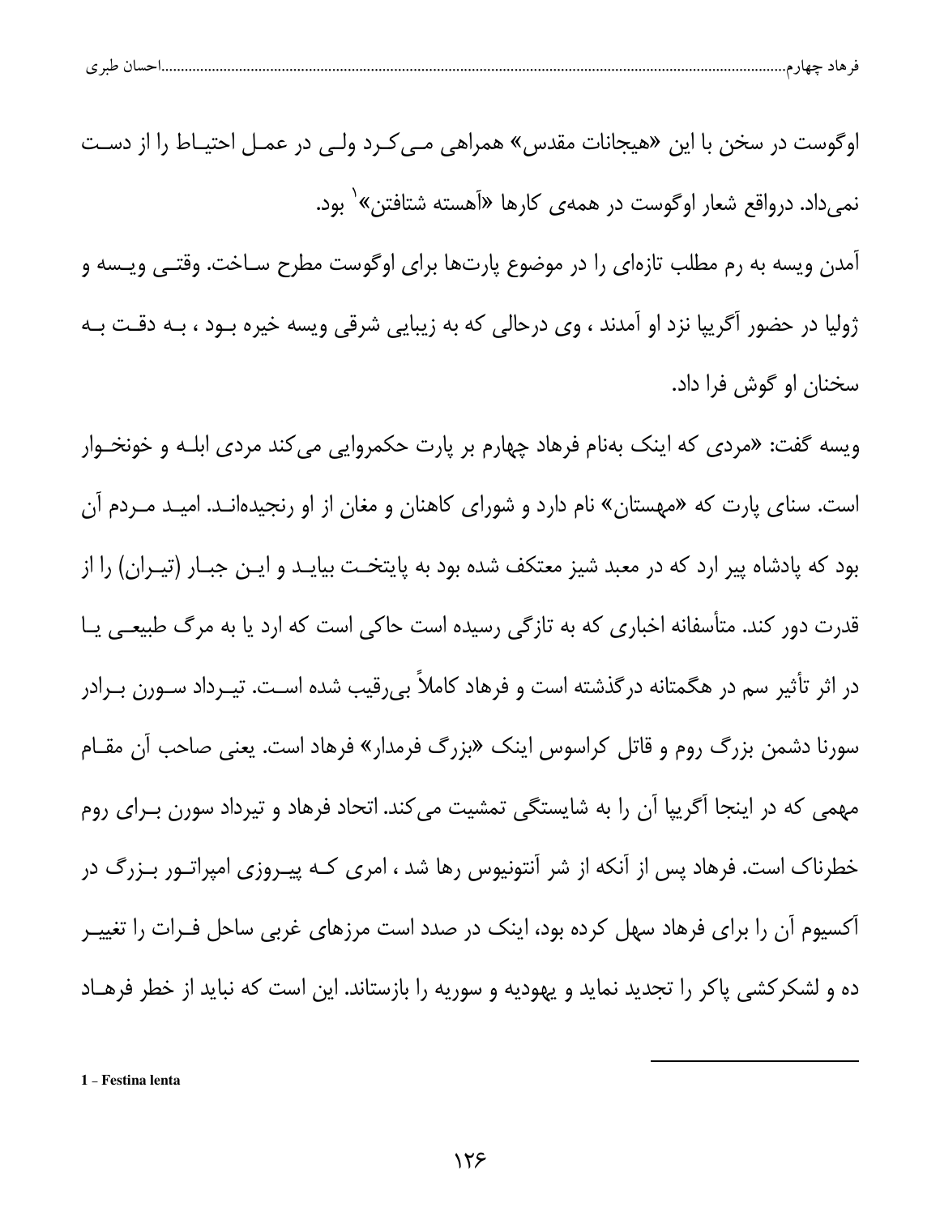اوگوست در سخن با این «هیجانات مقدس» همراهی می‌کرد ولی در عمل احتیاط را از دست نمی‌داد. درواقع شعار اوگوست در همه‌ی کارها «آهسته شتافتن»[1] بود.

آمدن ویسه به رم مطلب تازه‌ای را در موضوع پارت‌ها برای اوگوست مطرح ساخت. وقتی ویسه و ژولیا در حضور آگریپا نزد او آمدند ، وی درحالی که به زیبایی شرقی ویسه خیره بود ، به دقت به سخنان او گوش فرا داد.

ویسه گفت: «مردی که اینک به‌نام فرهاد چهارم بر پارت حکمروایی می‌کند مردی ابله و خونخوار است. سنای پارت که «مهستان» نام دارد و شورای کاهنان و مغان از او رنجیده‌اند. امید مردم آن بود که پادشاه پیر ارد که در معبد شیز معتکف شده بود به پایتخت بیاید و این جبار (تیران) را از قدرت دور کند. متأسفانه اخباری که به تازگی رسیده است حاکی است که ارد یا به مرگ طبیعی یا در اثر تأثیر سم در هگمتانه درگذشته است و فرهاد کاملاً بی‌رقیب شده است. تیرداد سورن برادر سورنا دشمن بزرگ روم و قاتل کراسوس اینک «بزرگ فرمدار» فرهاد است. یعنی صاحب آن مقام مهمی که در اینجا آگریپا آن را به شایستگی تمشیت می‌کند. اتحاد فرهاد و تیرداد سورن برای روم خطرناک است. فرهاد پس از آنکه از شر آنتونیوس رها شد ، امری که پیروزی امپراتور بزرگ در آکسیوم آن را برای فرهاد سهل کرده بود، اینک در صدد است مرزهای غربی ساحل فرات را تغییر ده و لشکرکشی پاکر را تجدید نماید و یهودیه و سوریه را بازستاند. این است که نباید از خطر فرهاد

---

1 – Festina lenta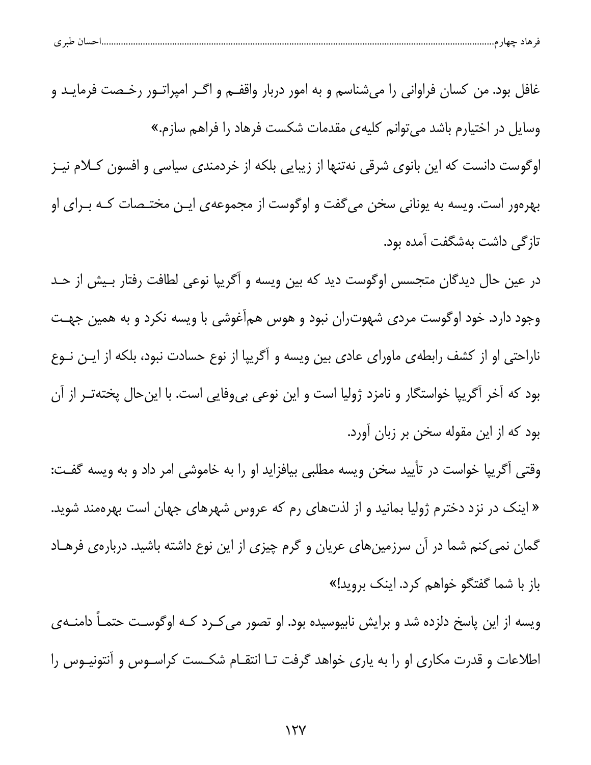غافل بود. من کسان فراوانی را می‌شناسم و به امور دربار واقفم و اگر امپراتور رخصت فرماید و وسایل در اختیارم باشد می‌توانم کلیه‌ی مقدمات شکست فرهاد را فراهم سازم.»

اوگوست دانست که این بانوی شرقی نه‌تنها از زیبایی بلکه از خردمندی سیاسی و افسون کلام نیز بهره‌ور است. ویسه به یونانی سخن می‌گفت و اوگوست از مجموعه‌ی این مختصات که برای او تازگی داشت به‌شگفت آمده بود.

در عین حال دیدگان متجسس اوگوست دید که بین ویسه و آگریپا نوعی لطافت رفتار بیش از حد وجود دارد. خود اوگوست مردی شهوت‌ران نبود و هوس هم‌آغوشی با ویسه نکرد و به همین جهت ناراحتی او از کشف رابطه‌ی ماورای عادی بین ویسه و آگریپا از نوع حسادت نبود، بلکه از این نوع بود که آخر آگریپا خواستگار و نامزد ژولیا است و این نوعی بی‌وفایی است. با این‌حال پخته‌تر از آن بود که از این مقوله سخن بر زبان آورد.

وقتی آگریپا خواست در تأیید سخن ویسه مطلبی بیافزاید او را به خاموشی امر داد و به ویسه گفت: « اینک در نزد دخترم ژولیا بمانید و از لذت‌های رم که عروس شهرهای جهان است بهره‌مند شوید. گمان نمی‌کنم شما در آن سرزمین‌های عریان و گرم چیزی از این نوع داشته باشید. درباره‌ی فرهاد باز با شما گفتگو خواهم کرد. اینک بروید!»

ویسه از این پاسخ دلزده شد و برایش نابیوسیده بود. او تصور می‌کرد که اوگوست حتماً دامنه‌ی اطلاعات و قدرت مکاری او را به یاری خواهد گرفت تا انتقام شکست کراسوس و آنتونیوس را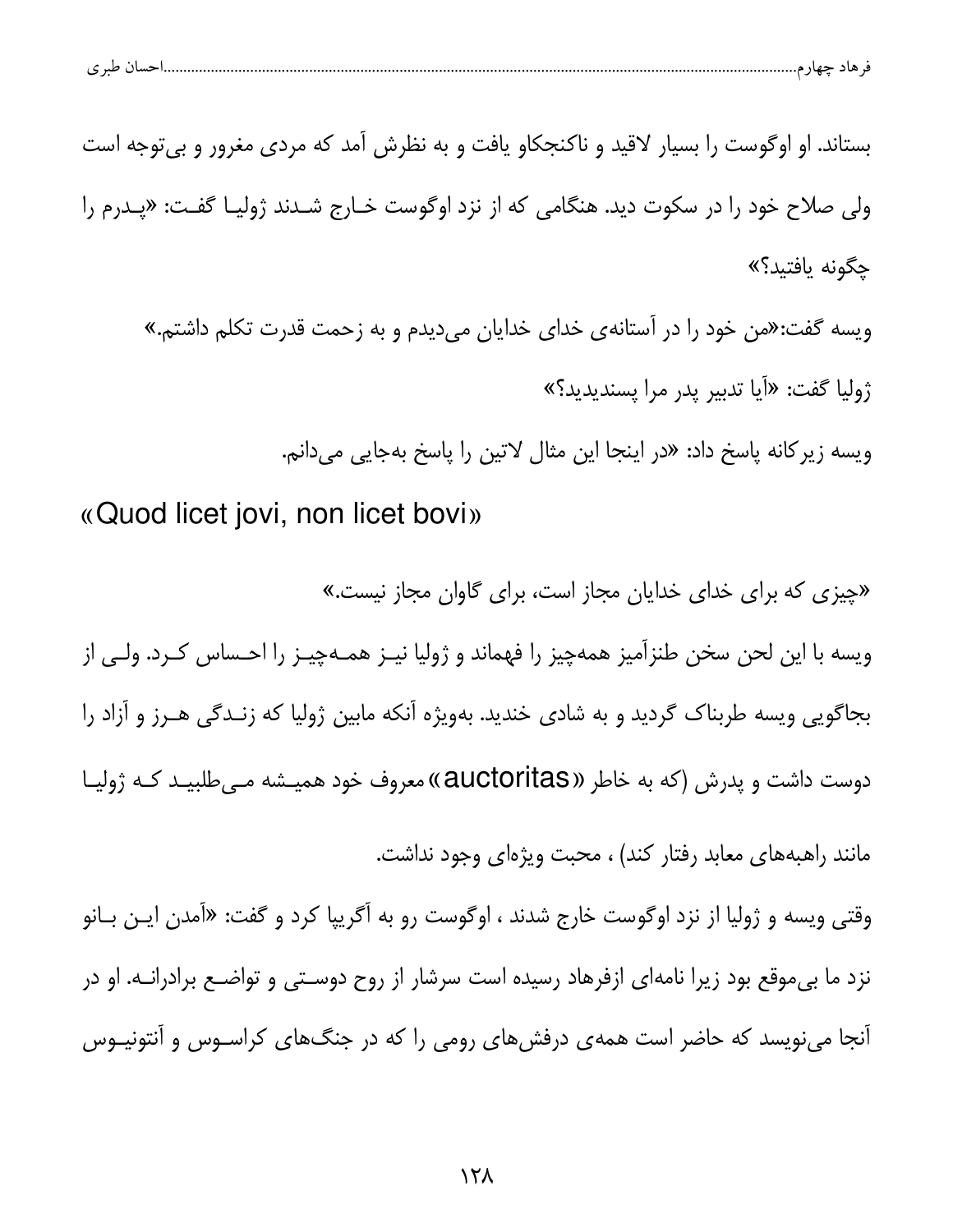بستاند. او اوگوست را بسیار لاقید و ناکنجکاو یافت و به نظرش آمد که مردی مغرور و بی‌توجه است ولی صلاح خود را در سکوت دید. هنگامی که از نزد اوگوست خارج شدند ژولیا گفت: «پدرم را چگونه یافتید؟»

ویسه گفت:«من خود را در آستانه‌ی خدای خدایان می‌دیدم و به زحمت قدرت تکلم داشتم.»

ژولیا گفت: «آیا تدبیر پدر مرا پسندیدید؟»

ویسه زیرکانه پاسخ داد: «در اینجا این مثال لاتین را پاسخ به‌جایی می‌دانم.

«Quod licet jovi, non licet bovi»

«چیزی که برای خدای خدایان مجاز است، برای گاوان مجاز نیست.»

ویسه با این لحن سخن طنزآمیز همه‌چیز را فهماند و ژولیا نیز همه‌چیز را احساس کرد. ولی از بجاگویی ویسه طربناک گردید و به شادی خندید. به‌ویژه آنکه مابین ژولیا که زندگی هرز و آزاد را دوست داشت و پدرش (که به خاطر «auctoritas» معروف خود همیشه می‌طلبید که ژولیا مانند راهبه‌های معابد رفتار کند) ، محبت ویژه‌ای وجود نداشت.

وقتی ویسه و ژولیا از نزد اوگوست خارج شدند ، اوگوست رو به آگریپا کرد و گفت: «آمدن این بانو نزد ما بی‌موقع بود زیرا نامه‌ای ازفرهاد رسیده است سرشار از روح دوستی و تواضع برادرانه. او در آنجا می‌نویسد که حاضر است همه‌ی درفش‌های رومی را که در جنگ‌های کراسوس و آنتونیوس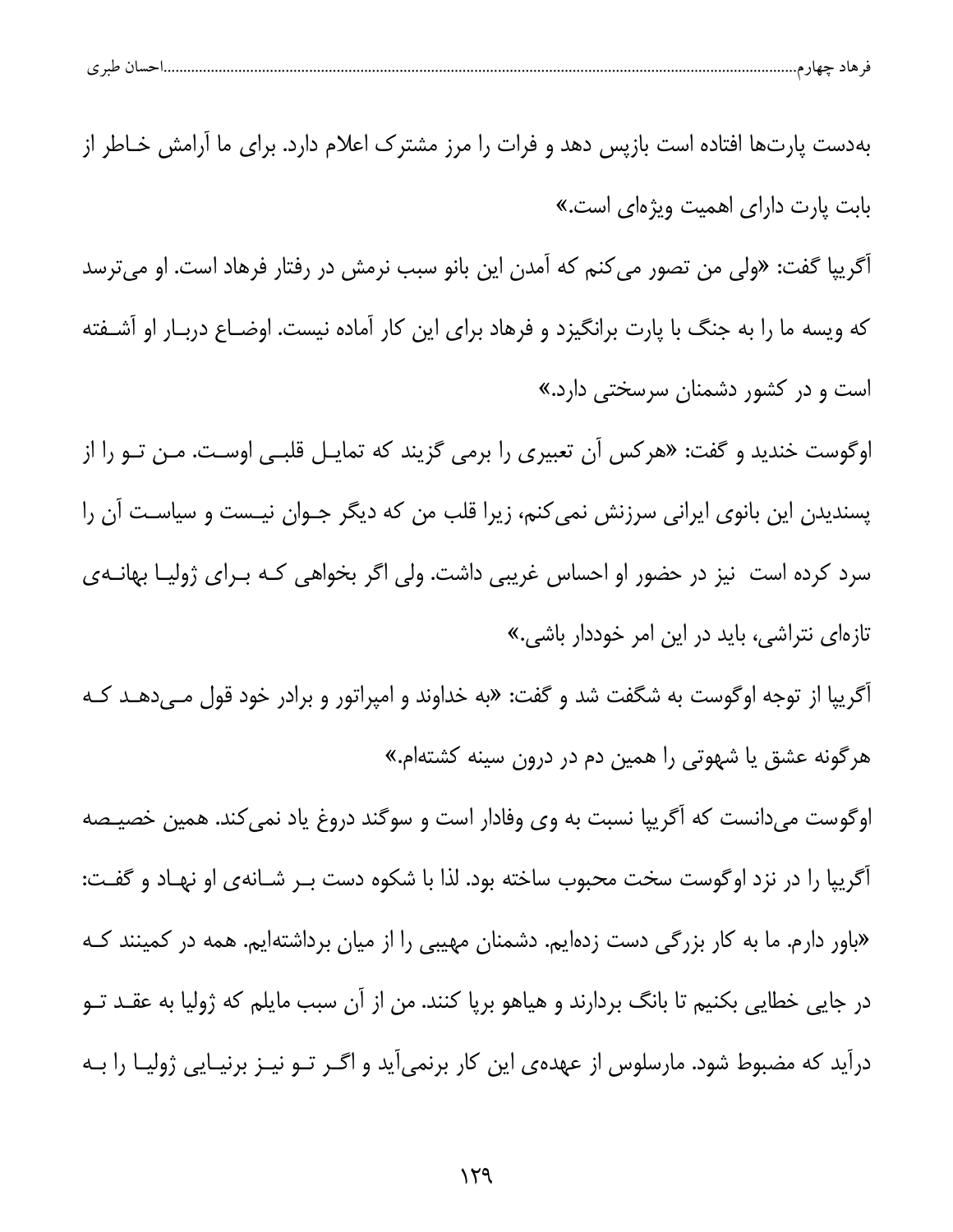به‌دست پارت‌ها افتاده است بازپس دهد و فرات را مرز مشترک اعلام دارد. برای ما آرامش خاطر از بابت پارت دارای اهمیت ویژه‌ای است.»

آگریپا گفت: «ولی من تصور می‌کنم که آمدن این بانو سبب نرمش در رفتار فرهاد است. او می‌ترسد که ویسه ما را به جنگ با پارت برانگیزد و فرهاد برای این کار آماده نیست. اوضاع دربار او آشفته است و در کشور دشمنان سرسختی دارد.»

اوگوست خندید و گفت: «هرکس آن تعبیری را برمی گزیند که تمایل قلبی اوست. من تو را از پسندیدن این بانوی ایرانی سرزنش نمی‌کنم، زیرا قلب من که دیگر جوان نیست و سیاست آن را سرد کرده است نیز در حضور او احساس غریبی داشت. ولی اگر بخواهی که برای ژولیا بهانه‌ی تازه‌ای نتراشی، باید در این امر خوددار باشی.»

آگریپا از توجه اوگوست به شگفت شد و گفت: «به خداوند و امپراتور و برادر خود قول می‌دهد که هرگونه عشق یا شهوتی را همین دم در درون سینه کشته‌ام.»

اوگوست می‌دانست که آگریپا نسبت به وی وفادار است و سوگند دروغ یاد نمی‌کند. همین خصیصه آگریپا را در نزد اوگوست سخت محبوب ساخته بود. لذا با شکوه دست بر شانه‌ی او نهاد و گفت: «باور دارم. ما به کار بزرگی دست زده‌ایم. دشمنان مهیبی را از میان برداشته‌ایم. همه در کمینند که در جایی خطایی بکنیم تا بانگ بردارند و هیاهو برپا کنند. من از آن سبب مایلم که ژولیا به عقد تو درآید که مضبوط شود. مارسلوس از عهده‌ی این کار برنمی‌آید و اگر تو نیز برنیایی ژولیا را به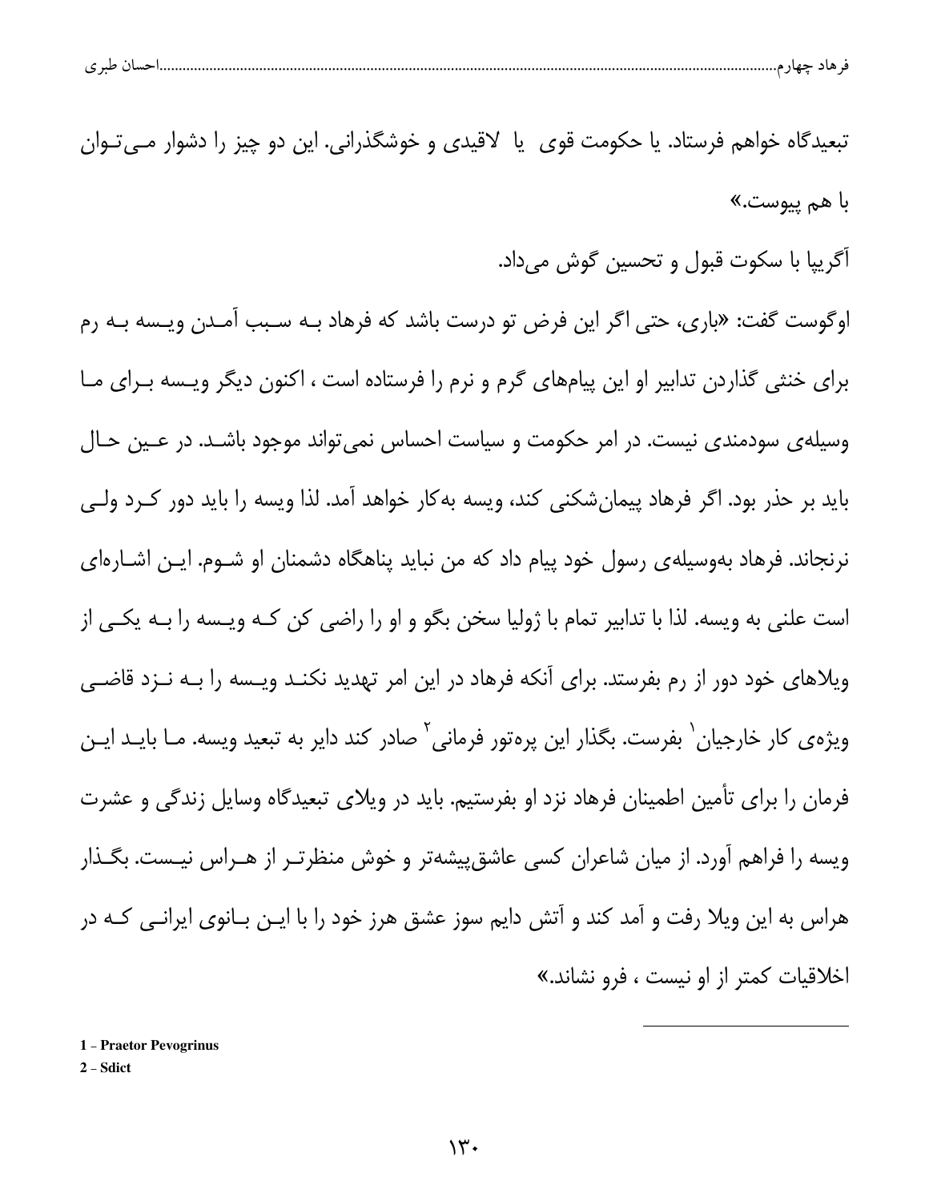تبعیدگاه خواهم فرستاد. یا حکومت قوی یا لاقیدی و خوشگذرانی. این دو چیز را دشوار می‌توان با هم پیوست.»

آگریپا با سکوت قبول و تحسین گوش می‌داد.

اوگوست گفت: «باری، حتی اگر این فرض تو درست باشد که فرهاد به سبب آمدن ویسه به رم برای خنثی گذاردن تدابیر او این پیام‌های گرم و نرم را فرستاده است، اکنون دیگر ویسه برای ما وسیله‌ی سودمندی نیست. در امر حکومت و سیاست احساس نمی‌تواند موجود باشد. در عین حال باید بر حذر بود. اگر فرهاد پیمان‌شکنی کند، ویسه به‌کار خواهد آمد. لذا ویسه را باید دور کرد ولی نرنجاند. فرهاد به‌وسیله‌ی رسول خود پیام داد که من نباید پناهگاه دشمنان او شوم. این اشاره‌ای است علنی به ویسه. لذا با تدابیر تمام با ژولیا سخن بگو و او را راضی کن که ویسه را به یکی از ویلاهای خود دور از رم بفرستد. برای آنکه فرهاد در این امر تهدید نکند ویسه را به نزد قاضی ویژه‌ی کار خارجیان[1] بفرست. بگذار این پره‌تور فرمانی[2] صادر کند دایر به تبعید ویسه. ما باید این فرمان را برای تأمین اطمینان فرهاد نزد او بفرستیم. باید در ویلای تبعیدگاه وسایل زندگی و عشرت ویسه را فراهم آورد. از میان شاعران کسی عاشق‌پیشه‌تر و خوش منظرتر از هراس نیست. بگذار هراس به این ویلا رفت و آمد کند و آتش دایم سوز عشق هرز خود را با این بانوی ایرانی که در اخلاقیات کمتر از او نیست، فرو نشاند.»

---

**1 - Praetor Pevogrinus**

**2 - Sdict**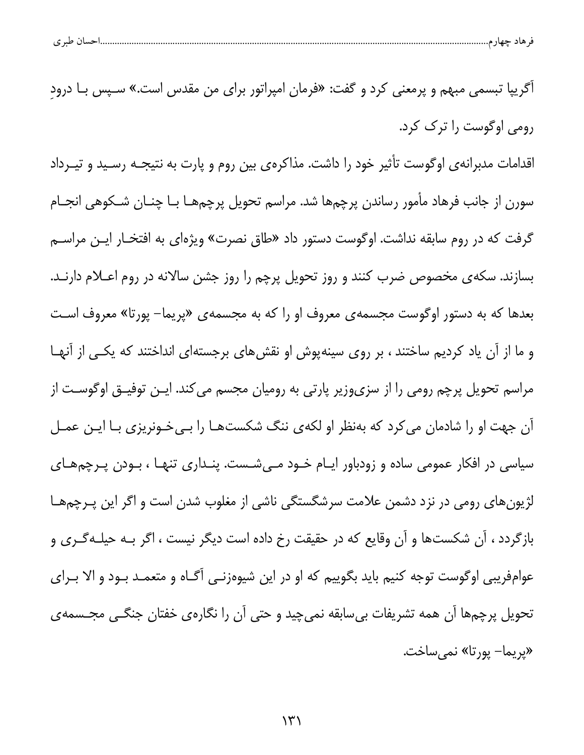آگریپا تبسمی مبهم و پرمعنی کرد و گفت: «فرمان امپراتور برای من مقدس است.» سپس با درودِ رومی اوگوست را ترک کرد.

اقدامات مدبرانه‌ی اوگوست تأثیر خود را داشت. مذاکره‌ی بین روم و پارت به نتیجه رسید و تیرداد سورن از جانب فرهاد مأمور رساندن پرچم‌ها شد. مراسم تحویل پرچم‌ها با چنان شکوهی انجام گرفت که در روم سابقه نداشت. اوگوست دستور داد «طاق نصرت» ویژه‌ای به افتخار این مراسم بسازند. سکه‌ی مخصوص ضرب کنند و روز تحویل پرچم را روز جشن سالانه در روم اعلام دارند. بعدها که به دستور اوگوست مجسمه‌ی معروف او را که به مجسمه‌ی «پریما- پورتا» معروف است و ما از آن یاد کردیم ساختند ، بر روی سینه‌پوش او نقش‌های برجسته‌ای انداختند که یکی از آنها مراسم تحویل پرچم رومی را از سزی‌وزیر پارتی به رومیان مجسم می‌کند. این توفیق اوگوست از آن جهت او را شادمان می‌کرد که به‌نظر او لکه‌ی ننگ شکست‌ها را بی‌خونریزی با این عمل سیاسی در افکار عمومی ساده و زودباور ایام خود می‌شست. پنداری تنها ، بودن پرچم‌های لژیون‌های رومی در نزد دشمن علامت سرشکستگی ناشی از مغلوب شدن است و اگر این پرچم‌ها بازگردد ، آن شکست‌ها و آن وقایع که در حقیقت رخ داده است دیگر نیست ، اگر به حیله‌گری و عوام‌فریبی اوگوست توجه کنیم باید بگوییم که او در این شیوه‌زنی آگاه و متعمد بود و الا برای تحویل پرچم‌ها آن همه تشریفات بی‌سابقه نمی‌چید و حتی آن را نگاره‌ی خفتان جنگی مجسمه‌ی «پریما- پورتا» نمی‌ساخت.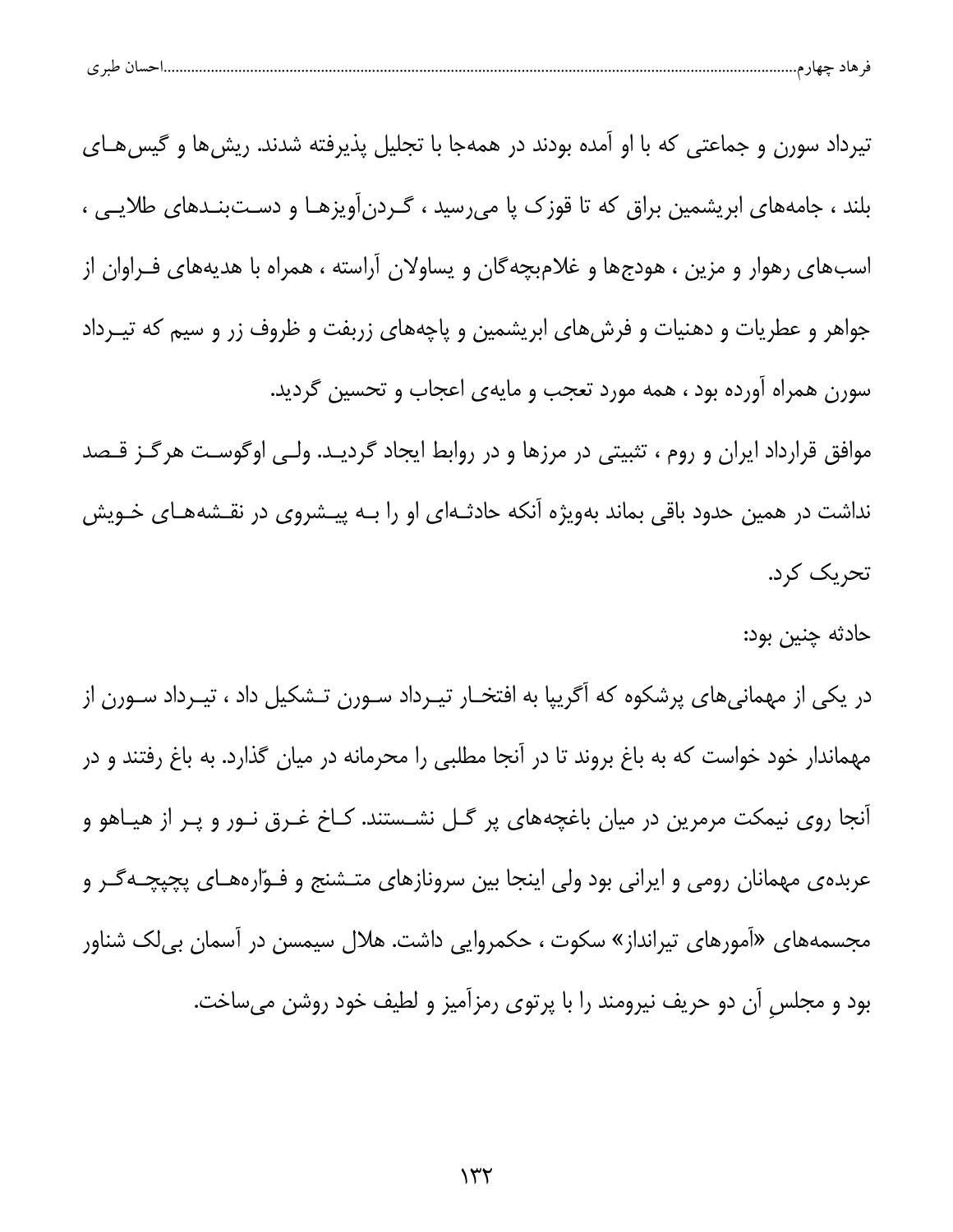تیرداد سورن و جماعتی که با او آمده بودند در همه‌جا با تجلیل پذیرفته شدند. ریش‌ها و گیس‌های بلند ، جامه‌های ابریشمین براق که تا قوزک پا می‌رسید ، گردن‌آویزها و دست‌بندهای طلایی ، اسب‌های رهوار و مزین ، هودج‌ها و غلام‌بچه‌گان و یساولان آراسته ، همراه با هدیه‌های فراوان از جواهر و عطریات و دهنیات و فرش‌های ابریشمین و پاچه‌های زربفت و ظروف زر و سیم که تیرداد سورن همراه آورده بود ، همه مورد تعجب و مایه‌ی اعجاب و تحسین گردید.

موافق قرارداد ایران و روم ، تثبیتی در مرزها و در روابط ایجاد گردید. ولی اوگوست هرگز قصد نداشت در همین حدود باقی بماند به‌ویژه آنکه حادثه‌ای او را به پیشروی در نقشه‌های خویش تحریک کرد.

حادثه چنین بود:

در یکی از مهمانی‌های پرشکوه که آگریپا به افتخار تیرداد سورن تشکیل داد ، تیرداد سورن از مهماندار خود خواست که به باغ بروند تا در آنجا مطلبی را محرمانه در میان گذارد. به باغ رفتند و در آنجا روی نیمکت مرمرین در میان باغچه‌های پر گل نشستند. کاخ غرق نور و پر از هیاهو و عربده‌ی مهمانان رومی و ایرانی بود ولی اینجا بین سرونازهای متشنج و فوّاره‌های پچپچه‌گر و مجسمه‌های «آمورهای تیرانداز» سکوت ، حکمروایی داشت. هلال سیمسن در آسمان بی‌لک شناور بود و مجلسِ آن دو حریف نیرومند را با پرتوی رمزآمیز و لطیف خود روشن می‌ساخت.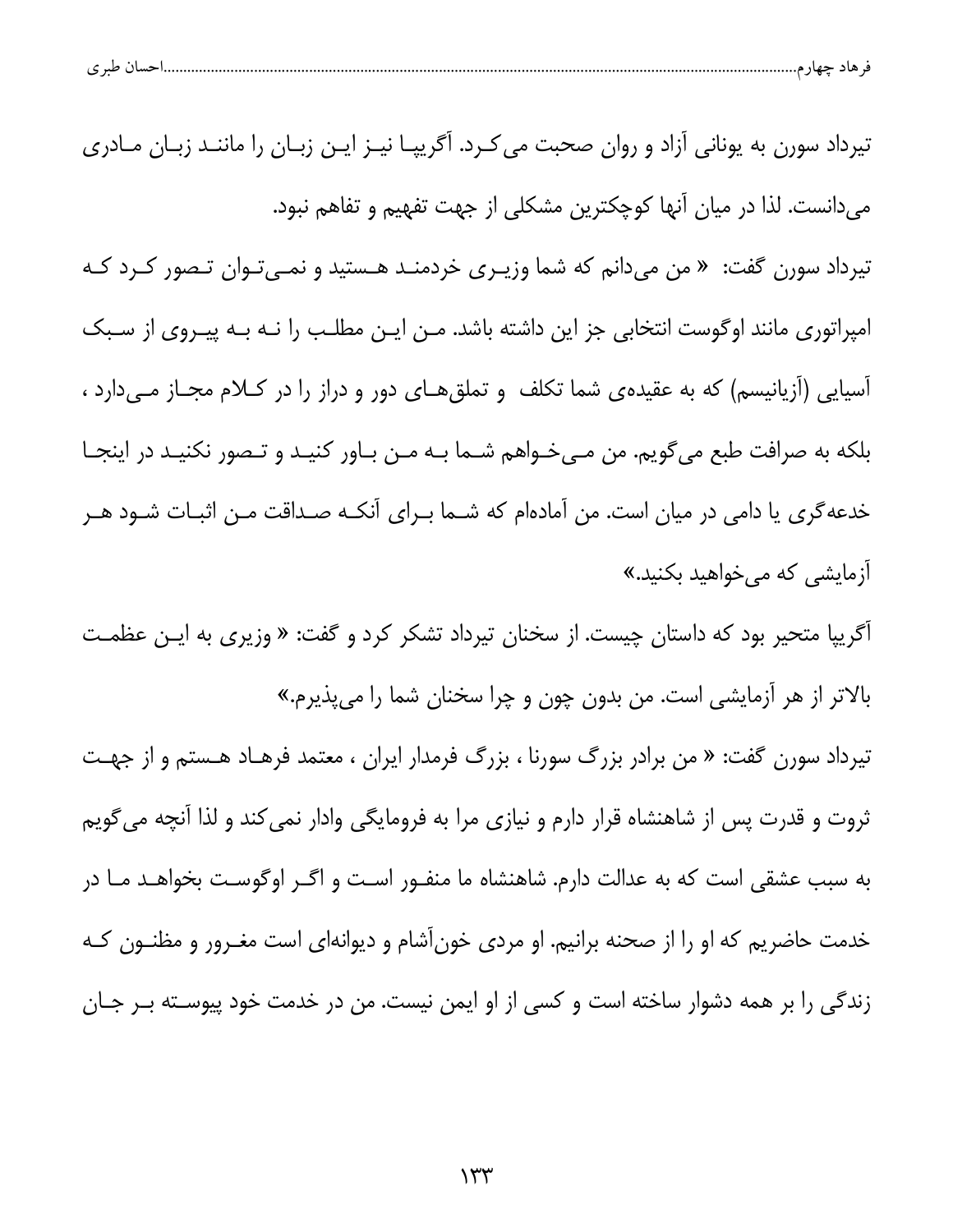تیرداد سورن به یونانی آزاد و روان صحبت می‌کرد. آگریپا نیز این زبان را مانند زبان مادری می‌دانست. لذا در میان آنها کوچکترین مشکلی از جهت تفهیم و تفاهم نبود.

تیرداد سورن گفت: « من می‌دانم که شما وزیری خردمند هستید و نمی‌توان تصور کرد که امپراتوری مانند اوگوست انتخابی جز این داشته باشد. من این مطلب را نه به پیروی از سبک آسیایی (آزیانیسم) که به عقیده‌ی شما تکلف و تملق‌های دور و دراز را در کلام مجاز می‌دارد ، بلکه به صرافت طبع می‌گویم. من می‌خواهم شما به من باور کنید و تصور نکنید در اینجا خدعه‌گری یا دامی در میان است. من آماده‌ام که شما برای آنکه صداقت من اثبات شود هر آزمایشی که می‌خواهید بکنید.»

آگریپا متحیر بود که داستان چیست. از سخنان تیرداد تشکر کرد و گفت: « وزیری به این عظمت بالاتر از هر آزمایشی است. من بدون چون و چرا سخنان شما را می‌پذیرم.»

تیرداد سورن گفت: « من برادر بزرگ سورنا ، بزرگ فرمدار ایران ، معتمد فرهاد هستم و از جهت ثروت و قدرت پس از شاهنشاه قرار دارم و نیازی مرا به فرومایگی وادار نمی‌کند و لذا آنچه می‌گویم به سبب عشقی است که به عدالت دارم. شاهنشاه ما منفور است و اگر اوگوست بخواهد ما در خدمت حاضریم که او را از صحنه برانیم. او مردی خون‌آشام و دیوانه‌ای است مغرور و مظنون که زندگی را بر همه دشوار ساخته است و کسی از او ایمن نیست. من در خدمت خود پیوسته بر جان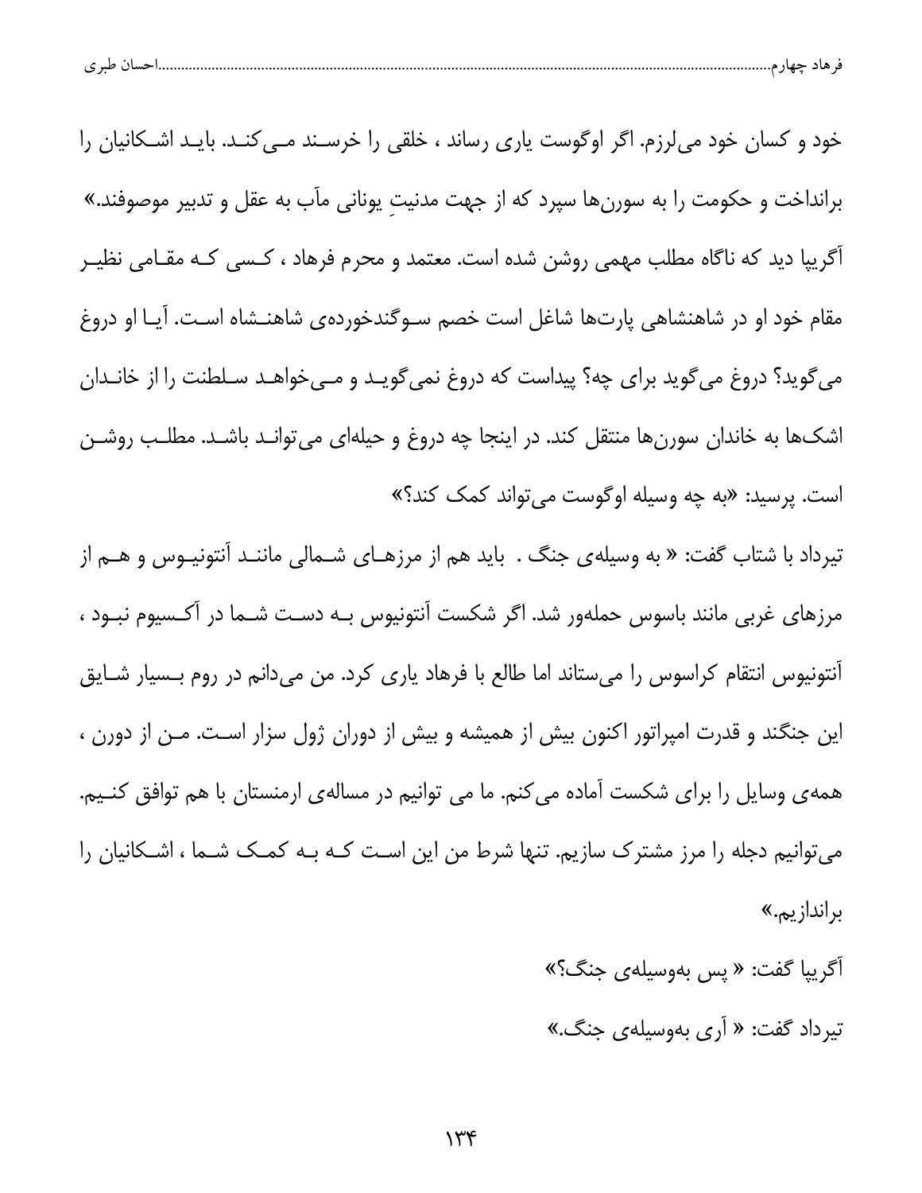خود و کسان خود می‌لرزم. اگر اوگوست یاری رساند ، خلقی را خرسند می‌کند. باید اشکانیان را برانداخت و حکومت را به سورن‌ها سپرد که از جهت مدنیتِ یونانی مآب به عقل و تدبیر موصوفند.»

آگریپا دید که ناگاه مطلب مهمی روشن شده است. معتمد و محرم فرهاد ، کسی که مقامی نظیر مقام خود او در شاهنشاهی پارت‌ها شاغل است خصم سوگندخورده‌ی شاهنشاه است. آیا او دروغ می‌گوید؟ دروغ می‌گوید برای چه؟ پیداست که دروغ نمی‌گوید و می‌خواهد سلطنت را از خاندان اشک‌ها به خاندان سورن‌ها منتقل کند. در اینجا چه دروغ و حیله‌ای می‌تواند باشد. مطلب روشن است. پرسید: «به چه وسیله اوگوست می‌تواند کمک کند؟»

تیرداد با شتاب گفت: « به وسیله‌ی جنگ . باید هم از مرزهای شمالی مانند آنتونیوس و هم از مرزهای غربی مانند باسوس حمله‌ور شد. اگر شکست آنتونیوس به دست شما در آکسیوم نبود ، آنتونیوس انتقام کراسوس را می‌ستاند اما طالع با فرهاد یاری کرد. من می‌دانم در روم بسیار شایق این جنگند و قدرت امپراتور اکنون بیش از همیشه و بیش از دوران ژول سزار است. من از دورن ، همه‌ی وسایل را برای شکست آماده می‌کنم. ما می توانیم در مساله‌ی ارمنستان با هم توافق کنیم. می‌توانیم دجله را مرز مشترک سازیم. تنها شرط من این است که به کمک شما ، اشکانیان را براندازیم.»

آگریپا گفت: « پس به‌وسیله‌ی جنگ؟»

تیرداد گفت: « آری به‌وسیله‌ی جنگ.»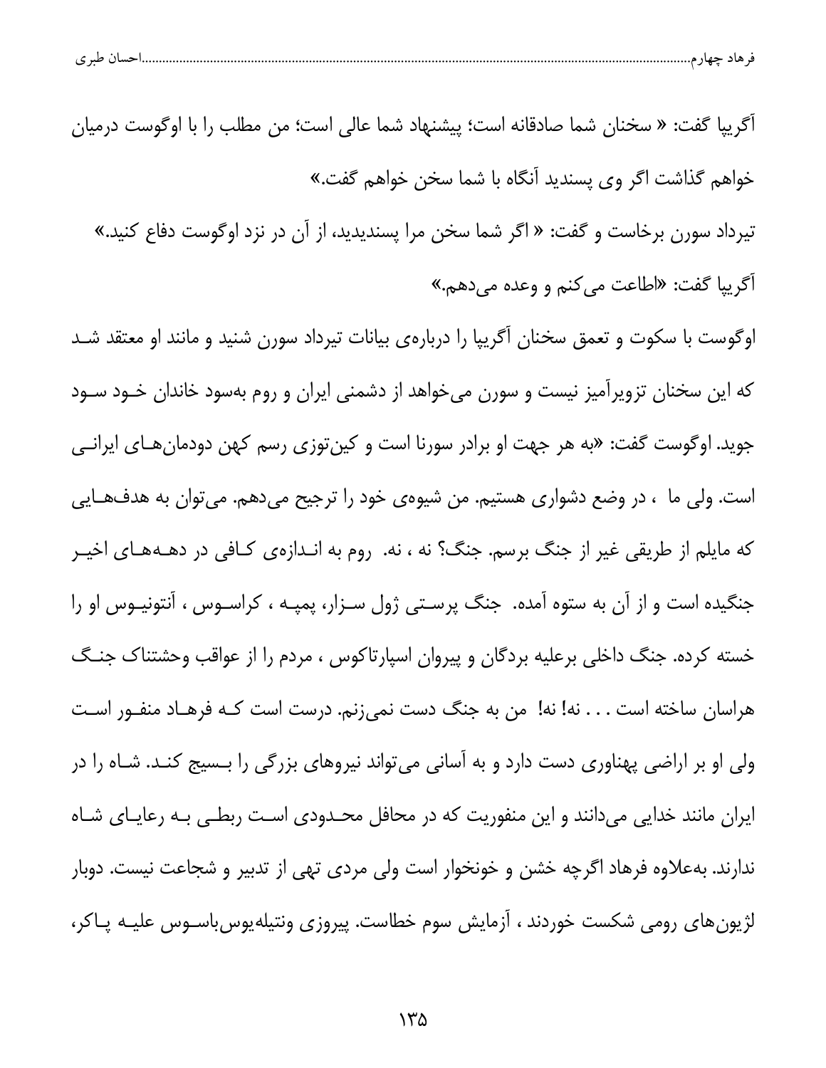آگریپا گفت: « سخنان شما صادقانه است؛ پیشنهاد شما عالی است؛ من مطلب را با اوگوست درمیان خواهم گذاشت اگر وی پسندید آنگاه با شما سخن خواهم گفت.»

تیرداد سورن برخاست و گفت: « اگر شما سخن مرا پسندیدید، از آن در نزد اوگوست دفاع کنید.»

آگریپا گفت: «اطاعت می‌کنم و وعده می‌دهم.»

اوگوست با سکوت و تعمق سخنان آگریپا را درباره‌ی بیانات تیرداد سورن شنید و مانند او معتقد شد که این سخنان تزویرآمیز نیست و سورن می‌خواهد از دشمنی ایران و روم به‌سود خاندان خود سود جوید. اوگوست گفت: «به هر جهت او برادر سورنا است و کین‌توزی رسم کهن دودمان‌های ایرانی است. ولی ما ، در وضع دشواری هستیم. من شیوه‌ی خود را ترجیح می‌دهم. می‌توان به هدف‌هایی که مایلم از طریقی غیر از جنگ برسم. جنگ؟ نه ، نه. روم به اندازه‌ی کافی در دهه‌های اخیر جنگیده است و از آن به ستوه آمده. جنگ پرستی ژول سزار، پمپه ، کراسوس ، آنتونیوس او را خسته کرده. جنگ داخلی برعلیه بردگان و پیروان اسپارتاکوس ، مردم را از عواقب وحشتناک جنگ هراسان ساخته است . . . نه! نه! من به جنگ دست نمی‌زنم. درست است که فرهاد منفور است ولی او بر اراضی پهناوری دست دارد و به آسانی می‌تواند نیروهای بزرگی را بسیج کند. شاه را در ایران مانند خدایی می‌دانند و این منفوریت که در محافل محدودی است ربطی به رعایای شاه ندارند. به‌علاوه فرهاد اگرچه خشن و خونخوار است ولی مردی تهی از تدبیر و شجاعت نیست. دوبار لژیون‌های رومی شکست خوردند ، آزمایش سوم خطاست. پیروزی ونتیله‌یوس‌باسوس علیه پاکر،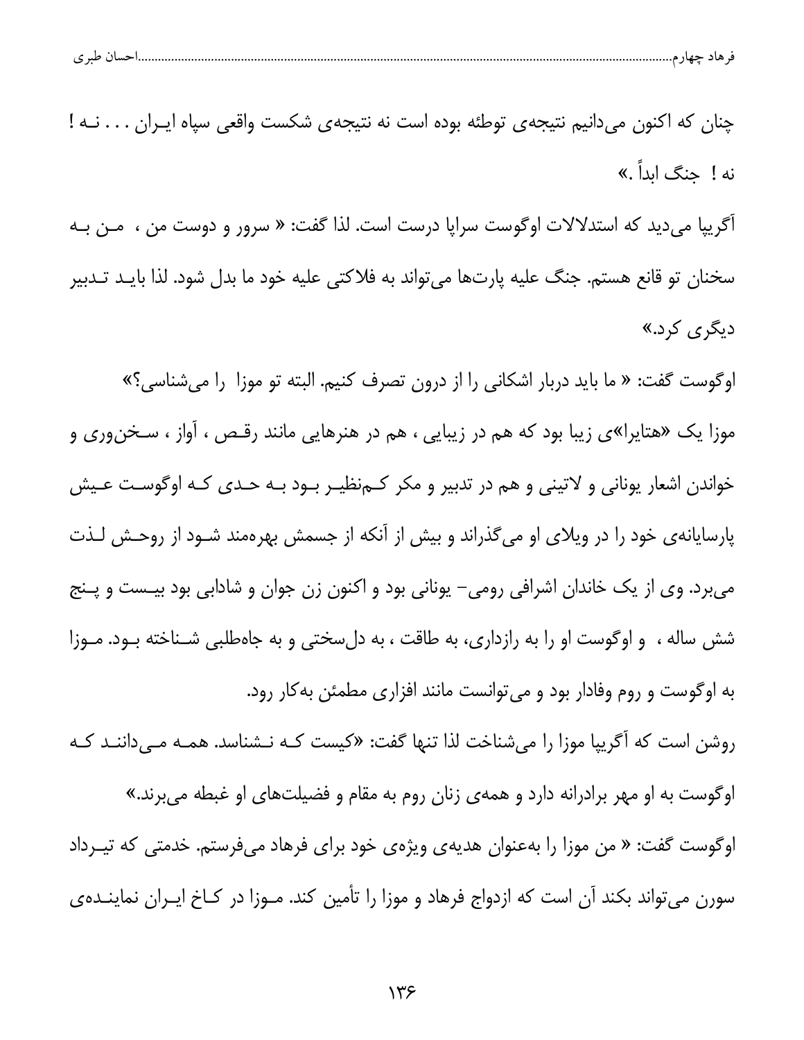چنان که اکنون می‌دانیم نتیجه‌ی توطئه بوده است نه نتیجه‌ی شکست واقعی سپاه ایران . . . نه ! نه ! جنگ ابداً .»

آگریپا می‌دید که استدلالات اوگوست سراپا درست است. لذا گفت: « سرور و دوست من ، من به سخنان تو قانع هستم. جنگ علیه پارت‌ها می‌تواند به فلاکتی علیه خود ما بدل شود. لذا باید تدبیر دیگری کرد.»

اوگوست گفت: « ما باید دربار اشکانی را از درون تصرف کنیم. البته تو موزا را می‌شناسی؟»

موزا یک «هتایرا»ی زیبا بود که هم در زیبایی ، هم در هنرهایی مانند رقص ، آواز ، سخن‌وری و خواندن اشعار یونانی و لاتینی و هم در تدبیر و مکر کم‌نظیر بود به حدی که اوگوست عیش پارسایانه‌ی خود را در ویلای او می‌گذراند و بیش از آنکه از جسمش بهره‌مند شود از روحش لذت می‌برد. وی از یک خاندان اشرافی رومی– یونانی بود و اکنون زن جوان و شادابی بود بیست و پنج شش ساله ، و اوگوست او را به رازداری، به طاقت ، به دل‌سختی و به جاه‌طلبی شناخته بود. موزا به اوگوست و روم وفادار بود و می‌توانست مانند افزاری مطمئن به‌کار رود.

روشن است که آگریپا موزا را می‌شناخت لذا تنها گفت: «کیست که نشناسد. همه می‌دانند که اوگوست به او مهر برادرانه دارد و همه‌ی زنان روم به مقام و فضیلت‌های او غبطه می‌برند.»

اوگوست گفت: « من موزا را به‌عنوان هدیه‌ی ویژه‌ی خود برای فرهاد می‌فرستم. خدمتی که تیرداد سورن می‌تواند بکند آن است که ازدواج فرهاد و موزا را تأمین کند. موزا در کاخ ایران نماینده‌ی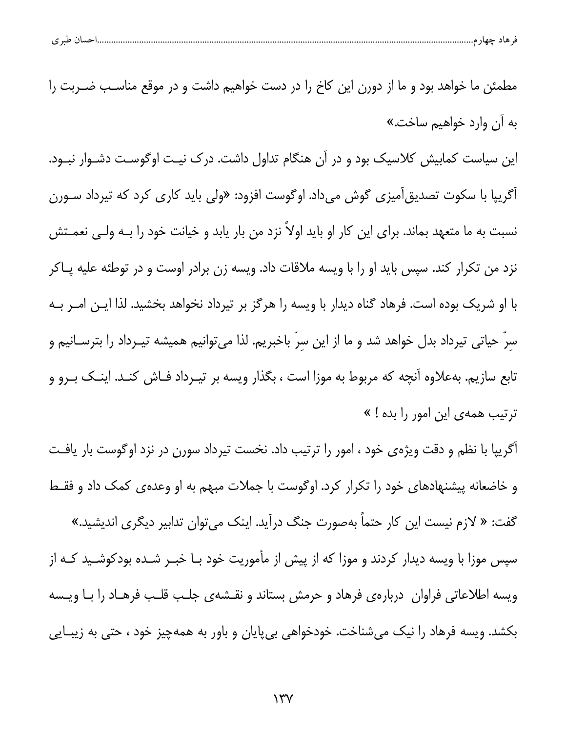مطمئن ما خواهد بود و ما از دورن این کاخ را در دست خواهیم داشت و در موقع مناسب ضربت را به آن وارد خواهیم ساخت.»

این سیاست کمابیش کلاسیک بود و در آن هنگام تداول داشت. درک نیت اوگوست دشوار نبود. آگریپا با سکوت تصدیق‌آمیزی گوش می‌داد. اوگوست افزود: «ولی باید کاری کرد که تیرداد سورن نسبت به ما متعهد بماند. برای این کار او باید اولاً نزد من بار یابد و خیانت خود را بـه ولـی نعمـتش نزد من تکرار کند. سپس باید او را با ویسه ملاقات داد. ویسه زن برادر اوست و در توطئه علیه پاکر با او شریک بوده است. فرهاد گناه دیدار با ویسه را هرگز بر تیرداد نخواهد بخشید. لذا ایـن امـر بـه سِرّ حیاتی تیرداد بدل خواهد شد و ما از این سِرّ باخبریم. لذا می‌توانیم همیشه تیـرداد را بترسـانیم و تابع سازیم. به‌علاوه آنچه که مربوط به موزا است ، بگذار ویسه بر تیـرداد فـاش کنـد. اینـک بـرو و ترتیب همه‌ی این امور را بده ! »

آگریپا با نظم و دقت ویژه‌ی خود ، امور را ترتیب داد. نخست تیرداد سورن در نزد اوگوست بار یافت و خاضعانه پیشنهادهای خود را تکرار کرد. اوگوست با جملات مبهم به او وعده‌ی کمک داد و فقـط گفت: « لازم نیست این کار حتماً به‌صورت جنگ درآید. اینک می‌توان تدابیر دیگری اندیشید.»

سپس موزا با ویسه دیدار کردند و موزا که از پیش از مأموریت خود بـا خبـر شـده بودکوشـید کـه از ویسه اطلاعاتی فراوان درباره‌ی فرهاد و حرمش بستاند و نقـشه‌ی جلـب قلـب فرهـاد را بـا ویـسه بکشد. ویسه فرهاد را نیک می‌شناخت. خودخواهی بی‌پایان و باور به همه‌چیز خود ، حتی به زیبـایی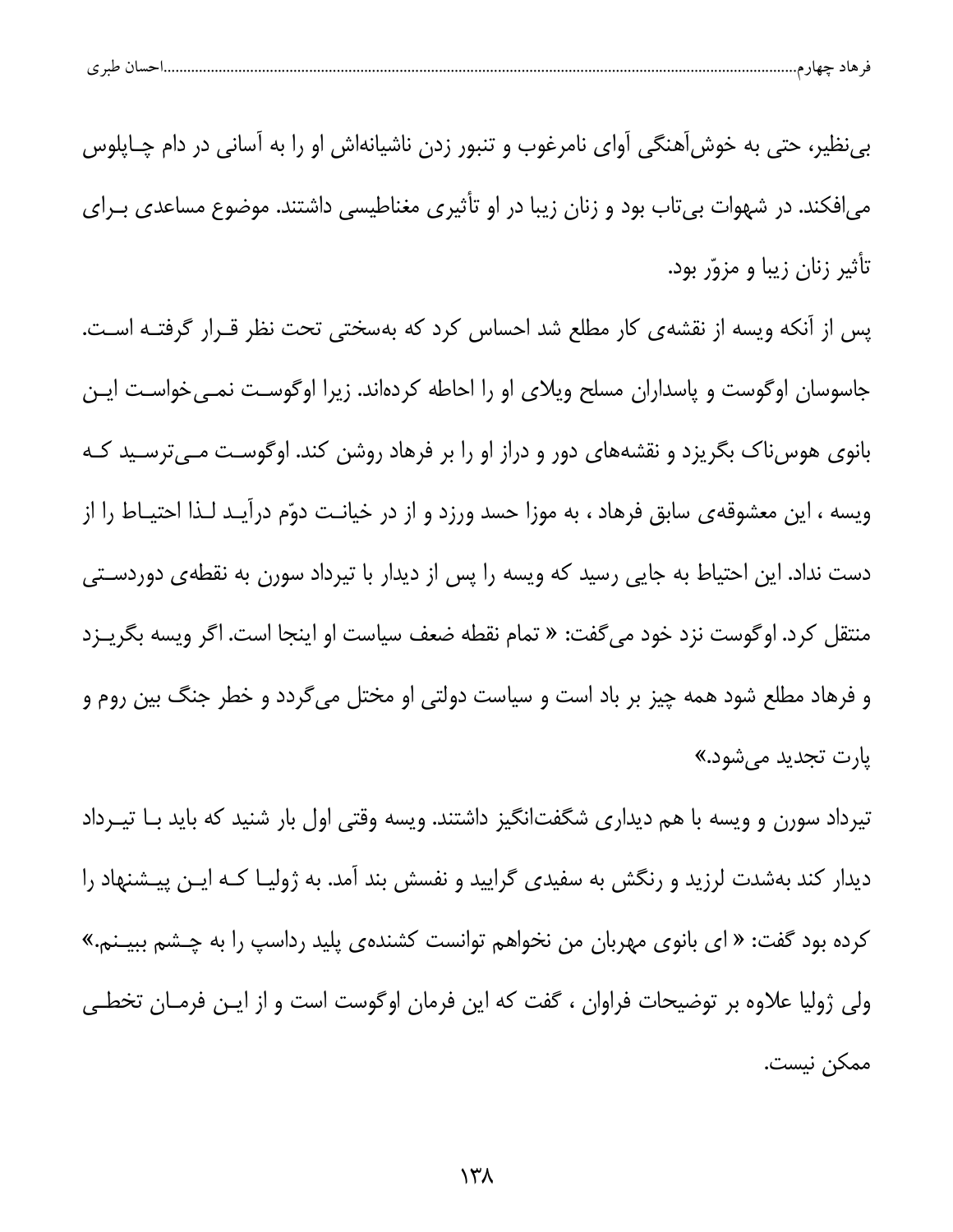بی‌نظیر، حتی به خوش‌آهنگی آوای نامرغوب و تنبور زدن ناشیانه‌اش او را به آسانی در دام چاپلوس می‌افکند. در شهوات بی‌تاب بود و زنان زیبا در او تأثیری مغناطیسی داشتند. موضوع مساعدی برای تأثیر زنان زیبا و مزوّر بود.

پس از آنکه ویسه از نقشه‌ی کار مطلع شد احساس کرد که به‌سختی تحت نظر قرار گرفته است. جاسوسان اوگوست و پاسداران مسلح ویلای او را احاطه کرده‌اند. زیرا اوگوست نمی‌خواست این بانوی هوس‌ناک بگریزد و نقشه‌های دور و دراز او را بر فرهاد روشن کند. اوگوست می‌ترسید که ویسه ، این معشوقه‌ی سابق فرهاد ، به موزا حسد ورزد و از در خیانت دوّم درآید لذا احتیاط را از دست نداد. این احتیاط به جایی رسید که ویسه را پس از دیدار با تیرداد سورن به نقطه‌ی دوردستی منتقل کرد. اوگوست نزد خود می‌گفت: « تمام نقطه ضعف سیاست او اینجا است. اگر ویسه بگریزد و فرهاد مطلع شود همه چیز بر باد است و سیاست دولتی او مختل می‌گردد و خطر جنگ بین روم و پارت تجدید می‌شود.»

تیرداد سورن و ویسه با هم دیداری شگفت‌انگیز داشتند. ویسه وقتی اول بار شنید که باید با تیرداد دیدار کند به‌شدت لرزید و رنگش به سفیدی گرایید و نفسش بند آمد. به ژولیا که این پیشنهاد را کرده بود گفت: « ای بانوی مهربان من نخواهم توانست کشنده‌ی پلید رداسپ را به چشم ببینم.» ولی ژولیا علاوه بر توضیحات فراوان ، گفت که این فرمان اوگوست است و از این فرمان تخطی ممکن نیست.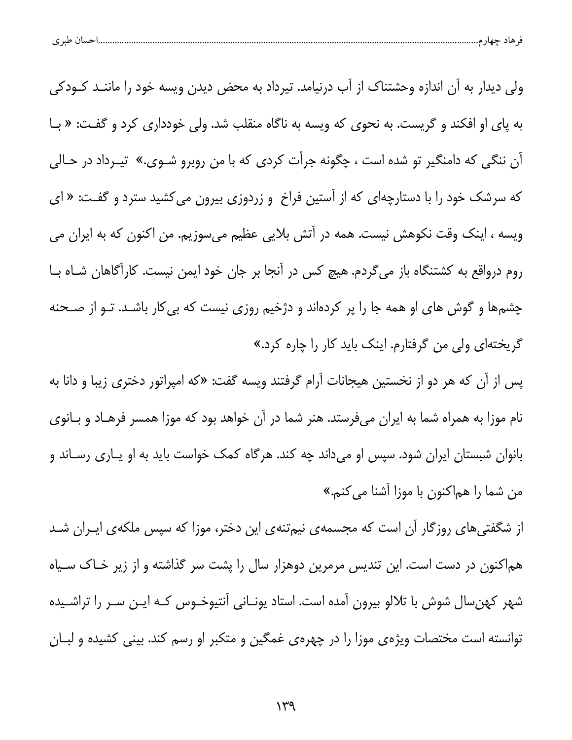ولی دیدار به آن اندازه وحشتناک از آب درنیامد. تیرداد به محض دیدن ویسه خود را مانند کودکی به پای او افکند و گریست. به نحوی که ویسه به ناگاه منقلب شد. ولی خودداری کرد و گفت: « با آن ننگی که دامنگیر تو شده است ، چگونه جرأت کردی که با من روبرو شوی.» تیرداد در حالی که سرشک خود را با دستارچه‌ای که از آستین فراخ و زردوزی بیرون می‌کشید سترد و گفت: « ای ویسه ، اینک وقت نکوهش نیست. همه در آتش بلایی عظیم می‌سوزیم. من اکنون که به ایران می روم درواقع به کشتنگاه باز می‌گردم. هیچ کس در آنجا بر جان خود ایمن نیست. کارآگاهان شاه با چشم‌ها و گوش های او همه جا را پر کرده‌اند و دژخیم روزی نیست که بی‌کار باشد. تو از صحنه گریخته‌ای ولی من گرفتارم. اینک باید کار را چاره کرد.»

پس از آن که هر دو از نخستین هیجانات آرام گرفتند ویسه گفت: «که امپراتور دختری زیبا و دانا به نام موزا به همراه شما به ایران می‌فرستد. هنر شما در آن خواهد بود که موزا همسر فرهاد و بانوی بانوان شبستان ایران شود. سپس او می‌داند چه کند. هرگاه کمک خواست باید به او یاری رساند و من شما را هم‌اکنون با موزا آشنا می‌کنم.»

از شگفتی‌های روزگار آن است که مجسمه‌ی نیم‌تنه‌ی این دختر، موزا که سپس ملکه‌ی ایران شد هم‌اکنون در دست است. این تندیس مرمرین دوهزار سال را پشت سر گذاشته و از زیر خاک سیاه شهر کهن‌سال شوش با تلالو بیرون آمده است. استاد یونانی آنتیوخوس که این سر را تراشیده توانسته است مختصات ویژه‌ی موزا را در چهره‌ی غمگین و متکبر او رسم کند. بینی کشیده و لبان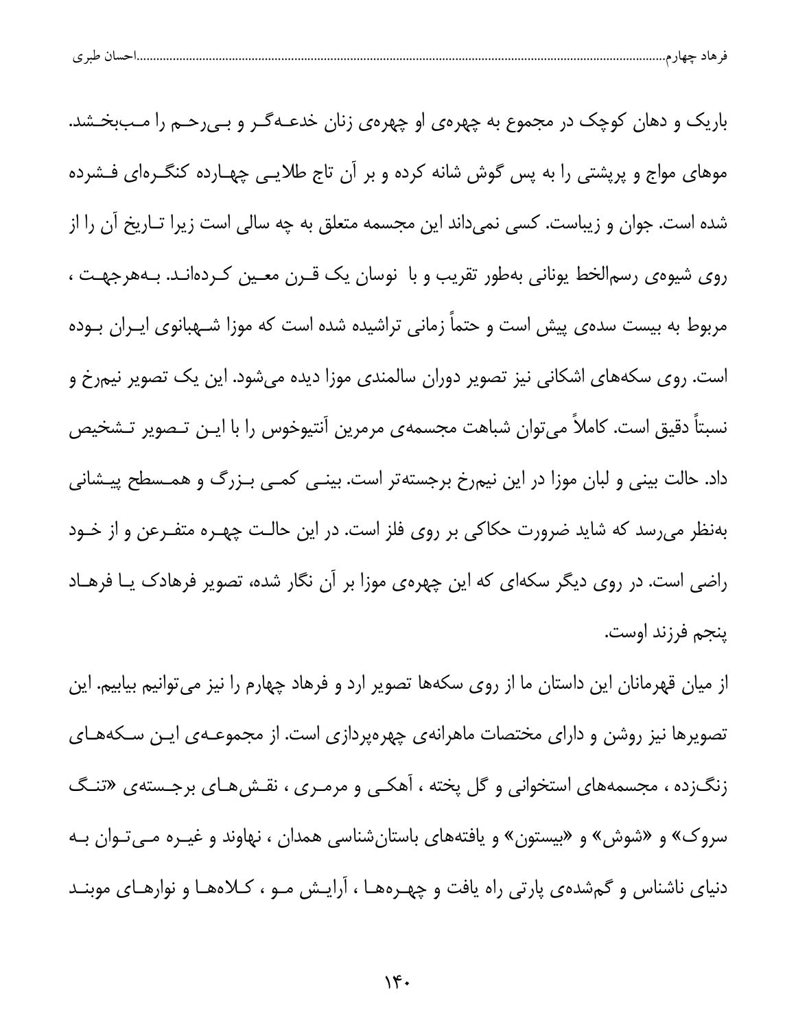باریک و دهان کوچک در مجموع به چهره‌ی او چهره‌ی زنان خدعه‌گر و بی‌رحم را مـی‌بخشد. موهای مواج و پرپشتی را به پس گوش شانه کرده و بر آن تاج طلایی چهارده کنگره‌ای فشرده شده است. جوان و زیباست. کسی نمی‌داند این مجسمه متعلق به چه سالی است زیرا تاریخ آن را از روی شیوه‌ی رسم‌الخط یونانی به‌طور تقریب و با نوسان یک قرن معین کرده‌اند. به‌هرجهت ، مربوط به بیست سده‌ی پیش است و حتماً زمانی تراشیده شده است که موزا شهبانوی ایران بوده است. روی سکه‌های اشکانی نیز تصویر دوران سالمندی موزا دیده می‌شود. این یک تصویر نیم‌رخ و نسبتاً دقیق است. کاملاً می‌توان شباهت مجسمه‌ی مرمرین آنتیوخوس را با این تصویر تشخیص داد. حالت بینی و لبان موزا در این نیم‌رخ برجسته‌تر است. بینی کمی بزرگ و هم‌سطح پیشانی به‌نظر می‌رسد که شاید ضرورت حکاکی بر روی فلز است. در این حالت چهره متفرعن و از خود راضی است. در روی دیگر سکه‌ای که این چهره‌ی موزا بر آن نگار شده، تصویر فرهادک یا فرهاد پنجم فرزند اوست.

از میان قهرمانان این داستان ما از روی سکه‌ها تصویر ارد و فرهاد چهارم را نیز می‌توانیم بیابیم. این تصویرها نیز روشن و دارای مختصات ماهرانه‌ی چهره‌پردازی است. از مجموعه‌ی این سکه‌های زنگ‌زده ، مجسمه‌های استخوانی و گل پخته ، آهکی و مرمری ، نقش‌های برجسته‌ی «تنگ سروک» و «شوش» و «بیستون» و یافته‌های باستان‌شناسی همدان ، نهاوند و غیره می‌توان به دنیای ناشناس و گم‌شده‌ی پارتی راه یافت و چهره‌ها ، آرایش مو ، کلاه‌ها و نوارهای موبند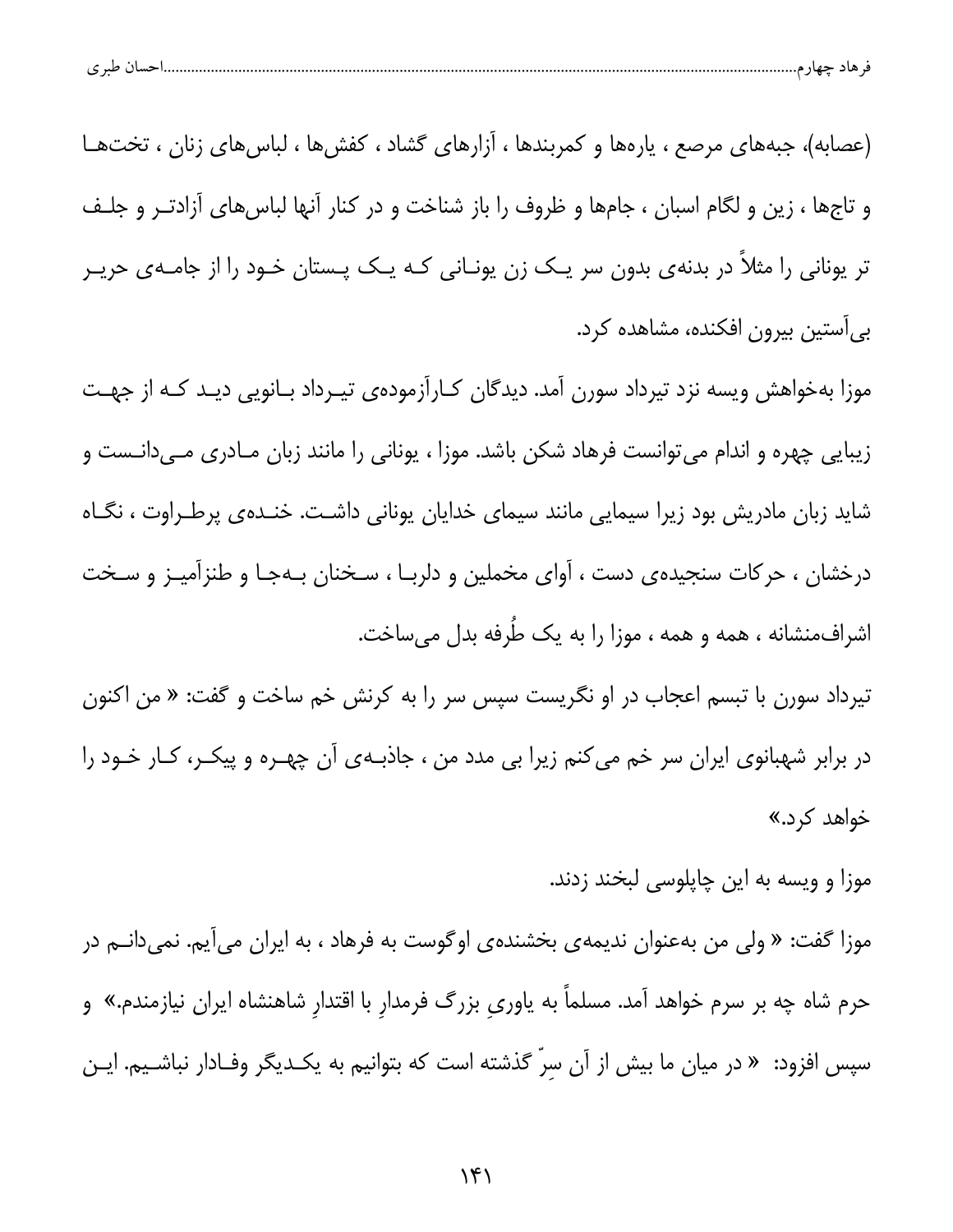(عصابه)، جبه‌های مرصع ، یاره‌ها و کمربندها ، آزارهای گشاد ، کفش‌ها ، لباس‌های زنان ، تخت‌ها و تاج‌ها ، زین و لگام اسبان ، جام‌ها و ظروف را باز شناخت و در کنار آنها لباس‌های آزادتر و جلف تر یونانی را مثلاً در بدنه‌ی بدون سر یک زن یونانی که یک پستان خود را از جامه‌ی حریر بی‌آستین بیرون افکنده، مشاهده کرد.

موزا به‌خواهش ویسه نزد تیرداد سورن آمد. دیدگان کارآزموده‌ی تیرداد بانویی دید که از جهت زیبایی چهره و اندام می‌توانست فرهاد شکن باشد. موزا ، یونانی را مانند زبان مادری می‌دانست و شاید زبان مادریش بود زیرا سیمایی مانند سیمای خدایان یونانی داشت. خنده‌ی پرطراوت ، نگاه درخشان ، حرکات سنجیده‌ی دست ، آوای مخملین و دلربا ، سخنان به‌جا و طنزآمیز و سخت اشراف‌منشانه ، همه و همه ، موزا را به یک طُرفه بدل می‌ساخت.

تیرداد سورن با تبسم اعجاب در او نگریست سپس سر را به کرنش خم ساخت و گفت: « من اکنون در برابر شهبانوی ایران سر خم می‌کنم زیرا بی مدد من ، جاذبه‌ی آن چهره و پیکر، کار خود را خواهد کرد.»

موزا و ویسه به این چاپلوسی لبخند زدند.

موزا گفت: « ولی من به‌عنوان ندیمه‌ی بخشنده‌ی اوگوست به فرهاد ، به ایران می‌آیم. نمی‌دانم در حرم شاه چه بر سرم خواهد آمد. مسلماً به یاوریِ بزرگ فرمدارِ با اقتدارِ شاهنشاه ایران نیازمندم.» و سپس افزود: « در میان ما بیش از آن سِرّ گذشته است که بتوانیم به یکدیگر وفادار نباشیم. این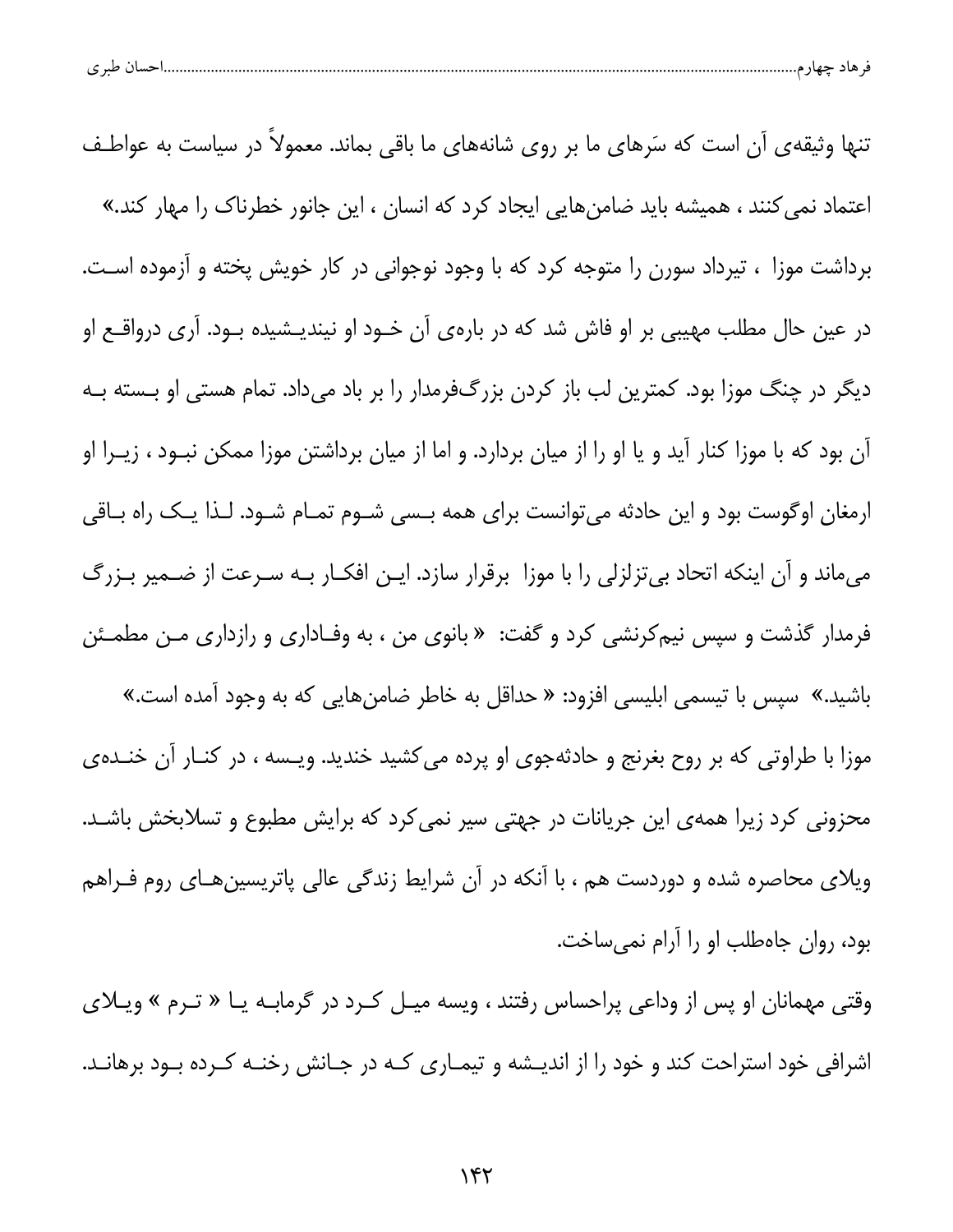تنها وثیقه‌ی آن است که سَرهای ما بر روی شانه‌های ما باقی بماند. معمولاً در سیاست به عواطف اعتماد نمی‌کنند ، همیشه باید ضامن‌هایی ایجاد کرد که انسان ، این جانور خطرناک را مهار کند.»

برداشت موزا ، تیرداد سورن را متوجه کرد که با وجود نوجوانی در کار خویش پخته و آزموده است. در عین حال مطلب مهیبی بر او فاش شد که در باره‌ی آن خود او نیندیشیده بود. آری درواقع او دیگر در چنگ موزا بود. کمترین لب باز کردن بزرگ‌فرمدار را بر باد می‌داد. تمام هستی او بسته به آن بود که با موزا کنار آید و یا او را از میان بردارد. و اما از میان برداشتن موزا ممکن نبود ، زیرا او ارمغان اوگوست بود و این حادثه می‌توانست برای همه بسی شوم تمام شود. لذا یک راه باقی می‌ماند و آن اینکه اتحاد بی‌تزلزلی را با موزا برقرار سازد. این افکار به سرعت از ضمیر بزرگ فرمدار گذشت و سپس نیم‌کرنشی کرد و گفت: « بانوی من ، به وفاداری و رازداری من مطمئن باشید.» سپس با تبسمی ابلیسی افزود: « حداقل به خاطر ضامن‌هایی که به وجود آمده است.»

موزا با طراوتی که بر روح بغرنج و حادثه‌جوی او پرده می‌کشید خندید. ویسه ، در کنار آن خنده‌ی محزونی کرد زیرا همه‌ی این جریانات در جهتی سیر نمی‌کرد که برایش مطبوع و تسلابخش باشد. ویلای محاصره شده و دوردست هم ، با آنکه در آن شرایط زندگی عالی پاتریسین‌های روم فراهم بود، روان جاه‌طلب او را آرام نمی‌ساخت.

وقتی مهمانان او پس از وداعی پراحساس رفتند ، ویسه میل کرد در گرمابه یا « ترم » ویلای اشرافی خود استراحت کند و خود را از اندیشه و تیماری که در جانش رخنه کرده بود برهاند.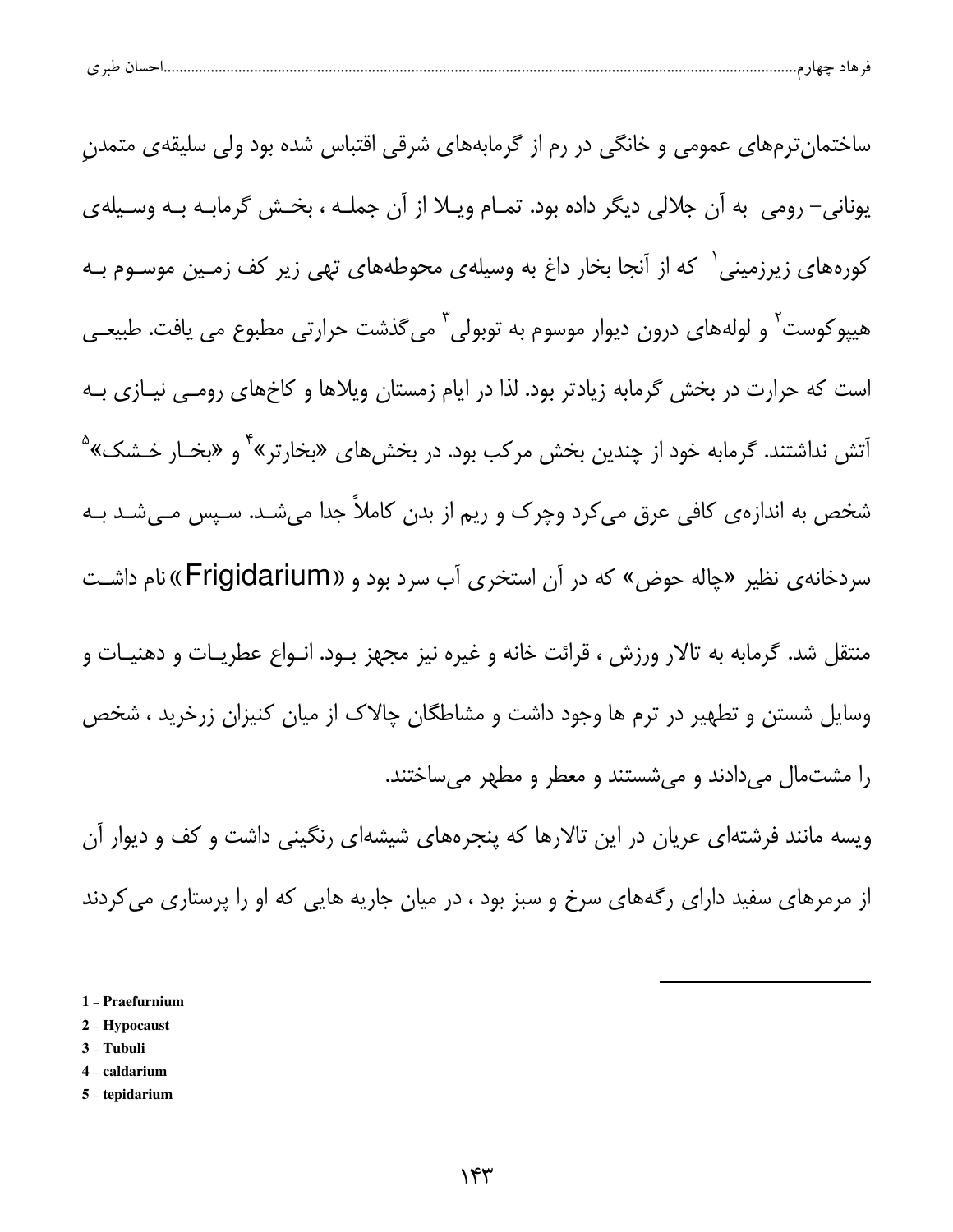ساختمان‌ترم‌های عمومی و خانگی در رم از گرمابه‌های شرقی اقتباس شده بود ولی سلیقه‌ی متمدنِ یونانی– رومی به آن جلالی دیگر داده بود. تمام ویلا از آن جمله ، بخش گرمابه به وسیله‌ی کوره‌های زیرزمینی[1] که از آنجا بخار داغ به وسیله‌ی محوطه‌های تهی زیر کف زمین موسوم به هیپوکوست[2] و لوله‌های درون دیوار موسوم به توبولی[3] می‌گذشت حرارتی مطبوع می یافت. طبیعی است که حرارت در بخش گرمابه زیادتر بود. لذا در ایام زمستان ویلاها و کاخ‌های رومی نیازی به آتش نداشتند. گرمابه خود از چندین بخش مرکب بود. در بخش‌های «بخارتر»[4] و «بخار خشک»[5] شخص به اندازه‌ی کافی عرق می‌کرد وچرک و ریم از بدن کاملاً جدا می‌شد. سپس می‌شد به سردخانه‌ی نظیر «چاله حوض» که در آن استخری آب سرد بود و «Frigidarium» نام داشت منتقل شد. گرمابه به تالار ورزش ، قرائت خانه و غیره نیز مجهز بود. انواع عطریات و دهنیات و وسایل شستن و تطهیر در ترم ها وجود داشت و مشاطگان چالاک از میان کنیزان زرخرید ، شخص را مشت‌مال می‌دادند و می‌شستند و معطر و مطهر می‌ساختند.

ویسه مانند فرشته‌ای عریان در این تالارها که پنجره‌های شیشه‌ای رنگینی داشت و کف و دیوار آن از مرمرهای سفید دارای رگه‌های سرخ و سبز بود ، در میان جاریه هایی که او را پرستاری می‌کردند

---

1 - Praefurnium
2 - Hypocaust
3 - Tubuli
4 - caldarium
5 - tepidarium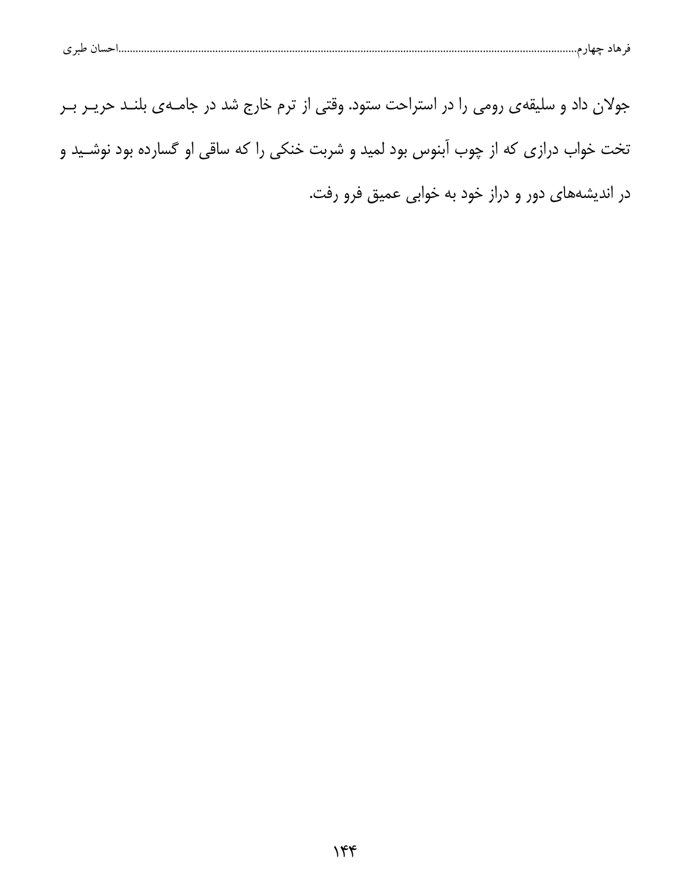جولان داد و سلیقه‌ی رومی را در استراحت ستود. وقتی از ترم خارج شد در جامه‌ی بلند حریر بر تخت خواب درازی که از چوب آبنوس بود لمید و شربت خنکی را که ساقی او گسارده بود نوشید و در اندیشه‌های دور و دراز خود به خوابی عمیق فرو رفت.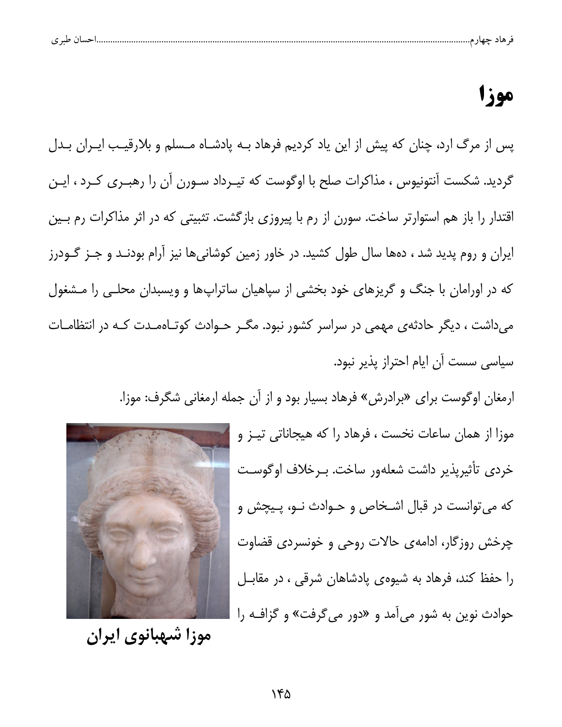# موزا

پس از مرگ ارد، چنان که پیش از این یاد کردیم فرهاد به پادشاه مسلم و بلارقیب ایران بدل گردید. شکست آنتونیوس ، مذاکرات صلح با اوگوست که تیرداد سورن آن را رهبری کرد ، این اقتدار را باز هم استوارتر ساخت. سورن از رم با پیروزی بازگشت. تثبیتی که در اثر مذاکرات رم بین ایران و روم پدید شد ، دهها سال طول کشید. در خاور زمین کوشانی‌ها نیز آرام بودند و جز گودرز که در اورامان با جنگ و گریزهای خود بخشی از سپاهیان ساتراپ‌ها و ویسبدان محلی را مشغول می‌داشت ، دیگر حادثه‌ی مهمی در سراسر کشور نبود. مگر حوادث کوتاه‌مدت که در انتظامات سیاسی سست آن ایام احتراز پذیر نبود.

ارمغان اوگوست برای «برادرش» فرهاد بسیار بود و از آن جمله ارمغانی شگرف: موزا.

موزا از همان ساعات نخست ، فرهاد را که هیجاناتی تیز و خردی تأثیرپذیر داشت شعله‌ور ساخت. برخلاف اوگوست که می‌توانست در قبال اشخاص و حوادث نو، پیچش و چرخش روزگار، ادامه‌ی حالات روحی و خونسردی قضاوت را حفظ کند، فرهاد به شیوه‌ی پادشاهان شرقی ، در مقابل حوادث نوین به شور می‌آمد و «دور می‌گرفت» و گزافه را

**موزا شهبانوی ایران**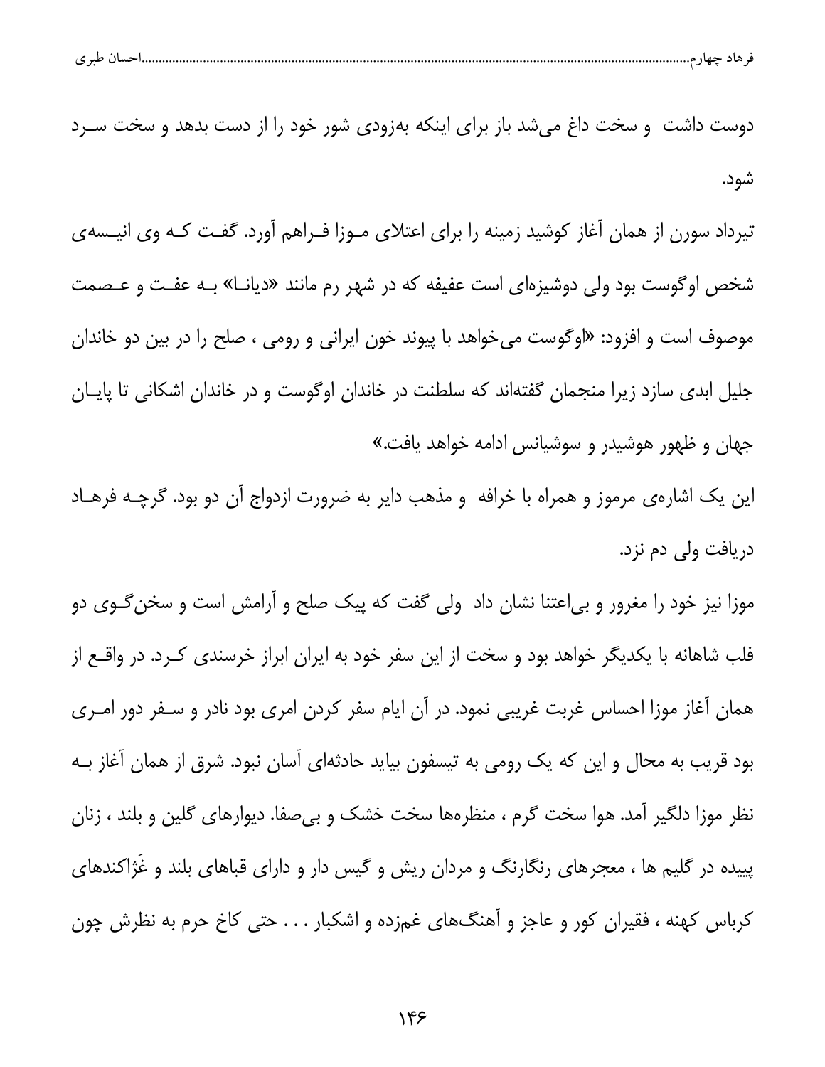دوست داشت  و سخت داغ می‌شد باز برای اینکه به‌زودی شور خود را از دست بدهد و سخت سرد شود.

تیرداد سورن از همان آغاز کوشید زمینه را برای اعتلای موزا فراهم آورد. گفت که وی انیسه‌ی شخص اوگوست بود ولی دوشیزه‌ای است عفیفه که در شهر رم مانند «دیانا» به عفت و عصمت موصوف است و افزود: «اوگوست می‌خواهد با پیوند خون ایرانی و رومی ، صلح را در بین دو خاندان جلیل ابدی سازد زیرا منجمان گفته‌اند که سلطنت در خاندان اوگوست و در خاندان اشکانی تا پایان جهان و ظهور هوشیدر و سوشیانس ادامه خواهد یافت.»

این یک اشاره‌ی مرموز و همراه با خرافه  و مذهب دایر به ضرورت ازدواج آن دو بود. گرچه فرهاد دریافت ولی دم نزد.

موزا نیز خود را مغرور و بی‌اعتنا نشان داد  ولی گفت که پیک صلح و آرامش است و سخن‌گوی دو قلب شاهانه با یکدیگر خواهد بود و سخت از این سفر خود به ایران ابراز خرسندی کرد. در واقع از همان آغاز موزا احساس غربت غریبی نمود. در آن ایام سفر کردن امری بود نادر و سفر دور امری بود قریب به محال و این که یک رومی به تیسفون بیاید حادثه‌ای آسان نبود. شرق از همان آغاز به نظر موزا دلگیر آمد. هوا سخت گرم ، منظره‌ها سخت خشک و بی‌صفا. دیوارهای گلین و بلند ، زنان پیپده در گلیم ها ، معجرهای رنگارنگ و مردان ریش و گیس دار و دارای قباهای بلند و غَژاکندهای کرباس کهنه ، فقیران کور و عاجز و آهنگ‌های غم‌زده و اشکبار . . . حتی کاخ حرم به نظرش چون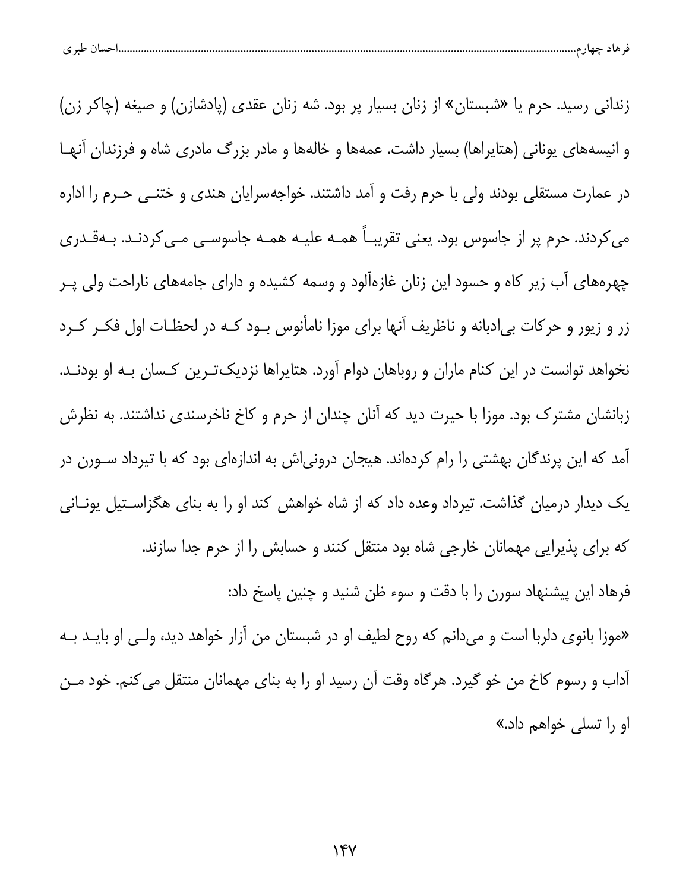زندانی رسید. حرم یا «شبستان» از زنان بسیار پر بود. شه زنان عقدی (پادشازن) و صیغه (چاکر زن) و انیسه‌های یونانی (هتایراها) بسیار داشت. عمه‌ها و خاله‌ها و مادر بزرگ مادری شاه و فرزندان آنها در عمارت مستقلی بودند ولی با حرم رفت و آمد داشتند. خواجه‌سرایان هندی و ختنی حرم را اداره می‌کردند. حرم پر از جاسوس بود. یعنی تقریباً همه علیه همه جاسوسی می‌کردند. به‌قدری چهره‌های آب زیر کاه و حسود این زنان غازه‌آلود و وسمه کشیده و دارای جامه‌های ناراحت ولی پر زر و زیور و حرکات بی‌ادبانه و ناظریف آنها برای موزا نامأنوس بود که در لحظات اول فکر کرد نخواهد توانست در این کنام ماران و روباهان دوام آورد. هتایراها نزدیک‌ترین کسان به او بودند. زبانشان مشترک بود. موزا با حیرت دید که آنان چندان از حرم و کاخ ناخرسندی نداشتند. به نظرش آمد که این پرندگان بهشتی را رام کرده‌اند. هیجان درونی‌اش به اندازه‌ای بود که با تیرداد سورن در یک دیدار درمیان گذاشت. تیرداد وعده داد که از شاه خواهش کند او را به بنای هگزاستیل یونانی که برای پذیرایی مهمانان خارجی شاه بود منتقل کنند و حسابش را از حرم جدا سازند.

فرهاد این پیشنهاد سورن را با دقت و سوء ظن شنید و چنین پاسخ داد:

«موزا بانوی دلربا است و می‌دانم که روح لطیف او در شبستان من آزار خواهد دید، ولی او باید به آداب و رسوم کاخ من خو گیرد. هرگاه وقت آن رسید او را به بنای مهمانان منتقل می‌کنم. خود من او را تسلی خواهم داد.»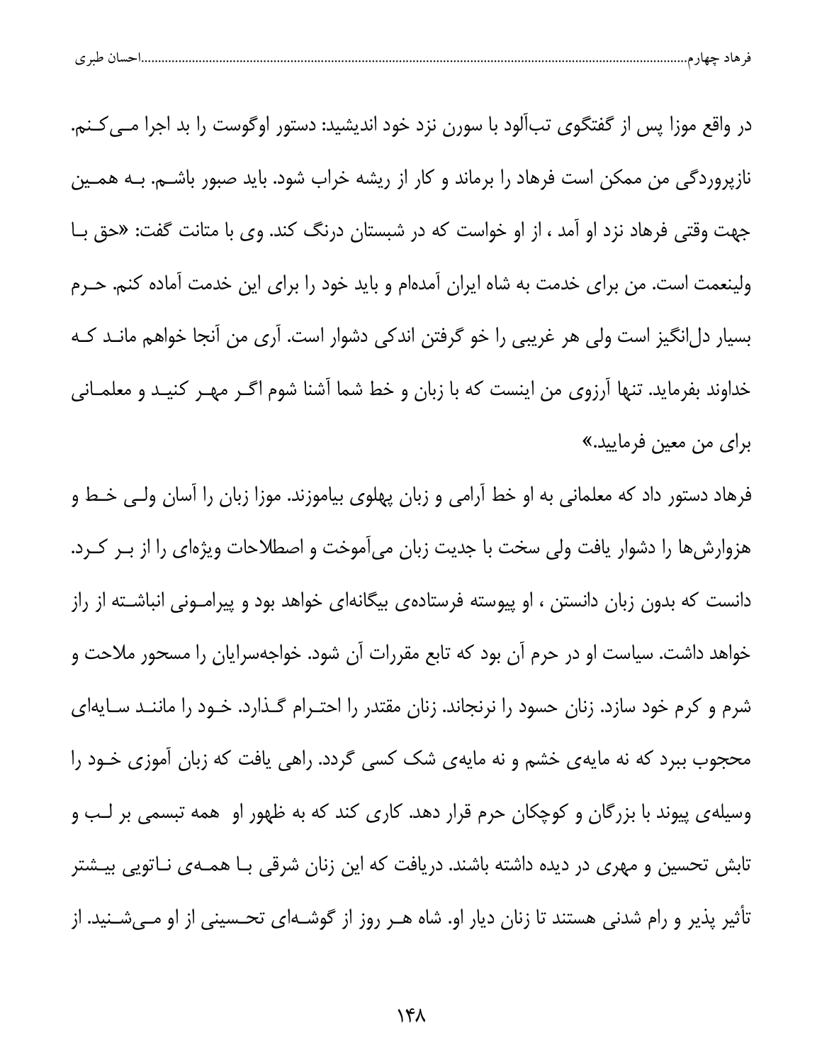در واقع موزا پس از گفتگوی تب‌آلود با سورن نزد خود اندیشید: دستور اوگوست را بد اجرا می‌کنم. نازپروردگی من ممکن است فرهاد را برماند و کار از ریشه خراب شود. باید صبور باشم. به همین جهت وقتی فرهاد نزد او آمد ، از او خواست که در شبستان درنگ کند. وی با متانت گفت: «حق با ولینعمت است. من برای خدمت به شاه ایران آمده‌ام و باید خود را برای این خدمت آماده کنم. حرم بسیار دل‌انگیز است ولی هر غریبی را خو گرفتن اندکی دشوار است. آری من آنجا خواهم ماند که خداوند بفرماید. تنها آرزوی من اینست که با زبان و خط شما آشنا شوم اگر مهر کنید و معلمانی برای من معین فرمایید.»

فرهاد دستور داد که معلمانی به او خط آرامی و زبان پهلوی بیاموزند. موزا زبان را آسان ولی خط و هزوارش‌ها را دشوار یافت ولی سخت با جدیت زبان می‌آموخت و اصطلاحات ویژه‌ای را از بر کرد. دانست که بدون زبان دانستن ، او پیوسته فرستاده‌ی بیگانه‌ای خواهد بود و پیرامونی انباشته از راز خواهد داشت. سیاست او در حرم آن بود که تابع مقررات آن شود. خواجه‌سرایان را مسحور ملاحت و شرم و کرم خود سازد. زنان حسود را نرنجاند. زنان مقتدر را احترام گذارد. خود را مانند سایه‌ای محجوب ببرد که نه مایه‌ی خشم و نه مایه‌ی شک کسی گردد. راهی یافت که زبان آموزی خود را وسیله‌ی پیوند با بزرگان و کوچکان حرم قرار دهد. کاری کند که به ظهور او همه تبسمی بر لب و تابش تحسین و مهری در دیده داشته باشند. دریافت که این زنان شرقی با همه‌ی ناتویی بیشتر تأثیر پذیر و رام شدنی هستند تا زنان دیار او. شاه هر روز از گوشه‌ای تحسینی از او می‌شنید. از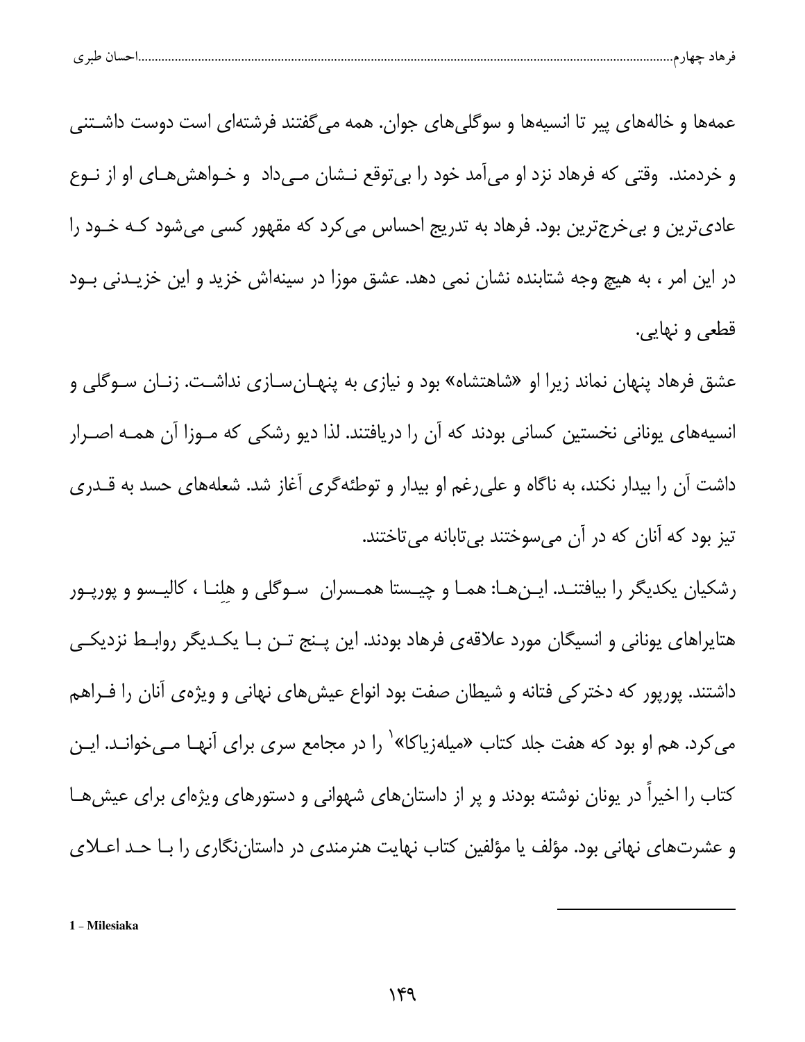عمه‌ها و خاله‌های پیر تا انسیه‌ها و سوگلی‌های جوان. همه می‌گفتند فرشته‌ای است دوست داشتنی و خردمند. وقتی که فرهاد نزد او می‌آمد خود را بی‌توقع نشان می‌داد و خواهش‌های او از نوع عادی‌ترین و بی‌خرج‌ترین بود. فرهاد به تدریج احساس می‌کرد که مقهور کسی می‌شود که خود را در این امر ، به هیچ وجه شتابنده نشان نمی دهد. عشق موزا در سینه‌اش خزید و این خزیدنی بود قطعی و نهایی.

عشق فرهاد پنهان نماند زیرا او «شاهنشاه» بود و نیازی به پنهان‌سازی نداشت. زنان سوگلی و انسیه‌های یونانی نخستین کسانی بودند که آن را دریافتند. لذا دیو رشکی که موزا آن همه اصرار داشت آن را بیدار نکند، به ناگاه و علی‌رغم او بیدار و توطئه‌گری آغاز شد. شعله‌های حسد به قدری تیز بود که آنان که در آن می‌سوختند بی‌تابانه می‌تاختند.

رشکیان یکدیگر را بیافتند. این‌ها: هما و چیستا همسران سوگلی و هِلِنا ، کالیسو و پورپور هتایراهای یونانی و انسیگان مورد علاقه‌ی فرهاد بودند. این پنج تن با یکدیگر روابط نزدیکی داشتند. پورپور که دخترکی فتانه و شیطان صفت بود انواع عیش‌های نهانی و ویژه‌ی آنان را فراهم می‌کرد. هم او بود که هفت جلد کتاب «میله‌زیاکا»[1] را در مجامع سری برای آنها می‌خواند. این کتاب را اخیراً در یونان نوشته بودند و پر از داستان‌های شهوانی و دستورهای ویژه‌ای برای عیش‌ها و عشرت‌های نهانی بود. مؤلف یا مؤلفین کتاب نهایت هنرمندی در داستان‌نگاری را با حد اعلای

---

1 - Milesiaka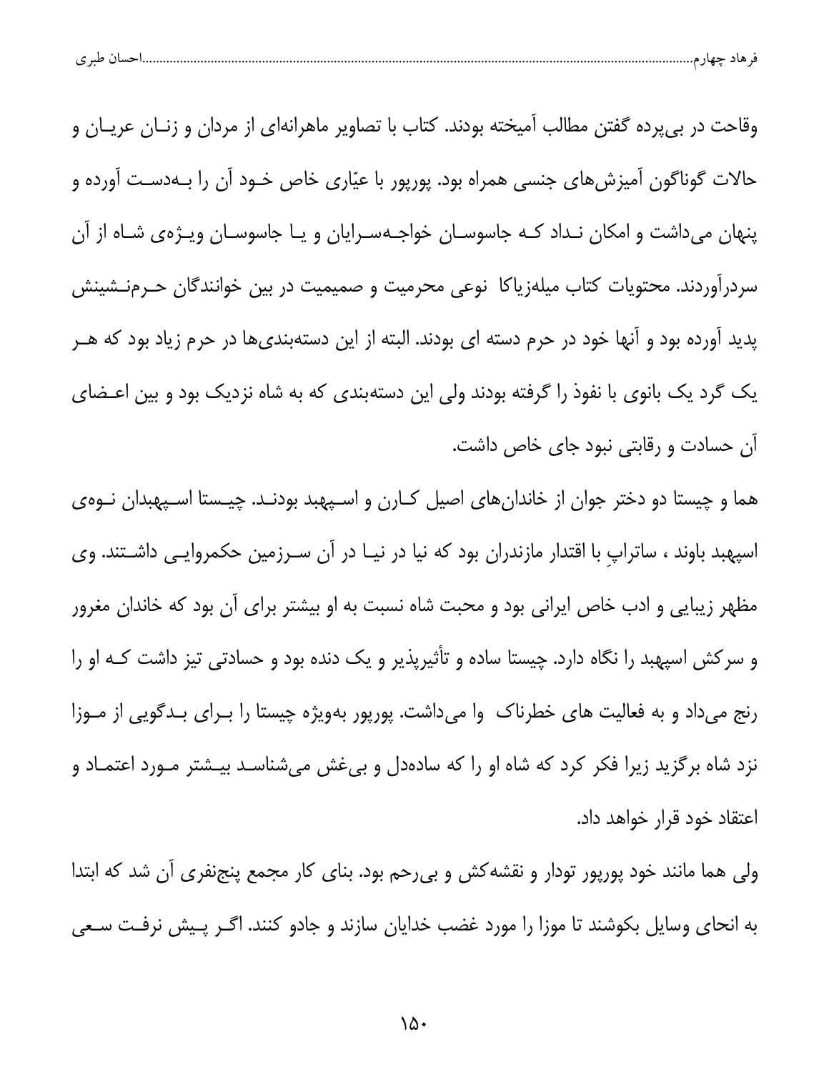وقاحت در بی‌پرده گفتن مطالب آمیخته بودند. کتاب با تصاویر ماهرانه‌ای از مردان و زنـان عریـان و حالات گوناگون آمیزش‌های جنسی همراه بود. پورپور با عیّاری خاص خـود آن را بـه‌دسـت آورده و پنهان می‌داشت و امکان نـداد کـه جاسوسـان خواجـه‌سـرایان و یـا جاسوسـان ویـژه‌ی شـاه از آن سردرآوردند. محتویات کتاب میله‌زیاکا نوعی محرمیت و صمیمیت در بین خوانندگان حـرم‌نـشینش پدید آورده بود و آنها خود در حرم دسته ای بودند. البته از این دسته‌بندی‌ها در حرم زیاد بود که هـر یک گرد یک بانوی با نفوذ را گرفته بودند ولی این دسته‌بندی که به شاه نزدیک بود و بین اعـضای آن حسادت و رقابتی نبود جای خاص داشت.

هما و چیستا دو دختر جوان از خاندان‌های اصیل کـارن و اسـپهبد بودنـد. چیـستا اسـپهبدان نـوه‌ی اسپهبد باوند ، ساتراپِ با اقتدار مازندران بود که نیا در نیـا در آن سـرزمین حکمروایـی داشـتند. وی مظهر زیبایی و ادب خاص ایرانی بود و محبت شاه نسبت به او بیشتر برای آن بود که خاندان مغرور و سرکش اسپهبد را نگاه دارد. چیستا ساده و تأثیرپذیر و یک دنده بود و حسادتی تیز داشت کـه او را رنج می‌داد و به فعالیت های خطرناک وا می‌داشت. پورپور به‌ویژه چیستا را بـرای بـدگویی از مـوزا نزد شاه برگزید زیرا فکر کرد که شاه او را که ساده‌دل و بی‌غش می‌شناسـد بیـشتر مـورد اعتمـاد و اعتقاد خود قرار خواهد داد.

ولی هما مانند خود پورپور تودار و نقشه‌کش و بی‌رحم بود. بنای کار مجمع پنج‌نفری آن شد که ابتدا به انحای وسایل بکوشند تا موزا را مورد غضب خدایان سازند و جادو کنند. اگـر پـیش نرفـت سـعی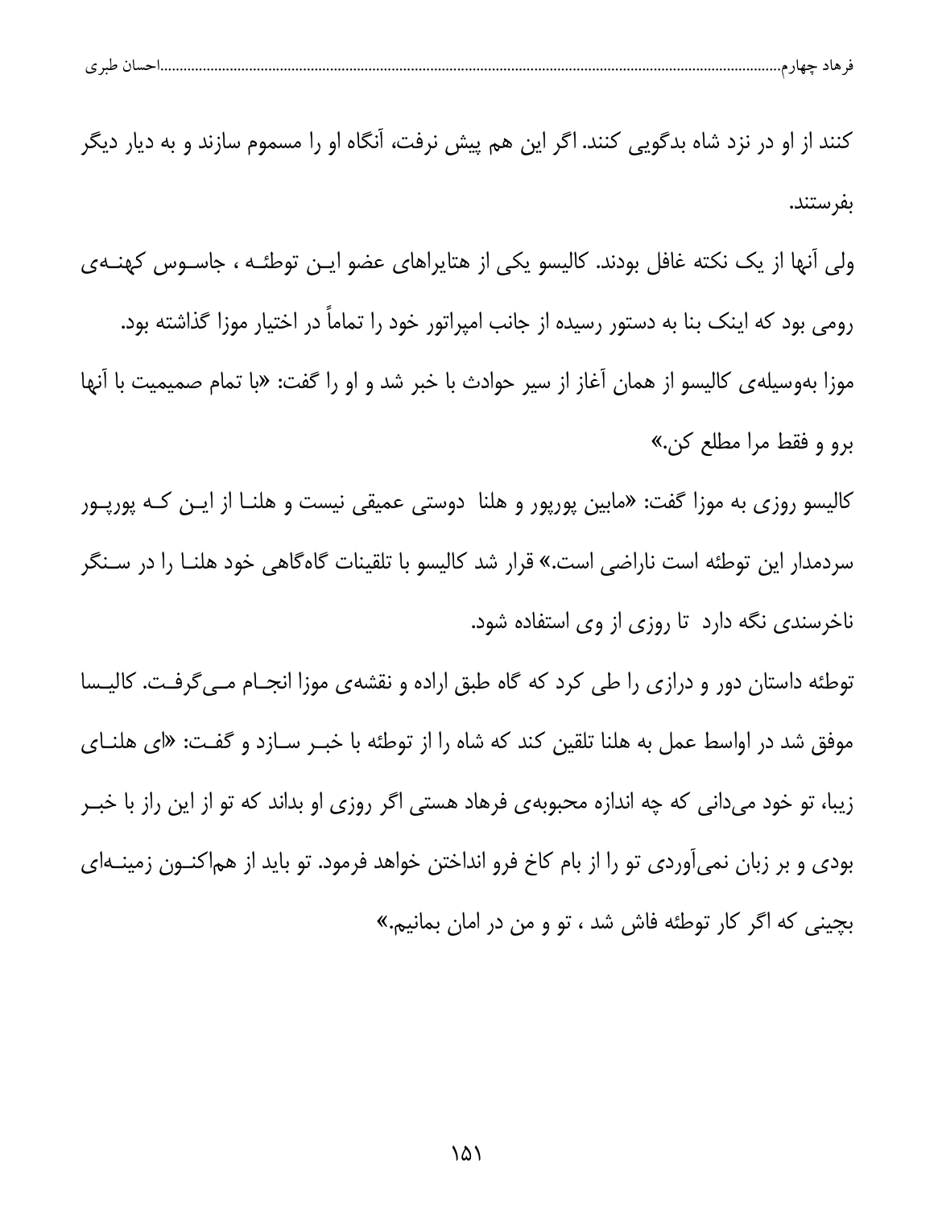کنند از او در نزد شاه بدگویی کنند. اگر این هم پیش نرفت، آنگاه او را مسموم سازند و به دیار دیگر بفرستند.

ولی آنها از یک نکته غافل بودند. کالیسو یکی از هتایراهای عضو این توطئه ، جاسوس کهنه‌ی رومی بود که اینک بنا به دستور رسیده از جانب امپراتور خود را تماماً در اختیار موزا گذاشته بود.

موزا به‌وسیله‌ی کالیسو از همان آغاز از سیر حوادث با خبر شد و او را گفت: «با تمام صمیمیت با آنها برو و فقط مرا مطلع کن.»

کالیسو روزی به موزا گفت: «مابین پورپور و هلنا دوستی عمیقی نیست و هلنا از این که پورپور سردمدار این توطئه است ناراضی است.» قرار شد کالیسو با تلقینات گاه‌گاهی خود هلنا را در سنگر ناخرسندی نگه دارد تا روزی از وی استفاده شود.

توطئه داستان دور و درازی را طی کرد که گاه طبق اراده و نقشه‌ی موزا انجام می‌گرفت. کالیسا موفق شد در اواسط عمل به هلنا تلقین کند که شاه را از توطئه با خبر سازد و گفت: «ای هلنای زیبا، تو خود می‌دانی که چه اندازه محبوبه‌ی فرهاد هستی اگر روزی او بداند که تو از این راز با خبر بودی و بر زبان نمی‌آوردی تو را از بام کاخ فرو انداختن خواهد فرمود. تو باید از هم‌اکنون زمینه‌ای بچینی که اگر کار توطئه فاش شد ، تو و من در امان بمانیم.»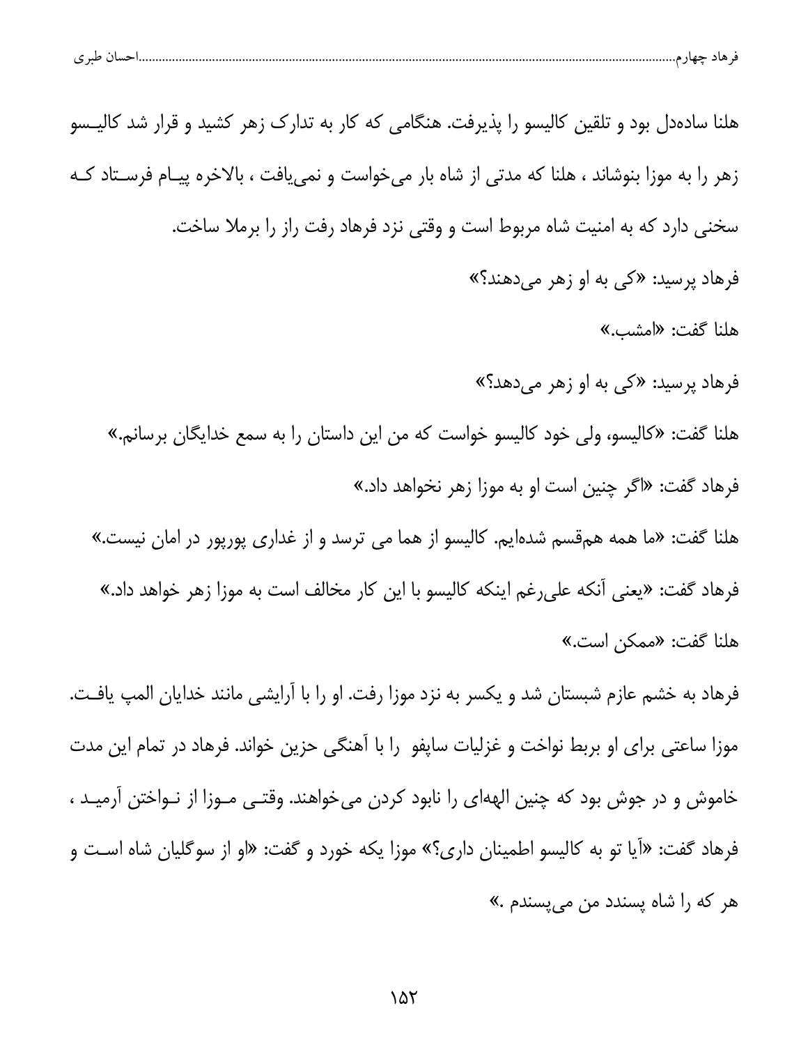هلنا ساده‌دل بود و تلقین کالیسو را پذیرفت. هنگامی که کار به تدارک زهر کشید و قرار شد کالیسو زهر را به موزا بنوشاند ، هلنا که مدتی از شاه بار می‌خواست و نمی‌یافت ، بالاخره پیام فرستاد که سخنی دارد که به امنیت شاه مربوط است و وقتی نزد فرهاد رفت راز را برملا ساخت.

فرهاد پرسید: «کی به او زهر می‌دهند؟»

هلنا گفت: «امشب.»

فرهاد پرسید: «کی به او زهر می‌دهد؟»

هلنا گفت: «کالیسو، ولی خود کالیسو خواست که من این داستان را به سمع خدایگان برسانم.»

فرهاد گفت: «اگر چنین است او به موزا زهر نخواهد داد.»

هلنا گفت: «ما همه هم‌قسم شده‌ایم. کالیسو از هما می ترسد و از غداری پورپور در امان نیست.»

فرهاد گفت: «یعنی آنکه علی‌رغم اینکه کالیسو با این کار مخالف است به موزا زهر خواهد داد.»

هلنا گفت: «ممکن است.»

فرهاد به خشم عازم شبستان شد و یکسر به نزد موزا رفت. او را با آرایشی مانند خدایان المپ یافت. موزا ساعتی برای او بربط نواخت و غزلیات سافو را با آهنگی حزین خواند. فرهاد در تمام این مدت خاموش و در جوش بود که چنین الهه‌ای را نابود کردن می‌خواهند. وقتی موزا از نواختن آرمید ، فرهاد گفت: «آیا تو به کالیسو اطمینان داری؟» موزا یکه خورد و گفت: «او از سوگلیان شاه است و هر که را شاه پسندد من می‌پسندم .»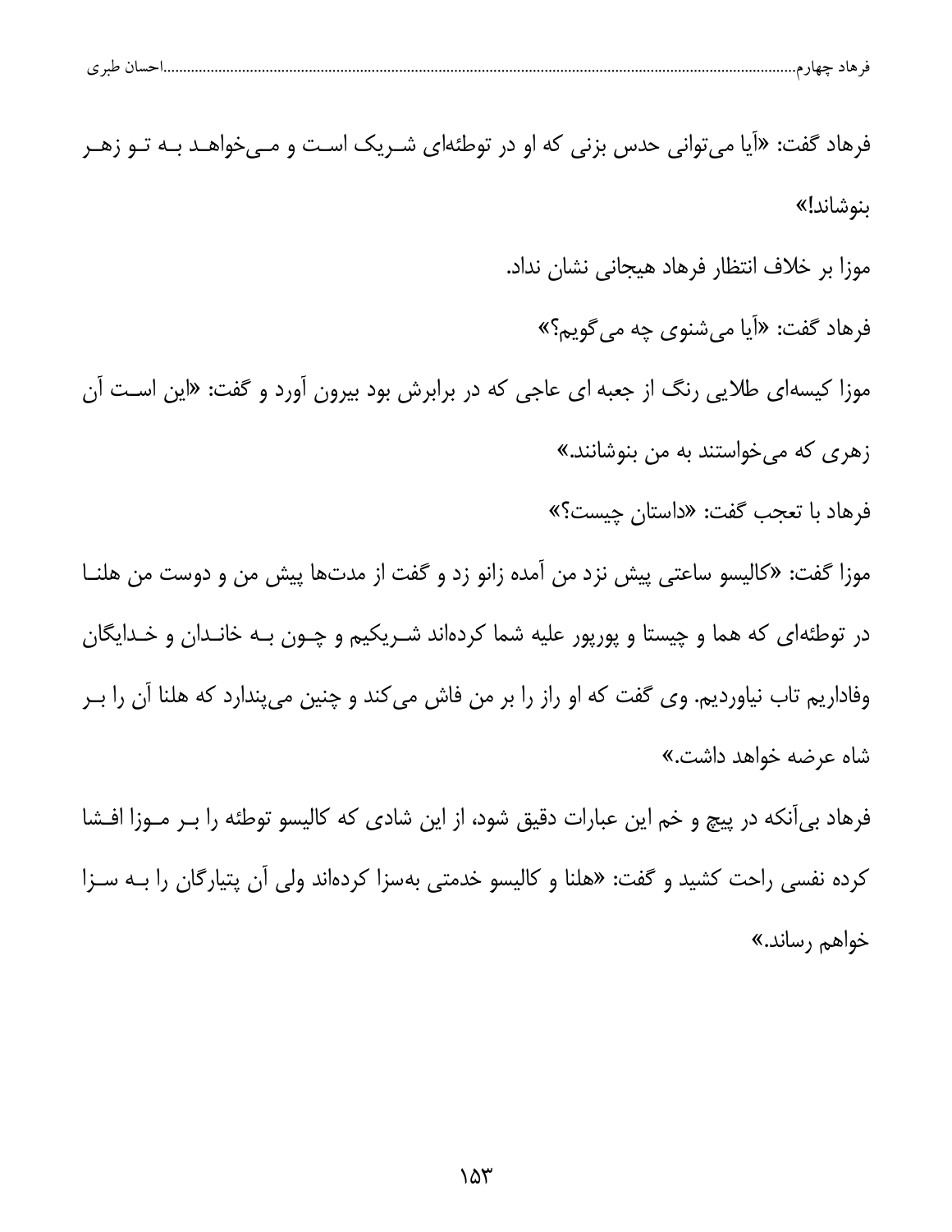فرهاد گفت: «آیا می‌توانی حدس بزنی که او در توطئه‌ای شریک است و می‌خواهد به تو زهر بنوشاند!»

موزا بر خلاف انتظار فرهاد هیجانی نشان نداد.

فرهاد گفت: «آیا می‌شنوی چه می‌گویم؟»

موزا کیسه‌ای طلایی رنگ از جعبه ای عاجی که در برابرش بود بیرون آورد و گفت: «این است آن زهری که می‌خواستند به من بنوشانند.»

فرهاد با تعجب گفت: «داستان چیست؟»

موزا گفت: «کالیسو ساعتی پیش نزد من آمده زانو زد و گفت از مدت‌ها پیش من و دوست من هلنا در توطئه‌ای که هما و چیستا و پورپور علیه شما کرده‌اند شریکیم و چون به خاندان و خدایگان وفاداریم تاب نیاوردیم. وی گفت که او راز را بر من فاش می‌کند و چنین می‌پندارد که هلنا آن را بر شاه عرضه خواهد داشت.»

فرهاد بی‌آنکه در پیچ و خم این عبارات دقیق شود، از این شادی که کالیسو توطئه را بر موزا افشا کرده نفسی راحت کشید و گفت: «هلنا و کالیسو خدمتی به‌سزا کرده‌اند ولی آن پتیارگان را به سزا خواهم رساند.»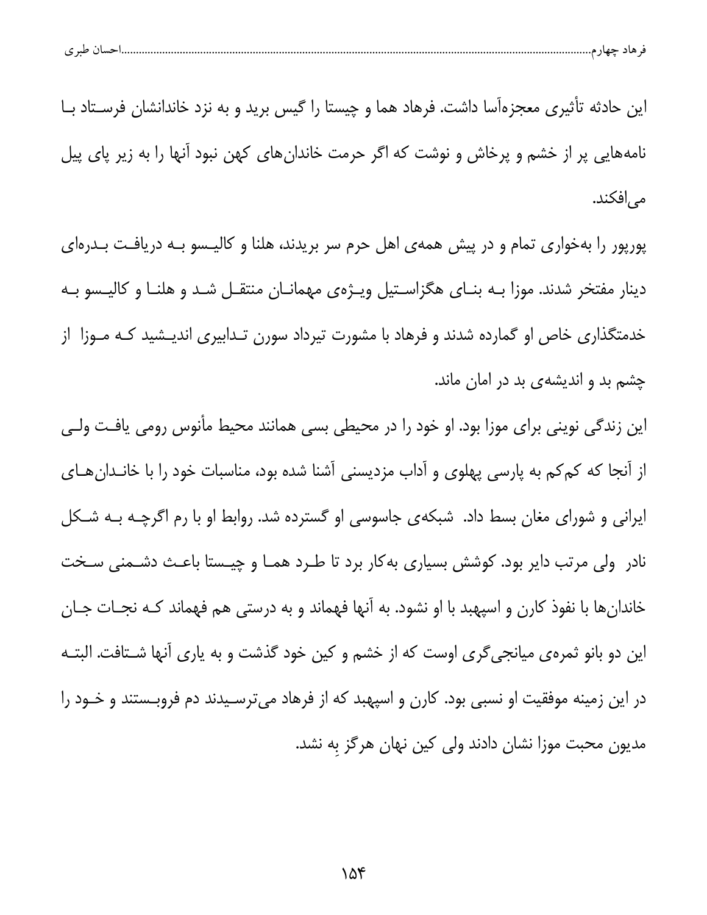این حادثه تأثیری معجزه‌آسا داشت. فرهاد هما و چیستا را گیس برید و به نزد خاندانشان فرستاد با نامه‌هایی پر از خشم و پرخاش و نوشت که اگر حرمت خاندان‌های کهن نبود آنها را به زیر پای پیل می‌افکند.

پورپور را به‌خواری تمام و در پیش همه‌ی اهل حرم سر بریدند، هلنا و کالیسو به دریافت بدره‌ای دینار مفتخر شدند. موزا به بنای هگزاستیل ویژه‌ی مهمانان منتقل شد و هلنا و کالیسو به خدمتگذاری خاص او گمارده شدند و فرهاد با مشورت تیرداد سورن تدابیری اندیشید که موزا از چشم بد و اندیشه‌ی بد در امان ماند.

این زندگی نوینی برای موزا بود. او خود را در محیطی بسی همانند محیط مأنوس رومی یافت ولی از آنجا که کم‌کم به پارسی پهلوی و آداب مزدیسنی آشنا شده بود، مناسبات خود را با خاندان‌های ایرانی و شورای مغان بسط داد. شبکه‌ی جاسوسی او گسترده شد. روابط او با رم اگرچه به شکل نادر ولی مرتب دایر بود. کوشش بسیاری به‌کار برد تا طرد هما و چیستا باعث دشمنی سخت خاندان‌ها با نفوذ کارن و اسپهبد با او نشود. به آنها فهماند و به درستی هم فهماند که نجات جان این دو بانو ثمره‌ی میانجی‌گری اوست که از خشم و کین خود گذشت و به یاری آنها شتافت. البته در این زمینه موفقیت او نسبی بود. کارن و اسپهبد که از فرهاد می‌ترسیدند دم فروبستند و خود را مدیون محبت موزا نشان دادند ولی کین نهان هرگز بِه نشد.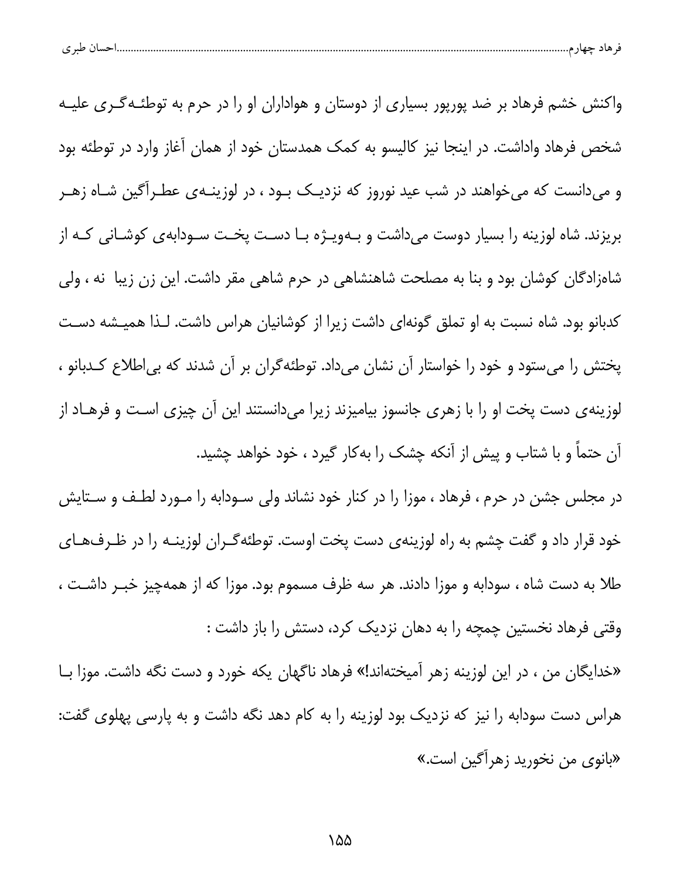واکنش خشم فرهاد بر ضد پورپور بسیاری از دوستان و هواداران او را در حرم به توطئه‌گری علیه شخص فرهاد واداشت. در اینجا نیز کالیسو به کمک همدستان خود از همان آغاز وارد در توطئه بود و می‌دانست که می‌خواهند در شب عید نوروز که نزدیک بود ، در لوزینه‌ی عطرآگین شاه زهر بریزند. شاه لوزینه را بسیار دوست می‌داشت و به‌ویژه با دست پخت سودابه‌ی کوشانی که از شاه‌زادگان کوشان بود و بنا به مصلحت شاهنشاهی در حرم شاهی مقر داشت. این زن زیبا نه ، ولی کدبانو بود. شاه نسبت به او تملق گونه‌ای داشت زیرا از کوشانیان هراس داشت. لذا همیشه دست پختش را می‌ستود و خود را خواستار آن نشان می‌داد. توطئه‌گران بر آن شدند که بی‌اطلاع کدبانو ، لوزینه‌ی دست پخت او را با زهری جانسوز بیامیزند زیرا می‌دانستند این آن چیزی است و فرهاد از آن حتماً و با شتاب و پیش از آنکه چشک را به‌کار گیرد ، خود خواهد چشید.

در مجلس جشن در حرم ، فرهاد ، موزا را در کنار خود نشاند ولی سودابه را مورد لطف و ستایش خود قرار داد و گفت چشم به راه لوزینه‌ی دست پخت اوست. توطئه‌گران لوزینه را در ظرف‌های طلا به دست شاه ، سودابه و موزا دادند. هر سه ظرف مسموم بود. موزا که از همه‌چیز خبر داشت ، وقتی فرهاد نخستین چمچه را به دهان نزدیک کرد، دستش را باز داشت :

«خدایگان من ، در این لوزینه زهر آمیخته‌اند!» فرهاد ناگهان یکه خورد و دست نگه داشت. موزا با هراس دست سودابه را نیز که نزدیک بود لوزینه را به کام دهد نگه داشت و به پارسی پهلوی گفت: «بانوی من نخورید زهرآگین است.»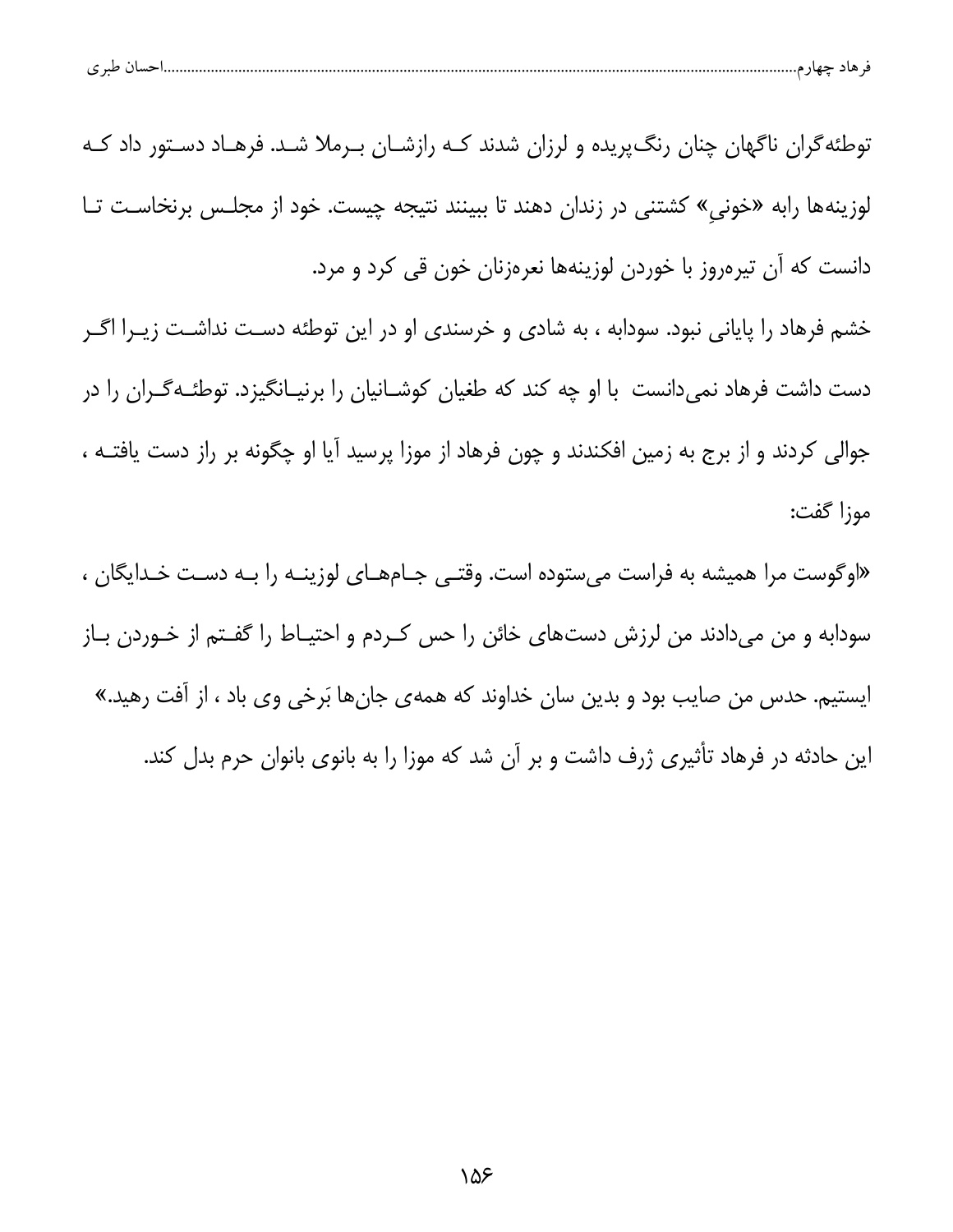توطئه‌گران ناگهان چنان رنگ‌پریده و لرزان شدند که رازشان برملا شد. فرهاد دستور داد که لوزینه‌ها رابه «خونیِ» کشتنی در زندان دهند تا ببینند نتیجه چیست. خود از مجلس برنخاست تا دانست که آن تیره‌روز با خوردن لوزینه‌ها نعره‌زنان خون قی کرد و مرد.

خشم فرهاد را پایانی نبود. سودابه ، به شادی و خرسندی او در این توطئه دست نداشت زیرا اگر دست داشت فرهاد نمی‌دانست با او چه کند که طغیان کوشانیان را برنیانگیزد. توطئه‌گران را در جوالی کردند و از برج به زمین افکندند و چون فرهاد از موزا پرسید آیا او چگونه بر راز دست یافته ، موزا گفت:

«اوگوست مرا همیشه به فراست می‌ستوده است. وقتی جام‌های لوزینه را به دست خدایگان ، سودابه و من می‌دادند من لرزش دست‌های خائن را حس کردم و احتیاط را گفتم از خوردن باز ایستیم. حدس من صایب بود و بدین سان خداوند که همه‌ی جان‌ها بَرخی وی باد ، از آفت رهید.»

این حادثه در فرهاد تأثیری ژرف داشت و بر آن شد که موزا را به بانوی بانوان حرم بدل کند.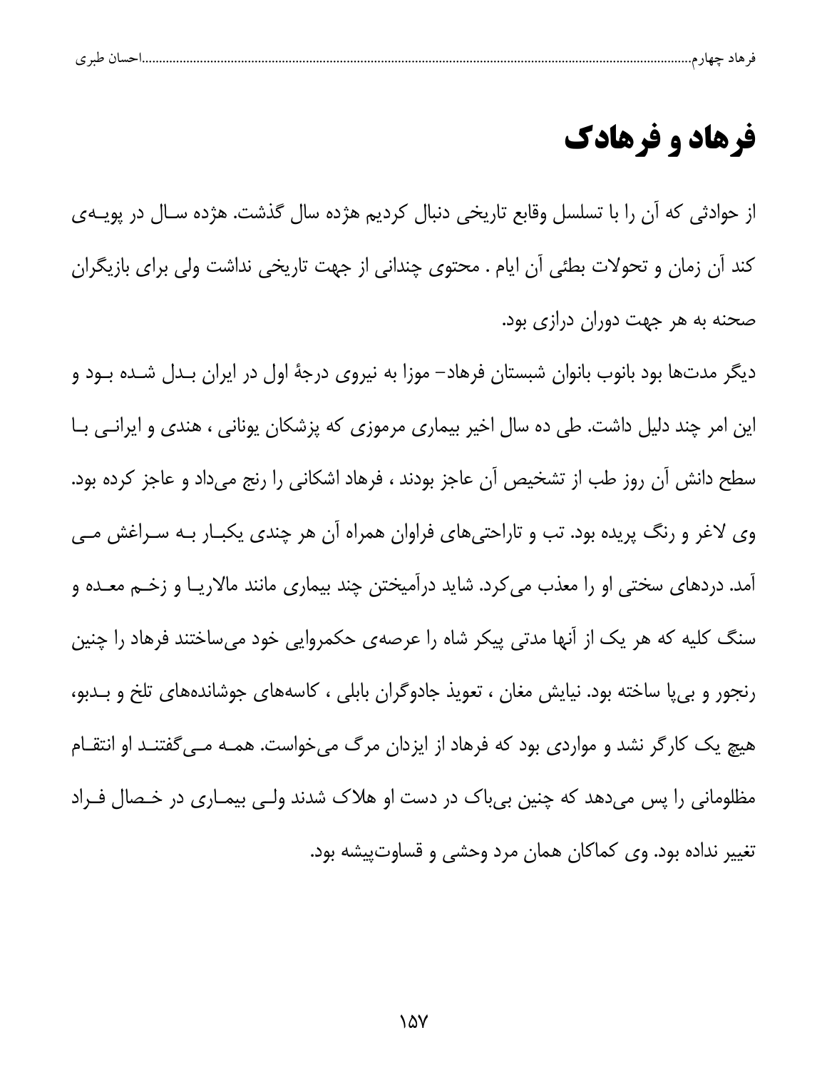# فرهاد و فرهادک

از حوادثی که آن را با تسلسل وقایع تاریخی دنبال کردیم هژده سال گذشت. هژده سال در پویه‌ی کند آن زمان و تحولات بطئی آن ایام . محتوی چندانی از جهت تاریخی نداشت ولی برای بازیگران صحنه به هر جهت دوران درازی بود.

دیگر مدت‌ها بود بانوب بانوان شبستان فرهاد- موزا به نیروی درجهٔ اول در ایران بدل شده بود و این امر چند دلیل داشت. طی ده سال اخیر بیماری مرموزی که پزشکان یونانی ، هندی و ایرانی با سطح دانش آن روز طب از تشخیص آن عاجز بودند ، فرهاد اشکانی را رنج می‌داد و عاجز کرده بود. وی لاغر و رنگ پریده بود. تب و تاراحتی‌های فراوان همراه آن هر چندی یکبار به سراغش می آمد. دردهای سختی او را معذب می‌کرد. شاید درآمیختن چند بیماری مانند مالاریا و زخم معده و سنگ کلیه که هر یک از آنها مدتی پیکر شاه را عرصه‌ی حکمروایی خود می‌ساختند فرهاد را چنین رنجور و بی‌پا ساخته بود. نیایش مغان ، تعویذ جادوگران بابلی ، کاسه‌های جوشانده‌های تلخ و بدبو، هیچ یک کارگر نشد و مواردی بود که فرهاد از ایزدان مرگ می‌خواست. همه می‌گفتند او انتقام مظلومانی را پس می‌دهد که چنین بی‌باک در دست او هلاک شدند ولی بیماری در خصال فراد تغییر نداده بود. وی کماکان همان مرد وحشی و قساوت‌پیشه بود.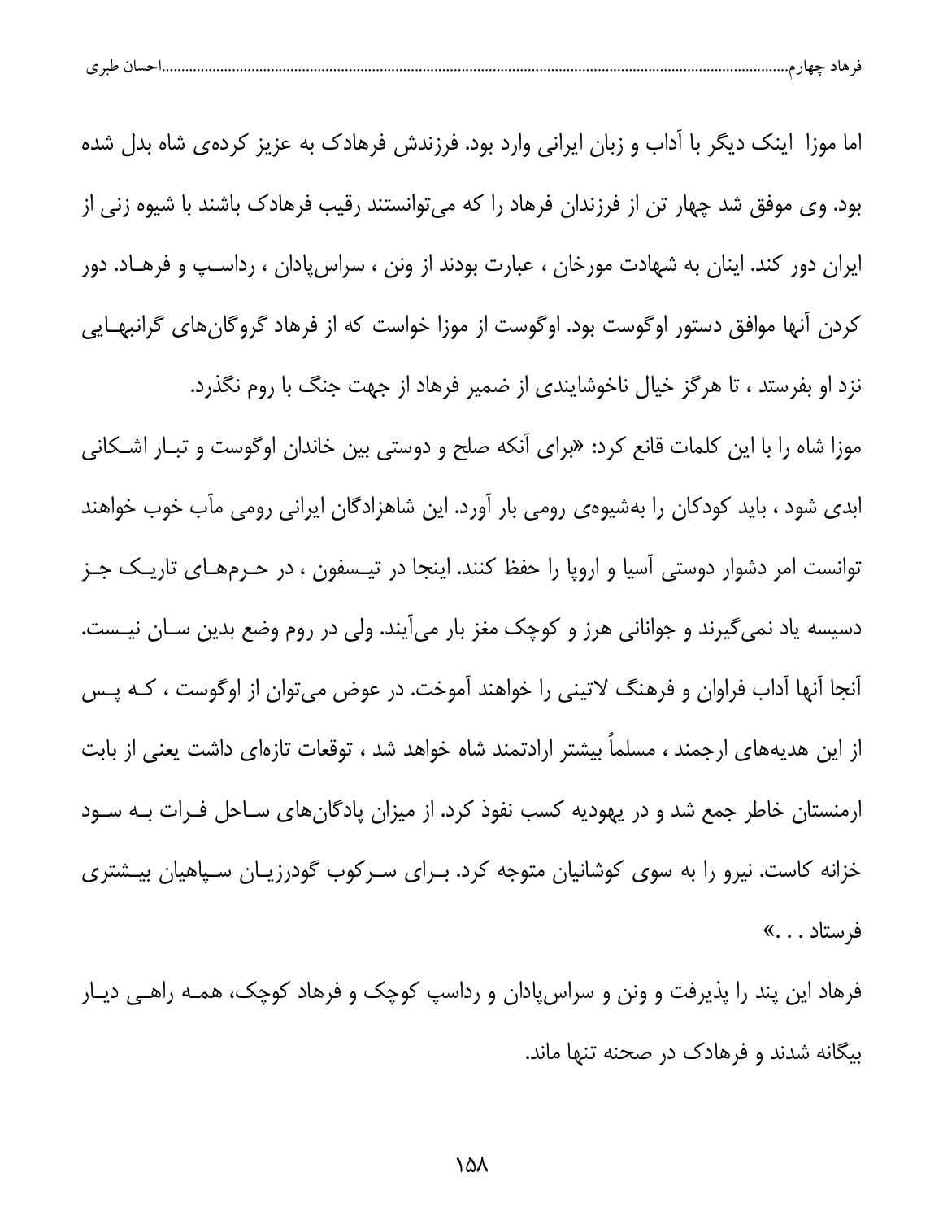اما موزا اینک دیگر با آداب و زبان ایرانی وارد بود. فرزندش فرهادک به عزیز کرده‌ی شاه بدل شده بود. وی موفق شد چهار تن از فرزندان فرهاد را که می‌توانستند رقیب فرهادک باشند با شیوه زنی از ایران دور کند. اینان به شهادت مورخان ، عبارت بودند از ونن ، سراس‌پادان ، رداسپ و فرهاد. دور کردن آنها موافق دستور اوگوست بود. اوگوست از موزا خواست که از فرهاد گروگان‌های گرانبهایی نزد او بفرستد ، تا هرگز خیال ناخوشایندی از ضمیر فرهاد از جهت جنگ با روم نگذرد.

موزا شاه را با این کلمات قانع کرد: «برای آنکه صلح و دوستی بین خاندان اوگوست و تبار اشکانی ابدی شود ، باید کودکان را به‌شیوه‌ی رومی بار آورد. این شاهزادگان ایرانی رومی مآب خوب خواهند توانست امر دشوار دوستی آسیا و اروپا را حفظ کنند. اینجا در تیسفون ، در حرم‌های تاریک جز دسیسه یاد نمی‌گیرند و جوانانی هرز و کوچک مغز بار می‌آیند. ولی در روم وضع بدین سان نیست. آنجا آنها آداب فراوان و فرهنگ لاتینی را خواهند آموخت. در عوض می‌توان از اوگوست ، که پس از این هدیه‌های ارجمند ، مسلماً بیشتر ارادتمند شاه خواهد شد ، توقعات تازه‌ای داشت یعنی از بابت ارمنستان خاطر جمع شد و در یهودیه کسب نفوذ کرد. از میزان پادگان‌های ساحل فرات به سود خزانه کاست. نیرو را به سوی کوشانیان متوجه کرد. برای سرکوب گودرزیان سپاهیان بیشتری فرستاد . . .»

فرهاد این پند را پذیرفت و ونن و سراس‌پادان و رداسپ کوچک و فرهاد کوچک، همه راهی دیار بیگانه شدند و فرهادک در صحنه تنها ماند.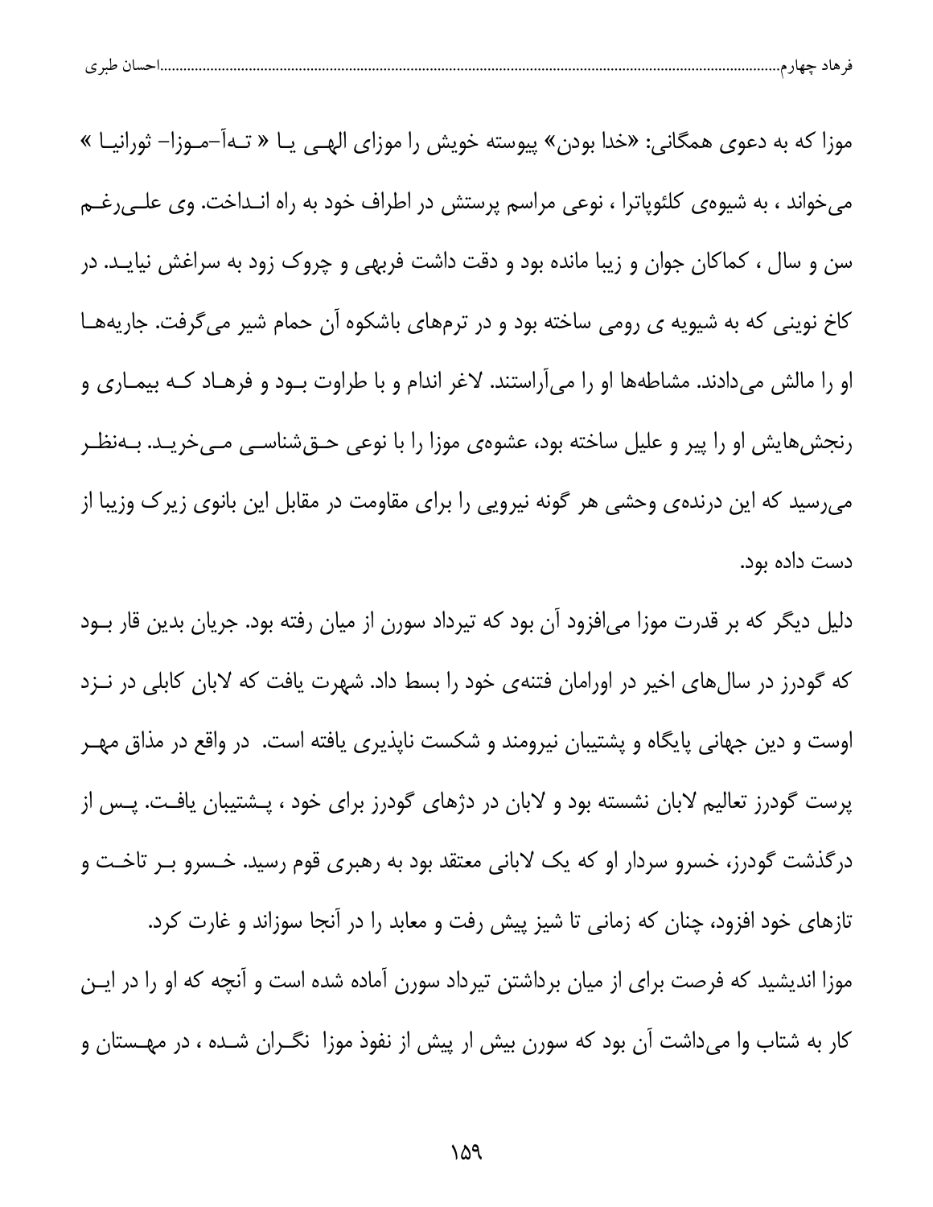موزا که به دعوی همگانی: «خدا بودن» پیوسته خویش را موزای الهی یا « تهآ–موزا– ثورانیا » می‌خواند ، به شیوه‌ی کلئوپاترا ، نوعی مراسم پرستش در اطراف خود به راه انداخت. وی علی‌رغم سن و سال ، کماکان جوان و زیبا مانده بود و دقت داشت فربهی و چروک زود به سراغش نیاید. در کاخ نوینی که به شیویه ی رومی ساخته بود و در ترم‌های باشکوه آن حمام شیر می‌گرفت. جاریه‌ها او را مالش می‌دادند. مشاطه‌ها او را می‌آراستند. لاغر اندام و با طراوت بود و فرهاد که بیماری و رنجش‌هایش او را پیر و علیل ساخته بود، عشوه‌ی موزا را با نوعی حق‌شناسی می‌خرید. به‌نظر می‌رسید که این درنده‌ی وحشی هر گونه نیرویی را برای مقاومت در مقابل این بانوی زیرک وزیبا از دست داده بود.

دلیل دیگر که بر قدرت موزا می‌افزود آن بود که تیرداد سورن از میان رفته بود. جریان بدین قار بود که گودرز در سال‌های اخیر در اورامان فتنه‌ی خود را بسط داد. شهرت یافت که لابان کابلی در نزد اوست و دین جهانی پایگاه و پشتیبان نیرومند و شکست ناپذیری یافته است. در واقع در مذاق مهر پرست گودرز تعالیم لابان نشسته بود و لابان در دژهای گودرز برای خود ، پشتیبان یافت. پس از درگذشت گودرز، خسرو سردار او که یک لابانی معتقد بود به رهبری قوم رسید. خسرو بر تاخت و تازهای خود افزود، چنان که زمانی تا شیز پیش رفت و معابد را در آنجا سوزاند و غارت کرد.

موزا اندیشید که فرصت برای از میان برداشتن تیرداد سورن آماده شده است و آنچه که او را در این کار به شتاب وا می‌داشت آن بود که سورن بیش ار پیش از نفوذ موزا نگران شده ، در مهستان و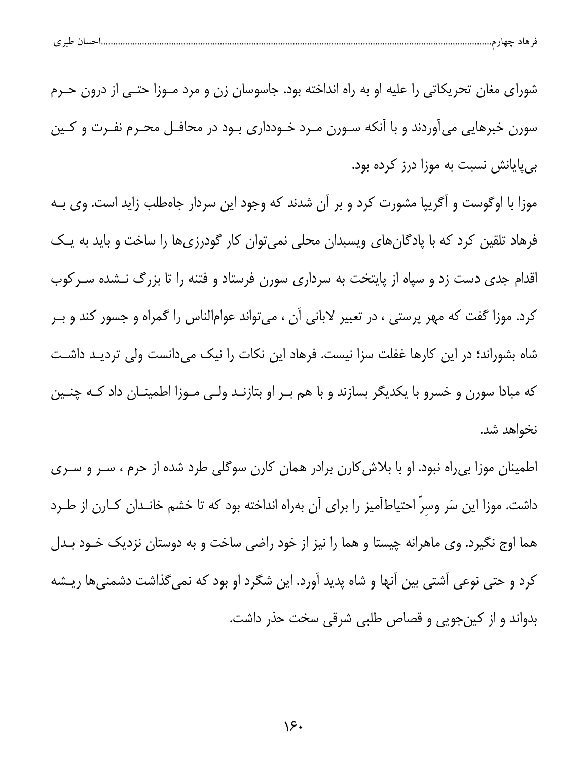شورای مغان تحریکاتی را علیه او به راه انداخته بود. جاسوسان زن و مرد موزا حتی از درون حرم سورن خبرهایی می‌آوردند و با آنکه سورن مرد خودداری بود در محافل محرم نفرت و کین بی‌پایانش نسبت به موزا درز کرده بود.

موزا با اوگوست و آگریپا مشورت کرد و بر آن شدند که وجود این سردار جاه‌طلب زاید است. وی به فرهاد تلقین کرد که با پادگان‌های ویسبدان محلی نمی‌توان کار گودرزی‌ها را ساخت و باید به یک اقدام جدی دست زد و سپاه از پایتخت به سرداری سورن فرستاد و فتنه را تا بزرگ نشده سرکوب کرد. موزا گفت که مهر پرستی ، در تعبیر لابانی آن ، می‌تواند عوام‌الناس را گمراه و جسور کند و بر شاه بشوراند؛ در این کارها غفلت سزا نیست. فرهاد این نکات را نیک می‌دانست ولی تردید داشت که مبادا سورن و خسرو با یکدیگر بسازند و با هم بر او بتازند ولی موزا اطمینان داد که چنین نخواهد شد.

اطمینان موزا بی‌راه نبود. او با بلاش‌کارن برادر همان کارن سوگلی طرد شده از حرم ، سر و سری داشت. موزا این سَر وسِرّ احتیاط‌آمیز را برای آن به‌راه انداخته بود که تا خشم خاندان کارن از طرد هما اوج نگیرد. وی ماهرانه چیستا و هما را نیز از خود راضی ساخت و به دوستان نزدیک خود بدل کرد و حتی نوعی آشتی بین آنها و شاه پدید آورد. این شگرد او بود که نمی‌گذاشت دشمنی‌ها ریشه بدواند و از کین‌جویی و قصاص طلبی شرقی سخت حذر داشت.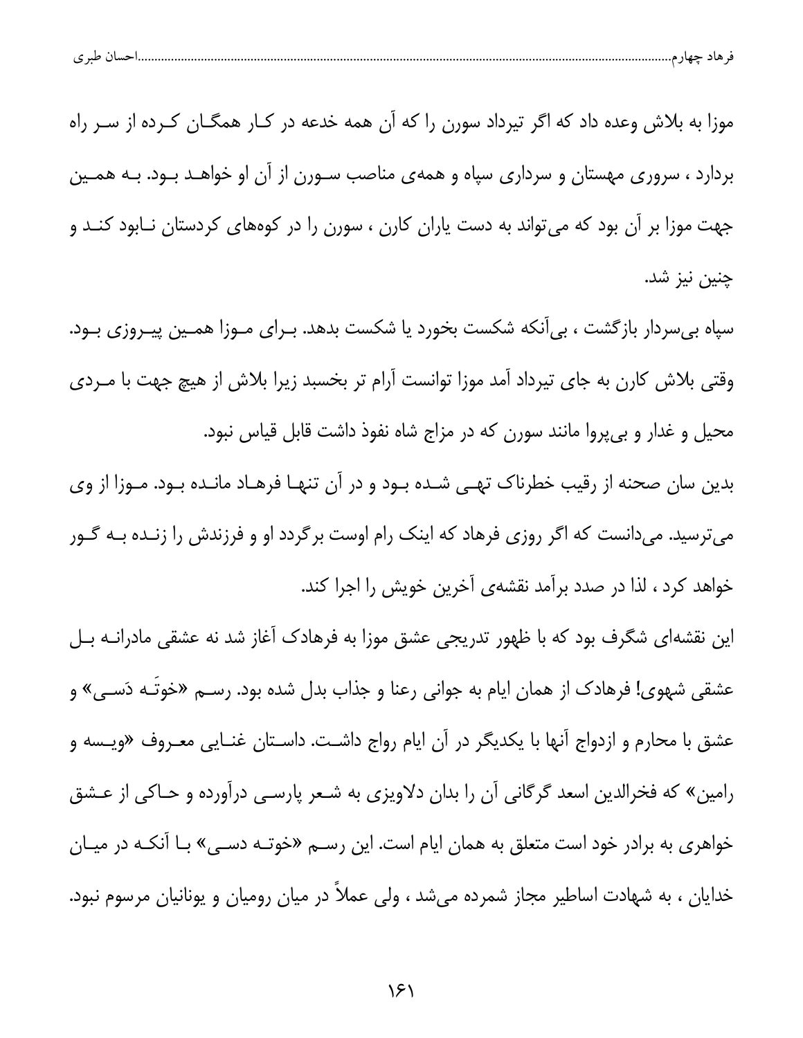موزا به بلاش وعده داد که اگر تیرداد سورن را که آن همه خدعه در کار همگان کرده از سر راه بردارد ، سروری مهستان و سرداری سپاه و همه‌ی مناصب سورن از آن او خواهد بود. به همین جهت موزا بر آن بود که می‌تواند به دست یاران کارن ، سورن را در کوه‌های کردستان نابود کند و چنین نیز شد.

سپاه بی‌سردار بازگشت ، بی‌آنکه شکست بخورد یا شکست بدهد. برای موزا همین پیروزی بود. وقتی بلاش کارن به جای تیرداد آمد موزا توانست آرام تر بخسبد زیرا بلاش از هیچ جهت با مردی محیل و غدار و بی‌پروا مانند سورن که در مزاج شاه نفوذ داشت قابل قیاس نبود.

بدین سان صحنه از رقیب خطرناک تهی شده بود و در آن تنها فرهاد مانده بود. موزا از وی می‌ترسید. می‌دانست که اگر روزی فرهاد که اینک رام اوست برگردد او و فرزندش را زنده به گور خواهد کرد ، لذا در صدد برآمد نقشه‌ی آخرین خویش را اجرا کند.

این نقشه‌ای شگرف بود که با ظهور تدریجی عشق موزا به فرهادک آغاز شد نه عشقی مادرانه بل عشقی شهوی! فرهادک از همان ایام به جوانی رعنا و جذاب بدل شده بود. رسم «خوتَه دَسی» و عشق با محارم و ازدواج آنها با یکدیگر در آن ایام رواج داشت. داستان غنایی معروف «ویسه و رامین» که فخرالدین اسعد گرگانی آن را بدان دلاویزی به شعر پارسی درآورده و حاکی از عشق خواهری به برادر خود است متعلق به همان ایام است. این رسم «خوته دسی» با آنکه در میان خدایان ، به شهادت اساطیر مجاز شمرده می‌شد ، ولی عملاً در میان رومیان و یونانیان مرسوم نبود.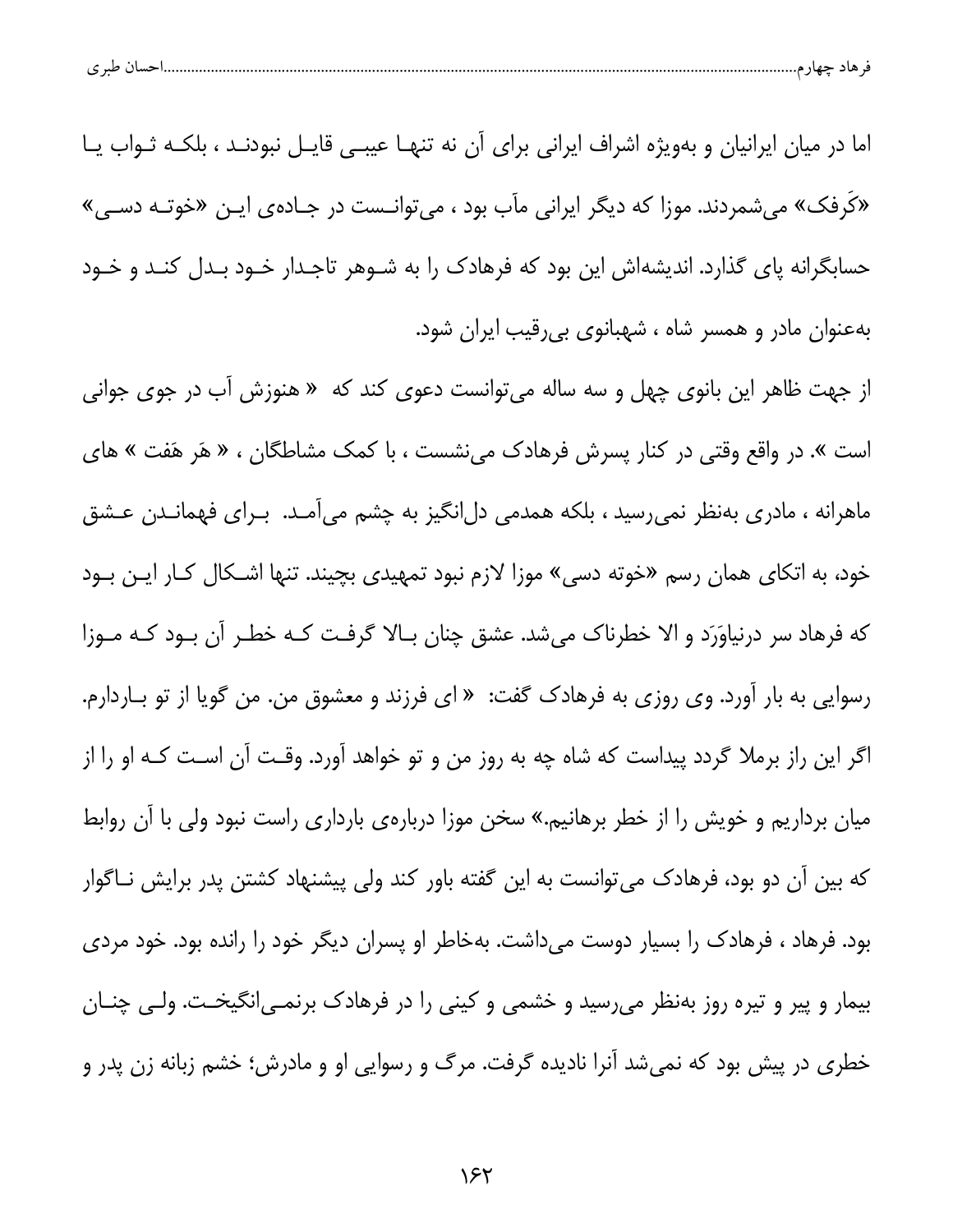اما در میان ایرانیان و به‌ویژه اشراف ایرانی برای آن نه تنها عیبی قایل نبودند ، بلکه ثواب یا «کَرفک» می‌شمردند. موزا که دیگر ایرانی مآب بود ، می‌توانست در جاده‌ی این «خوته دسی» حسابگرانه پای گذارد. اندیشه‌اش این بود که فرهادک را به شوهر تاجدار خود بدل کند و خود به‌عنوان مادر و همسر شاه ، شهبانوی بی‌رقیب ایران شود.

از جهت ظاهر این بانوی چهل و سه ساله می‌توانست دعوی کند که « هنوزش آب در جوی جوانی است ». در واقع وقتی در کنار پسرش فرهادک می‌نشست ، با کمک مشاطگان ، « هَر هَفت » های ماهرانه ، مادری به‌نظر نمی‌رسید ، بلکه همدمی دل‌انگیز به چشم می‌آمد. برای فهماندن عشق خود، به اتکای همان رسم «خوته دسی» موزا لازم نبود تمهیدی بچیند. تنها اشکال کار این بود که فرهاد سر درنیاوَرَد و الا خطرناک می‌شد. عشق چنان بالا گرفت که خطر آن بود که موزا رسوایی به بار آورد. وی روزی به فرهادک گفت: « ای فرزند و معشوق من. من گویا از تو باردارم. اگر این راز برملا گردد پیداست که شاه چه به روز من و تو خواهد آورد. وقت آن است که او را از میان برداریم و خویش را از خطر برهانیم.» سخن موزا درباره‌ی بارداری راست نبود ولی با آن روابط که بین آن دو بود، فرهادک می‌توانست به این گفته باور کند ولی پیشنهاد کشتن پدر برایش ناگوار بود. فرهاد ، فرهادک را بسیار دوست می‌داشت. به‌خاطر او پسران دیگر خود را رانده بود. خود مردی بیمار و پیر و تیره روز به‌نظر می‌رسید و خشمی و کینی را در فرهادک برنمی‌انگیخت. ولی چنان خطری در پیش بود که نمی‌شد آنرا نادیده گرفت. مرگ و رسوایی او و مادرش؛ خشم زبانه زن پدر و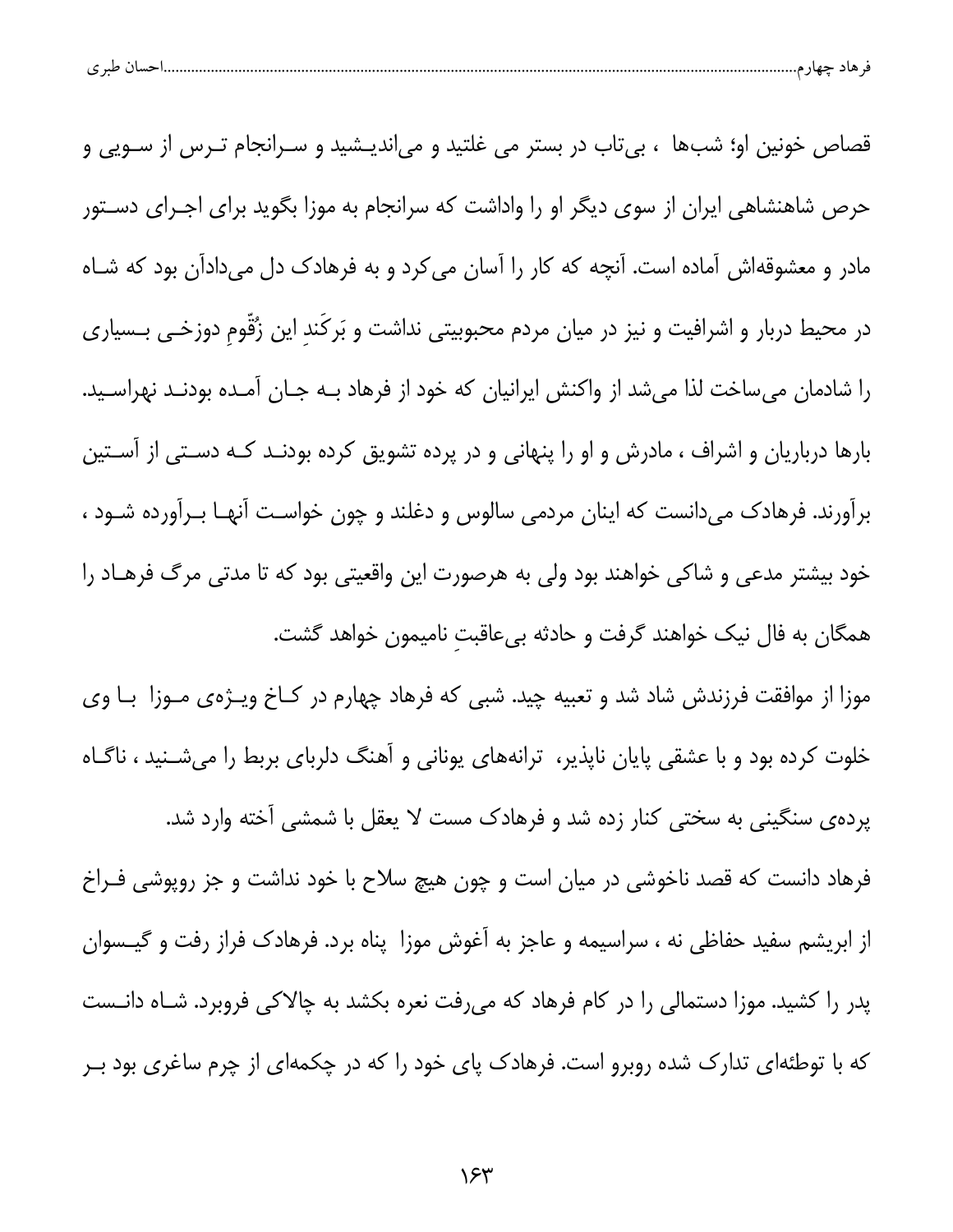قصاص خونین او؛ شب‌ها ، بی‌تاب در بستر می غلتید و می‌اندیشید و سرانجام ترس از سویی و حرص شاهنشاهی ایران از سوی دیگر او را واداشت که سرانجام به موزا بگوید برای اجرای دستور مادر و معشوقه‌اش آماده است. آنچه که کار را آسان می‌کرد و به فرهادک دل می‌دادآن بود که شاه در محیط دربار و اشرافیت و نیز در میان مردم محبوبیتی نداشت و بَرکَندِ این زُقّومِ دوزخی بسیاری را شادمان می‌ساخت لذا می‌شد از واکنش ایرانیان که خود از فرهاد به جان آمده بودند نهراسید. بارها درباریان و اشراف ، مادرش و او را پنهانی و در پرده تشویق کرده بودند که دستی از آستین برآورند. فرهادک می‌دانست که اینان مردمی سالوس و دغلند و چون خواست آنها برآورده شود ، خود بیشتر مدعی و شاکی خواهند بود ولی به هرصورت این واقعیتی بود که تا مدتی مرگ فرهاد را همگان به فال نیک خواهند گرفت و حادثه بی‌عاقبتِ نامیمون خواهد گشت.

موزا از موافقت فرزندش شاد شد و تعبیه چید. شبی که فرهاد چهارم در کاخ ویژه‌ی موزا با وی خلوت کرده بود و با عشقی پایان ناپذیر، ترانه‌های یونانی و آهنگ دلربای بربط را می‌شنید ، ناگاه پرده‌ی سنگینی به سختی کنار زده شد و فرهادک مست لا یعقل با شمشی آخته وارد شد.

فرهاد دانست که قصد ناخوشی در میان است و چون هیچ سلاح با خود نداشت و جز روپوشی فراخ از ابریشم سفید حفاظی نه ، سراسیمه و عاجز به آغوش موزا پناه برد. فرهادک فراز رفت و گیسوان پدر را کشید. موزا دستمالی را در کام فرهاد که می‌رفت نعره بکشد به چالاکی فروبرد. شاه دانست که با توطئه‌ای تدارک شده روبرو است. فرهادک پای خود را که در چکمه‌ای از چرم ساغری بود بر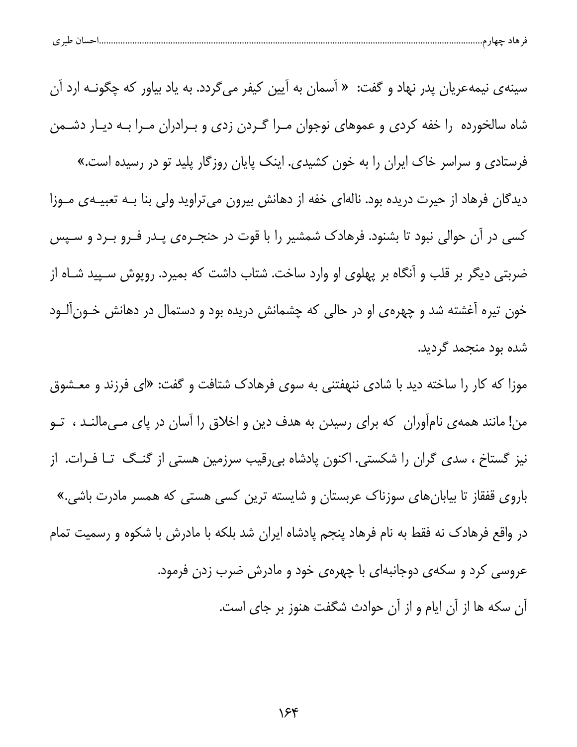سینه‌ی نیمه‌عریان پدر نهاد و گفت: « آسمان به آیین کیفر می‌گردد. به یاد بیاور که چگونه ارد آن شاه سالخورده را خفه کردی و عموهای نوجوان مرا گردن زدی و برادران مرا به دیار دشمن فرستادی و سراسر خاک ایران را به خون کشیدی. اینک پایان روزگار پلید تو در رسیده است.»

دیدگان فرهاد از حیرت دریده بود. ناله‌ای خفه از دهانش بیرون می‌تراوید ولی بنا به تعبیه‌ی موزا کسی در آن حوالی نبود تا بشنود. فرهادک شمشیر را با قوت در حنجره‌ی پدر فرو برد و سپس ضربتی دیگر بر قلب و آنگاه بر پهلوی او وارد ساخت. شتاب داشت که بمیرد. روپوش سپید شاه از خون تیره آغشته شد و چهره‌ی او در حالی که چشمانش دریده بود و دستمال در دهانش خون‌آلود شده بود منجمد گردید.

موزا که کار را ساخته دید با شادی ننهفتنی به سوی فرهادک شتافت و گفت: «ای فرزند و معشوق من! مانند همه‌ی نام‌آوران که برای رسیدن به هدف دین و اخلاق را آسان در پای می‌مالند ، تو نیز گستاخ ، سدی گران را شکستی. اکنون پادشاه بی‌رقیب سرزمین هستی از گنگ تا فرات. از باروی قفقاز تا بیابان‌های سوزناک عربستان و شایسته ترین کسی هستی که همسر مادرت باشی.»

در واقع فرهادک نه فقط به نام فرهاد پنجم پادشاه ایران شد بلکه با مادرش با شکوه و رسمیت تمام عروسی کرد و سکه‌ی دوجانبه‌ای با چهره‌ی خود و مادرش ضرب زدن فرمود.

آن سکه ها از آن ایام و از آن حوادث شگفت هنوز بر جای است.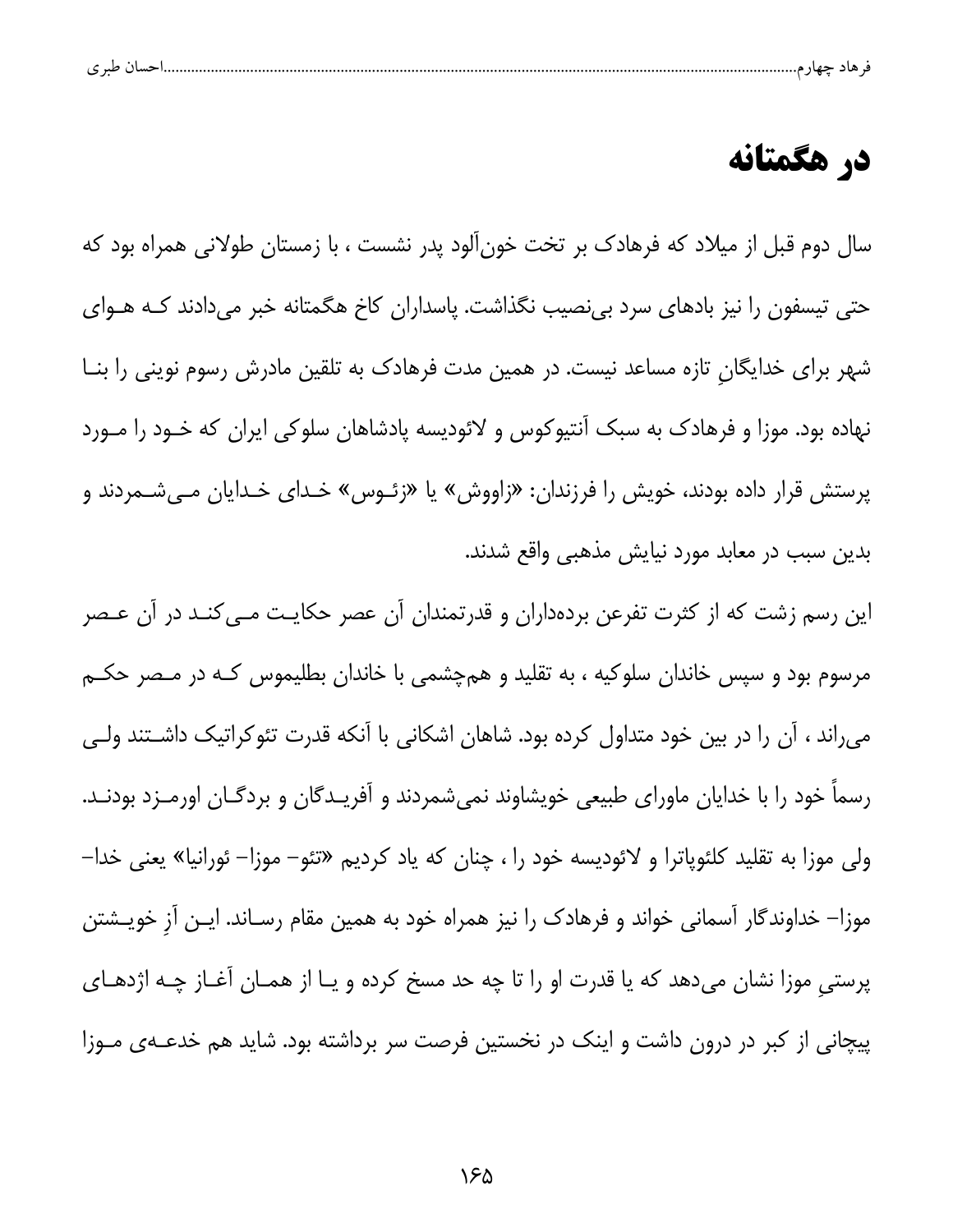# در هگمتانه

سال دوم قبل از میلاد که فرهادک بر تخت خون‌آلود پدر نشست ، با زمستان طولانی همراه بود که حتی تیسفون را نیز بادهای سرد بی‌نصیب نگذاشت. پاسداران کاخ هگمتانه خبر می‌دادند کـه هـوای شهر برای خدایگانِ تازه مساعد نیست. در همین مدت فرهادک به تلقین مادرش رسوم نوینی را بنـا نهاده بود. موزا و فرهادک به سبک آنتیوکوس و لائودیسه پادشاهان سلوکی ایران که خـود را مـورد پرستش قرار داده بودند، خویش را فرزندان: «زاووش» یا «زئـوس» خـدای خـدایان مـی‌شـمردند و بدین سبب در معابد مورد نیایش مذهبی واقع شدند.

این رسم زشت که از کثرت تفرعن برده‌داران و قدرتمندان آن عصر حکایـت مـی‌کنـد در آن عـصر مرسوم بود و سپس خاندان سلوکیه ، به تقلید و هم‌چشمی با خاندان بطلیموس کـه در مـصر حکـم می‌راند ، آن را در بین خود متداول کرده بود. شاهان اشکانی با آنکه قدرت تئوکراتیک داشـتند ولـی رسماً خود را با خدایان ماورای طبیعی خویشاوند نمی‌شمردند و آفریـدگان و بردگـان اورمـزد بودنـد. ولی موزا به تقلید کلئوپاترا و لائودیسه خود را ، چنان که یاد کردیم «تئو- موزا- ئورانیا» یعنی خدا- موزا- خداوندگار آسمانی خواند و فرهادک را نیز همراه خود به همین مقام رسـاند. ایـن آزِ خویـشتن پرستیِ موزا نشان می‌دهد که یا قدرت او را تا چه حد مسخ کرده و یـا از همـان آغـاز چـه اژدهـای پیچانی از کبر در درون داشت و اینک در نخستین فرصت سر برداشته بود. شاید هم خدعـه‌ی مـوزا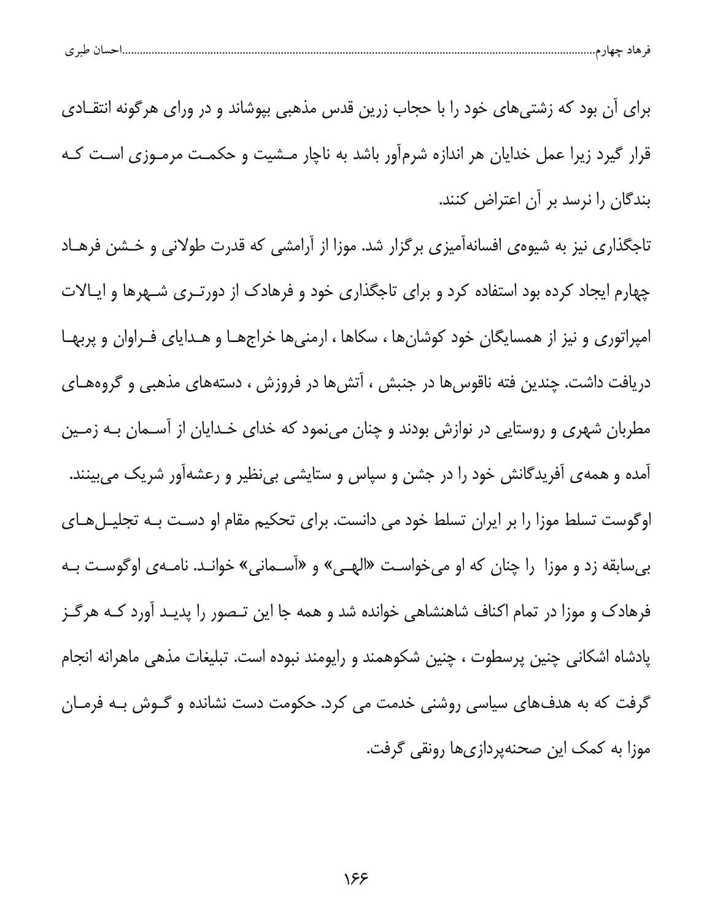برای آن بود که زشتی‌های خود را با حجاب زرین قدس مذهبی بپوشاند و در ورای هرگونه انتقادی قرار گیرد زیرا عمل خدایان هر اندازه شرم‌آور باشد به ناچار مشیت و حکمت مرموزی است که بندگان را نرسد بر آن اعتراض کنند.

تاجگذاری نیز به شیوه‌ی افسانه‌آمیزی برگزار شد. موزا از آرامشی که قدرت طولانی و خشن فرهاد چهارم ایجاد کرده بود استفاده کرد و برای تاجگذاری خود و فرهادک از دورتری شهرها و ایالات امپراتوری و نیز از همسایگان خود کوشان‌ها ، سکاها ، ارمنی‌ها خراج‌ها و هدایای فراوان و پربها دریافت داشت. چندین فته ناقوس‌ها در جنبش ، آتش‌ها در فروزش ، دسته‌های مذهبی و گروه‌های مطربان شهری و روستایی در نوازش بودند و چنان می‌نمود که خدای خدایان از آسمان به زمین آمده و همه‌ی آفریدگانش خود را در جشن و سپاس و ستایشی بی‌نظیر و رعشه‌آور شریک می‌بینند. اوگوست تسلط موزا را بر ایران تسلط خود می دانست. برای تحکیم مقام او دست به تجلیل‌های بی‌سابقه زد و موزا را چنان که او می‌خواست «الهی» و «آسمانی» خواند. نامه‌ی اوگوست به فرهادک و موزا در تمام اکناف شاهنشاهی خوانده شد و همه جا این تصور را پدید آورد که هرگز پادشاه اشکانی چنین پرسطوت ، چنین شکوهمند و رایومند نبوده است. تبلیغات مذهی ماهرانه انجام گرفت که به هدف‌های سیاسی روشنی خدمت می کرد. حکومت دست نشانده و گوش به فرمان موزا به کمک این صحنه‌پردازی‌ها رونقی گرفت.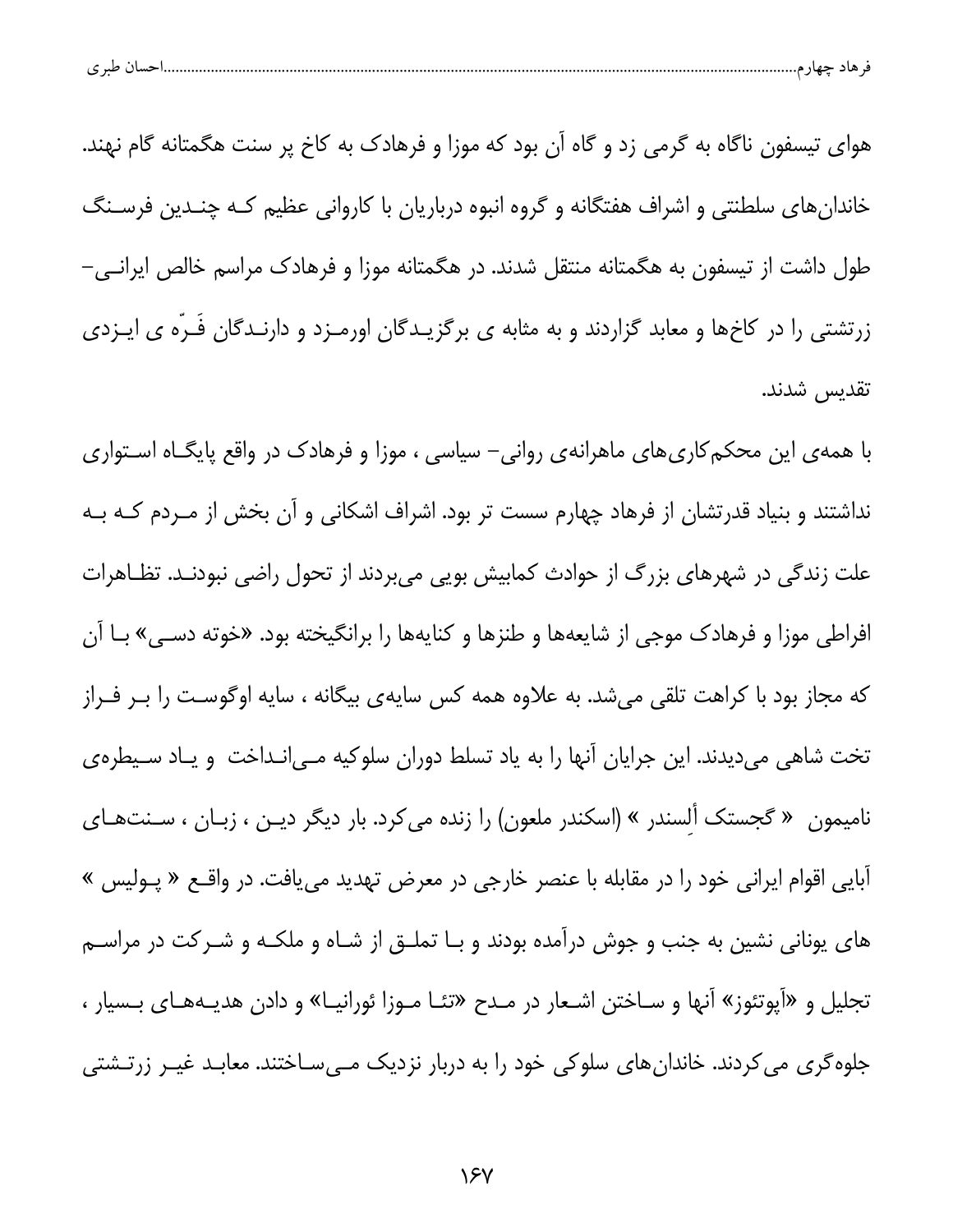هوای تیسفون ناگاه به گرمی زد و گاه آن بود که موزا و فرهادک به کاخ پر سنت هگمتانه گام نهند. خاندان‌های سلطنتی و اشراف هفتگانه و گروه انبوه درباریان با کاروانی عظیم کـه چنـدین فرسـنگ طول داشت از تیسفون به هگمتانه منتقل شدند. در هگمتانه موزا و فرهادک مراسم خالص ایرانـی- زرتشتی را در کاخ‌ها و معابد گزاردند و به مثابه ی برگزیـدگان اورمـزد و دارنـدگان فَـرّه ی ایـزدی تقدیس شدند.

با همه‌ی این محکم‌کاری‌های ماهرانه‌ی روانی- سیاسی ، موزا و فرهادک در واقع پایگـاه اسـتواری نداشتند و بنیاد قدرتشان از فرهاد چهارم سست تر بود. اشراف اشکانی و آن بخش از مـردم کـه بـه علت زندگی در شهرهای بزرگ از حوادث کمابیش بویی می‌بردند از تحول راضی نبودنـد. تظـاهرات افراطی موزا و فرهادک موجی از شایعه‌ها و طنزها و کنایه‌ها را برانگیخته بود. «خوته دسـی» بـا آن که مجاز بود با کراهت تلقی می‌شد. به علاوه همه کس سایه‌ی بیگانه ، سایه اوگوسـت را بـر فـراز تخت شاهی می‌دیدند. این جرایان آنها را به یاد تسلط دوران سلوکیه مـی‌انـداخت و یـاد سـیطره‌ی نامیمون « گجستک اِلسندر » (اسکندر ملعون) را زنده می‌کرد. بار دیگر دیـن ، زبـان ، سـنت‌هـای آبایی اقوام ایرانی خود را در مقابله با عنصر خارجی در معرض تهدید می‌یافت. در واقـع « پـولیس » های یونانی نشین به جنب و جوش درآمده بودند و بـا تملـق از شـاه و ملکـه و شـرکت در مراسـم تجلیل و «آپوتئوز» آنها و سـاختن اشـعار در مـدح «تئـا مـوزا ئورانیـا» و دادن هدیـه‌هـای بـسیار ، جلوه‌گری می‌کردند. خاندان‌های سلوکی خود را به دربار نزدیک مـی‌سـاختند. معابـد غیـر زرتـشتی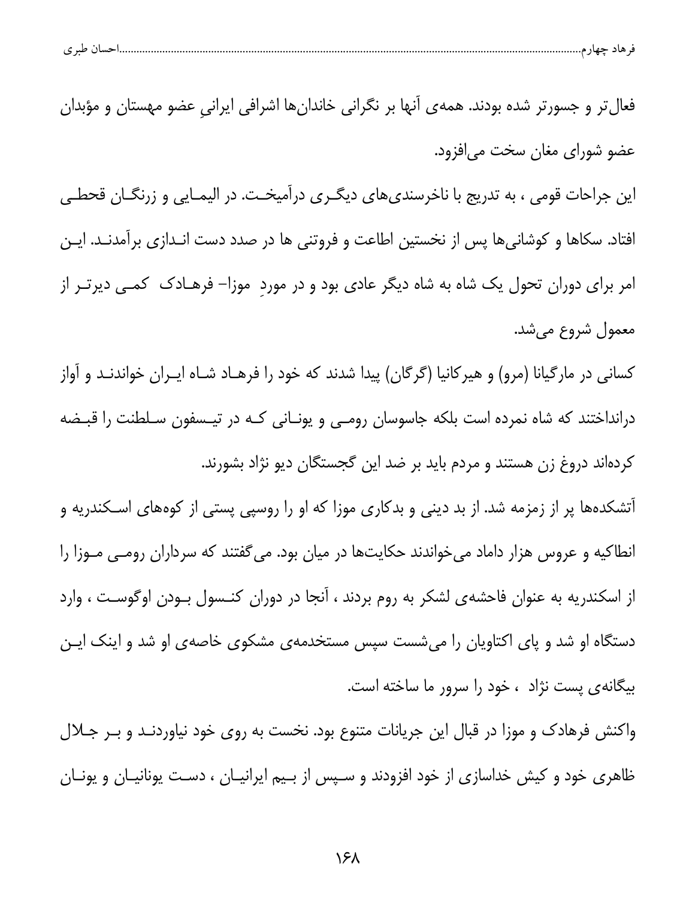فعال‌تر و جسورتر شده بودند. همه‌ی آنها بر نگرانی خاندان‌ها اشرافی ایرانیِ عضو مهستان و مؤبدان عضو شورای مغان سخت می‌افزود.

این جراحات قومی ، به تدریج با ناخرسندی‌های دیگری درآمیخت. در الیمایی و زرنگان قحطی افتاد. سکاها و کوشانی‌ها پس از نخستین اطاعت و فروتنی ها در صدد دست اندازی برآمدند. این امر برای دوران تحول یک شاه به شاه دیگر عادی بود و در موردِ موزا- فرهادک کمی دیرتر از معمول شروع می‌شد.

کسانی در مارگیانا (مرو) و هیرکانیا (گرگان) پیدا شدند که خود را فرهاد شاه ایران خواندند و آواز درانداختند که شاه نمرده است بلکه جاسوسان رومی و یونانی که در تیسفون سلطنت را قبضه کرده‌اند دروغ زن هستند و مردم باید بر ضد این گجستگان دیو نژاد بشورند.

آتشکده‌ها پر از زمزمه شد. از بد دینی و بدکاری موزا که او را روسپی پستی از کوه‌های اسکندریه و انطاکیه و عروس هزار داماد می‌خواندند حکایت‌ها در میان بود. می‌گفتند که سرداران رومی موزا را از اسکندریه به عنوان فاحشه‌ی لشکر به روم بردند ، آنجا در دوران کنسول بودن اوگوست ، وارد دستگاه او شد و پای اکتاویان را می‌شست سپس مستخدمه‌ی مشکوی خاصه‌ی او شد و اینک این بیگانه‌ی پست نژاد ، خود را سرور ما ساخته است.

واکنش فرهادک و موزا در قبال این جریانات متنوع بود. نخست به روی خود نیاوردند و بر جلال ظاهری خود و کیش خداسازی از خود افزودند و سپس از بیم ایرانیان ، دست یونانیان و یونان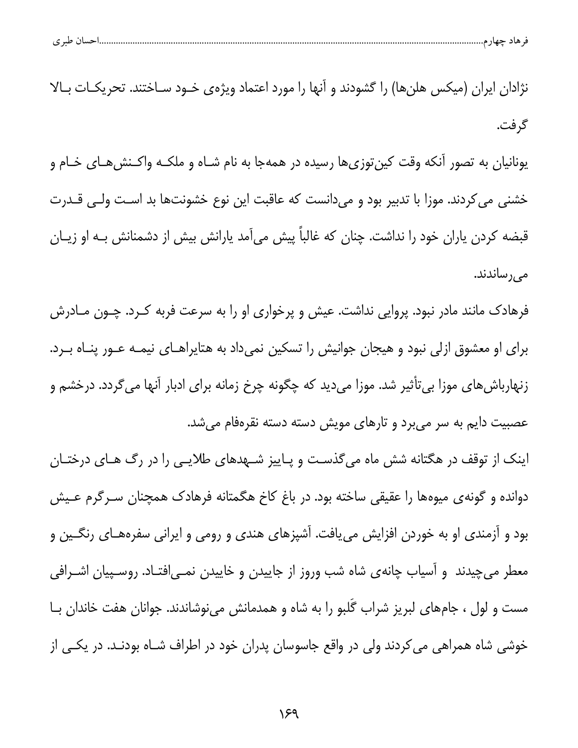نژادان ایران (میکس هلن‌ها) را گشودند و آنها را مورد اعتماد ویژه‌ی خود ساختند. تحریکات بالا گرفت.

یونانیان به تصور آنکه وقت کین‌توزی‌ها رسیده در همه‌جا به نام شاه و ملکه واکنش‌های خام و خشنی می‌کردند. موزا با تدبیر بود و می‌دانست که عاقبت این نوع خشونت‌ها بد است ولی قدرت قبضه کردن یاران خود را نداشت. چنان که غالباً پیش می‌آمد یارانش بیش از دشمنانش به او زیان می‌رساندند.

فرهادک مانند مادر نبود. پروایی نداشت. عیش و پرخواری او را به سرعت فربه کرد. چون مادرش برای او معشوق ازلی نبود و هیجان جوانیش را تسکین نمی‌داد به هتایراهای نیمه عور پناه برد. زنهارباش‌های موزا بی‌تأثیر شد. موزا می‌دید که چگونه چرخ زمانه برای ادبار آنها می‌گردد. درخشم و عصبیت دایم به سر می‌برد و تارهای مویش دسته دسته نقره‌فام می‌شد.

اینک از توقف در هگتانه شش ماه می‌گذست و پاییز شهدهای طلایی را در رگ های درختان دوانده و گونه‌ی میوه‌ها را عقیقی ساخته بود. در باغ کاخ هگمتانه فرهادک همچنان سرگرم عیش بود و آزمندی او به خوردن افزایش می‌یافت. آشپزهای هندی و رومی و ایرانی سفره‌های رنگین و معطر می‌چیدند و آسیاب چانه‌ی شاه شب وروز از جاییدن و خاییدن نمی‌افتاد. روسپیان اشرافی مست و لول ، جام‌های لبریز شراب گَلبو را به شاه و همدمانش می‌نوشاندند. جوانان هفت خاندان با خوشی شاه همراهی می‌کردند ولی در واقع جاسوسان پدران خود در اطراف شاه بودند. در یکی از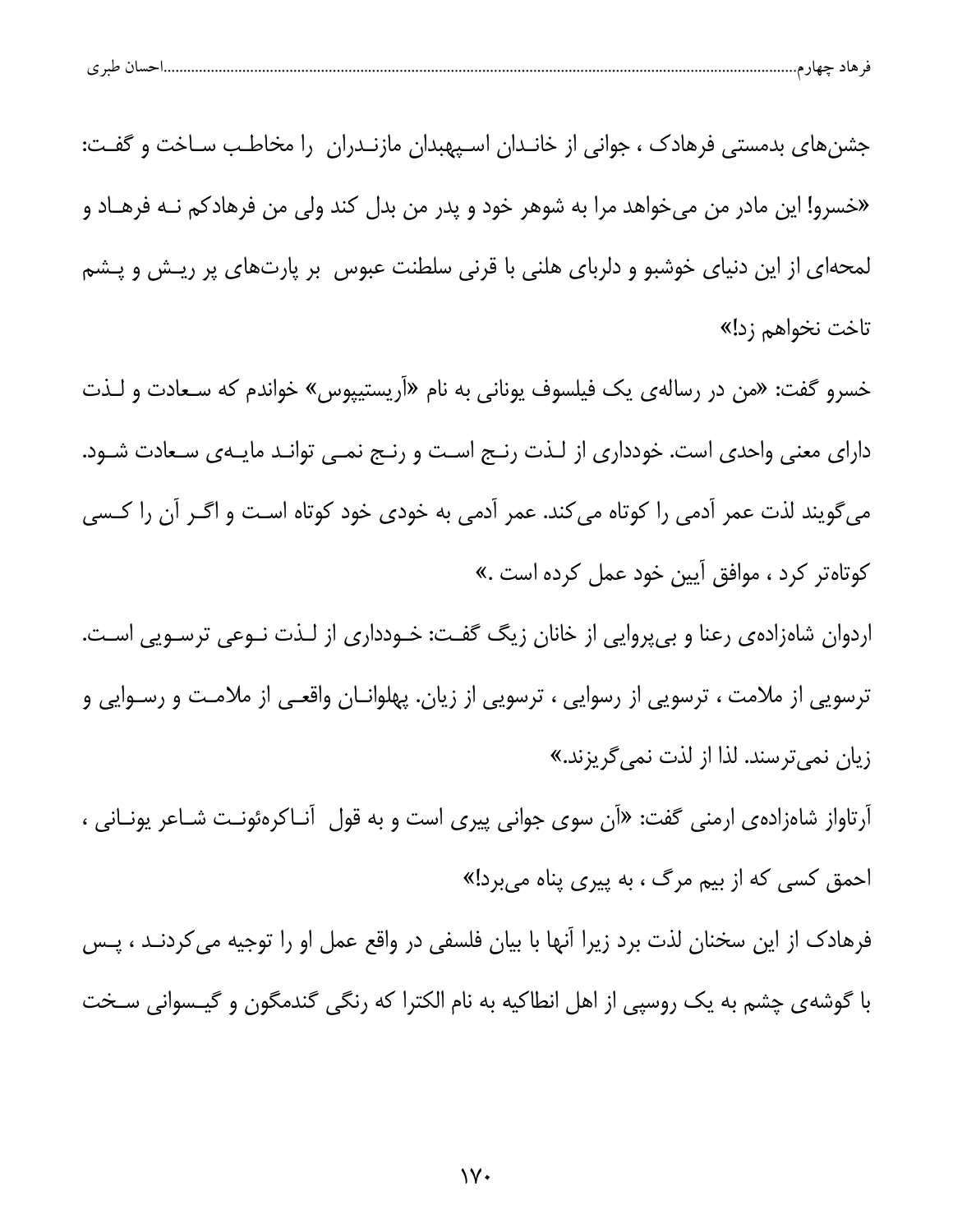جشن‌های بدمستی فرهادک ، جوانی از خانـدان اسـپهبدان مازنـدران را مخاطـب سـاخت و گفـت: «خسرو! این مادر من می‌خواهد مرا به شوهر خود و پدر من بدل کند ولی من فرهادکم نـه فرهـاد و لمحه‌ای از این دنیای خوشبو و دلربای هلنی با قرنی سلطنت عبوس بر پارت‌های پر ریـش و پـشم تاخت نخواهم زد!»

خسرو گفت: «من در رساله‌ی یک فیلسوف یونانی به نام «آریستیپوس» خواندم که سـعادت و لـذت دارای معنی واحدی است. خودداری از لـذت رنـج اسـت و رنـج نمـی توانـد مایـه‌ی سـعادت شـود. می‌گویند لذت عمر آدمی را کوتاه می‌کند. عمر آدمی به خودی خود کوتاه اسـت و اگـر آن را کـسی کوتاه‌تر کرد ، موافق آیین خود عمل کرده است .»

اردوان شاه‌زاده‌ی رعنا و بی‌پروایی از خانان زیگ گفـت: خـودداری از لـذت نـوعی ترسـویی اسـت. ترسویی از ملامت ، ترسویی از رسوایی ، ترسویی از زیان. پهلوانـان واقعـی از ملامـت و رسـوایی و زیان نمی‌ترسند. لذا از لذت نمی‌گریزند.»

آرتاواز شاه‌زاده‌ی ارمنی گفت: «آن سوی جوانی پیری است و به قول آنـاکره‌ئونـت شـاعر یونـانی ، احمق کسی که از بیم مرگ ، به پیری پناه می‌برد!»

فرهادک از این سخنان لذت برد زیرا آنها با بیان فلسفی در واقع عمل او را توجیه می‌کردنـد ، پـس با گوشه‌ی چشم به یک روسپی از اهل انطاکیه به نام الکترا که رنگی گندمگون و گیـسوانی سـخت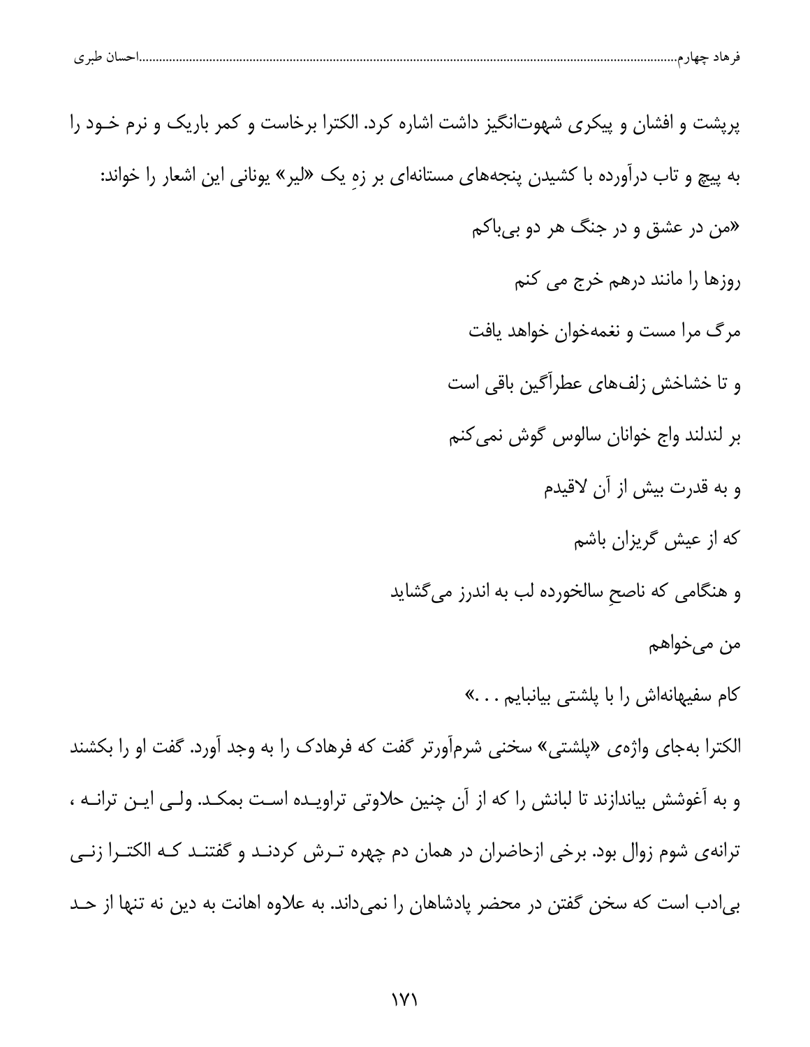پرپشت و افشان و پیکری شهوت‌انگیز داشت اشاره کرد. الکترا برخاست و کمر باریک و نرم خـود را به پیچ و تاب درآورده با کشیدن پنجه‌های مستانه‌ای بر زهِ یک «لیر» یونانی این اشعار را خواند:

«من در عشق و در جنگ هر دو بی‌باکم

روزها را مانند درهم خرج می کنم

مرگ مرا مست و نغمه‌خوان خواهد یافت

و تا خشاخش زلف‌های عطرآگین باقی است

بر لندلند واج خوانان سالوس گوش نمی‌کنم

و به قدرت بیش از آن لاقیدم

که از عیش گریزان باشم

و هنگامی که ناصحِ سالخورده لب به اندرز می‌گشاید

من می‌خواهم

کام سفیهانه‌اش را با پلشتی بیانبایم . . .»

الکترا به‌جای واژه‌ی «پلشتی» سخنی شرم‌آورتر گفت که فرهادک را به وجد آورد. گفت او را بکشند و به آغوشش بیاندازند تا لبانش را که از آن چنین حلاوتی تراویـده اسـت بمکـد. ولـی ایـن ترانـه ، ترانه‌ی شوم زوال بود. برخی ازحاضران در همان دم چهره تـرش کردنـد و گفتنـد کـه الکتـرا زنـی بی‌ادب است که سخن گفتن در محضر پادشاهان را نمی‌داند. به علاوه اهانت به دین نه تنها از حـد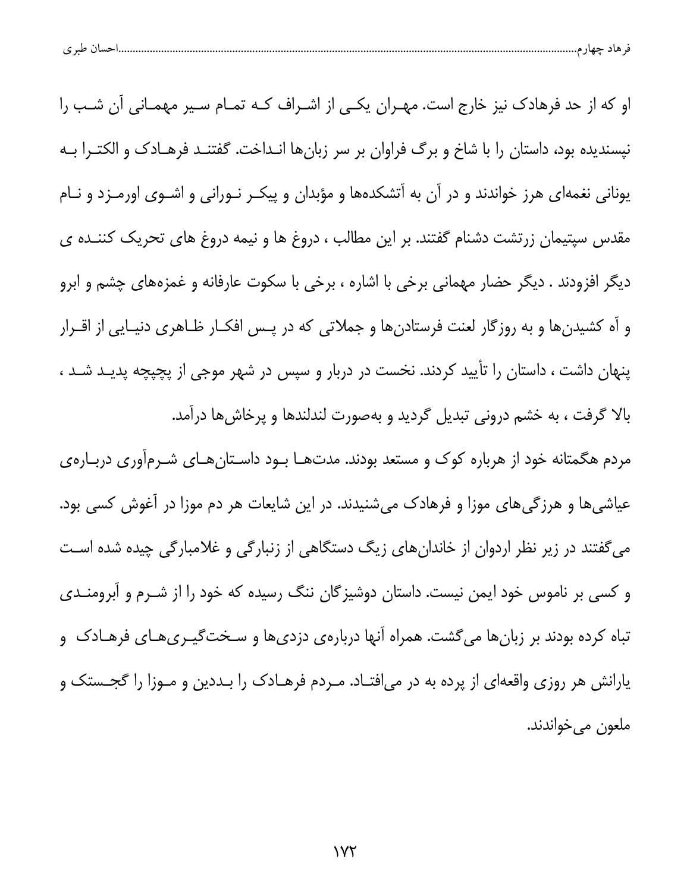او که از حد فرهادک نیز خارج است. مهران یکی از اشراف که تمام سیر مهمانی آن شب را نپسندیده بود، داستان را با شاخ و برگ فراوان بر سر زبان‌ها انداخت. گفتند فرهادک و الکترا به یونانی نغمه‌ای هرز خواندند و در آن به آتشکده‌ها و مؤبدان و پیکر نورانی و اشوی اورمزد و نام مقدس سپتیمان زرتشت دشنام گفتند. بر این مطالب ، دروغ ها و نیمه دروغ های تحریک کننده ی دیگر افزودند . دیگر حضار مهمانی برخی با اشاره ، برخی با سکوت عارفانه و غمزه‌های چشم و ابرو و آه کشیدن‌ها و به روزگار لعنت فرستادن‌ها و جملاتی که در پس افکار ظاهری دنیایی از اقرار پنهان داشت ، داستان را تأیید کردند. نخست در دربار و سپس در شهر موجی از پچپچه پدید شد ، بالا گرفت ، به خشم درونی تبدیل گردید و به‌صورت لندلندها و پرخاش‌ها درآمد.

مردم هگمتانه خود از هرباره کوک و مستعد بودند. مدت‌ها بود داستان‌های شرم‌آوری درباره‌ی عیاشی‌ها و هرزگی‌های موزا و فرهادک می‌شنیدند. در این شایعات هر دم موزا در آغوش کسی بود. می‌گفتند در زیر نظر اردوان از خاندان‌های زیگ دستگاهی از زنبارگی و غلامبارگی چیده شده است و کسی بر ناموس خود ایمن نیست. داستان دوشیزگان ننگ رسیده که خود را از شرم و آبرومندی تباه کرده بودند بر زبان‌ها می‌گشت. همراه آنها درباره‌ی دزدی‌ها و سخت‌گیری‌های فرهادک و یارانش هر روزی واقعه‌ای از پرده به در می‌افتاد. مردم فرهادک را بددین و موزا را گجستک و ملعون می‌خواندند.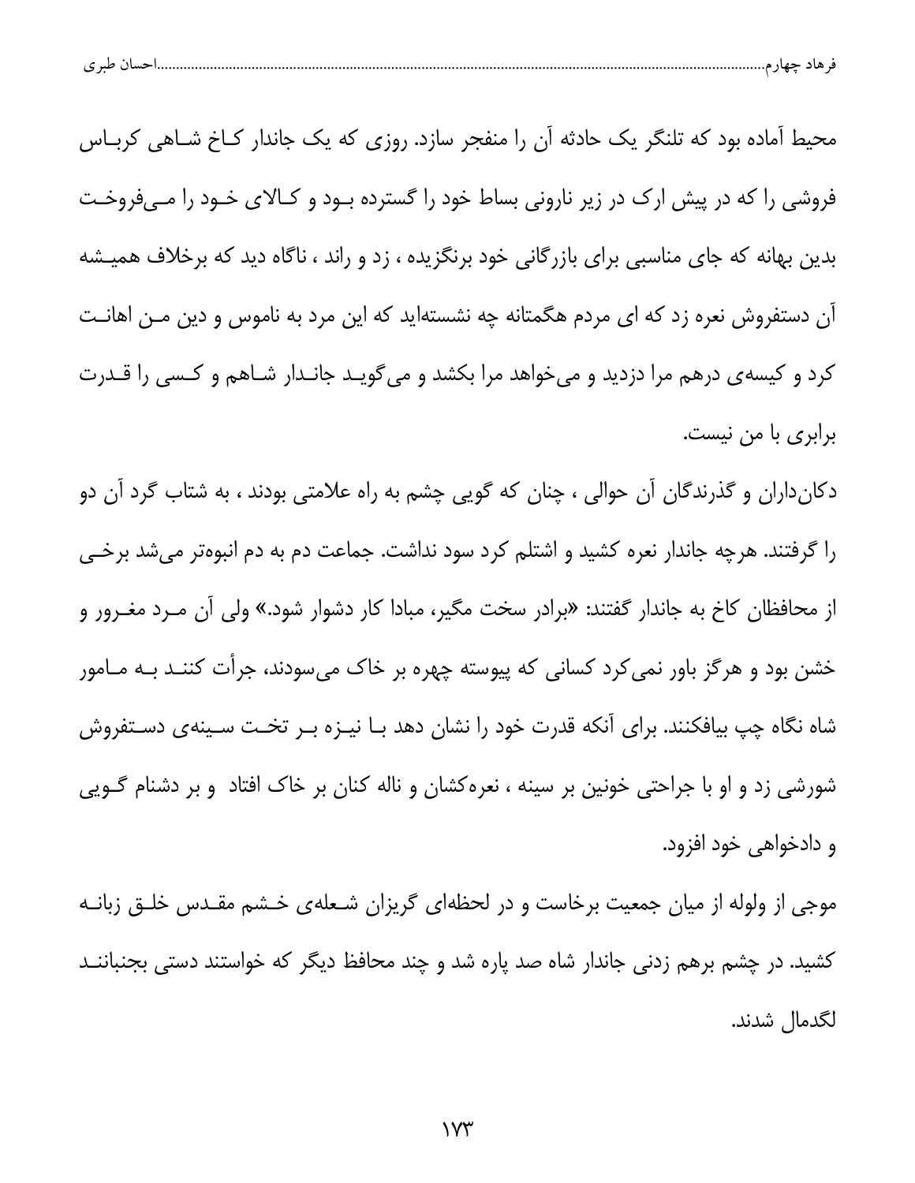محیط آماده بود که تلنگر یک حادثه آن را منفجر سازد. روزی که یک جاندار کاخ شاهی کرباس فروشی را که در پیش ارک در زیر نارونی بساط خود را گسترده بود و کالای خود را می‌فروخت بدین بهانه که جای مناسبی برای بازرگانی خود برنگزیده ، زد و راند ، ناگاه دید که برخلاف همیشه آن دستفروش نعره زد که ای مردم هگمتانه چه نشسته‌اید که این مرد به ناموس و دین من اهانت کرد و کیسه‌ی درهم مرا دزدید و می‌خواهد مرا بکشد و می‌گوید جاندار شاهم و کسی را قدرت برابری با من نیست.

دکان‌داران و گذرندگان آن حوالی ، چنان که گویی چشم به راه علامتی بودند ، به شتاب گرد آن دو را گرفتند. هرچه جاندار نعره کشید و اشتلم کرد سود نداشت. جماعت دم به دم انبوه‌تر می‌شد برخی از محافظان کاخ به جاندار گفتند: «برادر سخت مگیر، مبادا کار دشوار شود.» ولی آن مرد مغرور و خشن بود و هرگز باور نمی‌کرد کسانی که پیوسته چهره بر خاک می‌سودند، جرأت کنند به مامور شاه نگاه چپ بیافکنند. برای آنکه قدرت خود را نشان دهد با نیزه بر تخت سینه‌ی دستفروش شورشی زد و او با جراحتی خونین بر سینه ، نعره‌کشان و ناله کنان بر خاک افتاد و بر دشنام گویی و دادخواهی خود افزود.

موجی از ولوله از میان جمعیت برخاست و در لحظه‌ای گریزان شعله‌ی خشم مقدس خلق زبانه کشید. در چشم برهم زدنی جاندار شاه صد پاره شد و چند محافظ دیگر که خواستند دستی بجنبانند لگدمال شدند.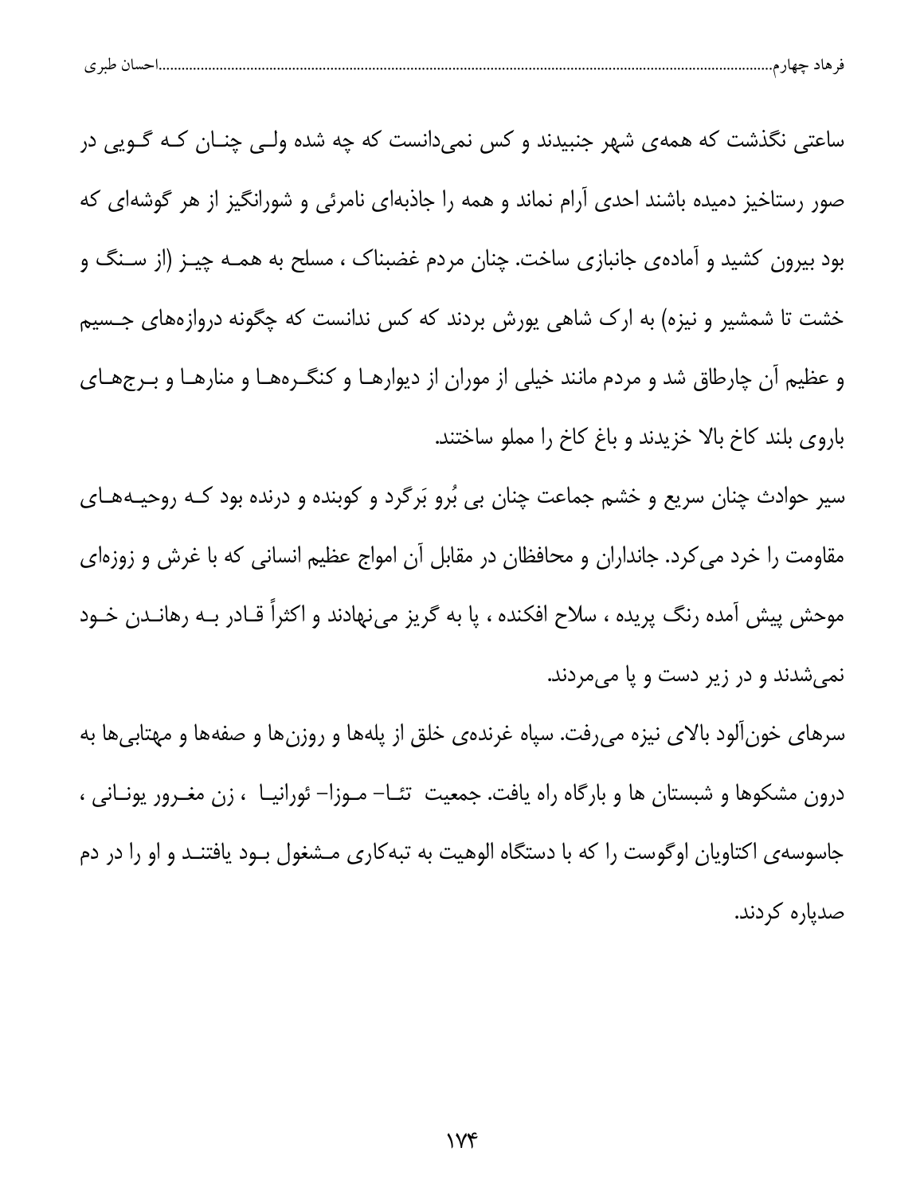ساعتی نگذشت که همه‌ی شهر جنبیدند و کس نمی‌دانست که چه شده ولی چنان که گویی در صور رستاخیز دمیده باشند احدی آرام نماند و همه را جاذبه‌ای نامرئی و شورانگیز از هر گوشه‌ای که بود بیرون کشید و آماده‌ی جانبازی ساخت. چنان مردم غضبناک ، مسلح به همه چیز (از سنگ و خشت تا شمشیر و نیزه) به ارک شاهی یورش بردند که کس ندانست که چگونه دروازه‌های جسیم و عظیم آن چارطاق شد و مردم مانند خیلی از موران از دیوارها و کنگره‌ها و منارها و برج‌های باروی بلند کاخ بالا خزیدند و باغ کاخ را مملو ساختند.

سیر حوادث چنان سریع و خشم جماعت چنان بی بُرو بَرگرد و کوبنده و درنده بود که روحیه‌های مقاومت را خرد می‌کرد. جانداران و محافظان در مقابل آن امواج عظیم انسانی که با غرش و زوزه‌ای موحش پیش آمده رنگ پریده ، سلاح افکنده ، پا به گریز می‌نهادند و اکثراً قادر به رهاندن خود نمی‌شدند و در زیر دست و پا می‌مردند.

سرهای خون‌آلود بالای نیزه می‌رفت. سپاه غرنده‌ی خلق از پله‌ها و روزن‌ها و صفه‌ها و مهتابی‌ها به درون مشکوها و شبستان ها و بارگاه راه یافت. جمعیت تئا- موزا- ئورانیا ، زن مغرور یونانی ، جاسوسه‌ی اکتاویان اوگوست را که با دستگاه الوهیت به تبه‌کاری مشغول بود یافتند و او را در دم صدپاره کردند.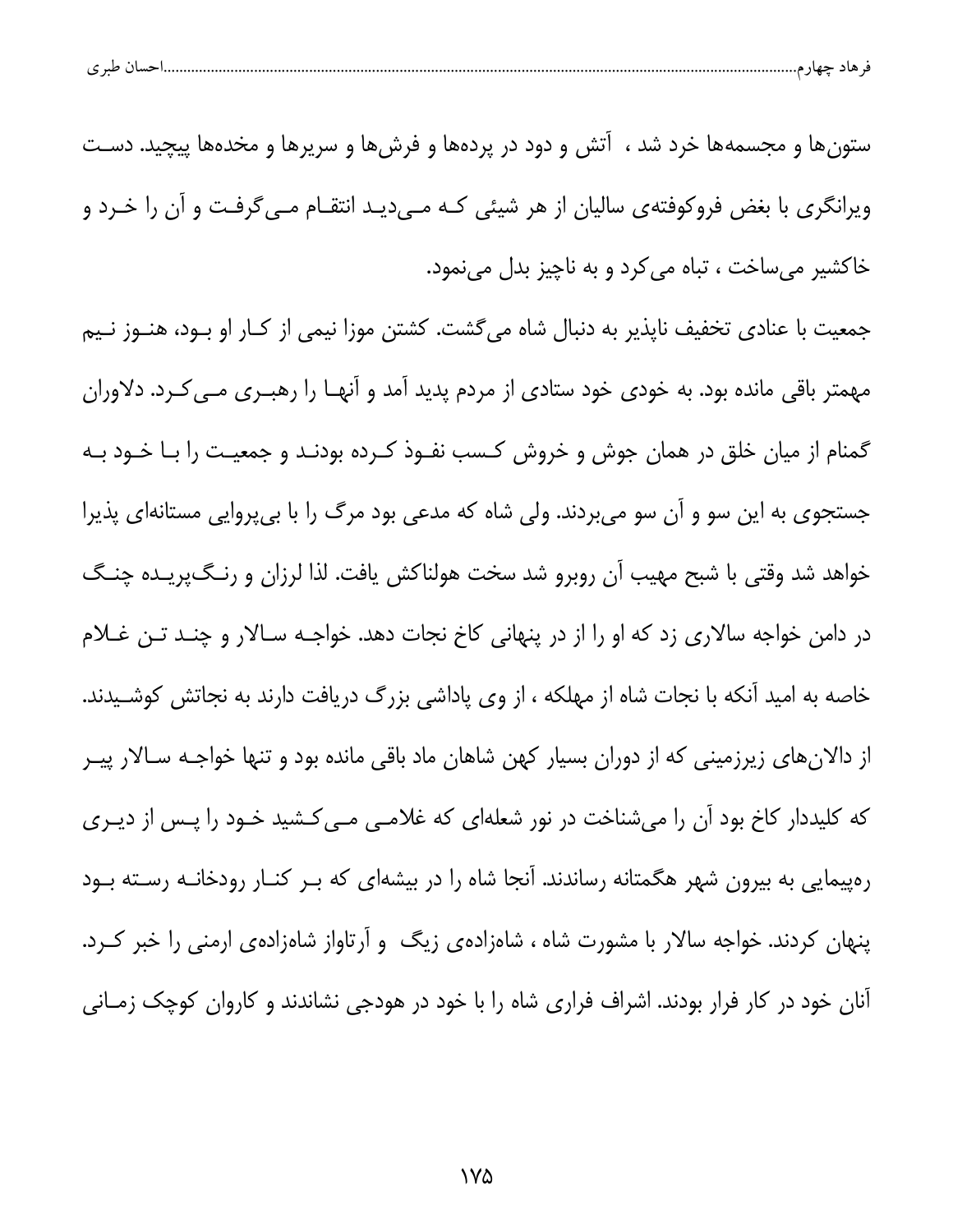ستون‌ها و مجسمه‌ها خرد شد ،  آتش و دود در پرده‌ها و فرش‌ها و سریرها و مخده‌ها پیچید. دست ویرانگری با بغض فروکوفته‌ی سالیان از هر شیئی که می‌دید انتقام می‌گرفت و آن را خرد و خاکشیر می‌ساخت ، تباه می‌کرد و به ناچیز بدل می‌نمود.

جمعیت با عنادی تخفیف ناپذیر به دنبال شاه می‌گشت. کشتن موزا نیمی از کار او بود، هنوز نیم مهمتر باقی مانده بود. به خودی خود ستادی از مردم پدید آمد و آنها را رهبری می‌کرد. دلاوران گمنام از میان خلق در همان جوش و خروش کسب نفوذ کرده بودند و جمعیت را با خود به جستجوی به این سو و آن سو می‌بردند. ولی شاه که مدعی بود مرگ را با بی‌پروایی مستانه‌ای پذیرا خواهد شد وقتی با شبح مهیب آن روبرو شد سخت هولناکش یافت. لذا لرزان و رنگ‌پریده چنگ در دامن خواجه سالاری زد که او را از در پنهانی کاخ نجات دهد. خواجه سالار و چند تن غلام خاصه به امید آنکه با نجات شاه از مهلکه ، از وی پاداشی بزرگ دریافت دارند به نجاتش کوشیدند. از دالان‌های زیرزمینی که از دوران بسیار کهن شاهان ماد باقی مانده بود و تنها خواجه سالار پیر که کلیددار کاخ بود آن را می‌شناخت در نور شعله‌ای که غلامی می‌کشید خود را پس از دیری ره‌پیمایی به بیرون شهر هگمتانه رساندند. آنجا شاه را در بیشه‌ای که بر کنار رودخانه رسته بود پنهان کردند. خواجه سالار با مشورت شاه ، شاه‌زاده‌ی زیگ  و آرتاواز شاه‌زاده‌ی ارمنی را خبر کرد. آنان خود در کار فرار بودند. اشراف فراری شاه را با خود در هودجی نشاندند و کاروان کوچک زمانی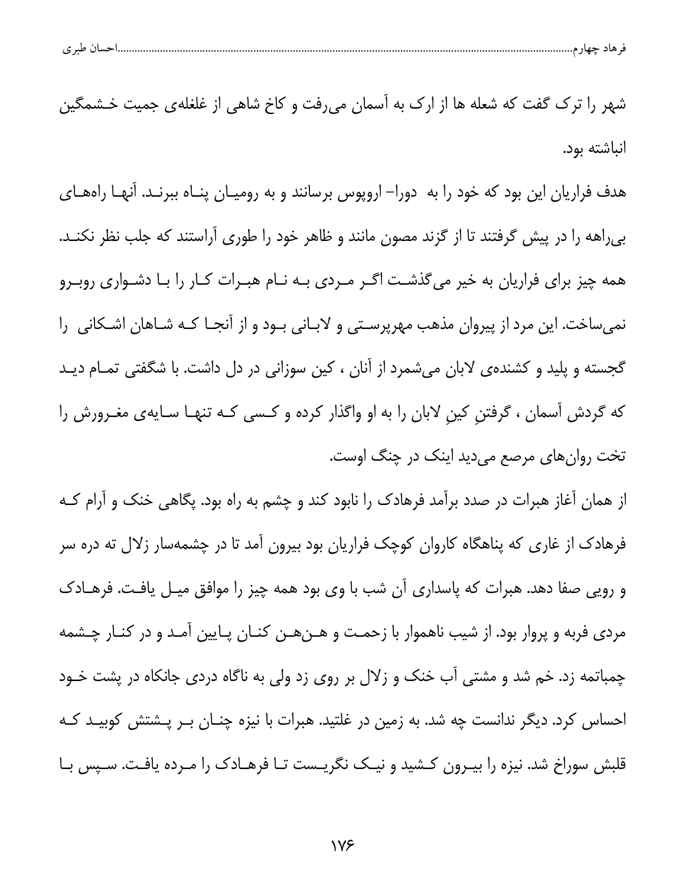شهر را ترک گفت که شعله ها از ارک به آسمان می‌رفت و کاخ شاهی از غلغله‌ی جمیت خشمگین انباشته بود.

هدف فراریان این بود که خود را به  دورا- اروپوس برسانند و به رومیان پناه ببرند. آنها راه‌های بی‌راهه را در پیش گرفتند تا از گزند مصون مانند و ظاهر خود را طوری آراستند که جلب نظر نکنند. همه چیز برای فراریان به خیر می‌گذشت اگر مردی به نام هبرات کار را با دشواری روبرو نمی‌ساخت. این مرد از پیروان مذهب مهرپرستی و لابانی بود و از آنجا که شاهان اشکانی  را گجسته و پلید و کشنده‌ی لابان می‌شمرد از آنان ، کین سوزانی در دل داشت. با شگفتی تمام دید که گردش آسمان ، گرفتنِ کینِ لابان را به او واگذار کرده و کسی که تنها سایه‌ی مغرورش را تخت روان‌های مرصع می‌دید اینک در چنگ اوست.

از همان آغاز هبرات در صدد برآمد فرهادک را نابود کند و چشم به راه بود. پگاهی خنک و آرام که فرهادک از غاری که پناهگاه کاروان کوچک فراریان بود بیرون آمد تا در چشمه‌سار زلال ته دره سر و رویی صفا دهد. هبرات که پاسداری آن شب با وی بود همه چیز را موافق میل یافت. فرهادک مردی فربه و پروار بود. از شیب ناهموار با زحمت و هن‌هن کنان پایین آمد و در کنار چشمه چمباتمه زد. خم شد و مشتی آب خنک و زلال بر روی زد ولی به ناگاه دردی جانکاه در پشت خود احساس کرد. دیگر ندانست چه شد. به زمین در غلتید. هبرات با نیزه چنان بر پشتش کوبید که قلبش سوراخ شد. نیزه را بیرون کشید و نیک نگریست تا فرهادک را مرده یافت. سپس با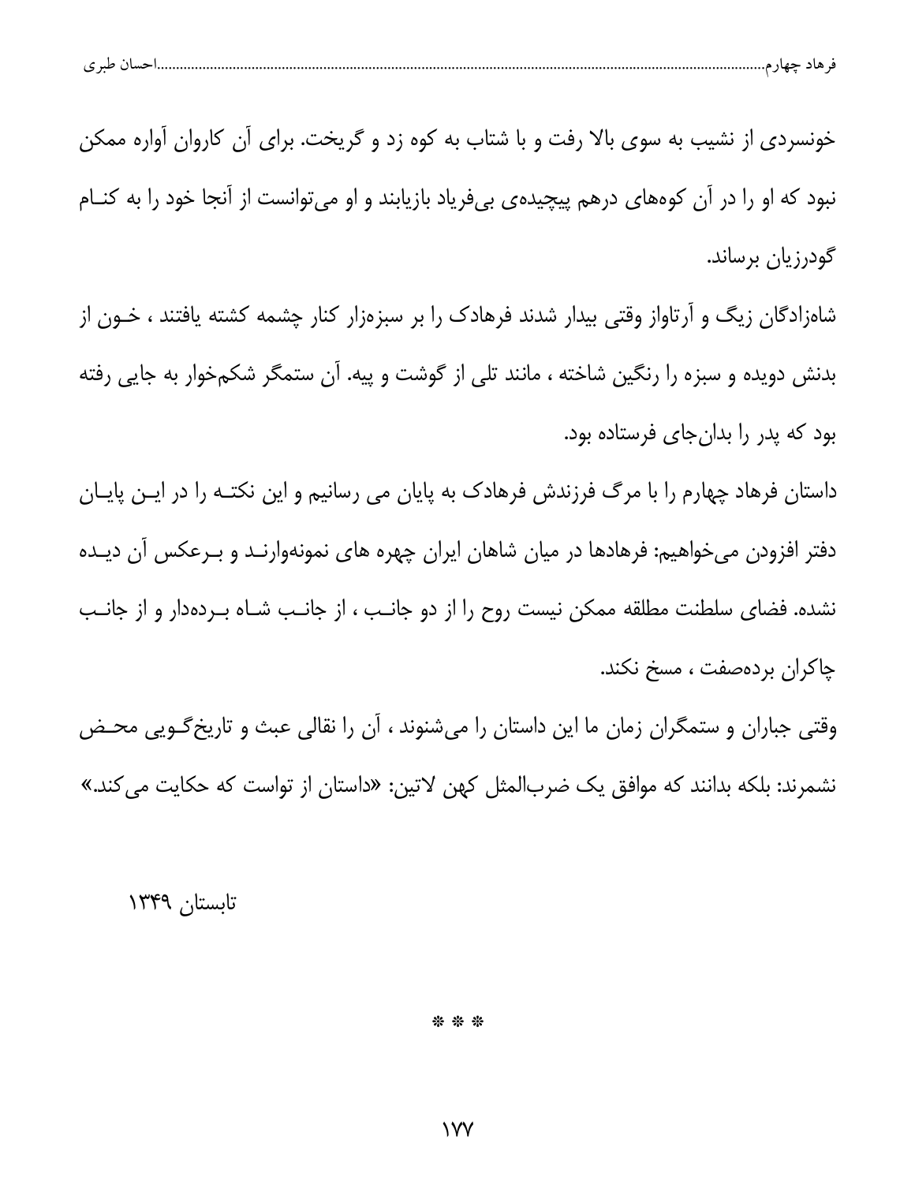خونسردی از نشیب به سوی بالا رفت و با شتاب به کوه زد و گریخت. برای آن کاروان آواره ممکن نبود که او را در آن کوه‌های درهم پیچیده‌ی بی‌فریاد بازیابند و او می‌توانست از آنجا خود را به کنـام گودرزیان برساند.

شاه‌زادگان زیگ و آرتاواز وقتی بیدار شدند فرهادک را بر سبزه‌زار کنار چشمه کشته یافتند ، خـون از بدنش دویده و سبزه را رنگین شاخته ، مانند تلی از گوشت و پیه. آن ستمگر شکم‌خوار به جایی رفته بود که پدر را بدان‌جای فرستاده بود.

داستان فرهاد چهارم را با مرگ فرزندش فرهادک به پایان می رسانیم و این نکتـه را در ایـن پایـان دفتر افزودن می‌خواهیم: فرهادها در میان شاهان ایران چهره های نمونه‌وارنـد و بـرعکس آن دیـده نشده. فضای سلطنت مطلقه ممکن نیست روح را از دو جانـب ، از جانـب شـاه بـرده‌دار و از جانـب چاکران برده‌صفت ، مسخ نکند.

وقتی جباران و ستمگران زمان ما این داستان را می‌شنوند ، آن را نقالی عبث و تاریخ‌گـویی محـض نشمرند: بلکه بدانند که موافق یک ضرب‌المثل کهن لاتین: «داستان از تواست که حکایت می‌کند.»

تابستان ۱۳۴۹

\* \* \*